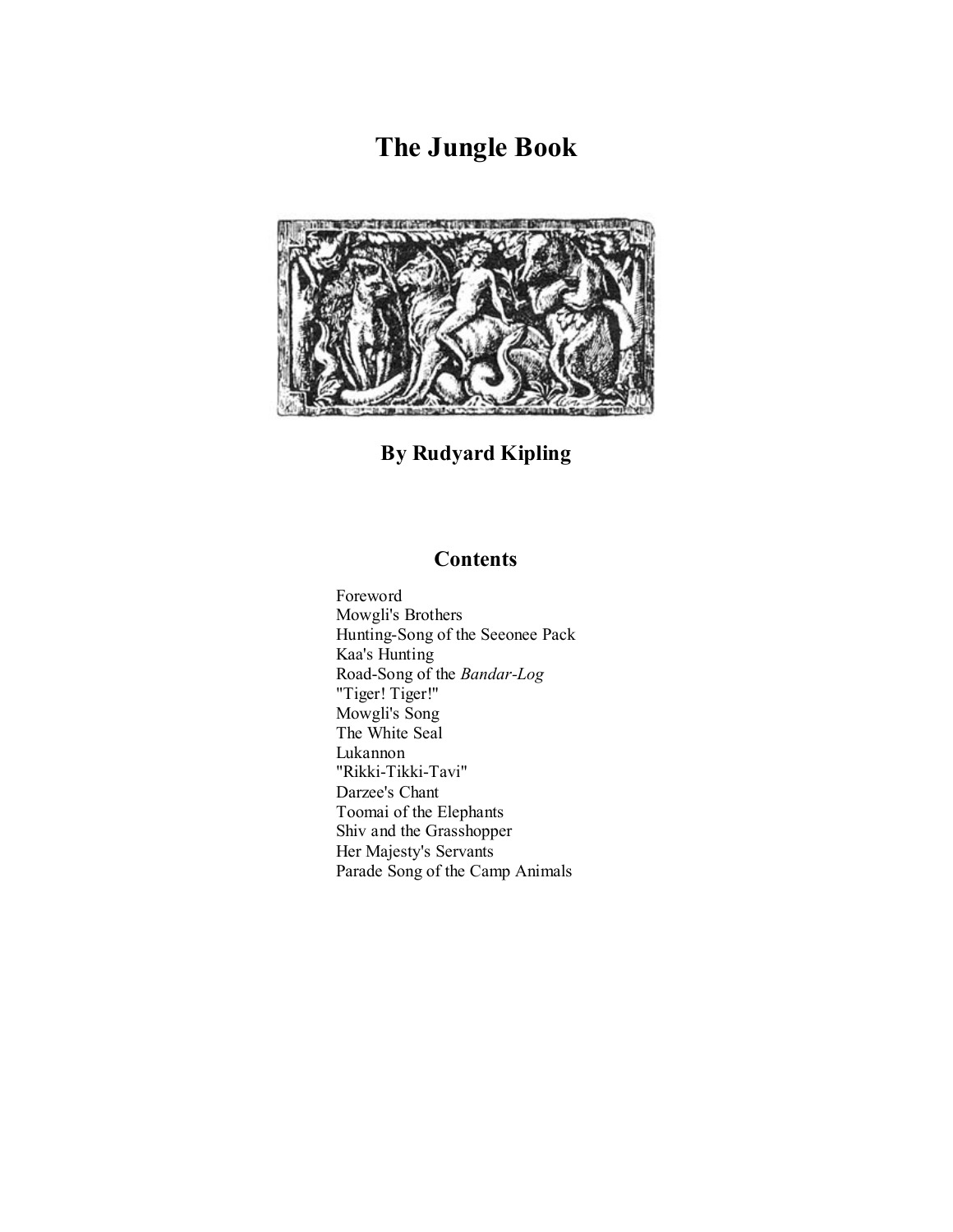# The Jungle Book

**By Rudyard Kipling**

## Contents

Foreword
Mowgli's Brothers
Hunting-Song of the Seeonee Pack
Kaa's Hunting
Road-Song of the *Bandar-Log*
"Tiger! Tiger!"
Mowgli's Song
The White Seal
Lukannon
"Rikki-Tikki-Tavi"
Darzee's Chant
Toomai of the Elephants
Shiv and the Grasshopper
Her Majesty's Servants
Parade Song of the Camp Animals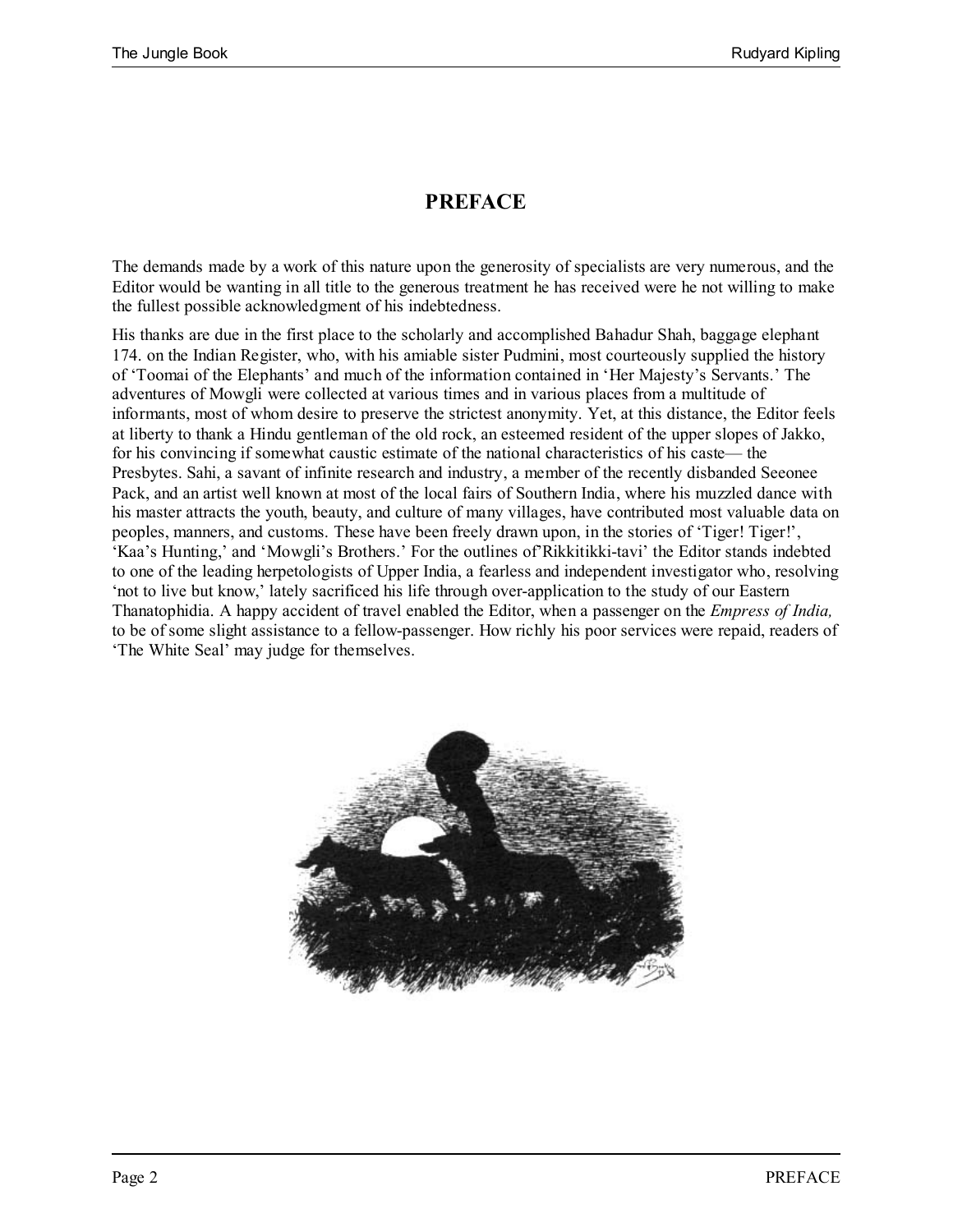# PREFACE

The demands made by a work of this nature upon the generosity of specialists are very numerous, and the Editor would be wanting in all title to the generous treatment he has received were he not willing to make the fullest possible acknowledgment of his indebtedness.

His thanks are due in the first place to the scholarly and accomplished Bahadur Shah, baggage elephant 174. on the Indian Register, who, with his amiable sister Pudmini, most courteously supplied the history of 'Toomai of the Elephants' and much of the information contained in 'Her Majesty's Servants.' The adventures of Mowgli were collected at various times and in various places from a multitude of informants, most of whom desire to preserve the strictest anonymity. Yet, at this distance, the Editor feels at liberty to thank a Hindu gentleman of the old rock, an esteemed resident of the upper slopes of Jakko, for his convincing if somewhat caustic estimate of the national characteristics of his caste— the Presbytes. Sahi, a savant of infinite research and industry, a member of the recently disbanded Seeonee Pack, and an artist well known at most of the local fairs of Southern India, where his muzzled dance with his master attracts the youth, beauty, and culture of many villages, have contributed most valuable data on peoples, manners, and customs. These have been freely drawn upon, in the stories of 'Tiger! Tiger!', 'Kaa's Hunting,' and 'Mowgli's Brothers.' For the outlines of'Rikkitikki-tavi' the Editor stands indebted to one of the leading herpetologists of Upper India, a fearless and independent investigator who, resolving 'not to live but know,' lately sacrificed his life through over-application to the study of our Eastern Thanatophidia. A happy accident of travel enabled the Editor, when a passenger on the *Empress of India,* to be of some slight assistance to a fellow-passenger. How richly his poor services were repaid, readers of 'The White Seal' may judge for themselves.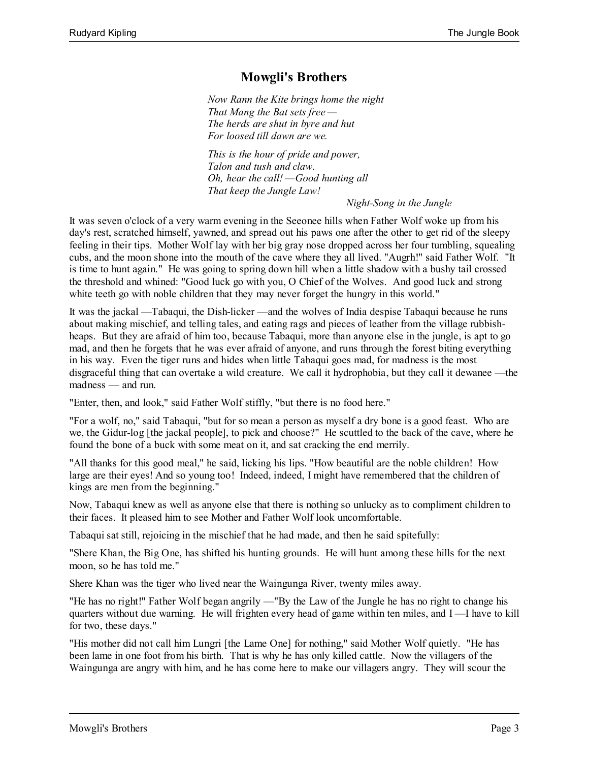## Mowgli's Brothers

*Now Rann the Kite brings home the night*
*That Mang the Bat sets free —*
*The herds are shut in byre and hut*
*For loosed till dawn are we.*

*This is the hour of pride and power,*
*Talon and tush and claw.*
*Oh, hear the call! —Good hunting all*
*That keep the Jungle Law!*

*Night-Song in the Jungle*

It was seven o'clock of a very warm evening in the Seeonee hills when Father Wolf woke up from his day's rest, scratched himself, yawned, and spread out his paws one after the other to get rid of the sleepy feeling in their tips. Mother Wolf lay with her big gray nose dropped across her four tumbling, squealing cubs, and the moon shone into the mouth of the cave where they all lived. "Augrh!" said Father Wolf. "It is time to hunt again." He was going to spring down hill when a little shadow with a bushy tail crossed the threshold and whined: "Good luck go with you, O Chief of the Wolves. And good luck and strong white teeth go with noble children that they may never forget the hungry in this world."

It was the jackal —Tabaqui, the Dish-licker —and the wolves of India despise Tabaqui because he runs about making mischief, and telling tales, and eating rags and pieces of leather from the village rubbish-heaps. But they are afraid of him too, because Tabaqui, more than anyone else in the jungle, is apt to go mad, and then he forgets that he was ever afraid of anyone, and runs through the forest biting everything in his way. Even the tiger runs and hides when little Tabaqui goes mad, for madness is the most disgraceful thing that can overtake a wild creature. We call it hydrophobia, but they call it dewanee —the madness — and run.

"Enter, then, and look," said Father Wolf stiffly, "but there is no food here."

"For a wolf, no," said Tabaqui, "but for so mean a person as myself a dry bone is a good feast. Who are we, the Gidur-log [the jackal people], to pick and choose?" He scuttled to the back of the cave, where he found the bone of a buck with some meat on it, and sat cracking the end merrily.

"All thanks for this good meal," he said, licking his lips. "How beautiful are the noble children! How large are their eyes! And so young too! Indeed, indeed, I might have remembered that the children of kings are men from the beginning."

Now, Tabaqui knew as well as anyone else that there is nothing so unlucky as to compliment children to their faces. It pleased him to see Mother and Father Wolf look uncomfortable.

Tabaqui sat still, rejoicing in the mischief that he had made, and then he said spitefully:

"Shere Khan, the Big One, has shifted his hunting grounds. He will hunt among these hills for the next moon, so he has told me."

Shere Khan was the tiger who lived near the Waingunga River, twenty miles away.

"He has no right!" Father Wolf began angrily —"By the Law of the Jungle he has no right to change his quarters without due warning. He will frighten every head of game within ten miles, and I —I have to kill for two, these days."

"His mother did not call him Lungri [the Lame One] for nothing," said Mother Wolf quietly. "He has been lame in one foot from his birth. That is why he has only killed cattle. Now the villagers of the Waingunga are angry with him, and he has come here to make our villagers angry. They will scour the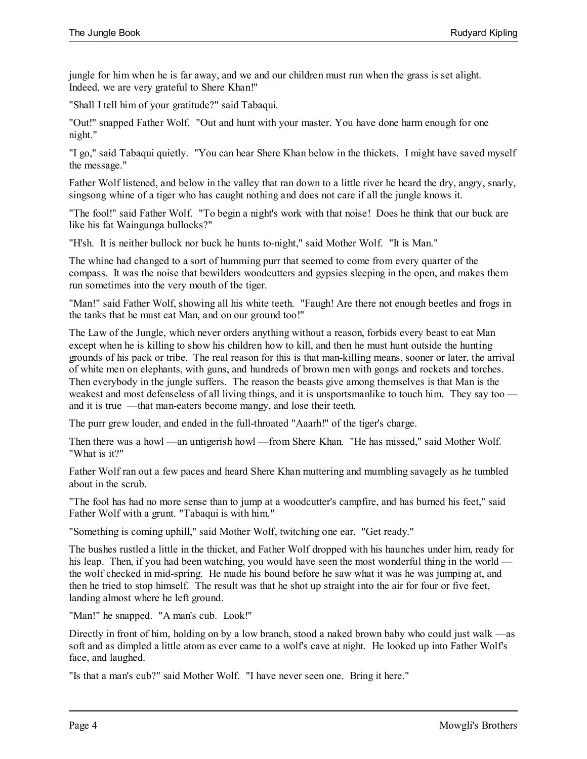jungle for him when he is far away, and we and our children must run when the grass is set alight. Indeed, we are very grateful to Shere Khan!"

"Shall I tell him of your gratitude?" said Tabaqui.

"Out!" snapped Father Wolf. "Out and hunt with your master. You have done harm enough for one night."

"I go," said Tabaqui quietly. "You can hear Shere Khan below in the thickets. I might have saved myself the message."

Father Wolf listened, and below in the valley that ran down to a little river he heard the dry, angry, snarly, singsong whine of a tiger who has caught nothing and does not care if all the jungle knows it.

"The fool!" said Father Wolf. "To begin a night's work with that noise! Does he think that our buck are like his fat Waingunga bullocks?"

"H'sh. It is neither bullock nor buck he hunts to-night," said Mother Wolf. "It is Man."

The whine had changed to a sort of humming purr that seemed to come from every quarter of the compass. It was the noise that bewilders woodcutters and gypsies sleeping in the open, and makes them run sometimes into the very mouth of the tiger.

"Man!" said Father Wolf, showing all his white teeth. "Faugh! Are there not enough beetles and frogs in the tanks that he must eat Man, and on our ground too!"

The Law of the Jungle, which never orders anything without a reason, forbids every beast to eat Man except when he is killing to show his children how to kill, and then he must hunt outside the hunting grounds of his pack or tribe. The real reason for this is that man-killing means, sooner or later, the arrival of white men on elephants, with guns, and hundreds of brown men with gongs and rockets and torches. Then everybody in the jungle suffers. The reason the beasts give among themselves is that Man is the weakest and most defenseless of all living things, and it is unsportsmanlike to touch him. They say too — and it is true —that man-eaters become mangy, and lose their teeth.

The purr grew louder, and ended in the full-throated "Aaarh!" of the tiger's charge.

Then there was a howl —an untigerish howl —from Shere Khan. "He has missed," said Mother Wolf. "What is it?"

Father Wolf ran out a few paces and heard Shere Khan muttering and mumbling savagely as he tumbled about in the scrub.

"The fool has had no more sense than to jump at a woodcutter's campfire, and has burned his feet," said Father Wolf with a grunt. "Tabaqui is with him."

"Something is coming uphill," said Mother Wolf, twitching one ear. "Get ready."

The bushes rustled a little in the thicket, and Father Wolf dropped with his haunches under him, ready for his leap. Then, if you had been watching, you would have seen the most wonderful thing in the world — the wolf checked in mid-spring. He made his bound before he saw what it was he was jumping at, and then he tried to stop himself. The result was that he shot up straight into the air for four or five feet, landing almost where he left ground.

"Man!" he snapped. "A man's cub. Look!"

Directly in front of him, holding on by a low branch, stood a naked brown baby who could just walk —as soft and as dimpled a little atom as ever came to a wolf's cave at night. He looked up into Father Wolf's face, and laughed.

"Is that a man's cub?" said Mother Wolf. "I have never seen one. Bring it here."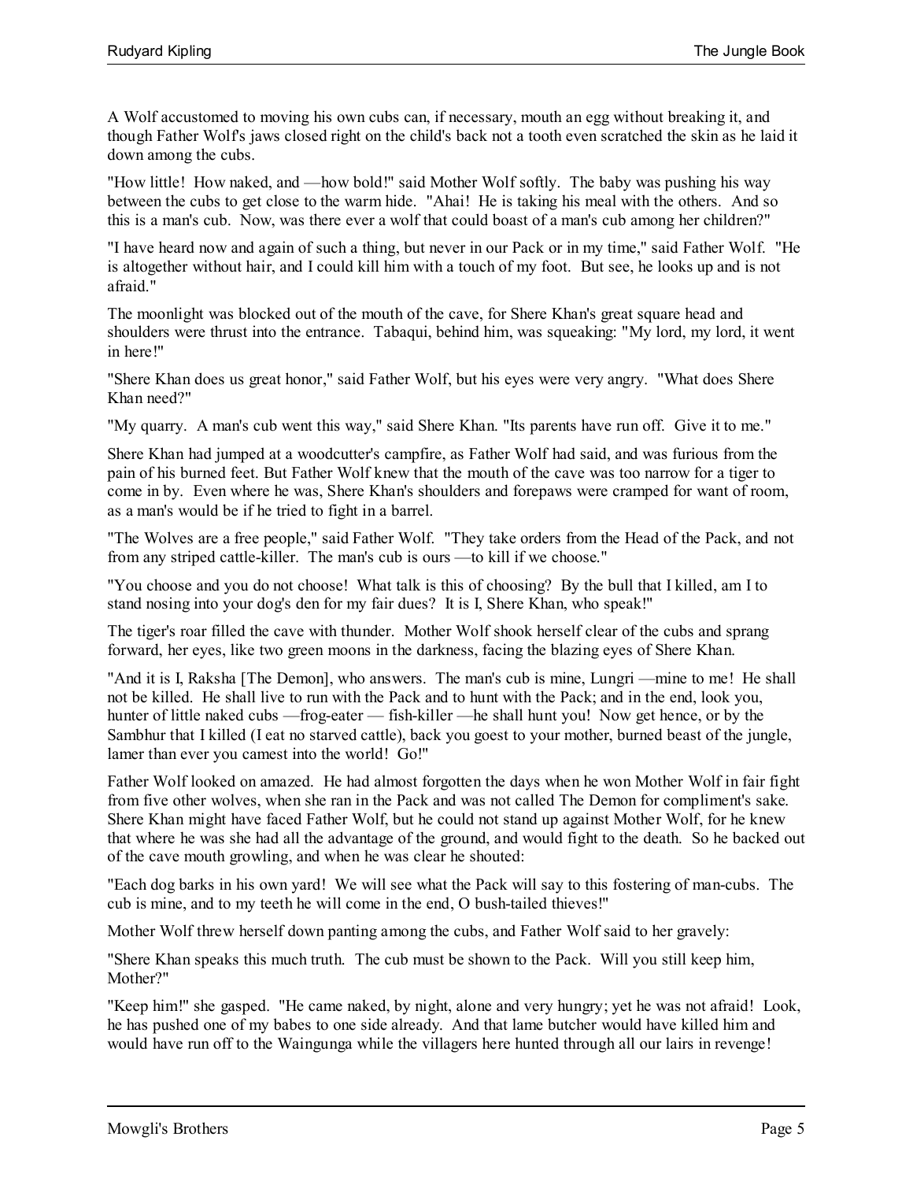A Wolf accustomed to moving his own cubs can, if necessary, mouth an egg without breaking it, and though Father Wolf's jaws closed right on the child's back not a tooth even scratched the skin as he laid it down among the cubs.

"How little! How naked, and —how bold!" said Mother Wolf softly. The baby was pushing his way between the cubs to get close to the warm hide. "Ahai! He is taking his meal with the others. And so this is a man's cub. Now, was there ever a wolf that could boast of a man's cub among her children?"

"I have heard now and again of such a thing, but never in our Pack or in my time," said Father Wolf. "He is altogether without hair, and I could kill him with a touch of my foot. But see, he looks up and is not afraid."

The moonlight was blocked out of the mouth of the cave, for Shere Khan's great square head and shoulders were thrust into the entrance. Tabaqui, behind him, was squeaking: "My lord, my lord, it went in here!"

"Shere Khan does us great honor," said Father Wolf, but his eyes were very angry. "What does Shere Khan need?"

"My quarry. A man's cub went this way," said Shere Khan. "Its parents have run off. Give it to me."

Shere Khan had jumped at a woodcutter's campfire, as Father Wolf had said, and was furious from the pain of his burned feet. But Father Wolf knew that the mouth of the cave was too narrow for a tiger to come in by. Even where he was, Shere Khan's shoulders and forepaws were cramped for want of room, as a man's would be if he tried to fight in a barrel.

"The Wolves are a free people," said Father Wolf. "They take orders from the Head of the Pack, and not from any striped cattle-killer. The man's cub is ours —to kill if we choose."

"You choose and you do not choose! What talk is this of choosing? By the bull that I killed, am I to stand nosing into your dog's den for my fair dues? It is I, Shere Khan, who speak!"

The tiger's roar filled the cave with thunder. Mother Wolf shook herself clear of the cubs and sprang forward, her eyes, like two green moons in the darkness, facing the blazing eyes of Shere Khan.

"And it is I, Raksha [The Demon], who answers. The man's cub is mine, Lungri —mine to me! He shall not be killed. He shall live to run with the Pack and to hunt with the Pack; and in the end, look you, hunter of little naked cubs —frog-eater — fish-killer —he shall hunt you! Now get hence, or by the Sambhur that I killed (I eat no starved cattle), back you goest to your mother, burned beast of the jungle, lamer than ever you camest into the world! Go!"

Father Wolf looked on amazed. He had almost forgotten the days when he won Mother Wolf in fair fight from five other wolves, when she ran in the Pack and was not called The Demon for compliment's sake. Shere Khan might have faced Father Wolf, but he could not stand up against Mother Wolf, for he knew that where he was she had all the advantage of the ground, and would fight to the death. So he backed out of the cave mouth growling, and when he was clear he shouted:

"Each dog barks in his own yard! We will see what the Pack will say to this fostering of man-cubs. The cub is mine, and to my teeth he will come in the end, O bush-tailed thieves!"

Mother Wolf threw herself down panting among the cubs, and Father Wolf said to her gravely:

"Shere Khan speaks this much truth. The cub must be shown to the Pack. Will you still keep him, Mother?"

"Keep him!" she gasped. "He came naked, by night, alone and very hungry; yet he was not afraid! Look, he has pushed one of my babes to one side already. And that lame butcher would have killed him and would have run off to the Waingunga while the villagers here hunted through all our lairs in revenge!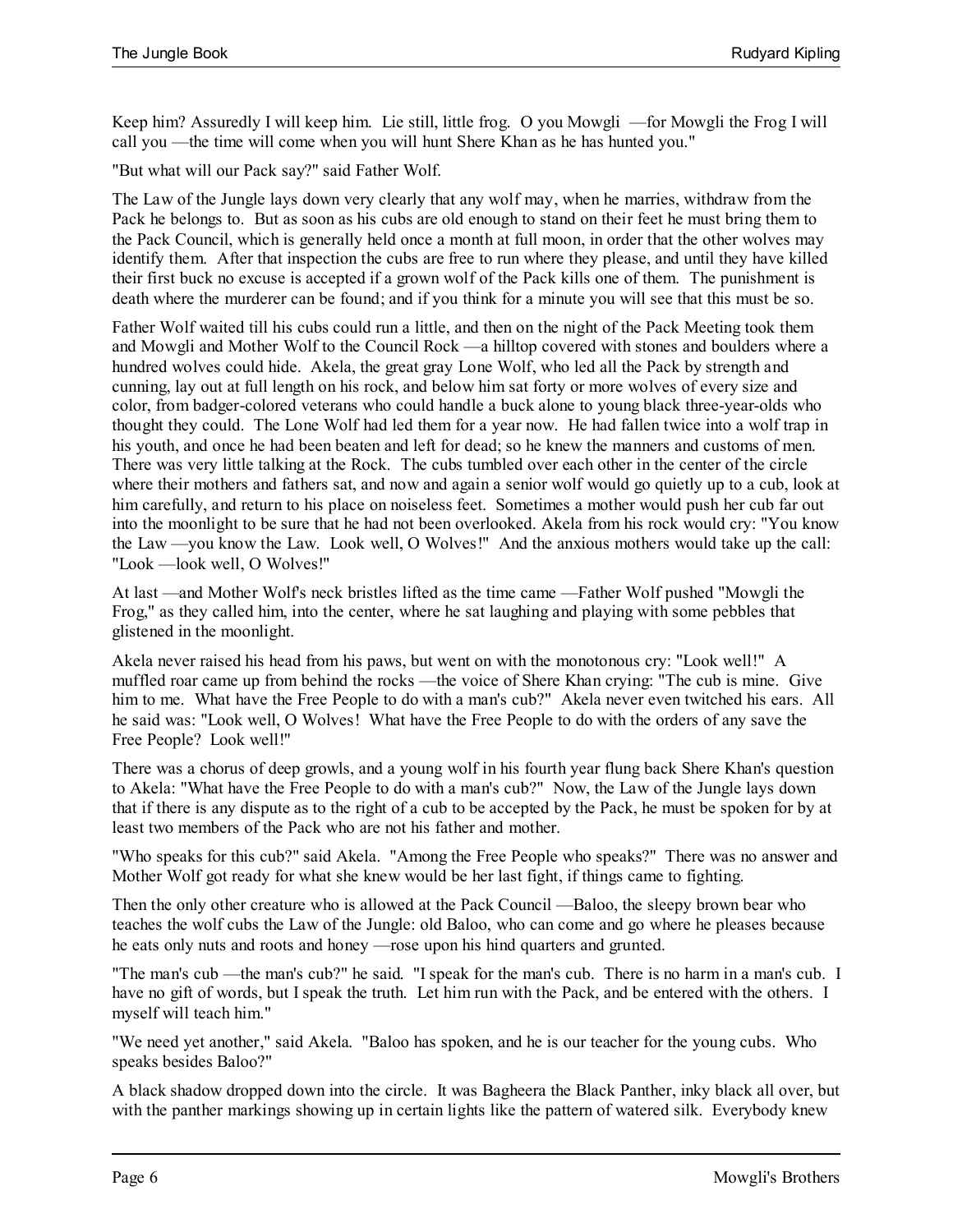Keep him? Assuredly I will keep him. Lie still, little frog. O you Mowgli —for Mowgli the Frog I will call you —the time will come when you will hunt Shere Khan as he has hunted you."

"But what will our Pack say?" said Father Wolf.

The Law of the Jungle lays down very clearly that any wolf may, when he marries, withdraw from the Pack he belongs to. But as soon as his cubs are old enough to stand on their feet he must bring them to the Pack Council, which is generally held once a month at full moon, in order that the other wolves may identify them. After that inspection the cubs are free to run where they please, and until they have killed their first buck no excuse is accepted if a grown wolf of the Pack kills one of them. The punishment is death where the murderer can be found; and if you think for a minute you will see that this must be so.

Father Wolf waited till his cubs could run a little, and then on the night of the Pack Meeting took them and Mowgli and Mother Wolf to the Council Rock —a hilltop covered with stones and boulders where a hundred wolves could hide. Akela, the great gray Lone Wolf, who led all the Pack by strength and cunning, lay out at full length on his rock, and below him sat forty or more wolves of every size and color, from badger-colored veterans who could handle a buck alone to young black three-year-olds who thought they could. The Lone Wolf had led them for a year now. He had fallen twice into a wolf trap in his youth, and once he had been beaten and left for dead; so he knew the manners and customs of men. There was very little talking at the Rock. The cubs tumbled over each other in the center of the circle where their mothers and fathers sat, and now and again a senior wolf would go quietly up to a cub, look at him carefully, and return to his place on noiseless feet. Sometimes a mother would push her cub far out into the moonlight to be sure that he had not been overlooked. Akela from his rock would cry: "You know the Law —you know the Law. Look well, O Wolves!" And the anxious mothers would take up the call: "Look —look well, O Wolves!"

At last —and Mother Wolf's neck bristles lifted as the time came —Father Wolf pushed "Mowgli the Frog," as they called him, into the center, where he sat laughing and playing with some pebbles that glistened in the moonlight.

Akela never raised his head from his paws, but went on with the monotonous cry: "Look well!" A muffled roar came up from behind the rocks —the voice of Shere Khan crying: "The cub is mine. Give him to me. What have the Free People to do with a man's cub?" Akela never even twitched his ears. All he said was: "Look well, O Wolves! What have the Free People to do with the orders of any save the Free People? Look well!"

There was a chorus of deep growls, and a young wolf in his fourth year flung back Shere Khan's question to Akela: "What have the Free People to do with a man's cub?" Now, the Law of the Jungle lays down that if there is any dispute as to the right of a cub to be accepted by the Pack, he must be spoken for by at least two members of the Pack who are not his father and mother.

"Who speaks for this cub?" said Akela. "Among the Free People who speaks?" There was no answer and Mother Wolf got ready for what she knew would be her last fight, if things came to fighting.

Then the only other creature who is allowed at the Pack Council —Baloo, the sleepy brown bear who teaches the wolf cubs the Law of the Jungle: old Baloo, who can come and go where he pleases because he eats only nuts and roots and honey —rose upon his hind quarters and grunted.

"The man's cub —the man's cub?" he said. "I speak for the man's cub. There is no harm in a man's cub. I have no gift of words, but I speak the truth. Let him run with the Pack, and be entered with the others. I myself will teach him."

"We need yet another," said Akela. "Baloo has spoken, and he is our teacher for the young cubs. Who speaks besides Baloo?"

A black shadow dropped down into the circle. It was Bagheera the Black Panther, inky black all over, but with the panther markings showing up in certain lights like the pattern of watered silk. Everybody knew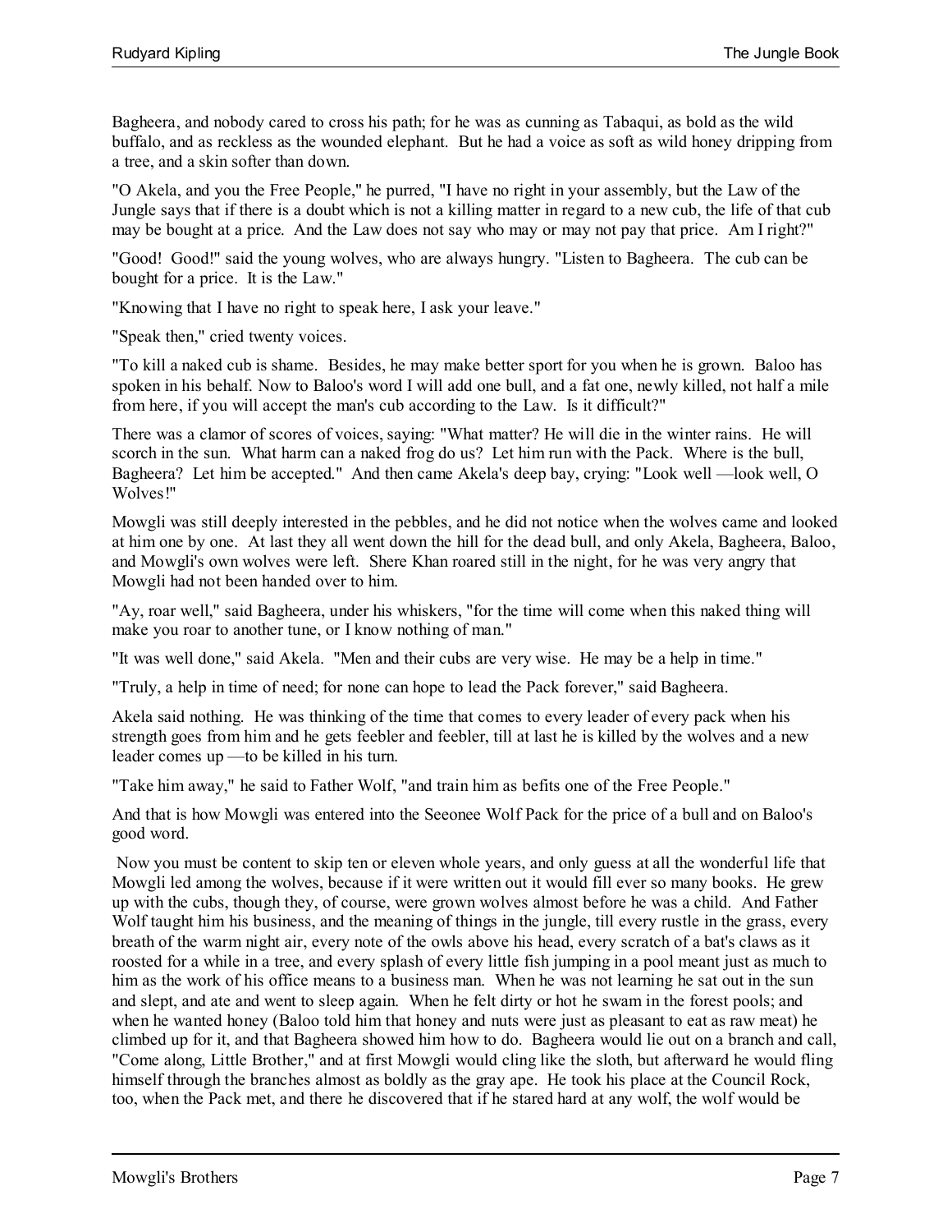Bagheera, and nobody cared to cross his path; for he was as cunning as Tabaqui, as bold as the wild buffalo, and as reckless as the wounded elephant. But he had a voice as soft as wild honey dripping from a tree, and a skin softer than down.

"O Akela, and you the Free People," he purred, "I have no right in your assembly, but the Law of the Jungle says that if there is a doubt which is not a killing matter in regard to a new cub, the life of that cub may be bought at a price. And the Law does not say who may or may not pay that price. Am I right?"

"Good! Good!" said the young wolves, who are always hungry. "Listen to Bagheera. The cub can be bought for a price. It is the Law."

"Knowing that I have no right to speak here, I ask your leave."

"Speak then," cried twenty voices.

"To kill a naked cub is shame. Besides, he may make better sport for you when he is grown. Baloo has spoken in his behalf. Now to Baloo's word I will add one bull, and a fat one, newly killed, not half a mile from here, if you will accept the man's cub according to the Law. Is it difficult?"

There was a clamor of scores of voices, saying: "What matter? He will die in the winter rains. He will scorch in the sun. What harm can a naked frog do us? Let him run with the Pack. Where is the bull, Bagheera? Let him be accepted." And then came Akela's deep bay, crying: "Look well —look well, O Wolves!"

Mowgli was still deeply interested in the pebbles, and he did not notice when the wolves came and looked at him one by one. At last they all went down the hill for the dead bull, and only Akela, Bagheera, Baloo, and Mowgli's own wolves were left. Shere Khan roared still in the night, for he was very angry that Mowgli had not been handed over to him.

"Ay, roar well," said Bagheera, under his whiskers, "for the time will come when this naked thing will make you roar to another tune, or I know nothing of man."

"It was well done," said Akela. "Men and their cubs are very wise. He may be a help in time."

"Truly, a help in time of need; for none can hope to lead the Pack forever," said Bagheera.

Akela said nothing. He was thinking of the time that comes to every leader of every pack when his strength goes from him and he gets feebler and feebler, till at last he is killed by the wolves and a new leader comes up —to be killed in his turn.

"Take him away," he said to Father Wolf, "and train him as befits one of the Free People."

And that is how Mowgli was entered into the Seeonee Wolf Pack for the price of a bull and on Baloo's good word.

Now you must be content to skip ten or eleven whole years, and only guess at all the wonderful life that Mowgli led among the wolves, because if it were written out it would fill ever so many books. He grew up with the cubs, though they, of course, were grown wolves almost before he was a child. And Father Wolf taught him his business, and the meaning of things in the jungle, till every rustle in the grass, every breath of the warm night air, every note of the owls above his head, every scratch of a bat's claws as it roosted for a while in a tree, and every splash of every little fish jumping in a pool meant just as much to him as the work of his office means to a business man. When he was not learning he sat out in the sun and slept, and ate and went to sleep again. When he felt dirty or hot he swam in the forest pools; and when he wanted honey (Baloo told him that honey and nuts were just as pleasant to eat as raw meat) he climbed up for it, and that Bagheera showed him how to do. Bagheera would lie out on a branch and call, "Come along, Little Brother," and at first Mowgli would cling like the sloth, but afterward he would fling himself through the branches almost as boldly as the gray ape. He took his place at the Council Rock, too, when the Pack met, and there he discovered that if he stared hard at any wolf, the wolf would be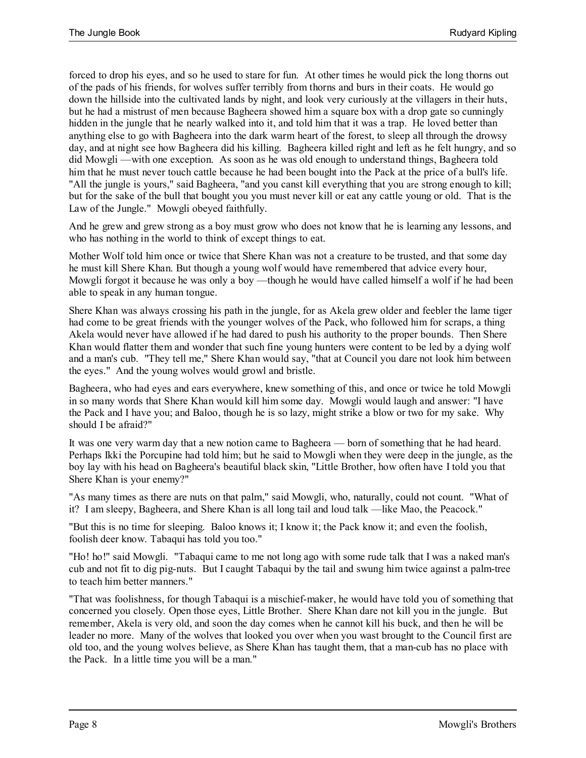forced to drop his eyes, and so he used to stare for fun. At other times he would pick the long thorns out of the pads of his friends, for wolves suffer terribly from thorns and burs in their coats. He would go down the hillside into the cultivated lands by night, and look very curiously at the villagers in their huts, but he had a mistrust of men because Bagheera showed him a square box with a drop gate so cunningly hidden in the jungle that he nearly walked into it, and told him that it was a trap. He loved better than anything else to go with Bagheera into the dark warm heart of the forest, to sleep all through the drowsy day, and at night see how Bagheera did his killing. Bagheera killed right and left as he felt hungry, and so did Mowgli —with one exception. As soon as he was old enough to understand things, Bagheera told him that he must never touch cattle because he had been bought into the Pack at the price of a bull's life. "All the jungle is yours," said Bagheera, "and you canst kill everything that you are strong enough to kill; but for the sake of the bull that bought you you must never kill or eat any cattle young or old. That is the Law of the Jungle." Mowgli obeyed faithfully.

And he grew and grew strong as a boy must grow who does not know that he is learning any lessons, and who has nothing in the world to think of except things to eat.

Mother Wolf told him once or twice that Shere Khan was not a creature to be trusted, and that some day he must kill Shere Khan. But though a young wolf would have remembered that advice every hour, Mowgli forgot it because he was only a boy —though he would have called himself a wolf if he had been able to speak in any human tongue.

Shere Khan was always crossing his path in the jungle, for as Akela grew older and feebler the lame tiger had come to be great friends with the younger wolves of the Pack, who followed him for scraps, a thing Akela would never have allowed if he had dared to push his authority to the proper bounds. Then Shere Khan would flatter them and wonder that such fine young hunters were content to be led by a dying wolf and a man's cub. "They tell me," Shere Khan would say, "that at Council you dare not look him between the eyes." And the young wolves would growl and bristle.

Bagheera, who had eyes and ears everywhere, knew something of this, and once or twice he told Mowgli in so many words that Shere Khan would kill him some day. Mowgli would laugh and answer: "I have the Pack and I have you; and Baloo, though he is so lazy, might strike a blow or two for my sake. Why should I be afraid?"

It was one very warm day that a new notion came to Bagheera — born of something that he had heard. Perhaps Ikki the Porcupine had told him; but he said to Mowgli when they were deep in the jungle, as the boy lay with his head on Bagheera's beautiful black skin, "Little Brother, how often have I told you that Shere Khan is your enemy?"

"As many times as there are nuts on that palm," said Mowgli, who, naturally, could not count. "What of it? I am sleepy, Bagheera, and Shere Khan is all long tail and loud talk —like Mao, the Peacock."

"But this is no time for sleeping. Baloo knows it; I know it; the Pack know it; and even the foolish, foolish deer know. Tabaqui has told you too."

"Ho! ho!" said Mowgli. "Tabaqui came to me not long ago with some rude talk that I was a naked man's cub and not fit to dig pig-nuts. But I caught Tabaqui by the tail and swung him twice against a palm-tree to teach him better manners."

"That was foolishness, for though Tabaqui is a mischief-maker, he would have told you of something that concerned you closely. Open those eyes, Little Brother. Shere Khan dare not kill you in the jungle. But remember, Akela is very old, and soon the day comes when he cannot kill his buck, and then he will be leader no more. Many of the wolves that looked you over when you wast brought to the Council first are old too, and the young wolves believe, as Shere Khan has taught them, that a man-cub has no place with the Pack. In a little time you will be a man."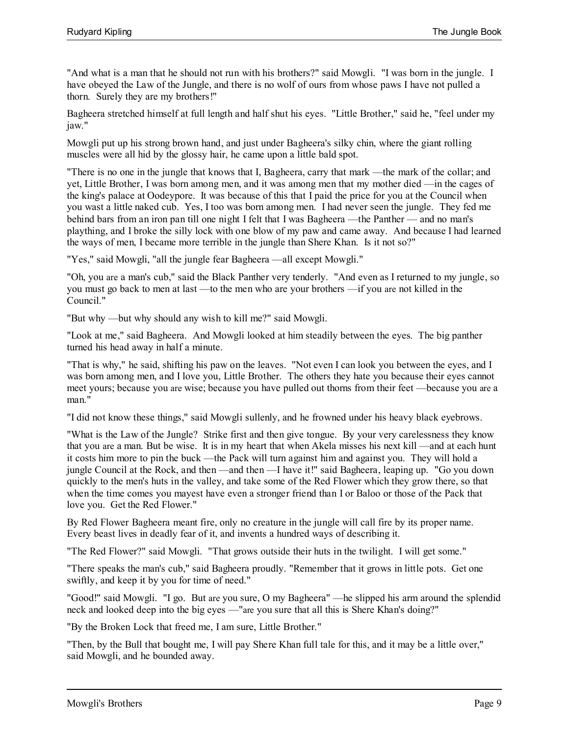"And what is a man that he should not run with his brothers?" said Mowgli. "I was born in the jungle. I have obeyed the Law of the Jungle, and there is no wolf of ours from whose paws I have not pulled a thorn. Surely they are my brothers!"

Bagheera stretched himself at full length and half shut his eyes. "Little Brother," said he, "feel under my jaw."

Mowgli put up his strong brown hand, and just under Bagheera's silky chin, where the giant rolling muscles were all hid by the glossy hair, he came upon a little bald spot.

"There is no one in the jungle that knows that I, Bagheera, carry that mark —the mark of the collar; and yet, Little Brother, I was born among men, and it was among men that my mother died —in the cages of the king's palace at Oodeypore. It was because of this that I paid the price for you at the Council when you wast a little naked cub. Yes, I too was born among men. I had never seen the jungle. They fed me behind bars from an iron pan till one night I felt that I was Bagheera —the Panther — and no man's plaything, and I broke the silly lock with one blow of my paw and came away. And because I had learned the ways of men, I became more terrible in the jungle than Shere Khan. Is it not so?"

"Yes," said Mowgli, "all the jungle fear Bagheera —all except Mowgli."

"Oh, you are a man's cub," said the Black Panther very tenderly. "And even as I returned to my jungle, so you must go back to men at last —to the men who are your brothers —if you are not killed in the Council."

"But why —but why should any wish to kill me?" said Mowgli.

"Look at me," said Bagheera. And Mowgli looked at him steadily between the eyes. The big panther turned his head away in half a minute.

"That is why," he said, shifting his paw on the leaves. "Not even I can look you between the eyes, and I was born among men, and I love you, Little Brother. The others they hate you because their eyes cannot meet yours; because you are wise; because you have pulled out thorns from their feet —because you are a man."

"I did not know these things," said Mowgli sullenly, and he frowned under his heavy black eyebrows.

"What is the Law of the Jungle? Strike first and then give tongue. By your very carelessness they know that you are a man. But be wise. It is in my heart that when Akela misses his next kill —and at each hunt it costs him more to pin the buck —the Pack will turn against him and against you. They will hold a jungle Council at the Rock, and then —and then —I have it!" said Bagheera, leaping up. "Go you down quickly to the men's huts in the valley, and take some of the Red Flower which they grow there, so that when the time comes you mayest have even a stronger friend than I or Baloo or those of the Pack that love you. Get the Red Flower."

By Red Flower Bagheera meant fire, only no creature in the jungle will call fire by its proper name. Every beast lives in deadly fear of it, and invents a hundred ways of describing it.

"The Red Flower?" said Mowgli. "That grows outside their huts in the twilight. I will get some."

"There speaks the man's cub," said Bagheera proudly. "Remember that it grows in little pots. Get one swiftly, and keep it by you for time of need."

"Good!" said Mowgli. "I go. But are you sure, O my Bagheera" —he slipped his arm around the splendid neck and looked deep into the big eyes —"are you sure that all this is Shere Khan's doing?"

"By the Broken Lock that freed me, I am sure, Little Brother."

"Then, by the Bull that bought me, I will pay Shere Khan full tale for this, and it may be a little over," said Mowgli, and he bounded away.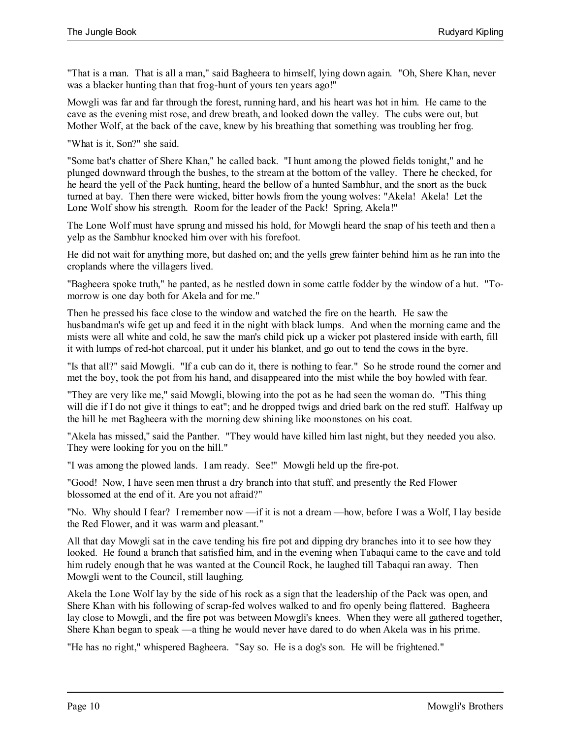"That is a man. That is all a man," said Bagheera to himself, lying down again. "Oh, Shere Khan, never was a blacker hunting than that frog-hunt of yours ten years ago!"

Mowgli was far and far through the forest, running hard, and his heart was hot in him. He came to the cave as the evening mist rose, and drew breath, and looked down the valley. The cubs were out, but Mother Wolf, at the back of the cave, knew by his breathing that something was troubling her frog.

"What is it, Son?" she said.

"Some bat's chatter of Shere Khan," he called back. "I hunt among the plowed fields tonight," and he plunged downward through the bushes, to the stream at the bottom of the valley. There he checked, for he heard the yell of the Pack hunting, heard the bellow of a hunted Sambhur, and the snort as the buck turned at bay. Then there were wicked, bitter howls from the young wolves: "Akela! Akela! Let the Lone Wolf show his strength. Room for the leader of the Pack! Spring, Akela!"

The Lone Wolf must have sprung and missed his hold, for Mowgli heard the snap of his teeth and then a yelp as the Sambhur knocked him over with his forefoot.

He did not wait for anything more, but dashed on; and the yells grew fainter behind him as he ran into the croplands where the villagers lived.

"Bagheera spoke truth," he panted, as he nestled down in some cattle fodder by the window of a hut. "To-morrow is one day both for Akela and for me."

Then he pressed his face close to the window and watched the fire on the hearth. He saw the husbandman's wife get up and feed it in the night with black lumps. And when the morning came and the mists were all white and cold, he saw the man's child pick up a wicker pot plastered inside with earth, fill it with lumps of red-hot charcoal, put it under his blanket, and go out to tend the cows in the byre.

"Is that all?" said Mowgli. "If a cub can do it, there is nothing to fear." So he strode round the corner and met the boy, took the pot from his hand, and disappeared into the mist while the boy howled with fear.

"They are very like me," said Mowgli, blowing into the pot as he had seen the woman do. "This thing will die if I do not give it things to eat"; and he dropped twigs and dried bark on the red stuff. Halfway up the hill he met Bagheera with the morning dew shining like moonstones on his coat.

"Akela has missed," said the Panther. "They would have killed him last night, but they needed you also. They were looking for you on the hill."

"I was among the plowed lands. I am ready. See!" Mowgli held up the fire-pot.

"Good! Now, I have seen men thrust a dry branch into that stuff, and presently the Red Flower blossomed at the end of it. Are you not afraid?"

"No. Why should I fear? I remember now —if it is not a dream —how, before I was a Wolf, I lay beside the Red Flower, and it was warm and pleasant."

All that day Mowgli sat in the cave tending his fire pot and dipping dry branches into it to see how they looked. He found a branch that satisfied him, and in the evening when Tabaqui came to the cave and told him rudely enough that he was wanted at the Council Rock, he laughed till Tabaqui ran away. Then Mowgli went to the Council, still laughing.

Akela the Lone Wolf lay by the side of his rock as a sign that the leadership of the Pack was open, and Shere Khan with his following of scrap-fed wolves walked to and fro openly being flattered. Bagheera lay close to Mowgli, and the fire pot was between Mowgli's knees. When they were all gathered together, Shere Khan began to speak —a thing he would never have dared to do when Akela was in his prime.

"He has no right," whispered Bagheera. "Say so. He is a dog's son. He will be frightened."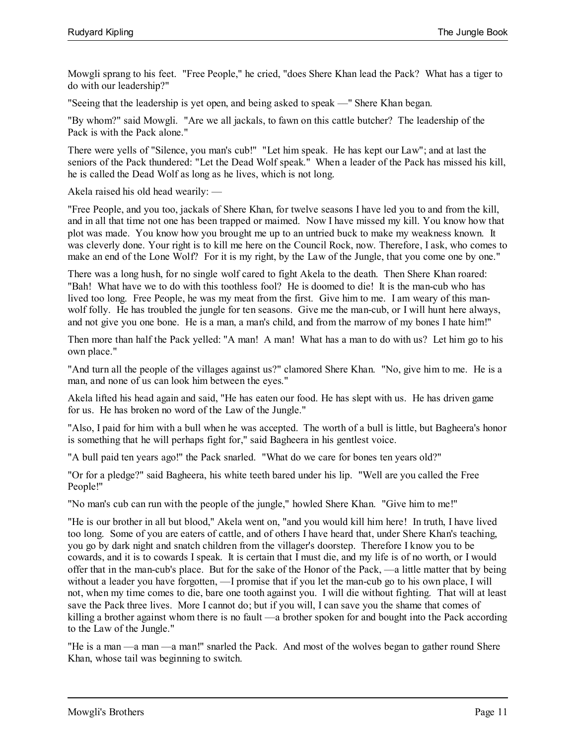Mowgli sprang to his feet. "Free People," he cried, "does Shere Khan lead the Pack? What has a tiger to do with our leadership?"

"Seeing that the leadership is yet open, and being asked to speak —" Shere Khan began.

"By whom?" said Mowgli. "Are we all jackals, to fawn on this cattle butcher? The leadership of the Pack is with the Pack alone."

There were yells of "Silence, you man's cub!" "Let him speak. He has kept our Law"; and at last the seniors of the Pack thundered: "Let the Dead Wolf speak." When a leader of the Pack has missed his kill, he is called the Dead Wolf as long as he lives, which is not long.

Akela raised his old head wearily: —

"Free People, and you too, jackals of Shere Khan, for twelve seasons I have led you to and from the kill, and in all that time not one has been trapped or maimed. Now I have missed my kill. You know how that plot was made. You know how you brought me up to an untried buck to make my weakness known. It was cleverly done. Your right is to kill me here on the Council Rock, now. Therefore, I ask, who comes to make an end of the Lone Wolf? For it is my right, by the Law of the Jungle, that you come one by one."

There was a long hush, for no single wolf cared to fight Akela to the death. Then Shere Khan roared: "Bah! What have we to do with this toothless fool? He is doomed to die! It is the man-cub who has lived too long. Free People, he was my meat from the first. Give him to me. I am weary of this man-wolf folly. He has troubled the jungle for ten seasons. Give me the man-cub, or I will hunt here always, and not give you one bone. He is a man, a man's child, and from the marrow of my bones I hate him!"

Then more than half the Pack yelled: "A man! A man! What has a man to do with us? Let him go to his own place."

"And turn all the people of the villages against us?" clamored Shere Khan. "No, give him to me. He is a man, and none of us can look him between the eyes."

Akela lifted his head again and said, "He has eaten our food. He has slept with us. He has driven game for us. He has broken no word of the Law of the Jungle."

"Also, I paid for him with a bull when he was accepted. The worth of a bull is little, but Bagheera's honor is something that he will perhaps fight for," said Bagheera in his gentlest voice.

"A bull paid ten years ago!" the Pack snarled. "What do we care for bones ten years old?"

"Or for a pledge?" said Bagheera, his white teeth bared under his lip. "Well are you called the Free People!"

"No man's cub can run with the people of the jungle," howled Shere Khan. "Give him to me!"

"He is our brother in all but blood," Akela went on, "and you would kill him here! In truth, I have lived too long. Some of you are eaters of cattle, and of others I have heard that, under Shere Khan's teaching, you go by dark night and snatch children from the villager's doorstep. Therefore I know you to be cowards, and it is to cowards I speak. It is certain that I must die, and my life is of no worth, or I would offer that in the man-cub's place. But for the sake of the Honor of the Pack, —a little matter that by being without a leader you have forgotten, —I promise that if you let the man-cub go to his own place, I will not, when my time comes to die, bare one tooth against you. I will die without fighting. That will at least save the Pack three lives. More I cannot do; but if you will, I can save you the shame that comes of killing a brother against whom there is no fault —a brother spoken for and bought into the Pack according to the Law of the Jungle."

"He is a man —a man —a man!" snarled the Pack. And most of the wolves began to gather round Shere Khan, whose tail was beginning to switch.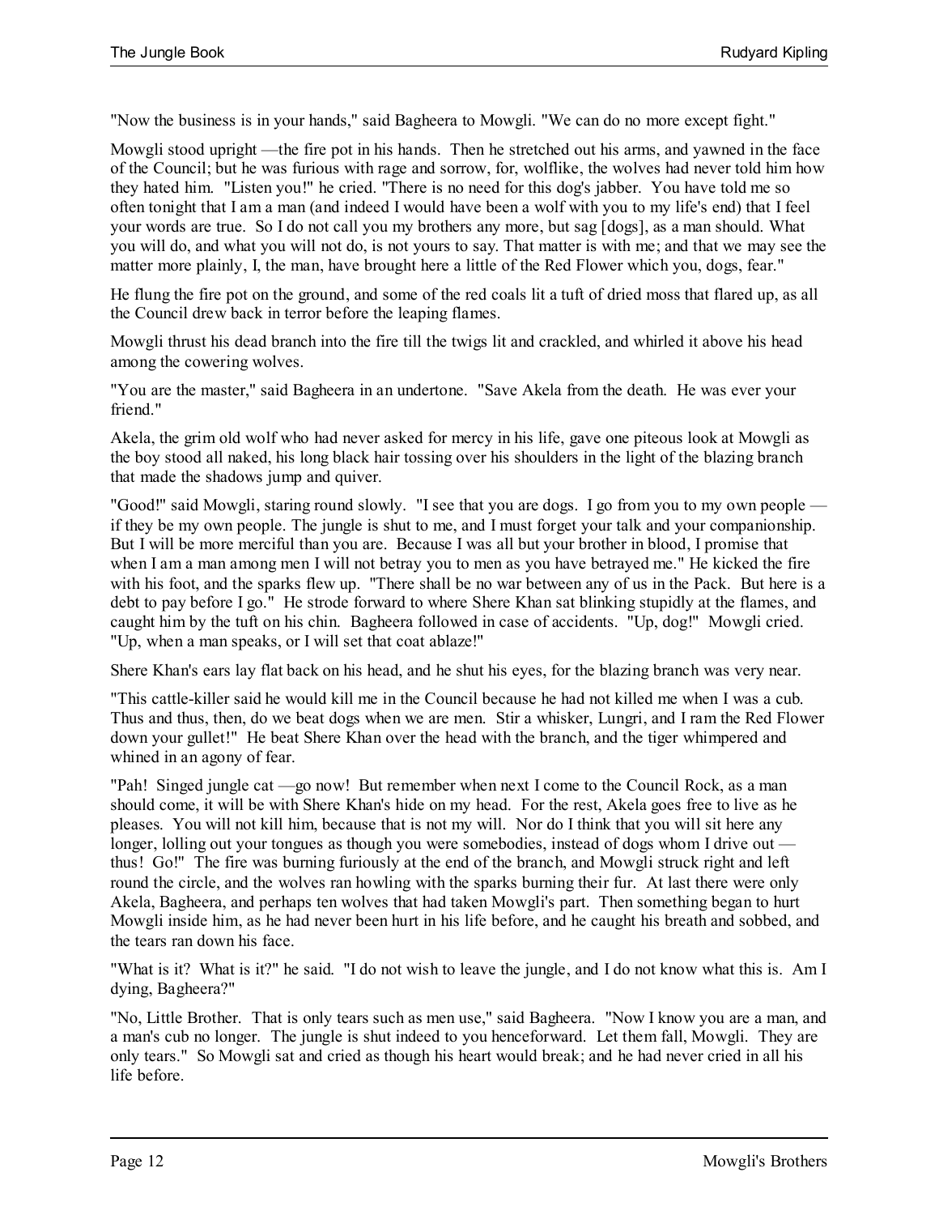"Now the business is in your hands," said Bagheera to Mowgli. "We can do no more except fight."

Mowgli stood upright —the fire pot in his hands. Then he stretched out his arms, and yawned in the face of the Council; but he was furious with rage and sorrow, for, wolflike, the wolves had never told him how they hated him. "Listen you!" he cried. "There is no need for this dog's jabber. You have told me so often tonight that I am a man (and indeed I would have been a wolf with you to my life's end) that I feel your words are true. So I do not call you my brothers any more, but sag [dogs], as a man should. What you will do, and what you will not do, is not yours to say. That matter is with me; and that we may see the matter more plainly, I, the man, have brought here a little of the Red Flower which you, dogs, fear."

He flung the fire pot on the ground, and some of the red coals lit a tuft of dried moss that flared up, as all the Council drew back in terror before the leaping flames.

Mowgli thrust his dead branch into the fire till the twigs lit and crackled, and whirled it above his head among the cowering wolves.

"You are the master," said Bagheera in an undertone. "Save Akela from the death. He was ever your friend."

Akela, the grim old wolf who had never asked for mercy in his life, gave one piteous look at Mowgli as the boy stood all naked, his long black hair tossing over his shoulders in the light of the blazing branch that made the shadows jump and quiver.

"Good!" said Mowgli, staring round slowly. "I see that you are dogs. I go from you to my own people — if they be my own people. The jungle is shut to me, and I must forget your talk and your companionship. But I will be more merciful than you are. Because I was all but your brother in blood, I promise that when I am a man among men I will not betray you to men as you have betrayed me." He kicked the fire with his foot, and the sparks flew up. "There shall be no war between any of us in the Pack. But here is a debt to pay before I go." He strode forward to where Shere Khan sat blinking stupidly at the flames, and caught him by the tuft on his chin. Bagheera followed in case of accidents. "Up, dog!" Mowgli cried. "Up, when a man speaks, or I will set that coat ablaze!"

Shere Khan's ears lay flat back on his head, and he shut his eyes, for the blazing branch was very near.

"This cattle-killer said he would kill me in the Council because he had not killed me when I was a cub. Thus and thus, then, do we beat dogs when we are men. Stir a whisker, Lungri, and I ram the Red Flower down your gullet!" He beat Shere Khan over the head with the branch, and the tiger whimpered and whined in an agony of fear.

"Pah! Singed jungle cat —go now! But remember when next I come to the Council Rock, as a man should come, it will be with Shere Khan's hide on my head. For the rest, Akela goes free to live as he pleases. You will not kill him, because that is not my will. Nor do I think that you will sit here any longer, lolling out your tongues as though you were somebodies, instead of dogs whom I drive out — thus! Go!" The fire was burning furiously at the end of the branch, and Mowgli struck right and left round the circle, and the wolves ran howling with the sparks burning their fur. At last there were only Akela, Bagheera, and perhaps ten wolves that had taken Mowgli's part. Then something began to hurt Mowgli inside him, as he had never been hurt in his life before, and he caught his breath and sobbed, and the tears ran down his face.

"What is it? What is it?" he said. "I do not wish to leave the jungle, and I do not know what this is. Am I dying, Bagheera?"

"No, Little Brother. That is only tears such as men use," said Bagheera. "Now I know you are a man, and a man's cub no longer. The jungle is shut indeed to you henceforward. Let them fall, Mowgli. They are only tears." So Mowgli sat and cried as though his heart would break; and he had never cried in all his life before.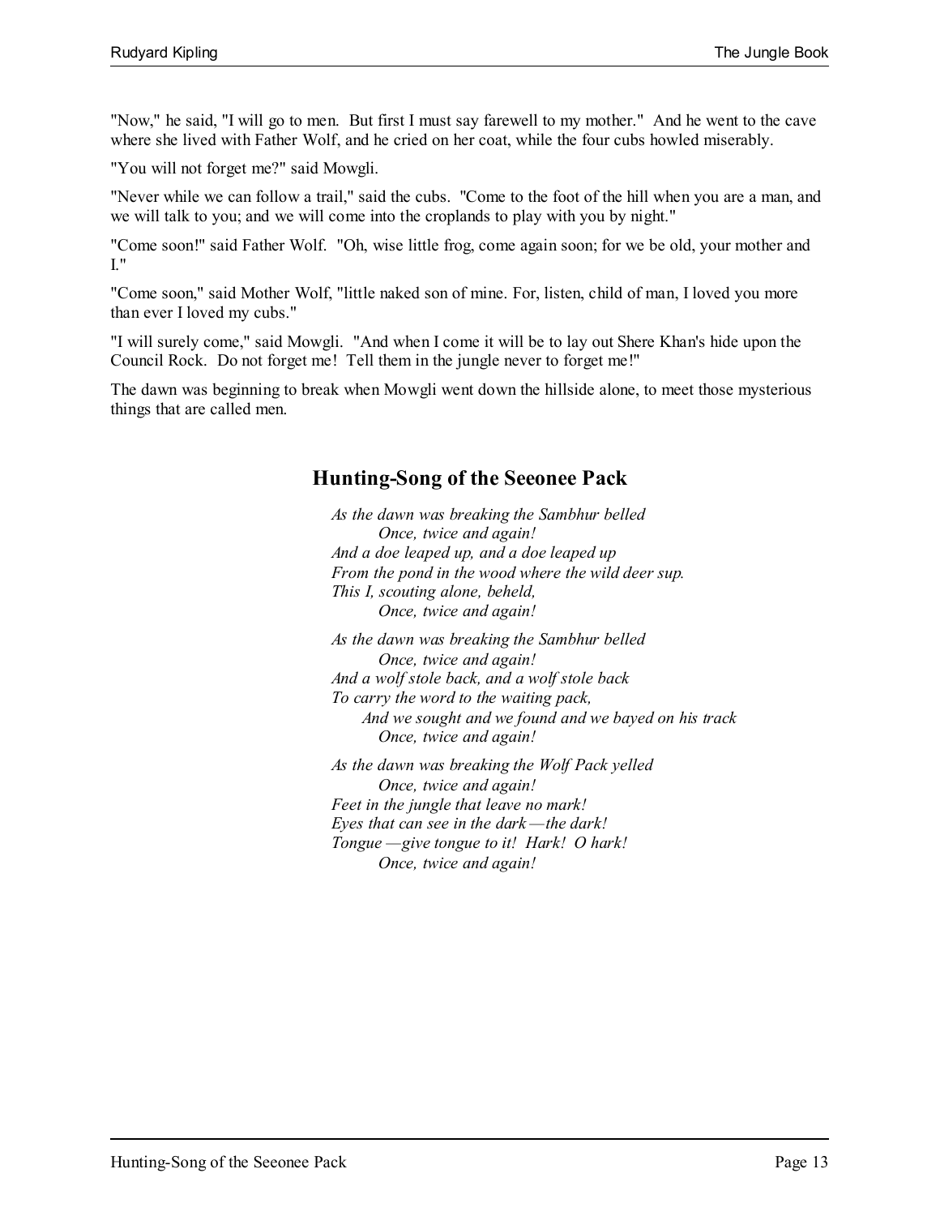"Now," he said, "I will go to men. But first I must say farewell to my mother." And he went to the cave where she lived with Father Wolf, and he cried on her coat, while the four cubs howled miserably.

"You will not forget me?" said Mowgli.

"Never while we can follow a trail," said the cubs. "Come to the foot of the hill when you are a man, and we will talk to you; and we will come into the croplands to play with you by night."

"Come soon!" said Father Wolf. "Oh, wise little frog, come again soon; for we be old, your mother and I."

"Come soon," said Mother Wolf, "little naked son of mine. For, listen, child of man, I loved you more than ever I loved my cubs."

"I will surely come," said Mowgli. "And when I come it will be to lay out Shere Khan's hide upon the Council Rock. Do not forget me! Tell them in the jungle never to forget me!"

The dawn was beginning to break when Mowgli went down the hillside alone, to meet those mysterious things that are called men.

## Hunting-Song of the Seeonee Pack

*As the dawn was breaking the Sambhur belled*
*Once, twice and again!*
*And a doe leaped up, and a doe leaped up*
*From the pond in the wood where the wild deer sup.*
*This I, scouting alone, beheld,*
*Once, twice and again!*

*As the dawn was breaking the Sambhur belled*
*Once, twice and again!*
*And a wolf stole back, and a wolf stole back*
*To carry the word to the waiting pack,*
*And we sought and we found and we bayed on his track*
*Once, twice and again!*

*As the dawn was breaking the Wolf Pack yelled*
*Once, twice and again!*
*Feet in the jungle that leave no mark!*
*Eyes that can see in the dark—the dark!*
*Tongue—give tongue to it! Hark! O hark!*
*Once, twice and again!*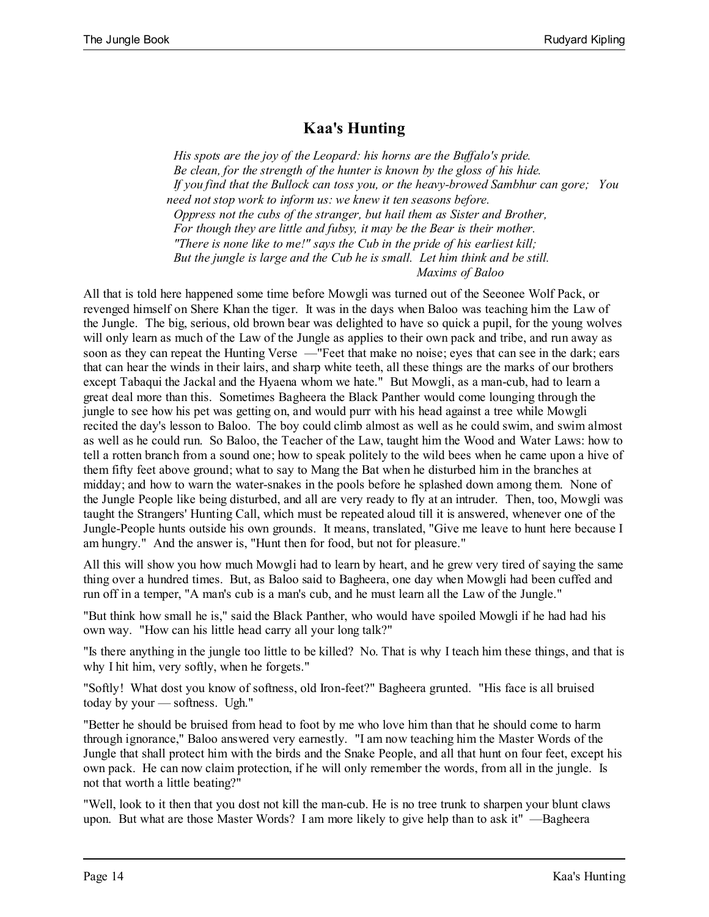## Kaa's Hunting

*His spots are the joy of the Leopard: his horns are the Buffalo's pride.*
*Be clean, for the strength of the hunter is known by the gloss of his hide.*
*If you find that the Bullock can toss you, or the heavy-browed Sambhur can gore; You need not stop work to inform us: we knew it ten seasons before.*
*Oppress not the cubs of the stranger, but hail them as Sister and Brother,*
*For though they are little and fubsy, it may be the Bear is their mother.*
*"There is none like to me!" says the Cub in the pride of his earliest kill;*
*But the jungle is large and the Cub he is small. Let him think and be still.*
*Maxims of Baloo*

All that is told here happened some time before Mowgli was turned out of the Seeonee Wolf Pack, or revenged himself on Shere Khan the tiger. It was in the days when Baloo was teaching him the Law of the Jungle. The big, serious, old brown bear was delighted to have so quick a pupil, for the young wolves will only learn as much of the Law of the Jungle as applies to their own pack and tribe, and run away as soon as they can repeat the Hunting Verse —"Feet that make no noise; eyes that can see in the dark; ears that can hear the winds in their lairs, and sharp white teeth, all these things are the marks of our brothers except Tabaqui the Jackal and the Hyaena whom we hate." But Mowgli, as a man-cub, had to learn a great deal more than this. Sometimes Bagheera the Black Panther would come lounging through the jungle to see how his pet was getting on, and would purr with his head against a tree while Mowgli recited the day's lesson to Baloo. The boy could climb almost as well as he could swim, and swim almost as well as he could run. So Baloo, the Teacher of the Law, taught him the Wood and Water Laws: how to tell a rotten branch from a sound one; how to speak politely to the wild bees when he came upon a hive of them fifty feet above ground; what to say to Mang the Bat when he disturbed him in the branches at midday; and how to warn the water-snakes in the pools before he splashed down among them. None of the Jungle People like being disturbed, and all are very ready to fly at an intruder. Then, too, Mowgli was taught the Strangers' Hunting Call, which must be repeated aloud till it is answered, whenever one of the Jungle-People hunts outside his own grounds. It means, translated, "Give me leave to hunt here because I am hungry." And the answer is, "Hunt then for food, but not for pleasure."

All this will show you how much Mowgli had to learn by heart, and he grew very tired of saying the same thing over a hundred times. But, as Baloo said to Bagheera, one day when Mowgli had been cuffed and run off in a temper, "A man's cub is a man's cub, and he must learn all the Law of the Jungle."

"But think how small he is," said the Black Panther, who would have spoiled Mowgli if he had had his own way. "How can his little head carry all your long talk?"

"Is there anything in the jungle too little to be killed? No. That is why I teach him these things, and that is why I hit him, very softly, when he forgets."

"Softly! What dost you know of softness, old Iron-feet?" Bagheera grunted. "His face is all bruised today by your — softness. Ugh."

"Better he should be bruised from head to foot by me who love him than that he should come to harm through ignorance," Baloo answered very earnestly. "I am now teaching him the Master Words of the Jungle that shall protect him with the birds and the Snake People, and all that hunt on four feet, except his own pack. He can now claim protection, if he will only remember the words, from all in the jungle. Is not that worth a little beating?"

"Well, look to it then that you dost not kill the man-cub. He is no tree trunk to sharpen your blunt claws upon. But what are those Master Words? I am more likely to give help than to ask it" —Bagheera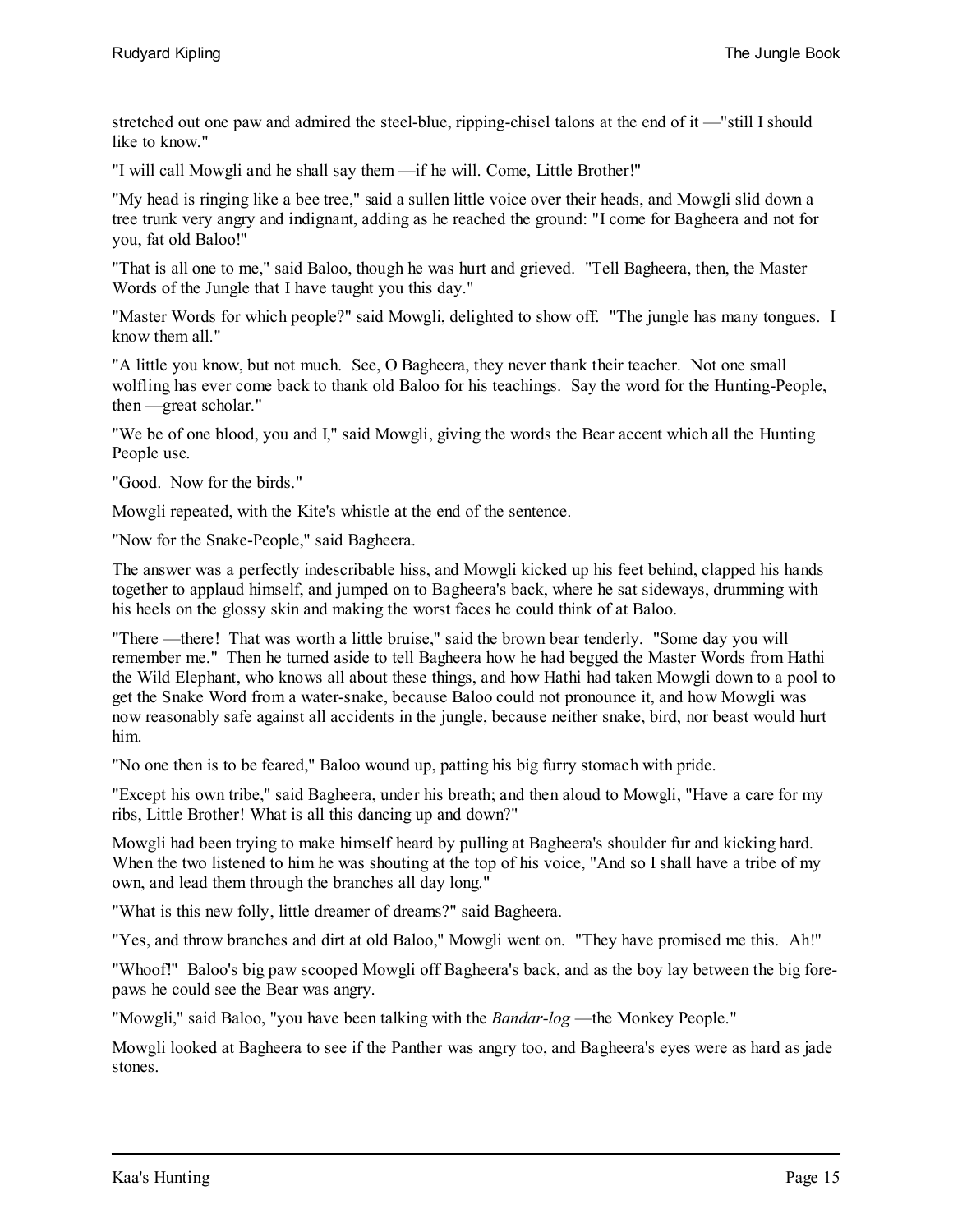stretched out one paw and admired the steel-blue, ripping-chisel talons at the end of it —"still I should like to know."

"I will call Mowgli and he shall say them —if he will. Come, Little Brother!"

"My head is ringing like a bee tree," said a sullen little voice over their heads, and Mowgli slid down a tree trunk very angry and indignant, adding as he reached the ground: "I come for Bagheera and not for you, fat old Baloo!"

"That is all one to me," said Baloo, though he was hurt and grieved. "Tell Bagheera, then, the Master Words of the Jungle that I have taught you this day."

"Master Words for which people?" said Mowgli, delighted to show off. "The jungle has many tongues. I know them all."

"A little you know, but not much. See, O Bagheera, they never thank their teacher. Not one small wolfling has ever come back to thank old Baloo for his teachings. Say the word for the Hunting-People, then —great scholar."

"We be of one blood, you and I," said Mowgli, giving the words the Bear accent which all the Hunting People use.

"Good. Now for the birds."

Mowgli repeated, with the Kite's whistle at the end of the sentence.

"Now for the Snake-People," said Bagheera.

The answer was a perfectly indescribable hiss, and Mowgli kicked up his feet behind, clapped his hands together to applaud himself, and jumped on to Bagheera's back, where he sat sideways, drumming with his heels on the glossy skin and making the worst faces he could think of at Baloo.

"There —there! That was worth a little bruise," said the brown bear tenderly. "Some day you will remember me." Then he turned aside to tell Bagheera how he had begged the Master Words from Hathi the Wild Elephant, who knows all about these things, and how Hathi had taken Mowgli down to a pool to get the Snake Word from a water-snake, because Baloo could not pronounce it, and how Mowgli was now reasonably safe against all accidents in the jungle, because neither snake, bird, nor beast would hurt him.

"No one then is to be feared," Baloo wound up, patting his big furry stomach with pride.

"Except his own tribe," said Bagheera, under his breath; and then aloud to Mowgli, "Have a care for my ribs, Little Brother! What is all this dancing up and down?"

Mowgli had been trying to make himself heard by pulling at Bagheera's shoulder fur and kicking hard. When the two listened to him he was shouting at the top of his voice, "And so I shall have a tribe of my own, and lead them through the branches all day long."

"What is this new folly, little dreamer of dreams?" said Bagheera.

"Yes, and throw branches and dirt at old Baloo," Mowgli went on. "They have promised me this. Ah!"

"Whoof!" Baloo's big paw scooped Mowgli off Bagheera's back, and as the boy lay between the big fore-paws he could see the Bear was angry.

"Mowgli," said Baloo, "you have been talking with the *Bandar-log* —the Monkey People."

Mowgli looked at Bagheera to see if the Panther was angry too, and Bagheera's eyes were as hard as jade stones.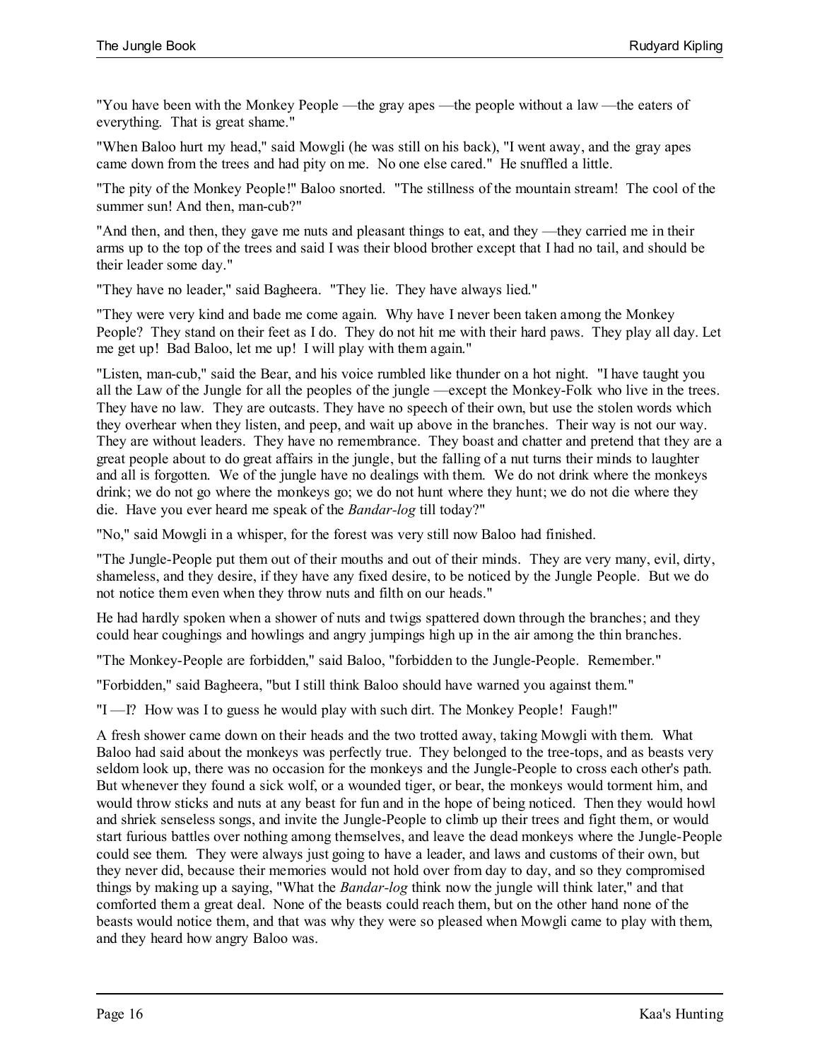"You have been with the Monkey People —the gray apes —the people without a law —the eaters of everything. That is great shame."

"When Baloo hurt my head," said Mowgli (he was still on his back), "I went away, and the gray apes came down from the trees and had pity on me. No one else cared." He snuffled a little.

"The pity of the Monkey People!" Baloo snorted. "The stillness of the mountain stream! The cool of the summer sun! And then, man-cub?"

"And then, and then, they gave me nuts and pleasant things to eat, and they —they carried me in their arms up to the top of the trees and said I was their blood brother except that I had no tail, and should be their leader some day."

"They have no leader," said Bagheera. "They lie. They have always lied."

"They were very kind and bade me come again. Why have I never been taken among the Monkey People? They stand on their feet as I do. They do not hit me with their hard paws. They play all day. Let me get up! Bad Baloo, let me up! I will play with them again."

"Listen, man-cub," said the Bear, and his voice rumbled like thunder on a hot night. "I have taught you all the Law of the Jungle for all the peoples of the jungle —except the Monkey-Folk who live in the trees. They have no law. They are outcasts. They have no speech of their own, but use the stolen words which they overhear when they listen, and peep, and wait up above in the branches. Their way is not our way. They are without leaders. They have no remembrance. They boast and chatter and pretend that they are a great people about to do great affairs in the jungle, but the falling of a nut turns their minds to laughter and all is forgotten. We of the jungle have no dealings with them. We do not drink where the monkeys drink; we do not go where the monkeys go; we do not hunt where they hunt; we do not die where they die. Have you ever heard me speak of the *Bandar-log* till today?"

"No," said Mowgli in a whisper, for the forest was very still now Baloo had finished.

"The Jungle-People put them out of their mouths and out of their minds. They are very many, evil, dirty, shameless, and they desire, if they have any fixed desire, to be noticed by the Jungle People. But we do not notice them even when they throw nuts and filth on our heads."

He had hardly spoken when a shower of nuts and twigs spattered down through the branches; and they could hear coughings and howlings and angry jumpings high up in the air among the thin branches.

"The Monkey-People are forbidden," said Baloo, "forbidden to the Jungle-People. Remember."

"Forbidden," said Bagheera, "but I still think Baloo should have warned you against them."

"I —I? How was I to guess he would play with such dirt. The Monkey People! Faugh!"

A fresh shower came down on their heads and the two trotted away, taking Mowgli with them. What Baloo had said about the monkeys was perfectly true. They belonged to the tree-tops, and as beasts very seldom look up, there was no occasion for the monkeys and the Jungle-People to cross each other's path. But whenever they found a sick wolf, or a wounded tiger, or bear, the monkeys would torment him, and would throw sticks and nuts at any beast for fun and in the hope of being noticed. Then they would howl and shriek senseless songs, and invite the Jungle-People to climb up their trees and fight them, or would start furious battles over nothing among themselves, and leave the dead monkeys where the Jungle-People could see them. They were always just going to have a leader, and laws and customs of their own, but they never did, because their memories would not hold over from day to day, and so they compromised things by making up a saying, "What the *Bandar-log* think now the jungle will think later," and that comforted them a great deal. None of the beasts could reach them, but on the other hand none of the beasts would notice them, and that was why they were so pleased when Mowgli came to play with them, and they heard how angry Baloo was.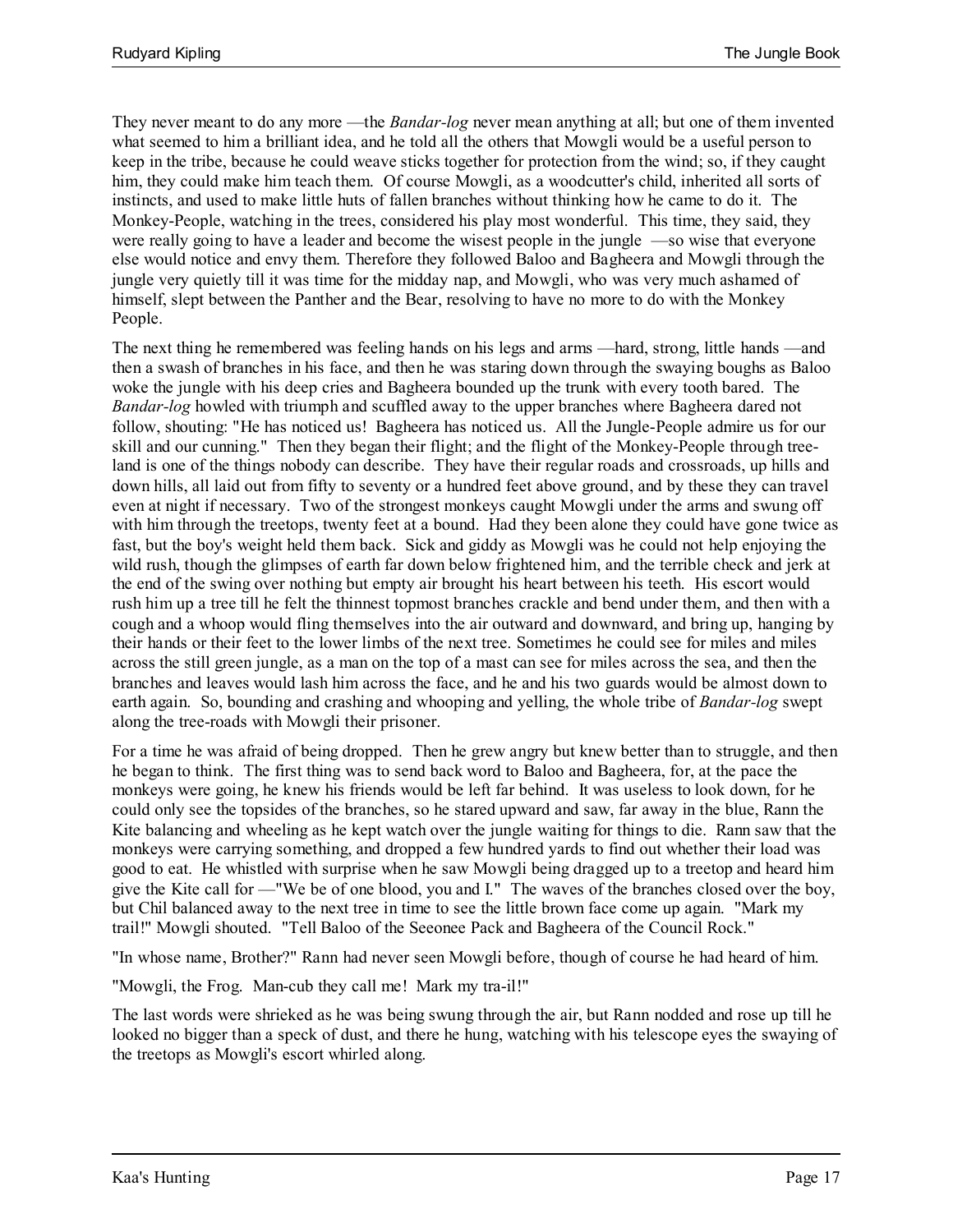They never meant to do any more —the *Bandar-log* never mean anything at all; but one of them invented what seemed to him a brilliant idea, and he told all the others that Mowgli would be a useful person to keep in the tribe, because he could weave sticks together for protection from the wind; so, if they caught him, they could make him teach them. Of course Mowgli, as a woodcutter's child, inherited all sorts of instincts, and used to make little huts of fallen branches without thinking how he came to do it. The Monkey-People, watching in the trees, considered his play most wonderful. This time, they said, they were really going to have a leader and become the wisest people in the jungle —so wise that everyone else would notice and envy them. Therefore they followed Baloo and Bagheera and Mowgli through the jungle very quietly till it was time for the midday nap, and Mowgli, who was very much ashamed of himself, slept between the Panther and the Bear, resolving to have no more to do with the Monkey People.

The next thing he remembered was feeling hands on his legs and arms —hard, strong, little hands —and then a swash of branches in his face, and then he was staring down through the swaying boughs as Baloo woke the jungle with his deep cries and Bagheera bounded up the trunk with every tooth bared. The *Bandar-log* howled with triumph and scuffled away to the upper branches where Bagheera dared not follow, shouting: "He has noticed us! Bagheera has noticed us. All the Jungle-People admire us for our skill and our cunning." Then they began their flight; and the flight of the Monkey-People through tree-land is one of the things nobody can describe. They have their regular roads and crossroads, up hills and down hills, all laid out from fifty to seventy or a hundred feet above ground, and by these they can travel even at night if necessary. Two of the strongest monkeys caught Mowgli under the arms and swung off with him through the treetops, twenty feet at a bound. Had they been alone they could have gone twice as fast, but the boy's weight held them back. Sick and giddy as Mowgli was he could not help enjoying the wild rush, though the glimpses of earth far down below frightened him, and the terrible check and jerk at the end of the swing over nothing but empty air brought his heart between his teeth. His escort would rush him up a tree till he felt the thinnest topmost branches crackle and bend under them, and then with a cough and a whoop would fling themselves into the air outward and downward, and bring up, hanging by their hands or their feet to the lower limbs of the next tree. Sometimes he could see for miles and miles across the still green jungle, as a man on the top of a mast can see for miles across the sea, and then the branches and leaves would lash him across the face, and he and his two guards would be almost down to earth again. So, bounding and crashing and whooping and yelling, the whole tribe of *Bandar-log* swept along the tree-roads with Mowgli their prisoner.

For a time he was afraid of being dropped. Then he grew angry but knew better than to struggle, and then he began to think. The first thing was to send back word to Baloo and Bagheera, for, at the pace the monkeys were going, he knew his friends would be left far behind. It was useless to look down, for he could only see the topsides of the branches, so he stared upward and saw, far away in the blue, Rann the Kite balancing and wheeling as he kept watch over the jungle waiting for things to die. Rann saw that the monkeys were carrying something, and dropped a few hundred yards to find out whether their load was good to eat. He whistled with surprise when he saw Mowgli being dragged up to a treetop and heard him give the Kite call for —"We be of one blood, you and I." The waves of the branches closed over the boy, but Chil balanced away to the next tree in time to see the little brown face come up again. "Mark my trail!" Mowgli shouted. "Tell Baloo of the Seeonee Pack and Bagheera of the Council Rock."

"In whose name, Brother?" Rann had never seen Mowgli before, though of course he had heard of him.

"Mowgli, the Frog. Man-cub they call me! Mark my tra-il!"

The last words were shrieked as he was being swung through the air, but Rann nodded and rose up till he looked no bigger than a speck of dust, and there he hung, watching with his telescope eyes the swaying of the treetops as Mowgli's escort whirled along.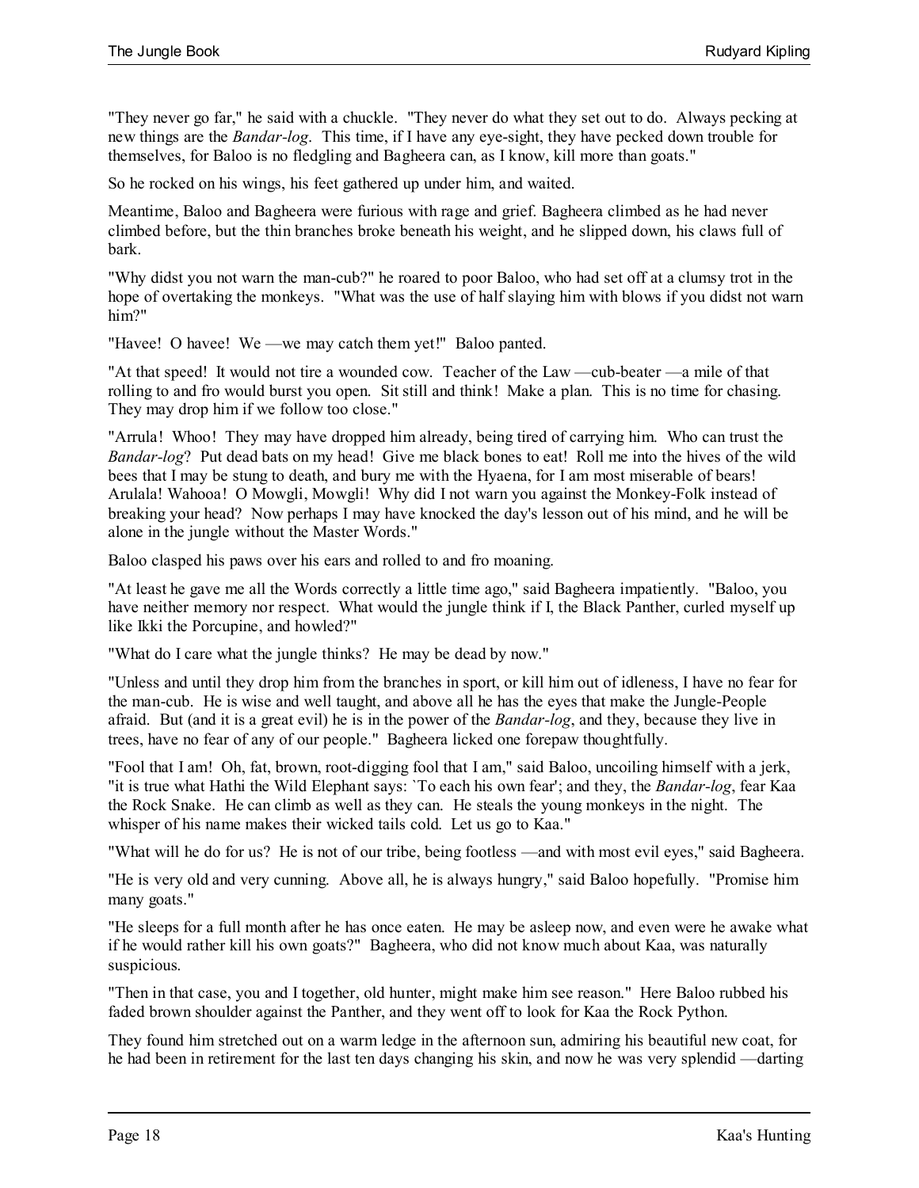"They never go far," he said with a chuckle. "They never do what they set out to do. Always pecking at new things are the *Bandar-log*. This time, if I have any eye-sight, they have pecked down trouble for themselves, for Baloo is no fledgling and Bagheera can, as I know, kill more than goats."

So he rocked on his wings, his feet gathered up under him, and waited.

Meantime, Baloo and Bagheera were furious with rage and grief. Bagheera climbed as he had never climbed before, but the thin branches broke beneath his weight, and he slipped down, his claws full of bark.

"Why didst you not warn the man-cub?" he roared to poor Baloo, who had set off at a clumsy trot in the hope of overtaking the monkeys. "What was the use of half slaying him with blows if you didst not warn him?"

"Havee! O havee! We —we may catch them yet!" Baloo panted.

"At that speed! It would not tire a wounded cow. Teacher of the Law —cub-beater —a mile of that rolling to and fro would burst you open. Sit still and think! Make a plan. This is no time for chasing. They may drop him if we follow too close."

"Arrula! Whoo! They may have dropped him already, being tired of carrying him. Who can trust the *Bandar-log*? Put dead bats on my head! Give me black bones to eat! Roll me into the hives of the wild bees that I may be stung to death, and bury me with the Hyaena, for I am most miserable of bears! Arulala! Wahooa! O Mowgli, Mowgli! Why did I not warn you against the Monkey-Folk instead of breaking your head? Now perhaps I may have knocked the day's lesson out of his mind, and he will be alone in the jungle without the Master Words."

Baloo clasped his paws over his ears and rolled to and fro moaning.

"At least he gave me all the Words correctly a little time ago," said Bagheera impatiently. "Baloo, you have neither memory nor respect. What would the jungle think if I, the Black Panther, curled myself up like Ikki the Porcupine, and howled?"

"What do I care what the jungle thinks? He may be dead by now."

"Unless and until they drop him from the branches in sport, or kill him out of idleness, I have no fear for the man-cub. He is wise and well taught, and above all he has the eyes that make the Jungle-People afraid. But (and it is a great evil) he is in the power of the *Bandar-log*, and they, because they live in trees, have no fear of any of our people." Bagheera licked one forepaw thoughtfully.

"Fool that I am! Oh, fat, brown, root-digging fool that I am," said Baloo, uncoiling himself with a jerk, "it is true what Hathi the Wild Elephant says: `To each his own fear'; and they, the *Bandar-log*, fear Kaa the Rock Snake. He can climb as well as they can. He steals the young monkeys in the night. The whisper of his name makes their wicked tails cold. Let us go to Kaa."

"What will he do for us? He is not of our tribe, being footless —and with most evil eyes," said Bagheera.

"He is very old and very cunning. Above all, he is always hungry," said Baloo hopefully. "Promise him many goats."

"He sleeps for a full month after he has once eaten. He may be asleep now, and even were he awake what if he would rather kill his own goats?" Bagheera, who did not know much about Kaa, was naturally suspicious.

"Then in that case, you and I together, old hunter, might make him see reason." Here Baloo rubbed his faded brown shoulder against the Panther, and they went off to look for Kaa the Rock Python.

They found him stretched out on a warm ledge in the afternoon sun, admiring his beautiful new coat, for he had been in retirement for the last ten days changing his skin, and now he was very splendid —darting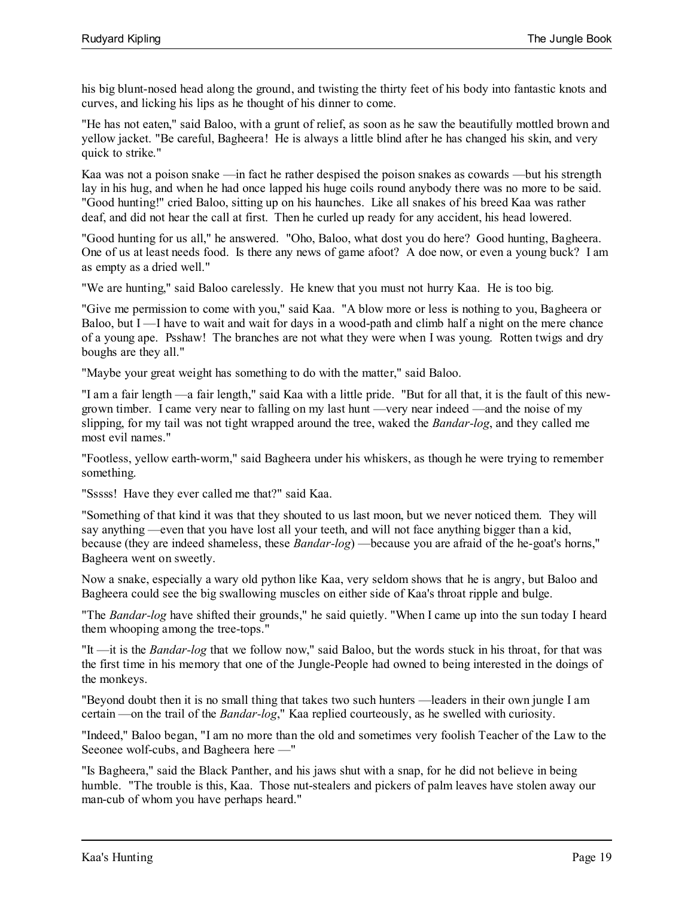his big blunt-nosed head along the ground, and twisting the thirty feet of his body into fantastic knots and curves, and licking his lips as he thought of his dinner to come.

"He has not eaten," said Baloo, with a grunt of relief, as soon as he saw the beautifully mottled brown and yellow jacket. "Be careful, Bagheera! He is always a little blind after he has changed his skin, and very quick to strike."

Kaa was not a poison snake —in fact he rather despised the poison snakes as cowards —but his strength lay in his hug, and when he had once lapped his huge coils round anybody there was no more to be said. "Good hunting!" cried Baloo, sitting up on his haunches. Like all snakes of his breed Kaa was rather deaf, and did not hear the call at first. Then he curled up ready for any accident, his head lowered.

"Good hunting for us all," he answered. "Oho, Baloo, what dost you do here? Good hunting, Bagheera. One of us at least needs food. Is there any news of game afoot? A doe now, or even a young buck? I am as empty as a dried well."

"We are hunting," said Baloo carelessly. He knew that you must not hurry Kaa. He is too big.

"Give me permission to come with you," said Kaa. "A blow more or less is nothing to you, Bagheera or Baloo, but I —I have to wait and wait for days in a wood-path and climb half a night on the mere chance of a young ape. Psshaw! The branches are not what they were when I was young. Rotten twigs and dry boughs are they all."

"Maybe your great weight has something to do with the matter," said Baloo.

"I am a fair length —a fair length," said Kaa with a little pride. "But for all that, it is the fault of this new-grown timber. I came very near to falling on my last hunt —very near indeed —and the noise of my slipping, for my tail was not tight wrapped around the tree, waked the *Bandar-log*, and they called me most evil names."

"Footless, yellow earth-worm," said Bagheera under his whiskers, as though he were trying to remember something.

"Sssss! Have they ever called me that?" said Kaa.

"Something of that kind it was that they shouted to us last moon, but we never noticed them. They will say anything —even that you have lost all your teeth, and will not face anything bigger than a kid, because (they are indeed shameless, these *Bandar-log*) —because you are afraid of the he-goat's horns," Bagheera went on sweetly.

Now a snake, especially a wary old python like Kaa, very seldom shows that he is angry, but Baloo and Bagheera could see the big swallowing muscles on either side of Kaa's throat ripple and bulge.

"The *Bandar-log* have shifted their grounds," he said quietly. "When I came up into the sun today I heard them whooping among the tree-tops."

"It —it is the *Bandar-log* that we follow now," said Baloo, but the words stuck in his throat, for that was the first time in his memory that one of the Jungle-People had owned to being interested in the doings of the monkeys.

"Beyond doubt then it is no small thing that takes two such hunters —leaders in their own jungle I am certain —on the trail of the *Bandar-log*," Kaa replied courteously, as he swelled with curiosity.

"Indeed," Baloo began, "I am no more than the old and sometimes very foolish Teacher of the Law to the Seeonee wolf-cubs, and Bagheera here —"

"Is Bagheera," said the Black Panther, and his jaws shut with a snap, for he did not believe in being humble. "The trouble is this, Kaa. Those nut-stealers and pickers of palm leaves have stolen away our man-cub of whom you have perhaps heard."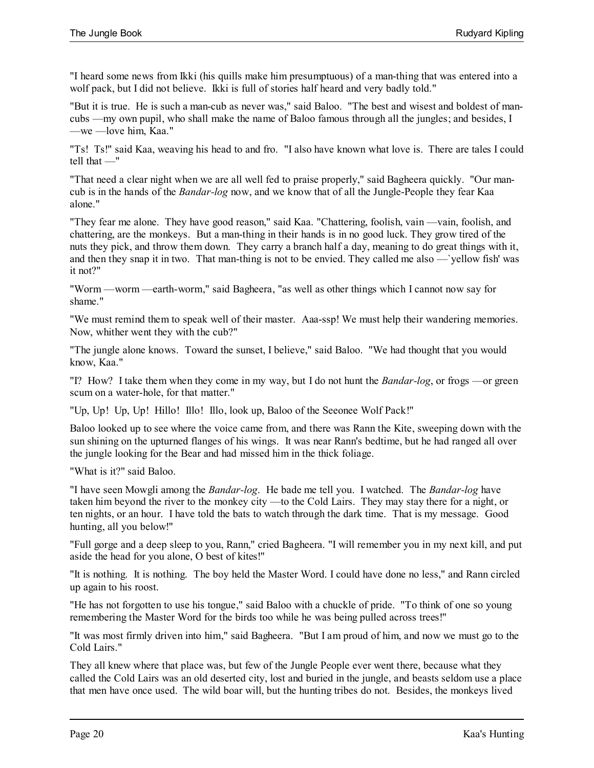"I heard some news from Ikki (his quills make him presumptuous) of a man-thing that was entered into a wolf pack, but I did not believe. Ikki is full of stories half heard and very badly told."

"But it is true. He is such a man-cub as never was," said Baloo. "The best and wisest and boldest of man-cubs —my own pupil, who shall make the name of Baloo famous through all the jungles; and besides, I —we —love him, Kaa."

"Ts! Ts!" said Kaa, weaving his head to and fro. "I also have known what love is. There are tales I could tell that —"

"That need a clear night when we are all well fed to praise properly," said Bagheera quickly. "Our man-cub is in the hands of the *Bandar-log* now, and we know that of all the Jungle-People they fear Kaa alone."

"They fear me alone. They have good reason," said Kaa. "Chattering, foolish, vain —vain, foolish, and chattering, are the monkeys. But a man-thing in their hands is in no good luck. They grow tired of the nuts they pick, and throw them down. They carry a branch half a day, meaning to do great things with it, and then they snap it in two. That man-thing is not to be envied. They called me also —`yellow fish' was it not?"

"Worm —worm —earth-worm," said Bagheera, "as well as other things which I cannot now say for shame."

"We must remind them to speak well of their master. Aaa-ssp! We must help their wandering memories. Now, whither went they with the cub?"

"The jungle alone knows. Toward the sunset, I believe," said Baloo. "We had thought that you would know, Kaa."

"I? How? I take them when they come in my way, but I do not hunt the *Bandar-log*, or frogs —or green scum on a water-hole, for that matter."

"Up, Up! Up, Up! Hillo! Illo! Illo, look up, Baloo of the Seeonee Wolf Pack!"

Baloo looked up to see where the voice came from, and there was Rann the Kite, sweeping down with the sun shining on the upturned flanges of his wings. It was near Rann's bedtime, but he had ranged all over the jungle looking for the Bear and had missed him in the thick foliage.

"What is it?" said Baloo.

"I have seen Mowgli among the *Bandar-log*. He bade me tell you. I watched. The *Bandar-log* have taken him beyond the river to the monkey city —to the Cold Lairs. They may stay there for a night, or ten nights, or an hour. I have told the bats to watch through the dark time. That is my message. Good hunting, all you below!"

"Full gorge and a deep sleep to you, Rann," cried Bagheera. "I will remember you in my next kill, and put aside the head for you alone, O best of kites!"

"It is nothing. It is nothing. The boy held the Master Word. I could have done no less," and Rann circled up again to his roost.

"He has not forgotten to use his tongue," said Baloo with a chuckle of pride. "To think of one so young remembering the Master Word for the birds too while he was being pulled across trees!"

"It was most firmly driven into him," said Bagheera. "But I am proud of him, and now we must go to the Cold Lairs."

They all knew where that place was, but few of the Jungle People ever went there, because what they called the Cold Lairs was an old deserted city, lost and buried in the jungle, and beasts seldom use a place that men have once used. The wild boar will, but the hunting tribes do not. Besides, the monkeys lived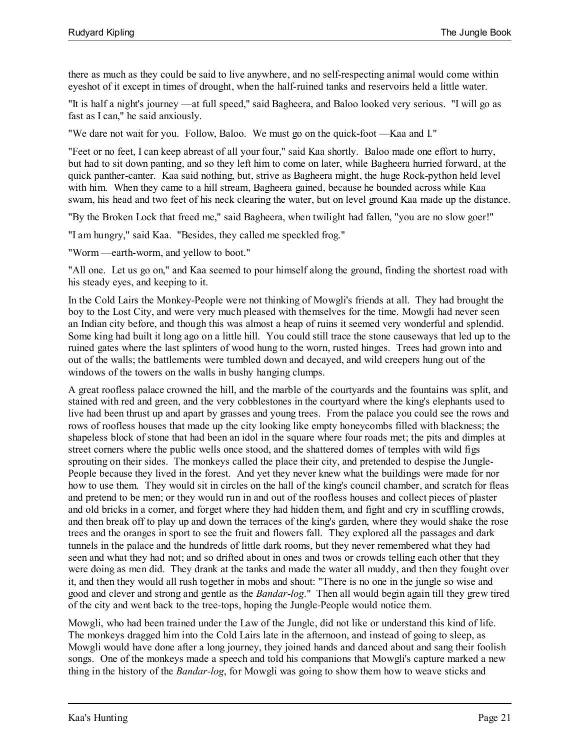there as much as they could be said to live anywhere, and no self-respecting animal would come within eyeshot of it except in times of drought, when the half-ruined tanks and reservoirs held a little water.

"It is half a night's journey —at full speed," said Bagheera, and Baloo looked very serious. "I will go as fast as I can," he said anxiously.

"We dare not wait for you. Follow, Baloo. We must go on the quick-foot —Kaa and I."

"Feet or no feet, I can keep abreast of all your four," said Kaa shortly. Baloo made one effort to hurry, but had to sit down panting, and so they left him to come on later, while Bagheera hurried forward, at the quick panther-canter. Kaa said nothing, but, strive as Bagheera might, the huge Rock-python held level with him. When they came to a hill stream, Bagheera gained, because he bounded across while Kaa swam, his head and two feet of his neck clearing the water, but on level ground Kaa made up the distance.

"By the Broken Lock that freed me," said Bagheera, when twilight had fallen, "you are no slow goer!"

"I am hungry," said Kaa. "Besides, they called me speckled frog."

"Worm —earth-worm, and yellow to boot."

"All one. Let us go on," and Kaa seemed to pour himself along the ground, finding the shortest road with his steady eyes, and keeping to it.

In the Cold Lairs the Monkey-People were not thinking of Mowgli's friends at all. They had brought the boy to the Lost City, and were very much pleased with themselves for the time. Mowgli had never seen an Indian city before, and though this was almost a heap of ruins it seemed very wonderful and splendid. Some king had built it long ago on a little hill. You could still trace the stone causeways that led up to the ruined gates where the last splinters of wood hung to the worn, rusted hinges. Trees had grown into and out of the walls; the battlements were tumbled down and decayed, and wild creepers hung out of the windows of the towers on the walls in bushy hanging clumps.

A great roofless palace crowned the hill, and the marble of the courtyards and the fountains was split, and stained with red and green, and the very cobblestones in the courtyard where the king's elephants used to live had been thrust up and apart by grasses and young trees. From the palace you could see the rows and rows of roofless houses that made up the city looking like empty honeycombs filled with blackness; the shapeless block of stone that had been an idol in the square where four roads met; the pits and dimples at street corners where the public wells once stood, and the shattered domes of temples with wild figs sprouting on their sides. The monkeys called the place their city, and pretended to despise the Jungle-People because they lived in the forest. And yet they never knew what the buildings were made for nor how to use them. They would sit in circles on the hall of the king's council chamber, and scratch for fleas and pretend to be men; or they would run in and out of the roofless houses and collect pieces of plaster and old bricks in a corner, and forget where they had hidden them, and fight and cry in scuffling crowds, and then break off to play up and down the terraces of the king's garden, where they would shake the rose trees and the oranges in sport to see the fruit and flowers fall. They explored all the passages and dark tunnels in the palace and the hundreds of little dark rooms, but they never remembered what they had seen and what they had not; and so drifted about in ones and twos or crowds telling each other that they were doing as men did. They drank at the tanks and made the water all muddy, and then they fought over it, and then they would all rush together in mobs and shout: "There is no one in the jungle so wise and good and clever and strong and gentle as the *Bandar-log*." Then all would begin again till they grew tired of the city and went back to the tree-tops, hoping the Jungle-People would notice them.

Mowgli, who had been trained under the Law of the Jungle, did not like or understand this kind of life. The monkeys dragged him into the Cold Lairs late in the afternoon, and instead of going to sleep, as Mowgli would have done after a long journey, they joined hands and danced about and sang their foolish songs. One of the monkeys made a speech and told his companions that Mowgli's capture marked a new thing in the history of the *Bandar-log*, for Mowgli was going to show them how to weave sticks and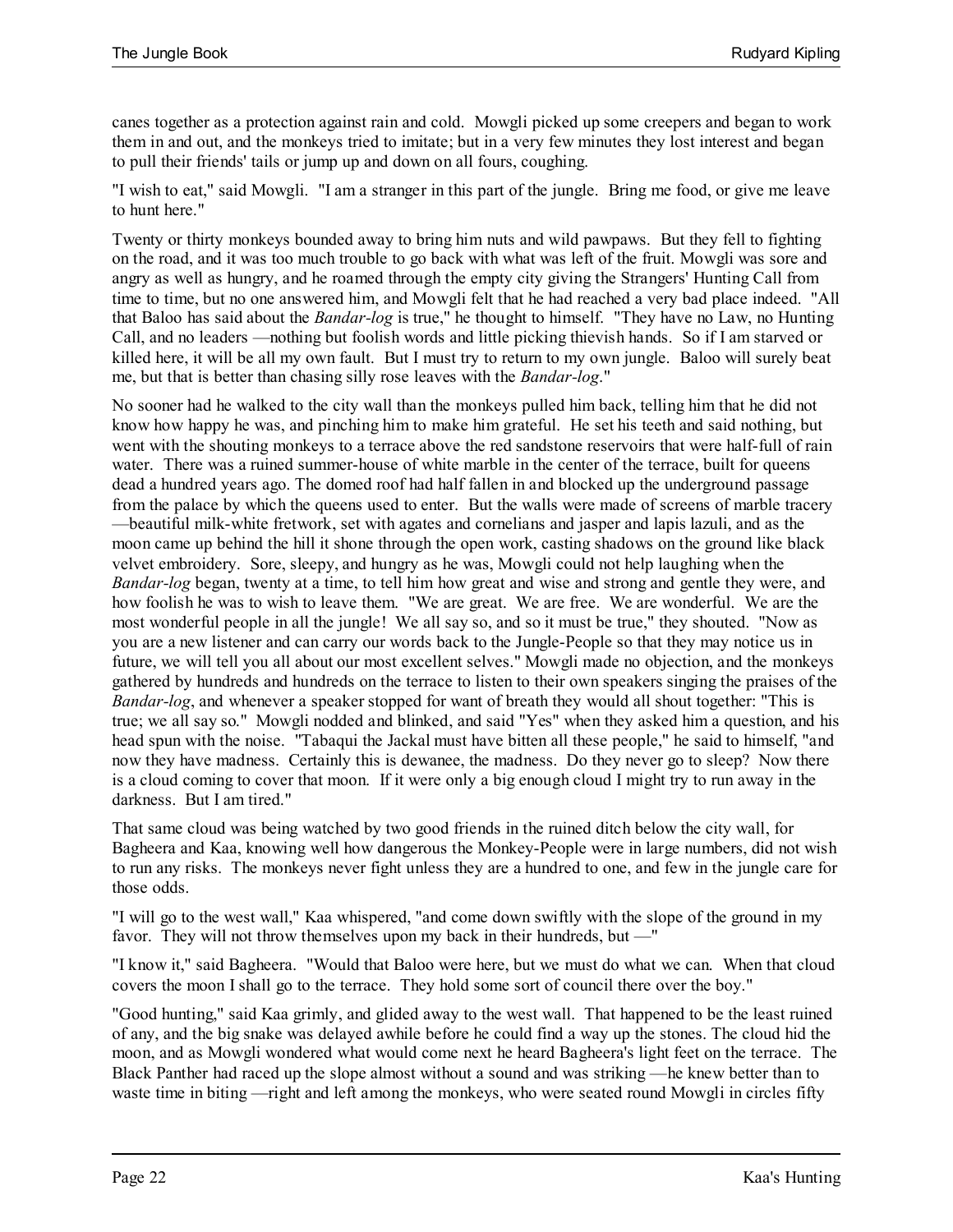canes together as a protection against rain and cold. Mowgli picked up some creepers and began to work them in and out, and the monkeys tried to imitate; but in a very few minutes they lost interest and began to pull their friends' tails or jump up and down on all fours, coughing.

"I wish to eat," said Mowgli. "I am a stranger in this part of the jungle. Bring me food, or give me leave to hunt here."

Twenty or thirty monkeys bounded away to bring him nuts and wild pawpaws. But they fell to fighting on the road, and it was too much trouble to go back with what was left of the fruit. Mowgli was sore and angry as well as hungry, and he roamed through the empty city giving the Strangers' Hunting Call from time to time, but no one answered him, and Mowgli felt that he had reached a very bad place indeed. "All that Baloo has said about the *Bandar-log* is true," he thought to himself. "They have no Law, no Hunting Call, and no leaders —nothing but foolish words and little picking thievish hands. So if I am starved or killed here, it will be all my own fault. But I must try to return to my own jungle. Baloo will surely beat me, but that is better than chasing silly rose leaves with the *Bandar-log*."

No sooner had he walked to the city wall than the monkeys pulled him back, telling him that he did not know how happy he was, and pinching him to make him grateful. He set his teeth and said nothing, but went with the shouting monkeys to a terrace above the red sandstone reservoirs that were half-full of rain water. There was a ruined summer-house of white marble in the center of the terrace, built for queens dead a hundred years ago. The domed roof had half fallen in and blocked up the underground passage from the palace by which the queens used to enter. But the walls were made of screens of marble tracery —beautiful milk-white fretwork, set with agates and cornelians and jasper and lapis lazuli, and as the moon came up behind the hill it shone through the open work, casting shadows on the ground like black velvet embroidery. Sore, sleepy, and hungry as he was, Mowgli could not help laughing when the *Bandar-log* began, twenty at a time, to tell him how great and wise and strong and gentle they were, and how foolish he was to wish to leave them. "We are great. We are free. We are wonderful. We are the most wonderful people in all the jungle! We all say so, and so it must be true," they shouted. "Now as you are a new listener and can carry our words back to the Jungle-People so that they may notice us in future, we will tell you all about our most excellent selves." Mowgli made no objection, and the monkeys gathered by hundreds and hundreds on the terrace to listen to their own speakers singing the praises of the *Bandar-log*, and whenever a speaker stopped for want of breath they would all shout together: "This is true; we all say so." Mowgli nodded and blinked, and said "Yes" when they asked him a question, and his head spun with the noise. "Tabaqui the Jackal must have bitten all these people," he said to himself, "and now they have madness. Certainly this is dewanee, the madness. Do they never go to sleep? Now there is a cloud coming to cover that moon. If it were only a big enough cloud I might try to run away in the darkness. But I am tired."

That same cloud was being watched by two good friends in the ruined ditch below the city wall, for Bagheera and Kaa, knowing well how dangerous the Monkey-People were in large numbers, did not wish to run any risks. The monkeys never fight unless they are a hundred to one, and few in the jungle care for those odds.

"I will go to the west wall," Kaa whispered, "and come down swiftly with the slope of the ground in my favor. They will not throw themselves upon my back in their hundreds, but —"

"I know it," said Bagheera. "Would that Baloo were here, but we must do what we can. When that cloud covers the moon I shall go to the terrace. They hold some sort of council there over the boy."

"Good hunting," said Kaa grimly, and glided away to the west wall. That happened to be the least ruined of any, and the big snake was delayed awhile before he could find a way up the stones. The cloud hid the moon, and as Mowgli wondered what would come next he heard Bagheera's light feet on the terrace. The Black Panther had raced up the slope almost without a sound and was striking —he knew better than to waste time in biting —right and left among the monkeys, who were seated round Mowgli in circles fifty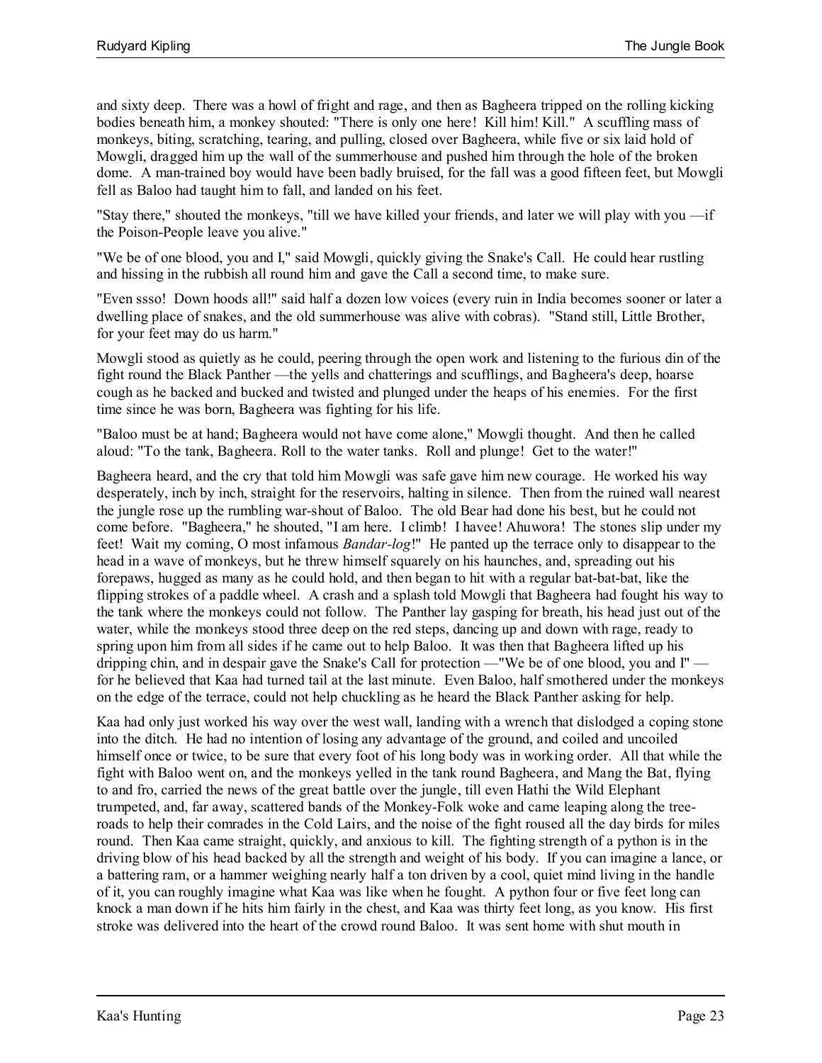and sixty deep. There was a howl of fright and rage, and then as Bagheera tripped on the rolling kicking bodies beneath him, a monkey shouted: "There is only one here! Kill him! Kill." A scuffling mass of monkeys, biting, scratching, tearing, and pulling, closed over Bagheera, while five or six laid hold of Mowgli, dragged him up the wall of the summerhouse and pushed him through the hole of the broken dome. A man-trained boy would have been badly bruised, for the fall was a good fifteen feet, but Mowgli fell as Baloo had taught him to fall, and landed on his feet.

"Stay there," shouted the monkeys, "till we have killed your friends, and later we will play with you —if the Poison-People leave you alive."

"We be of one blood, you and I," said Mowgli, quickly giving the Snake's Call. He could hear rustling and hissing in the rubbish all round him and gave the Call a second time, to make sure.

"Even ssso! Down hoods all!" said half a dozen low voices (every ruin in India becomes sooner or later a dwelling place of snakes, and the old summerhouse was alive with cobras). "Stand still, Little Brother, for your feet may do us harm."

Mowgli stood as quietly as he could, peering through the open work and listening to the furious din of the fight round the Black Panther —the yells and chatterings and scufflings, and Bagheera's deep, hoarse cough as he backed and bucked and twisted and plunged under the heaps of his enemies. For the first time since he was born, Bagheera was fighting for his life.

"Baloo must be at hand; Bagheera would not have come alone," Mowgli thought. And then he called aloud: "To the tank, Bagheera. Roll to the water tanks. Roll and plunge! Get to the water!"

Bagheera heard, and the cry that told him Mowgli was safe gave him new courage. He worked his way desperately, inch by inch, straight for the reservoirs, halting in silence. Then from the ruined wall nearest the jungle rose up the rumbling war-shout of Baloo. The old Bear had done his best, but he could not come before. "Bagheera," he shouted, "I am here. I climb! I havee! Ahuwora! The stones slip under my feet! Wait my coming, O most infamous *Bandar-log*!" He panted up the terrace only to disappear to the head in a wave of monkeys, but he threw himself squarely on his haunches, and, spreading out his forepaws, hugged as many as he could hold, and then began to hit with a regular bat-bat-bat, like the flipping strokes of a paddle wheel. A crash and a splash told Mowgli that Bagheera had fought his way to the tank where the monkeys could not follow. The Panther lay gasping for breath, his head just out of the water, while the monkeys stood three deep on the red steps, dancing up and down with rage, ready to spring upon him from all sides if he came out to help Baloo. It was then that Bagheera lifted up his dripping chin, and in despair gave the Snake's Call for protection —"We be of one blood, you and I" —for he believed that Kaa had turned tail at the last minute. Even Baloo, half smothered under the monkeys on the edge of the terrace, could not help chuckling as he heard the Black Panther asking for help.

Kaa had only just worked his way over the west wall, landing with a wrench that dislodged a coping stone into the ditch. He had no intention of losing any advantage of the ground, and coiled and uncoiled himself once or twice, to be sure that every foot of his long body was in working order. All that while the fight with Baloo went on, and the monkeys yelled in the tank round Bagheera, and Mang the Bat, flying to and fro, carried the news of the great battle over the jungle, till even Hathi the Wild Elephant trumpeted, and, far away, scattered bands of the Monkey-Folk woke and came leaping along the tree-roads to help their comrades in the Cold Lairs, and the noise of the fight roused all the day birds for miles round. Then Kaa came straight, quickly, and anxious to kill. The fighting strength of a python is in the driving blow of his head backed by all the strength and weight of his body. If you can imagine a lance, or a battering ram, or a hammer weighing nearly half a ton driven by a cool, quiet mind living in the handle of it, you can roughly imagine what Kaa was like when he fought. A python four or five feet long can knock a man down if he hits him fairly in the chest, and Kaa was thirty feet long, as you know. His first stroke was delivered into the heart of the crowd round Baloo. It was sent home with shut mouth in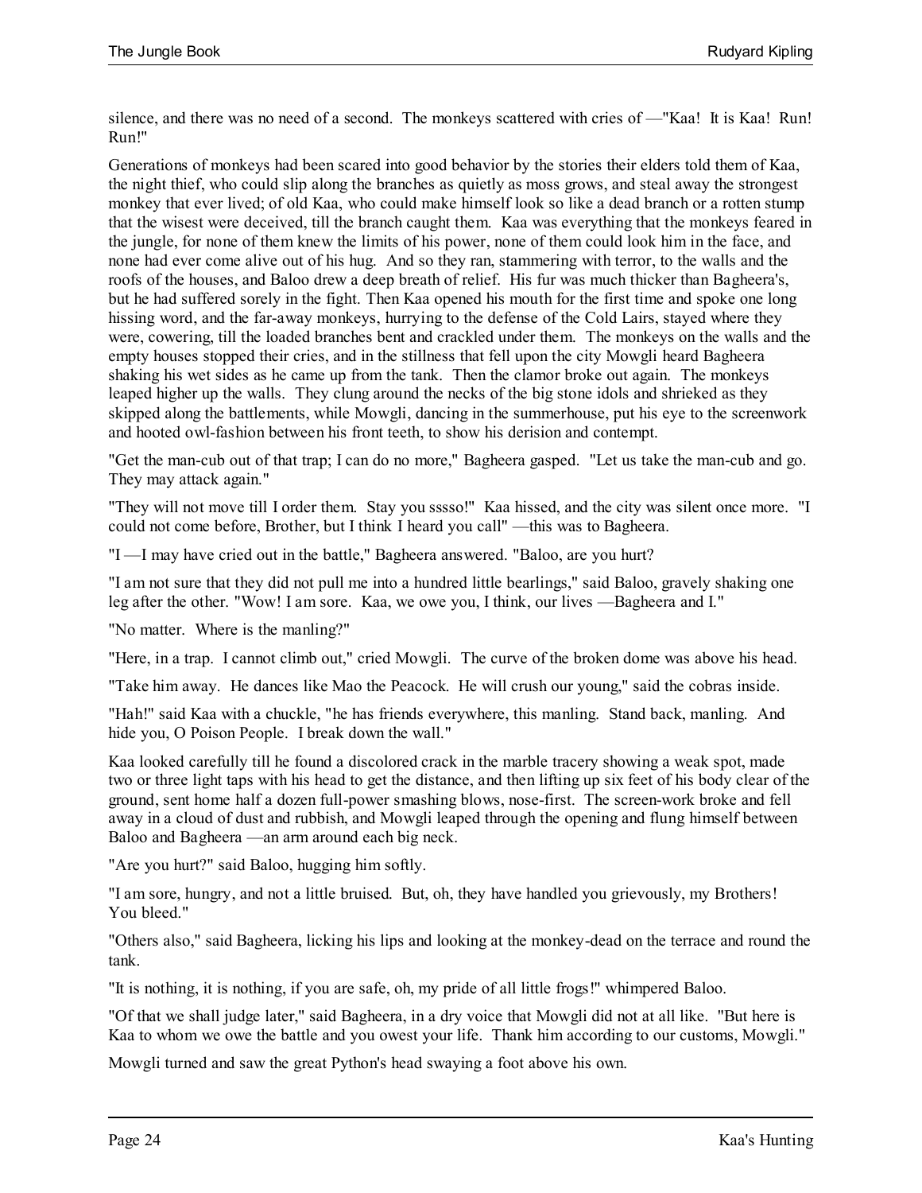silence, and there was no need of a second. The monkeys scattered with cries of —"Kaa! It is Kaa! Run! Run!"

Generations of monkeys had been scared into good behavior by the stories their elders told them of Kaa, the night thief, who could slip along the branches as quietly as moss grows, and steal away the strongest monkey that ever lived; of old Kaa, who could make himself look so like a dead branch or a rotten stump that the wisest were deceived, till the branch caught them. Kaa was everything that the monkeys feared in the jungle, for none of them knew the limits of his power, none of them could look him in the face, and none had ever come alive out of his hug. And so they ran, stammering with terror, to the walls and the roofs of the houses, and Baloo drew a deep breath of relief. His fur was much thicker than Bagheera's, but he had suffered sorely in the fight. Then Kaa opened his mouth for the first time and spoke one long hissing word, and the far-away monkeys, hurrying to the defense of the Cold Lairs, stayed where they were, cowering, till the loaded branches bent and crackled under them. The monkeys on the walls and the empty houses stopped their cries, and in the stillness that fell upon the city Mowgli heard Bagheera shaking his wet sides as he came up from the tank. Then the clamor broke out again. The monkeys leaped higher up the walls. They clung around the necks of the big stone idols and shrieked as they skipped along the battlements, while Mowgli, dancing in the summerhouse, put his eye to the screenwork and hooted owl-fashion between his front teeth, to show his derision and contempt.

"Get the man-cub out of that trap; I can do no more," Bagheera gasped. "Let us take the man-cub and go. They may attack again."

"They will not move till I order them. Stay you sssso!" Kaa hissed, and the city was silent once more. "I could not come before, Brother, but I think I heard you call" —this was to Bagheera.

"I —I may have cried out in the battle," Bagheera answered. "Baloo, are you hurt?

"I am not sure that they did not pull me into a hundred little bearlings," said Baloo, gravely shaking one leg after the other. "Wow! I am sore. Kaa, we owe you, I think, our lives —Bagheera and I."

"No matter. Where is the manling?"

"Here, in a trap. I cannot climb out," cried Mowgli. The curve of the broken dome was above his head.

"Take him away. He dances like Mao the Peacock. He will crush our young," said the cobras inside.

"Hah!" said Kaa with a chuckle, "he has friends everywhere, this manling. Stand back, manling. And hide you, O Poison People. I break down the wall."

Kaa looked carefully till he found a discolored crack in the marble tracery showing a weak spot, made two or three light taps with his head to get the distance, and then lifting up six feet of his body clear of the ground, sent home half a dozen full-power smashing blows, nose-first. The screen-work broke and fell away in a cloud of dust and rubbish, and Mowgli leaped through the opening and flung himself between Baloo and Bagheera —an arm around each big neck.

"Are you hurt?" said Baloo, hugging him softly.

"I am sore, hungry, and not a little bruised. But, oh, they have handled you grievously, my Brothers! You bleed."

"Others also," said Bagheera, licking his lips and looking at the monkey-dead on the terrace and round the tank.

"It is nothing, it is nothing, if you are safe, oh, my pride of all little frogs!" whimpered Baloo.

"Of that we shall judge later," said Bagheera, in a dry voice that Mowgli did not at all like. "But here is Kaa to whom we owe the battle and you owest your life. Thank him according to our customs, Mowgli."

Mowgli turned and saw the great Python's head swaying a foot above his own.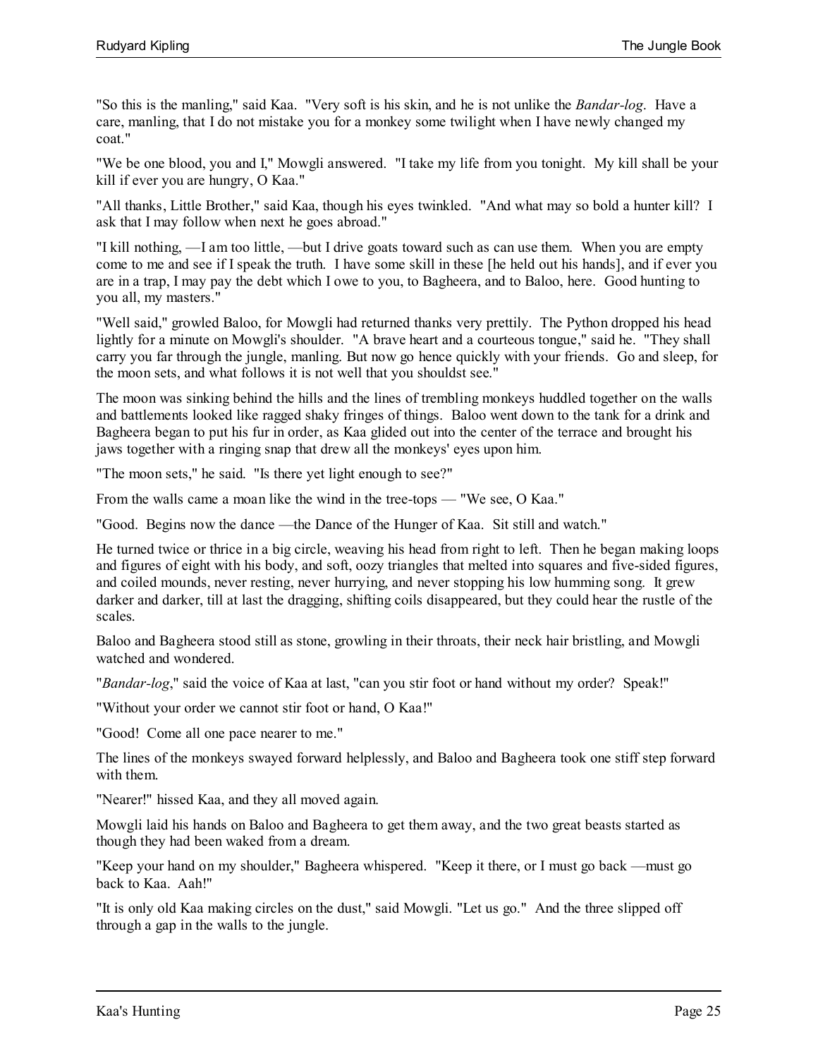"So this is the manling," said Kaa. "Very soft is his skin, and he is not unlike the *Bandar-log*. Have a care, manling, that I do not mistake you for a monkey some twilight when I have newly changed my coat."

"We be one blood, you and I," Mowgli answered. "I take my life from you tonight. My kill shall be your kill if ever you are hungry, O Kaa."

"All thanks, Little Brother," said Kaa, though his eyes twinkled. "And what may so bold a hunter kill? I ask that I may follow when next he goes abroad."

"I kill nothing, —I am too little, —but I drive goats toward such as can use them. When you are empty come to me and see if I speak the truth. I have some skill in these [he held out his hands], and if ever you are in a trap, I may pay the debt which I owe to you, to Bagheera, and to Baloo, here. Good hunting to you all, my masters."

"Well said," growled Baloo, for Mowgli had returned thanks very prettily. The Python dropped his head lightly for a minute on Mowgli's shoulder. "A brave heart and a courteous tongue," said he. "They shall carry you far through the jungle, manling. But now go hence quickly with your friends. Go and sleep, for the moon sets, and what follows it is not well that you shouldst see."

The moon was sinking behind the hills and the lines of trembling monkeys huddled together on the walls and battlements looked like ragged shaky fringes of things. Baloo went down to the tank for a drink and Bagheera began to put his fur in order, as Kaa glided out into the center of the terrace and brought his jaws together with a ringing snap that drew all the monkeys' eyes upon him.

"The moon sets," he said. "Is there yet light enough to see?"

From the walls came a moan like the wind in the tree-tops — "We see, O Kaa."

"Good. Begins now the dance —the Dance of the Hunger of Kaa. Sit still and watch."

He turned twice or thrice in a big circle, weaving his head from right to left. Then he began making loops and figures of eight with his body, and soft, oozy triangles that melted into squares and five-sided figures, and coiled mounds, never resting, never hurrying, and never stopping his low humming song. It grew darker and darker, till at last the dragging, shifting coils disappeared, but they could hear the rustle of the scales.

Baloo and Bagheera stood still as stone, growling in their throats, their neck hair bristling, and Mowgli watched and wondered.

"*Bandar-log*," said the voice of Kaa at last, "can you stir foot or hand without my order? Speak!"

"Without your order we cannot stir foot or hand, O Kaa!"

"Good! Come all one pace nearer to me."

The lines of the monkeys swayed forward helplessly, and Baloo and Bagheera took one stiff step forward with them.

"Nearer!" hissed Kaa, and they all moved again.

Mowgli laid his hands on Baloo and Bagheera to get them away, and the two great beasts started as though they had been waked from a dream.

"Keep your hand on my shoulder," Bagheera whispered. "Keep it there, or I must go back —must go back to Kaa. Aah!"

"It is only old Kaa making circles on the dust," said Mowgli. "Let us go." And the three slipped off through a gap in the walls to the jungle.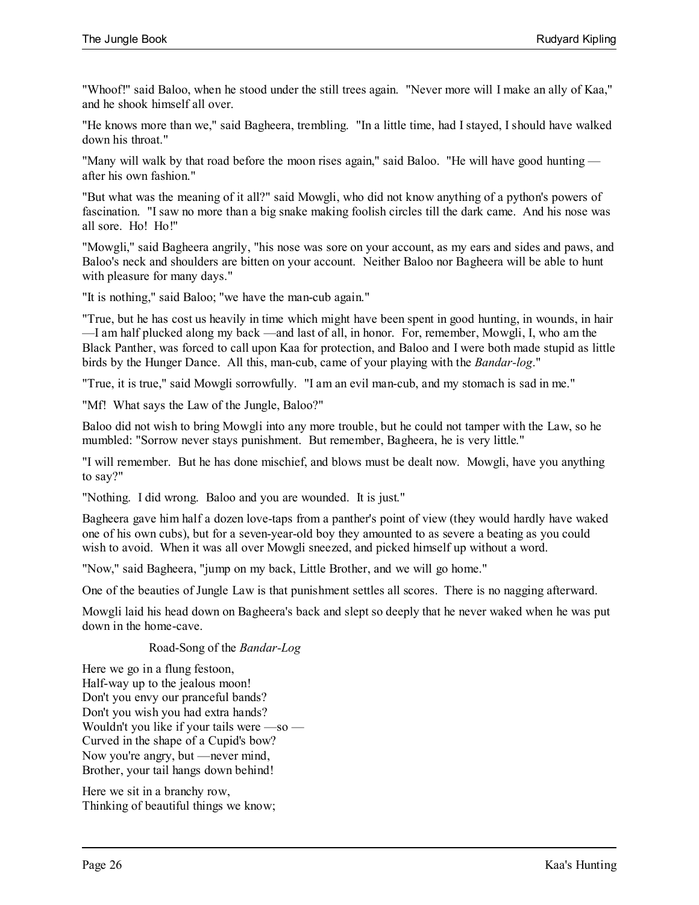"Whoof!" said Baloo, when he stood under the still trees again. "Never more will I make an ally of Kaa," and he shook himself all over.

"He knows more than we," said Bagheera, trembling. "In a little time, had I stayed, I should have walked down his throat."

"Many will walk by that road before the moon rises again," said Baloo. "He will have good hunting — after his own fashion."

"But what was the meaning of it all?" said Mowgli, who did not know anything of a python's powers of fascination. "I saw no more than a big snake making foolish circles till the dark came. And his nose was all sore. Ho! Ho!"

"Mowgli," said Bagheera angrily, "his nose was sore on your account, as my ears and sides and paws, and Baloo's neck and shoulders are bitten on your account. Neither Baloo nor Bagheera will be able to hunt with pleasure for many days."

"It is nothing," said Baloo; "we have the man-cub again."

"True, but he has cost us heavily in time which might have been spent in good hunting, in wounds, in hair —I am half plucked along my back —and last of all, in honor. For, remember, Mowgli, I, who am the Black Panther, was forced to call upon Kaa for protection, and Baloo and I were both made stupid as little birds by the Hunger Dance. All this, man-cub, came of your playing with the *Bandar-log*."

"True, it is true," said Mowgli sorrowfully. "I am an evil man-cub, and my stomach is sad in me."

"Mf! What says the Law of the Jungle, Baloo?"

Baloo did not wish to bring Mowgli into any more trouble, but he could not tamper with the Law, so he mumbled: "Sorrow never stays punishment. But remember, Bagheera, he is very little."

"I will remember. But he has done mischief, and blows must be dealt now. Mowgli, have you anything to say?"

"Nothing. I did wrong. Baloo and you are wounded. It is just."

Bagheera gave him half a dozen love-taps from a panther's point of view (they would hardly have waked one of his own cubs), but for a seven-year-old boy they amounted to as severe a beating as you could wish to avoid. When it was all over Mowgli sneezed, and picked himself up without a word.

"Now," said Bagheera, "jump on my back, Little Brother, and we will go home."

One of the beauties of Jungle Law is that punishment settles all scores. There is no nagging afterward.

Mowgli laid his head down on Bagheera's back and slept so deeply that he never waked when he was put down in the home-cave.

### Road-Song of the *Bandar-Log*

Here we go in a flung festoon,  
Half-way up to the jealous moon!  
Don't you envy our pranceful bands?  
Don't you wish you had extra hands?  
Wouldn't you like if your tails were —so —  
Curved in the shape of a Cupid's bow?  
Now you're angry, but —never mind,  
Brother, your tail hangs down behind!

Here we sit in a branchy row,  
Thinking of beautiful things we know;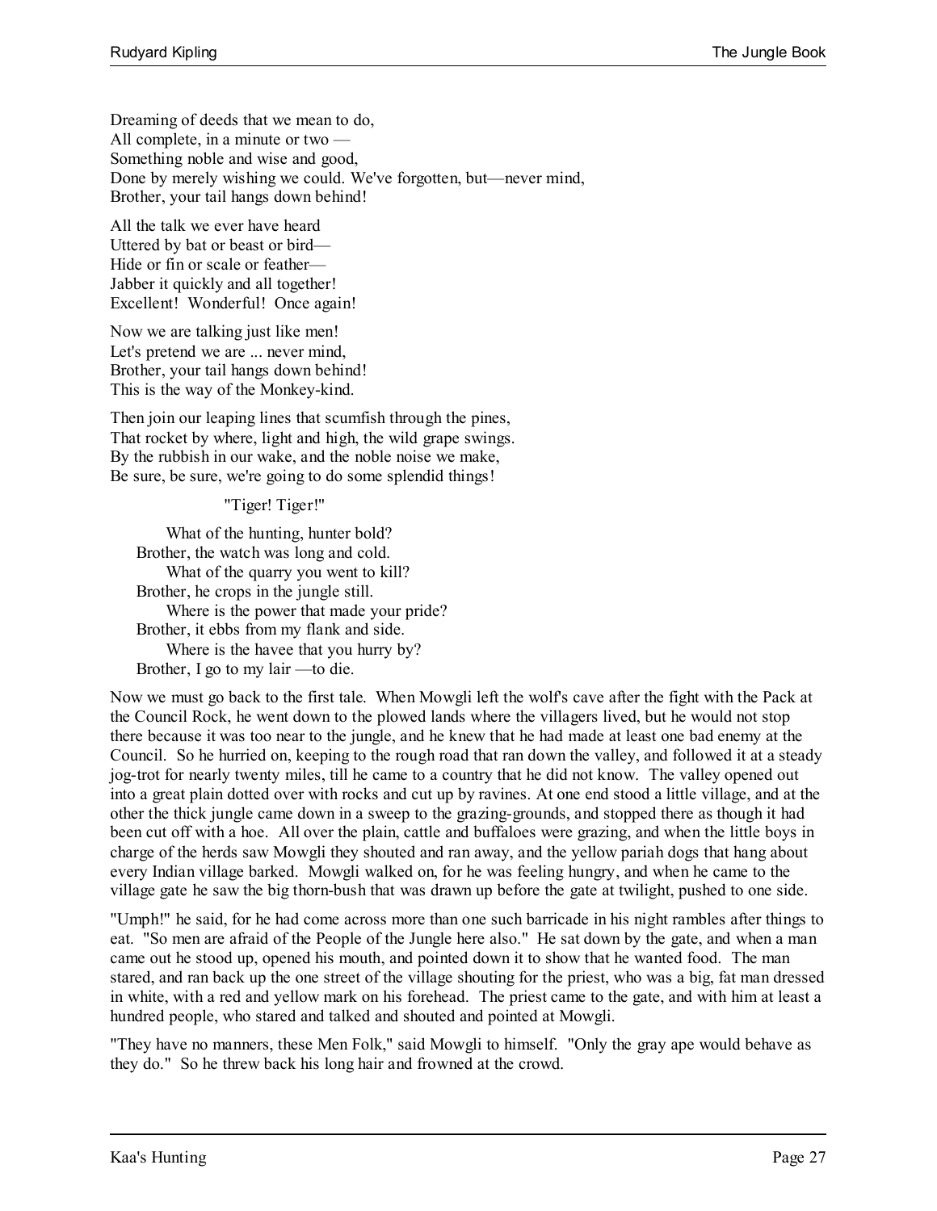Dreaming of deeds that we mean to do,
All complete, in a minute or two —
Something noble and wise and good,
Done by merely wishing we could. We've forgotten, but—never mind,
Brother, your tail hangs down behind!

All the talk we ever have heard
Uttered by bat or beast or bird—
Hide or fin or scale or feather—
Jabber it quickly and all together!
Excellent! Wonderful! Once again!

Now we are talking just like men!
Let's pretend we are ... never mind,
Brother, your tail hangs down behind!
This is the way of the Monkey-kind.

Then join our leaping lines that scumfish through the pines,
That rocket by where, light and high, the wild grape swings.
By the rubbish in our wake, and the noble noise we make,
Be sure, be sure, we're going to do some splendid things!

## "Tiger! Tiger!"

What of the hunting, hunter bold?
Brother, the watch was long and cold.
What of the quarry you went to kill?
Brother, he crops in the jungle still.
Where is the power that made your pride?
Brother, it ebbs from my flank and side.
Where is the havee that you hurry by?
Brother, I go to my lair —to die.

Now we must go back to the first tale. When Mowgli left the wolf's cave after the fight with the Pack at the Council Rock, he went down to the plowed lands where the villagers lived, but he would not stop there because it was too near to the jungle, and he knew that he had made at least one bad enemy at the Council. So he hurried on, keeping to the rough road that ran down the valley, and followed it at a steady jog-trot for nearly twenty miles, till he came to a country that he did not know. The valley opened out into a great plain dotted over with rocks and cut up by ravines. At one end stood a little village, and at the other the thick jungle came down in a sweep to the grazing-grounds, and stopped there as though it had been cut off with a hoe. All over the plain, cattle and buffaloes were grazing, and when the little boys in charge of the herds saw Mowgli they shouted and ran away, and the yellow pariah dogs that hang about every Indian village barked. Mowgli walked on, for he was feeling hungry, and when he came to the village gate he saw the big thorn-bush that was drawn up before the gate at twilight, pushed to one side.

"Umph!" he said, for he had come across more than one such barricade in his night rambles after things to eat. "So men are afraid of the People of the Jungle here also." He sat down by the gate, and when a man came out he stood up, opened his mouth, and pointed down it to show that he wanted food. The man stared, and ran back up the one street of the village shouting for the priest, who was a big, fat man dressed in white, with a red and yellow mark on his forehead. The priest came to the gate, and with him at least a hundred people, who stared and talked and shouted and pointed at Mowgli.

"They have no manners, these Men Folk," said Mowgli to himself. "Only the gray ape would behave as they do." So he threw back his long hair and frowned at the crowd.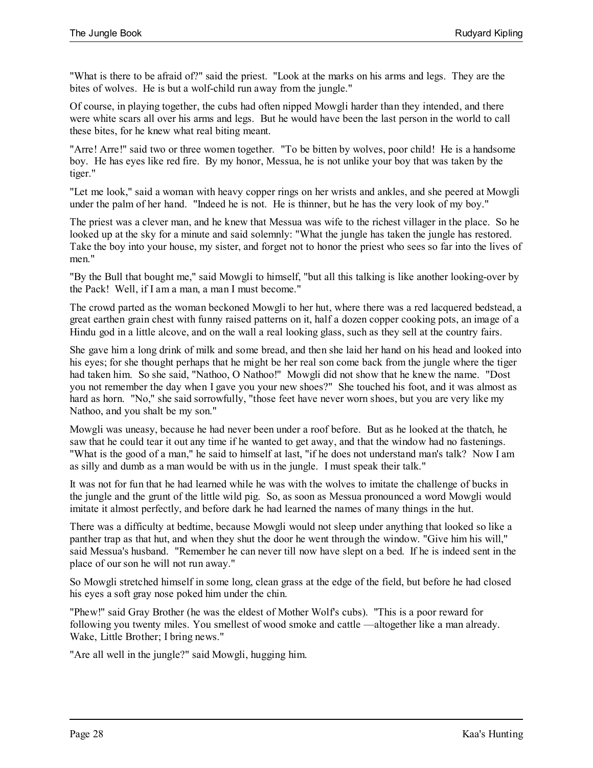"What is there to be afraid of?" said the priest. "Look at the marks on his arms and legs. They are the bites of wolves. He is but a wolf-child run away from the jungle."

Of course, in playing together, the cubs had often nipped Mowgli harder than they intended, and there were white scars all over his arms and legs. But he would have been the last person in the world to call these bites, for he knew what real biting meant.

"Arre! Arre!" said two or three women together. "To be bitten by wolves, poor child! He is a handsome boy. He has eyes like red fire. By my honor, Messua, he is not unlike your boy that was taken by the tiger."

"Let me look," said a woman with heavy copper rings on her wrists and ankles, and she peered at Mowgli under the palm of her hand. "Indeed he is not. He is thinner, but he has the very look of my boy."

The priest was a clever man, and he knew that Messua was wife to the richest villager in the place. So he looked up at the sky for a minute and said solemnly: "What the jungle has taken the jungle has restored. Take the boy into your house, my sister, and forget not to honor the priest who sees so far into the lives of men."

"By the Bull that bought me," said Mowgli to himself, "but all this talking is like another looking-over by the Pack! Well, if I am a man, a man I must become."

The crowd parted as the woman beckoned Mowgli to her hut, where there was a red lacquered bedstead, a great earthen grain chest with funny raised patterns on it, half a dozen copper cooking pots, an image of a Hindu god in a little alcove, and on the wall a real looking glass, such as they sell at the country fairs.

She gave him a long drink of milk and some bread, and then she laid her hand on his head and looked into his eyes; for she thought perhaps that he might be her real son come back from the jungle where the tiger had taken him. So she said, "Nathoo, O Nathoo!" Mowgli did not show that he knew the name. "Dost you not remember the day when I gave you your new shoes?" She touched his foot, and it was almost as hard as horn. "No," she said sorrowfully, "those feet have never worn shoes, but you are very like my Nathoo, and you shalt be my son."

Mowgli was uneasy, because he had never been under a roof before. But as he looked at the thatch, he saw that he could tear it out any time if he wanted to get away, and that the window had no fastenings. "What is the good of a man," he said to himself at last, "if he does not understand man's talk? Now I am as silly and dumb as a man would be with us in the jungle. I must speak their talk."

It was not for fun that he had learned while he was with the wolves to imitate the challenge of bucks in the jungle and the grunt of the little wild pig. So, as soon as Messua pronounced a word Mowgli would imitate it almost perfectly, and before dark he had learned the names of many things in the hut.

There was a difficulty at bedtime, because Mowgli would not sleep under anything that looked so like a panther trap as that hut, and when they shut the door he went through the window. "Give him his will," said Messua's husband. "Remember he can never till now have slept on a bed. If he is indeed sent in the place of our son he will not run away."

So Mowgli stretched himself in some long, clean grass at the edge of the field, but before he had closed his eyes a soft gray nose poked him under the chin.

"Phew!" said Gray Brother (he was the eldest of Mother Wolf's cubs). "This is a poor reward for following you twenty miles. You smellest of wood smoke and cattle —altogether like a man already. Wake, Little Brother; I bring news."

"Are all well in the jungle?" said Mowgli, hugging him.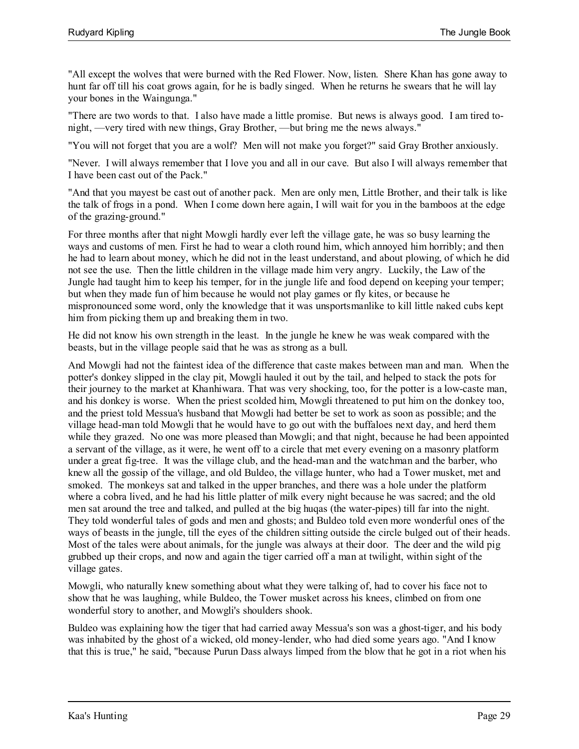"All except the wolves that were burned with the Red Flower. Now, listen. Shere Khan has gone away to hunt far off till his coat grows again, for he is badly singed. When he returns he swears that he will lay your bones in the Waingunga."

"There are two words to that. I also have made a little promise. But news is always good. I am tired to-night, —very tired with new things, Gray Brother, —but bring me the news always."

"You will not forget that you are a wolf? Men will not make you forget?" said Gray Brother anxiously.

"Never. I will always remember that I love you and all in our cave. But also I will always remember that I have been cast out of the Pack."

"And that you mayest be cast out of another pack. Men are only men, Little Brother, and their talk is like the talk of frogs in a pond. When I come down here again, I will wait for you in the bamboos at the edge of the grazing-ground."

For three months after that night Mowgli hardly ever left the village gate, he was so busy learning the ways and customs of men. First he had to wear a cloth round him, which annoyed him horribly; and then he had to learn about money, which he did not in the least understand, and about plowing, of which he did not see the use. Then the little children in the village made him very angry. Luckily, the Law of the Jungle had taught him to keep his temper, for in the jungle life and food depend on keeping your temper; but when they made fun of him because he would not play games or fly kites, or because he mispronounced some word, only the knowledge that it was unsportsmanlike to kill little naked cubs kept him from picking them up and breaking them in two.

He did not know his own strength in the least. In the jungle he knew he was weak compared with the beasts, but in the village people said that he was as strong as a bull.

And Mowgli had not the faintest idea of the difference that caste makes between man and man. When the potter's donkey slipped in the clay pit, Mowgli hauled it out by the tail, and helped to stack the pots for their journey to the market at Khanhiwara. That was very shocking, too, for the potter is a low-caste man, and his donkey is worse. When the priest scolded him, Mowgli threatened to put him on the donkey too, and the priest told Messua's husband that Mowgli had better be set to work as soon as possible; and the village head-man told Mowgli that he would have to go out with the buffaloes next day, and herd them while they grazed. No one was more pleased than Mowgli; and that night, because he had been appointed a servant of the village, as it were, he went off to a circle that met every evening on a masonry platform under a great fig-tree. It was the village club, and the head-man and the watchman and the barber, who knew all the gossip of the village, and old Buldeo, the village hunter, who had a Tower musket, met and smoked. The monkeys sat and talked in the upper branches, and there was a hole under the platform where a cobra lived, and he had his little platter of milk every night because he was sacred; and the old men sat around the tree and talked, and pulled at the big huqas (the water-pipes) till far into the night. They told wonderful tales of gods and men and ghosts; and Buldeo told even more wonderful ones of the ways of beasts in the jungle, till the eyes of the children sitting outside the circle bulged out of their heads. Most of the tales were about animals, for the jungle was always at their door. The deer and the wild pig grubbed up their crops, and now and again the tiger carried off a man at twilight, within sight of the village gates.

Mowgli, who naturally knew something about what they were talking of, had to cover his face not to show that he was laughing, while Buldeo, the Tower musket across his knees, climbed on from one wonderful story to another, and Mowgli's shoulders shook.

Buldeo was explaining how the tiger that had carried away Messua's son was a ghost-tiger, and his body was inhabited by the ghost of a wicked, old money-lender, who had died some years ago. "And I know that this is true," he said, "because Purun Dass always limped from the blow that he got in a riot when his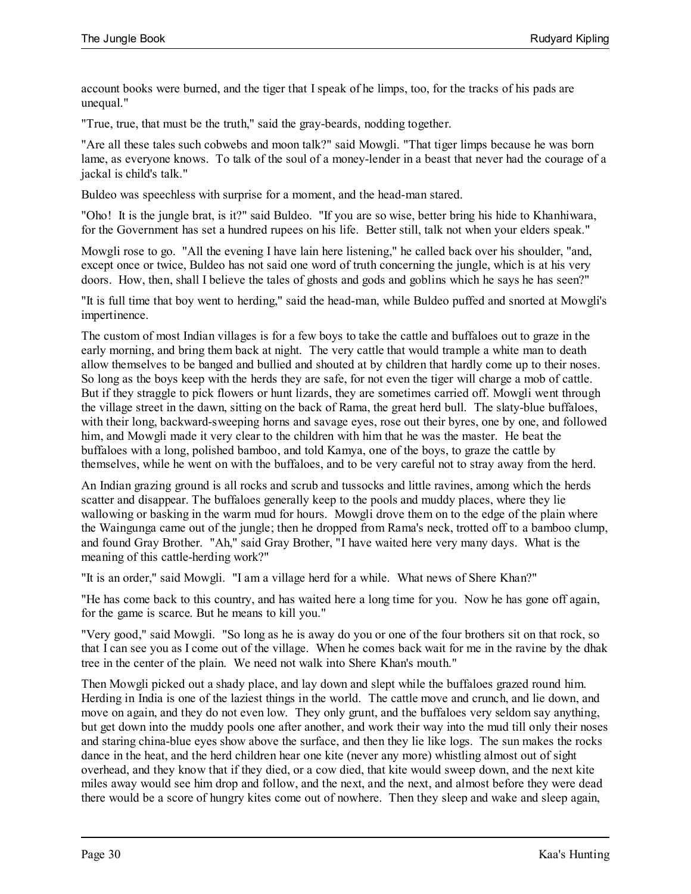account books were burned, and the tiger that I speak of he limps, too, for the tracks of his pads are unequal."

"True, true, that must be the truth," said the gray-beards, nodding together.

"Are all these tales such cobwebs and moon talk?" said Mowgli. "That tiger limps because he was born lame, as everyone knows. To talk of the soul of a money-lender in a beast that never had the courage of a jackal is child's talk."

Buldeo was speechless with surprise for a moment, and the head-man stared.

"Oho! It is the jungle brat, is it?" said Buldeo. "If you are so wise, better bring his hide to Khanhiwara, for the Government has set a hundred rupees on his life. Better still, talk not when your elders speak."

Mowgli rose to go. "All the evening I have lain here listening," he called back over his shoulder, "and, except once or twice, Buldeo has not said one word of truth concerning the jungle, which is at his very doors. How, then, shall I believe the tales of ghosts and gods and goblins which he says he has seen?"

"It is full time that boy went to herding," said the head-man, while Buldeo puffed and snorted at Mowgli's impertinence.

The custom of most Indian villages is for a few boys to take the cattle and buffaloes out to graze in the early morning, and bring them back at night. The very cattle that would trample a white man to death allow themselves to be banged and bullied and shouted at by children that hardly come up to their noses. So long as the boys keep with the herds they are safe, for not even the tiger will charge a mob of cattle. But if they straggle to pick flowers or hunt lizards, they are sometimes carried off. Mowgli went through the village street in the dawn, sitting on the back of Rama, the great herd bull. The slaty-blue buffaloes, with their long, backward-sweeping horns and savage eyes, rose out their byres, one by one, and followed him, and Mowgli made it very clear to the children with him that he was the master. He beat the buffaloes with a long, polished bamboo, and told Kamya, one of the boys, to graze the cattle by themselves, while he went on with the buffaloes, and to be very careful not to stray away from the herd.

An Indian grazing ground is all rocks and scrub and tussocks and little ravines, among which the herds scatter and disappear. The buffaloes generally keep to the pools and muddy places, where they lie wallowing or basking in the warm mud for hours. Mowgli drove them on to the edge of the plain where the Waingunga came out of the jungle; then he dropped from Rama's neck, trotted off to a bamboo clump, and found Gray Brother. "Ah," said Gray Brother, "I have waited here very many days. What is the meaning of this cattle-herding work?"

"It is an order," said Mowgli. "I am a village herd for a while. What news of Shere Khan?"

"He has come back to this country, and has waited here a long time for you. Now he has gone off again, for the game is scarce. But he means to kill you."

"Very good," said Mowgli. "So long as he is away do you or one of the four brothers sit on that rock, so that I can see you as I come out of the village. When he comes back wait for me in the ravine by the dhak tree in the center of the plain. We need not walk into Shere Khan's mouth."

Then Mowgli picked out a shady place, and lay down and slept while the buffaloes grazed round him. Herding in India is one of the laziest things in the world. The cattle move and crunch, and lie down, and move on again, and they do not even low. They only grunt, and the buffaloes very seldom say anything, but get down into the muddy pools one after another, and work their way into the mud till only their noses and staring china-blue eyes show above the surface, and then they lie like logs. The sun makes the rocks dance in the heat, and the herd children hear one kite (never any more) whistling almost out of sight overhead, and they know that if they died, or a cow died, that kite would sweep down, and the next kite miles away would see him drop and follow, and the next, and the next, and almost before they were dead there would be a score of hungry kites come out of nowhere. Then they sleep and wake and sleep again,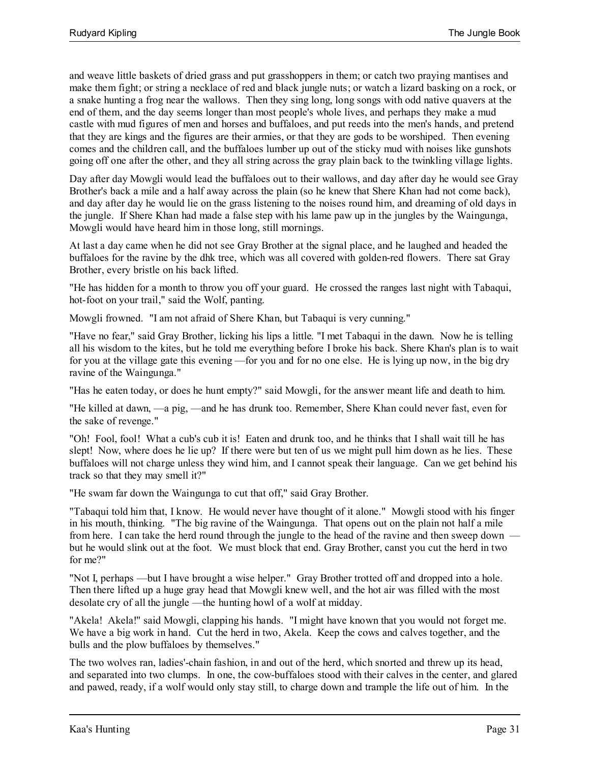and weave little baskets of dried grass and put grasshoppers in them; or catch two praying mantises and make them fight; or string a necklace of red and black jungle nuts; or watch a lizard basking on a rock, or a snake hunting a frog near the wallows. Then they sing long, long songs with odd native quavers at the end of them, and the day seems longer than most people's whole lives, and perhaps they make a mud castle with mud figures of men and horses and buffaloes, and put reeds into the men's hands, and pretend that they are kings and the figures are their armies, or that they are gods to be worshiped. Then evening comes and the children call, and the buffaloes lumber up out of the sticky mud with noises like gunshots going off one after the other, and they all string across the gray plain back to the twinkling village lights.

Day after day Mowgli would lead the buffaloes out to their wallows, and day after day he would see Gray Brother's back a mile and a half away across the plain (so he knew that Shere Khan had not come back), and day after day he would lie on the grass listening to the noises round him, and dreaming of old days in the jungle. If Shere Khan had made a false step with his lame paw up in the jungles by the Waingunga, Mowgli would have heard him in those long, still mornings.

At last a day came when he did not see Gray Brother at the signal place, and he laughed and headed the buffaloes for the ravine by the dhk tree, which was all covered with golden-red flowers. There sat Gray Brother, every bristle on his back lifted.

"He has hidden for a month to throw you off your guard. He crossed the ranges last night with Tabaqui, hot-foot on your trail," said the Wolf, panting.

Mowgli frowned. "I am not afraid of Shere Khan, but Tabaqui is very cunning."

"Have no fear," said Gray Brother, licking his lips a little. "I met Tabaqui in the dawn. Now he is telling all his wisdom to the kites, but he told me everything before I broke his back. Shere Khan's plan is to wait for you at the village gate this evening —for you and for no one else. He is lying up now, in the big dry ravine of the Waingunga."

"Has he eaten today, or does he hunt empty?" said Mowgli, for the answer meant life and death to him.

"He killed at dawn, —a pig, —and he has drunk too. Remember, Shere Khan could never fast, even for the sake of revenge."

"Oh! Fool, fool! What a cub's cub it is! Eaten and drunk too, and he thinks that I shall wait till he has slept! Now, where does he lie up? If there were but ten of us we might pull him down as he lies. These buffaloes will not charge unless they wind him, and I cannot speak their language. Can we get behind his track so that they may smell it?"

"He swam far down the Waingunga to cut that off," said Gray Brother.

"Tabaqui told him that, I know. He would never have thought of it alone." Mowgli stood with his finger in his mouth, thinking. "The big ravine of the Waingunga. That opens out on the plain not half a mile from here. I can take the herd round through the jungle to the head of the ravine and then sweep down — but he would slink out at the foot. We must block that end. Gray Brother, canst you cut the herd in two for me?"

"Not I, perhaps —but I have brought a wise helper." Gray Brother trotted off and dropped into a hole. Then there lifted up a huge gray head that Mowgli knew well, and the hot air was filled with the most desolate cry of all the jungle —the hunting howl of a wolf at midday.

"Akela! Akela!" said Mowgli, clapping his hands. "I might have known that you would not forget me. We have a big work in hand. Cut the herd in two, Akela. Keep the cows and calves together, and the bulls and the plow buffaloes by themselves."

The two wolves ran, ladies'-chain fashion, in and out of the herd, which snorted and threw up its head, and separated into two clumps. In one, the cow-buffaloes stood with their calves in the center, and glared and pawed, ready, if a wolf would only stay still, to charge down and trample the life out of him. In the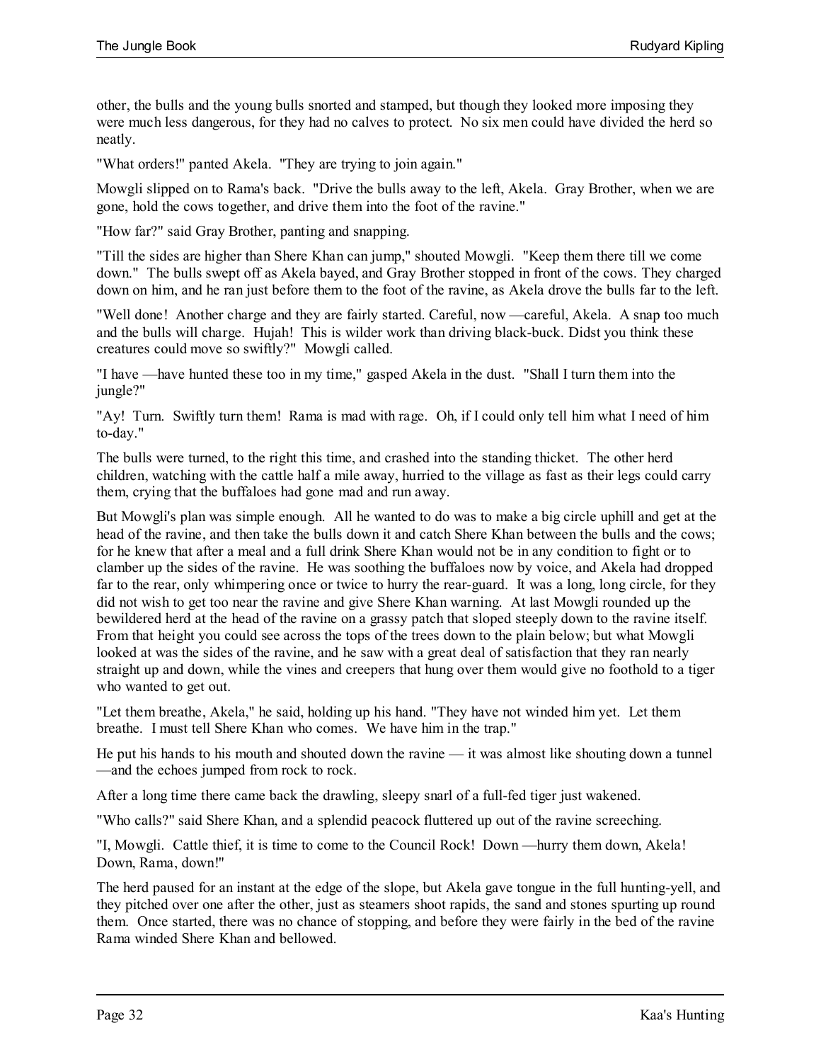other, the bulls and the young bulls snorted and stamped, but though they looked more imposing they were much less dangerous, for they had no calves to protect. No six men could have divided the herd so neatly.

"What orders!" panted Akela. "They are trying to join again."

Mowgli slipped on to Rama's back. "Drive the bulls away to the left, Akela. Gray Brother, when we are gone, hold the cows together, and drive them into the foot of the ravine."

"How far?" said Gray Brother, panting and snapping.

"Till the sides are higher than Shere Khan can jump," shouted Mowgli. "Keep them there till we come down." The bulls swept off as Akela bayed, and Gray Brother stopped in front of the cows. They charged down on him, and he ran just before them to the foot of the ravine, as Akela drove the bulls far to the left.

"Well done! Another charge and they are fairly started. Careful, now —careful, Akela. A snap too much and the bulls will charge. Hujah! This is wilder work than driving black-buck. Didst you think these creatures could move so swiftly?" Mowgli called.

"I have —have hunted these too in my time," gasped Akela in the dust. "Shall I turn them into the jungle?"

"Ay! Turn. Swiftly turn them! Rama is mad with rage. Oh, if I could only tell him what I need of him to-day."

The bulls were turned, to the right this time, and crashed into the standing thicket. The other herd children, watching with the cattle half a mile away, hurried to the village as fast as their legs could carry them, crying that the buffaloes had gone mad and run away.

But Mowgli's plan was simple enough. All he wanted to do was to make a big circle uphill and get at the head of the ravine, and then take the bulls down it and catch Shere Khan between the bulls and the cows; for he knew that after a meal and a full drink Shere Khan would not be in any condition to fight or to clamber up the sides of the ravine. He was soothing the buffaloes now by voice, and Akela had dropped far to the rear, only whimpering once or twice to hurry the rear-guard. It was a long, long circle, for they did not wish to get too near the ravine and give Shere Khan warning. At last Mowgli rounded up the bewildered herd at the head of the ravine on a grassy patch that sloped steeply down to the ravine itself. From that height you could see across the tops of the trees down to the plain below; but what Mowgli looked at was the sides of the ravine, and he saw with a great deal of satisfaction that they ran nearly straight up and down, while the vines and creepers that hung over them would give no foothold to a tiger who wanted to get out.

"Let them breathe, Akela," he said, holding up his hand. "They have not winded him yet. Let them breathe. I must tell Shere Khan who comes. We have him in the trap."

He put his hands to his mouth and shouted down the ravine — it was almost like shouting down a tunnel —and the echoes jumped from rock to rock.

After a long time there came back the drawling, sleepy snarl of a full-fed tiger just wakened.

"Who calls?" said Shere Khan, and a splendid peacock fluttered up out of the ravine screeching.

"I, Mowgli. Cattle thief, it is time to come to the Council Rock! Down —hurry them down, Akela! Down, Rama, down!"

The herd paused for an instant at the edge of the slope, but Akela gave tongue in the full hunting-yell, and they pitched over one after the other, just as steamers shoot rapids, the sand and stones spurting up round them. Once started, there was no chance of stopping, and before they were fairly in the bed of the ravine Rama winded Shere Khan and bellowed.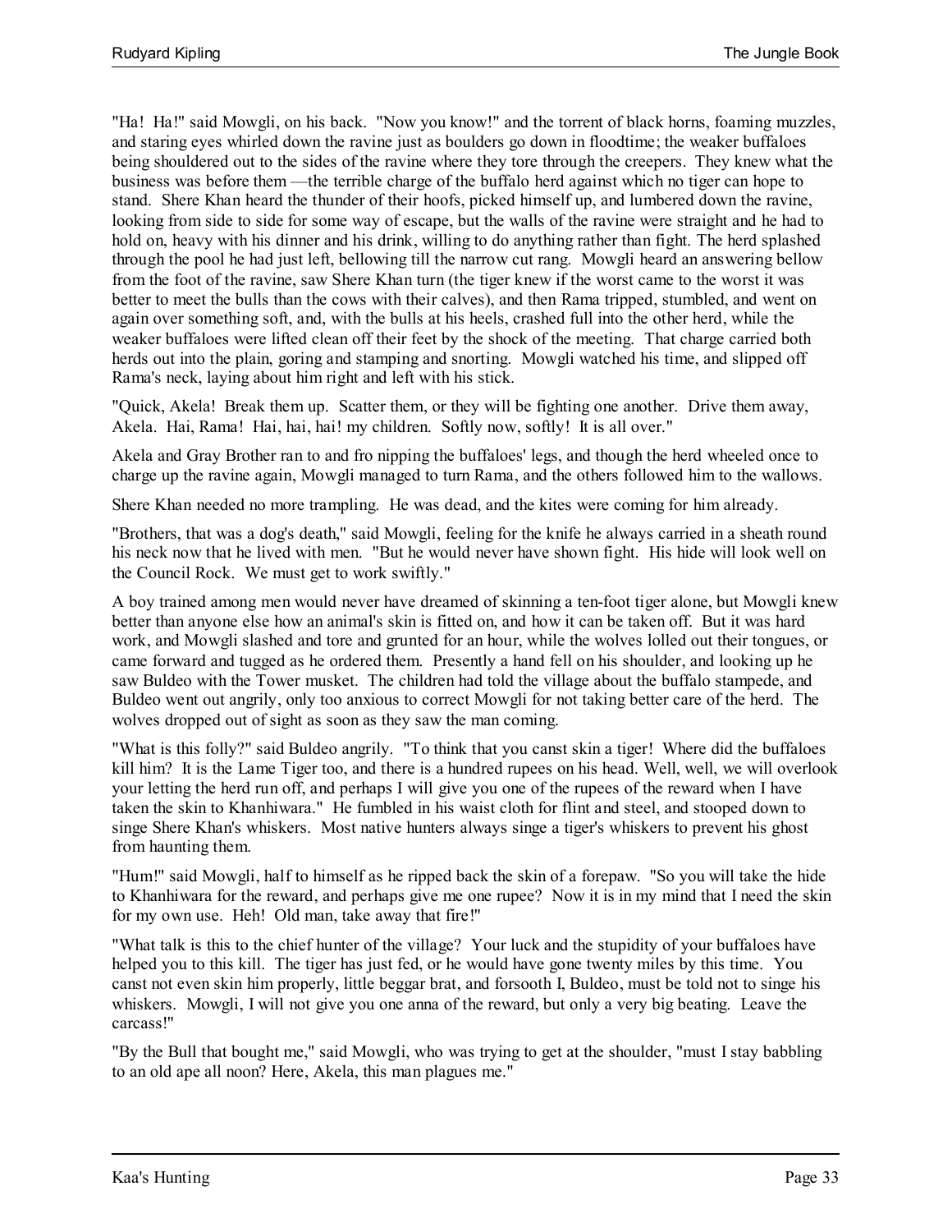"Ha! Ha!" said Mowgli, on his back. "Now you know!" and the torrent of black horns, foaming muzzles, and staring eyes whirled down the ravine just as boulders go down in floodtime; the weaker buffaloes being shouldered out to the sides of the ravine where they tore through the creepers. They knew what the business was before them —the terrible charge of the buffalo herd against which no tiger can hope to stand. Shere Khan heard the thunder of their hoofs, picked himself up, and lumbered down the ravine, looking from side to side for some way of escape, but the walls of the ravine were straight and he had to hold on, heavy with his dinner and his drink, willing to do anything rather than fight. The herd splashed through the pool he had just left, bellowing till the narrow cut rang. Mowgli heard an answering bellow from the foot of the ravine, saw Shere Khan turn (the tiger knew if the worst came to the worst it was better to meet the bulls than the cows with their calves), and then Rama tripped, stumbled, and went on again over something soft, and, with the bulls at his heels, crashed full into the other herd, while the weaker buffaloes were lifted clean off their feet by the shock of the meeting. That charge carried both herds out into the plain, goring and stamping and snorting. Mowgli watched his time, and slipped off Rama's neck, laying about him right and left with his stick.

"Quick, Akela! Break them up. Scatter them, or they will be fighting one another. Drive them away, Akela. Hai, Rama! Hai, hai, hai! my children. Softly now, softly! It is all over."

Akela and Gray Brother ran to and fro nipping the buffaloes' legs, and though the herd wheeled once to charge up the ravine again, Mowgli managed to turn Rama, and the others followed him to the wallows.

Shere Khan needed no more trampling. He was dead, and the kites were coming for him already.

"Brothers, that was a dog's death," said Mowgli, feeling for the knife he always carried in a sheath round his neck now that he lived with men. "But he would never have shown fight. His hide will look well on the Council Rock. We must get to work swiftly."

A boy trained among men would never have dreamed of skinning a ten-foot tiger alone, but Mowgli knew better than anyone else how an animal's skin is fitted on, and how it can be taken off. But it was hard work, and Mowgli slashed and tore and grunted for an hour, while the wolves lolled out their tongues, or came forward and tugged as he ordered them. Presently a hand fell on his shoulder, and looking up he saw Buldeo with the Tower musket. The children had told the village about the buffalo stampede, and Buldeo went out angrily, only too anxious to correct Mowgli for not taking better care of the herd. The wolves dropped out of sight as soon as they saw the man coming.

"What is this folly?" said Buldeo angrily. "To think that you canst skin a tiger! Where did the buffaloes kill him? It is the Lame Tiger too, and there is a hundred rupees on his head. Well, well, we will overlook your letting the herd run off, and perhaps I will give you one of the rupees of the reward when I have taken the skin to Khanhiwara." He fumbled in his waist cloth for flint and steel, and stooped down to singe Shere Khan's whiskers. Most native hunters always singe a tiger's whiskers to prevent his ghost from haunting them.

"Hum!" said Mowgli, half to himself as he ripped back the skin of a forepaw. "So you will take the hide to Khanhiwara for the reward, and perhaps give me one rupee? Now it is in my mind that I need the skin for my own use. Heh! Old man, take away that fire!"

"What talk is this to the chief hunter of the village? Your luck and the stupidity of your buffaloes have helped you to this kill. The tiger has just fed, or he would have gone twenty miles by this time. You canst not even skin him properly, little beggar brat, and forsooth I, Buldeo, must be told not to singe his whiskers. Mowgli, I will not give you one anna of the reward, but only a very big beating. Leave the carcass!"

"By the Bull that bought me," said Mowgli, who was trying to get at the shoulder, "must I stay babbling to an old ape all noon? Here, Akela, this man plagues me."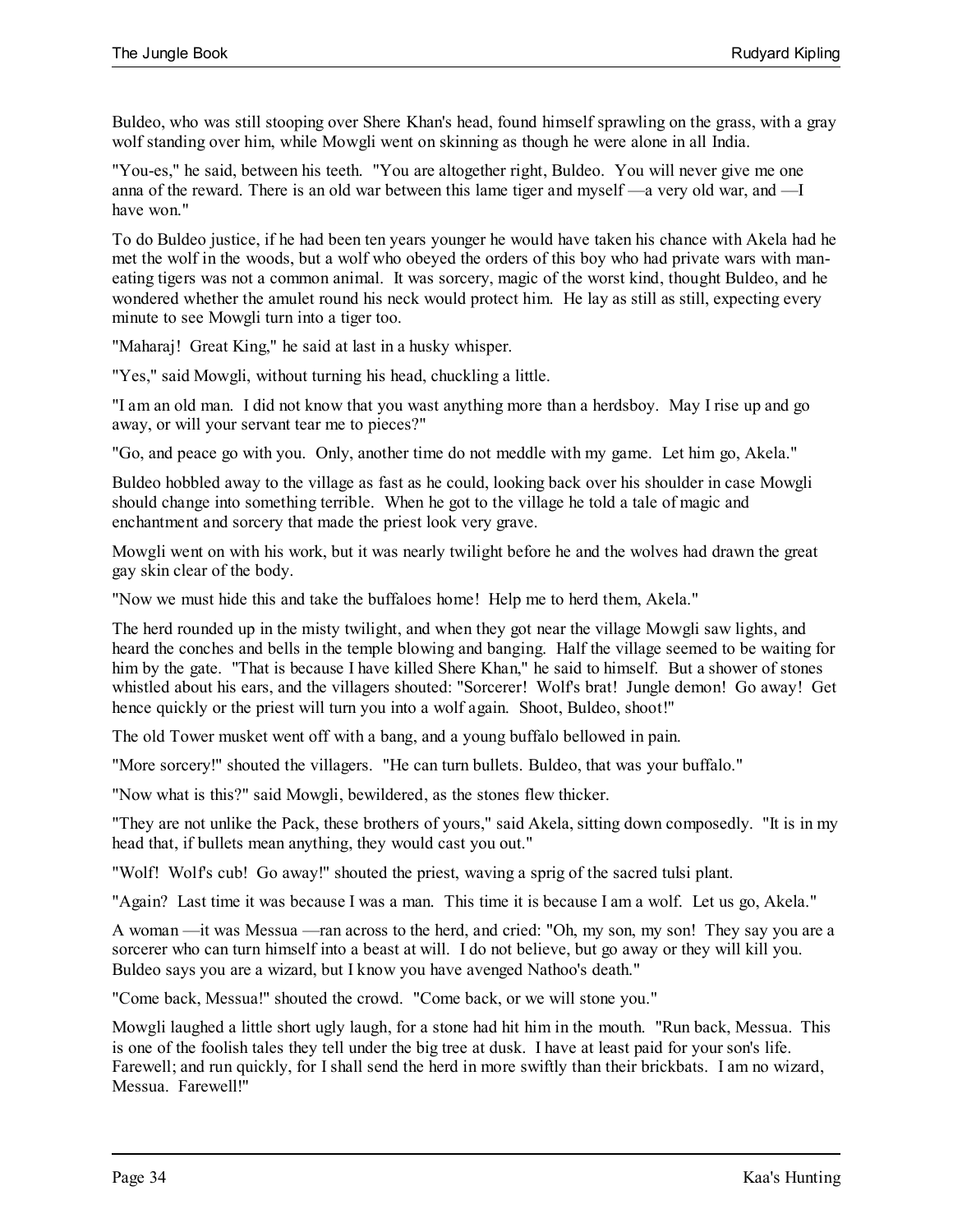Buldeo, who was still stooping over Shere Khan's head, found himself sprawling on the grass, with a gray wolf standing over him, while Mowgli went on skinning as though he were alone in all India.

"You-es," he said, between his teeth. "You are altogether right, Buldeo. You will never give me one anna of the reward. There is an old war between this lame tiger and myself —a very old war, and —I have won."

To do Buldeo justice, if he had been ten years younger he would have taken his chance with Akela had he met the wolf in the woods, but a wolf who obeyed the orders of this boy who had private wars with man-eating tigers was not a common animal. It was sorcery, magic of the worst kind, thought Buldeo, and he wondered whether the amulet round his neck would protect him. He lay as still as still, expecting every minute to see Mowgli turn into a tiger too.

"Maharaj! Great King," he said at last in a husky whisper.

"Yes," said Mowgli, without turning his head, chuckling a little.

"I am an old man. I did not know that you wast anything more than a herdsboy. May I rise up and go away, or will your servant tear me to pieces?"

"Go, and peace go with you. Only, another time do not meddle with my game. Let him go, Akela."

Buldeo hobbled away to the village as fast as he could, looking back over his shoulder in case Mowgli should change into something terrible. When he got to the village he told a tale of magic and enchantment and sorcery that made the priest look very grave.

Mowgli went on with his work, but it was nearly twilight before he and the wolves had drawn the great gay skin clear of the body.

"Now we must hide this and take the buffaloes home! Help me to herd them, Akela."

The herd rounded up in the misty twilight, and when they got near the village Mowgli saw lights, and heard the conches and bells in the temple blowing and banging. Half the village seemed to be waiting for him by the gate. "That is because I have killed Shere Khan," he said to himself. But a shower of stones whistled about his ears, and the villagers shouted: "Sorcerer! Wolf's brat! Jungle demon! Go away! Get hence quickly or the priest will turn you into a wolf again. Shoot, Buldeo, shoot!"

The old Tower musket went off with a bang, and a young buffalo bellowed in pain.

"More sorcery!" shouted the villagers. "He can turn bullets. Buldeo, that was your buffalo."

"Now what is this?" said Mowgli, bewildered, as the stones flew thicker.

"They are not unlike the Pack, these brothers of yours," said Akela, sitting down composedly. "It is in my head that, if bullets mean anything, they would cast you out."

"Wolf! Wolf's cub! Go away!" shouted the priest, waving a sprig of the sacred tulsi plant.

"Again? Last time it was because I was a man. This time it is because I am a wolf. Let us go, Akela."

A woman —it was Messua —ran across to the herd, and cried: "Oh, my son, my son! They say you are a sorcerer who can turn himself into a beast at will. I do not believe, but go away or they will kill you. Buldeo says you are a wizard, but I know you have avenged Nathoo's death."

"Come back, Messua!" shouted the crowd. "Come back, or we will stone you."

Mowgli laughed a little short ugly laugh, for a stone had hit him in the mouth. "Run back, Messua. This is one of the foolish tales they tell under the big tree at dusk. I have at least paid for your son's life. Farewell; and run quickly, for I shall send the herd in more swiftly than their brickbats. I am no wizard, Messua. Farewell!"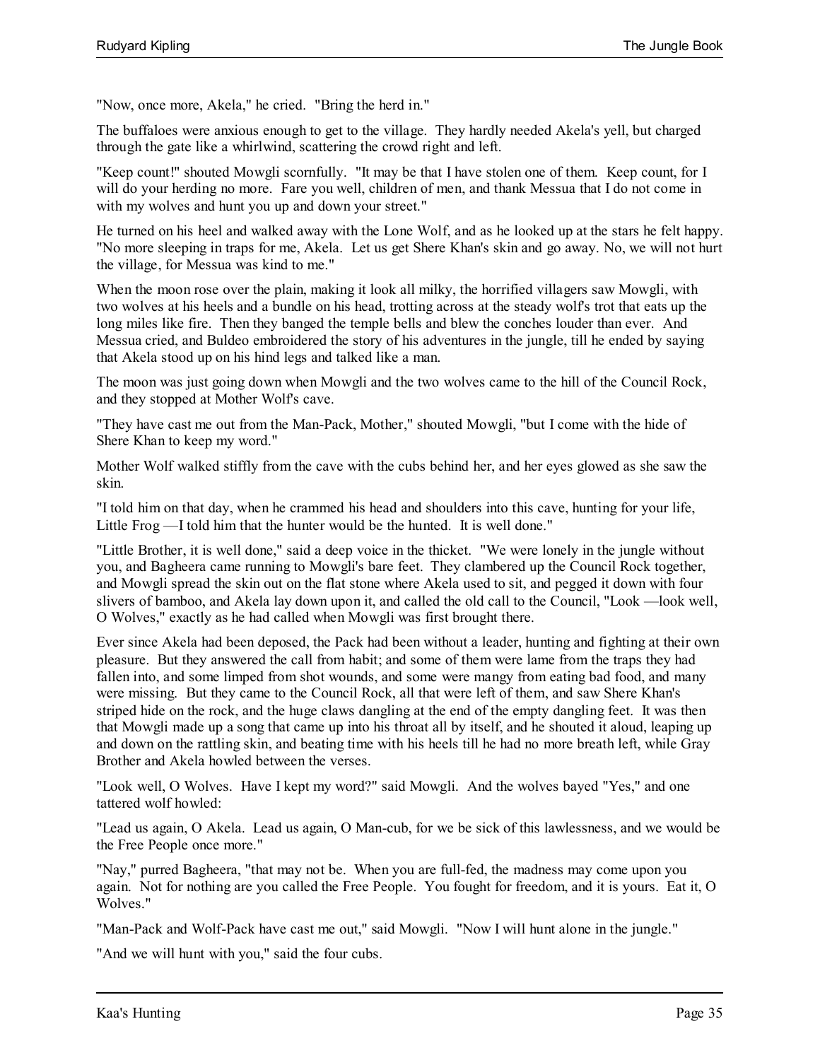"Now, once more, Akela," he cried. "Bring the herd in."

The buffaloes were anxious enough to get to the village. They hardly needed Akela's yell, but charged through the gate like a whirlwind, scattering the crowd right and left.

"Keep count!" shouted Mowgli scornfully. "It may be that I have stolen one of them. Keep count, for I will do your herding no more. Fare you well, children of men, and thank Messua that I do not come in with my wolves and hunt you up and down your street."

He turned on his heel and walked away with the Lone Wolf, and as he looked up at the stars he felt happy. "No more sleeping in traps for me, Akela. Let us get Shere Khan's skin and go away. No, we will not hurt the village, for Messua was kind to me."

When the moon rose over the plain, making it look all milky, the horrified villagers saw Mowgli, with two wolves at his heels and a bundle on his head, trotting across at the steady wolf's trot that eats up the long miles like fire. Then they banged the temple bells and blew the conches louder than ever. And Messua cried, and Buldeo embroidered the story of his adventures in the jungle, till he ended by saying that Akela stood up on his hind legs and talked like a man.

The moon was just going down when Mowgli and the two wolves came to the hill of the Council Rock, and they stopped at Mother Wolf's cave.

"They have cast me out from the Man-Pack, Mother," shouted Mowgli, "but I come with the hide of Shere Khan to keep my word."

Mother Wolf walked stiffly from the cave with the cubs behind her, and her eyes glowed as she saw the skin.

"I told him on that day, when he crammed his head and shoulders into this cave, hunting for your life, Little Frog —I told him that the hunter would be the hunted. It is well done."

"Little Brother, it is well done," said a deep voice in the thicket. "We were lonely in the jungle without you, and Bagheera came running to Mowgli's bare feet. They clambered up the Council Rock together, and Mowgli spread the skin out on the flat stone where Akela used to sit, and pegged it down with four slivers of bamboo, and Akela lay down upon it, and called the old call to the Council, "Look —look well, O Wolves," exactly as he had called when Mowgli was first brought there.

Ever since Akela had been deposed, the Pack had been without a leader, hunting and fighting at their own pleasure. But they answered the call from habit; and some of them were lame from the traps they had fallen into, and some limped from shot wounds, and some were mangy from eating bad food, and many were missing. But they came to the Council Rock, all that were left of them, and saw Shere Khan's striped hide on the rock, and the huge claws dangling at the end of the empty dangling feet. It was then that Mowgli made up a song that came up into his throat all by itself, and he shouted it aloud, leaping up and down on the rattling skin, and beating time with his heels till he had no more breath left, while Gray Brother and Akela howled between the verses.

"Look well, O Wolves. Have I kept my word?" said Mowgli. And the wolves bayed "Yes," and one tattered wolf howled:

"Lead us again, O Akela. Lead us again, O Man-cub, for we be sick of this lawlessness, and we would be the Free People once more."

"Nay," purred Bagheera, "that may not be. When you are full-fed, the madness may come upon you again. Not for nothing are you called the Free People. You fought for freedom, and it is yours. Eat it, O Wolves."

"Man-Pack and Wolf-Pack have cast me out," said Mowgli. "Now I will hunt alone in the jungle."

"And we will hunt with you," said the four cubs.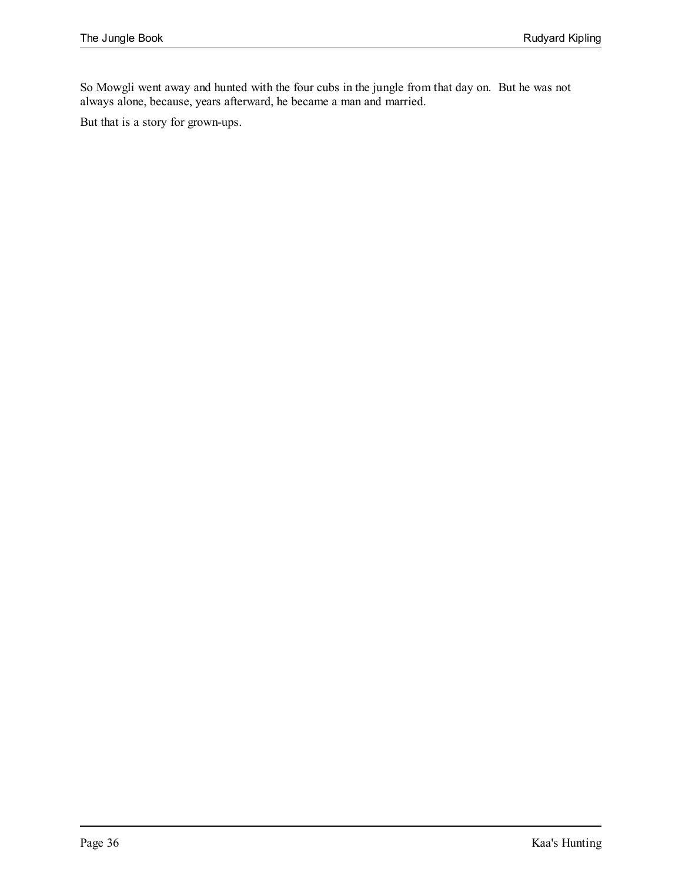So Mowgli went away and hunted with the four cubs in the jungle from that day on.  But he was not always alone, because, years afterward, he became a man and married.

But that is a story for grown-ups.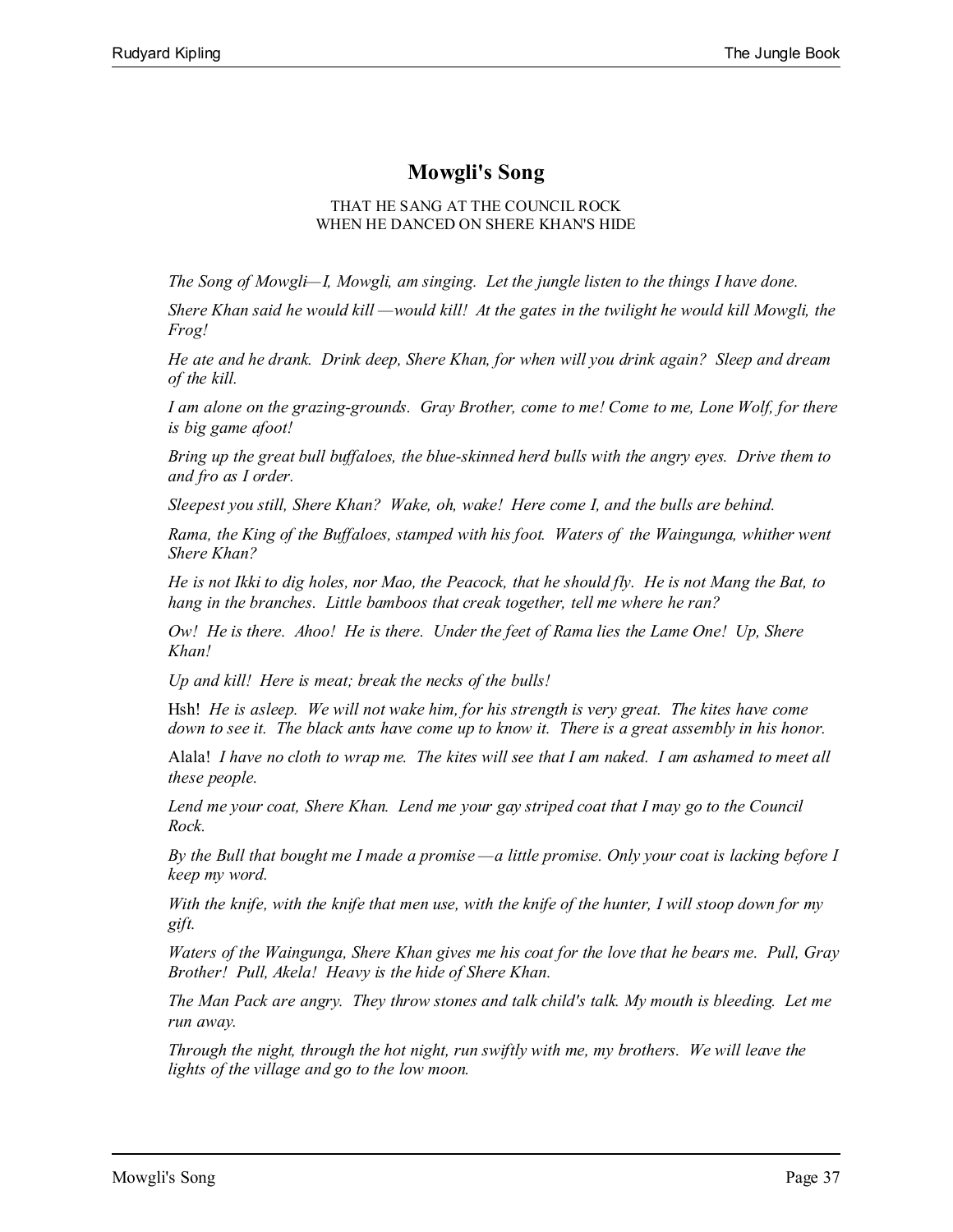## Mowgli's Song

THAT HE SANG AT THE COUNCIL ROCK
WHEN HE DANCED ON SHERE KHAN'S HIDE

*The Song of Mowgli—I, Mowgli, am singing. Let the jungle listen to the things I have done.*

*Shere Khan said he would kill —would kill! At the gates in the twilight he would kill Mowgli, the Frog!*

*He ate and he drank. Drink deep, Shere Khan, for when will you drink again? Sleep and dream of the kill.*

*I am alone on the grazing-grounds. Gray Brother, come to me! Come to me, Lone Wolf, for there is big game afoot!*

*Bring up the great bull buffaloes, the blue-skinned herd bulls with the angry eyes. Drive them to and fro as I order.*

*Sleepest you still, Shere Khan? Wake, oh, wake! Here come I, and the bulls are behind.*

*Rama, the King of the Buffaloes, stamped with his foot. Waters of the Waingunga, whither went Shere Khan?*

*He is not Ikki to dig holes, nor Mao, the Peacock, that he should fly. He is not Mang the Bat, to hang in the branches. Little bamboos that creak together, tell me where he ran?*

*Ow! He is there. Ahoo! He is there. Under the feet of Rama lies the Lame One! Up, Shere Khan!*

*Up and kill! Here is meat; break the necks of the bulls!*

Hsh! *He is asleep. We will not wake him, for his strength is very great. The kites have come down to see it. The black ants have come up to know it. There is a great assembly in his honor.*

Alala! *I have no cloth to wrap me. The kites will see that I am naked. I am ashamed to meet all these people.*

*Lend me your coat, Shere Khan. Lend me your gay striped coat that I may go to the Council Rock.*

*By the Bull that bought me I made a promise —a little promise. Only your coat is lacking before I keep my word.*

*With the knife, with the knife that men use, with the knife of the hunter, I will stoop down for my gift.*

*Waters of the Waingunga, Shere Khan gives me his coat for the love that he bears me. Pull, Gray Brother! Pull, Akela! Heavy is the hide of Shere Khan.*

*The Man Pack are angry. They throw stones and talk child's talk. My mouth is bleeding. Let me run away.*

*Through the night, through the hot night, run swiftly with me, my brothers. We will leave the lights of the village and go to the low moon.*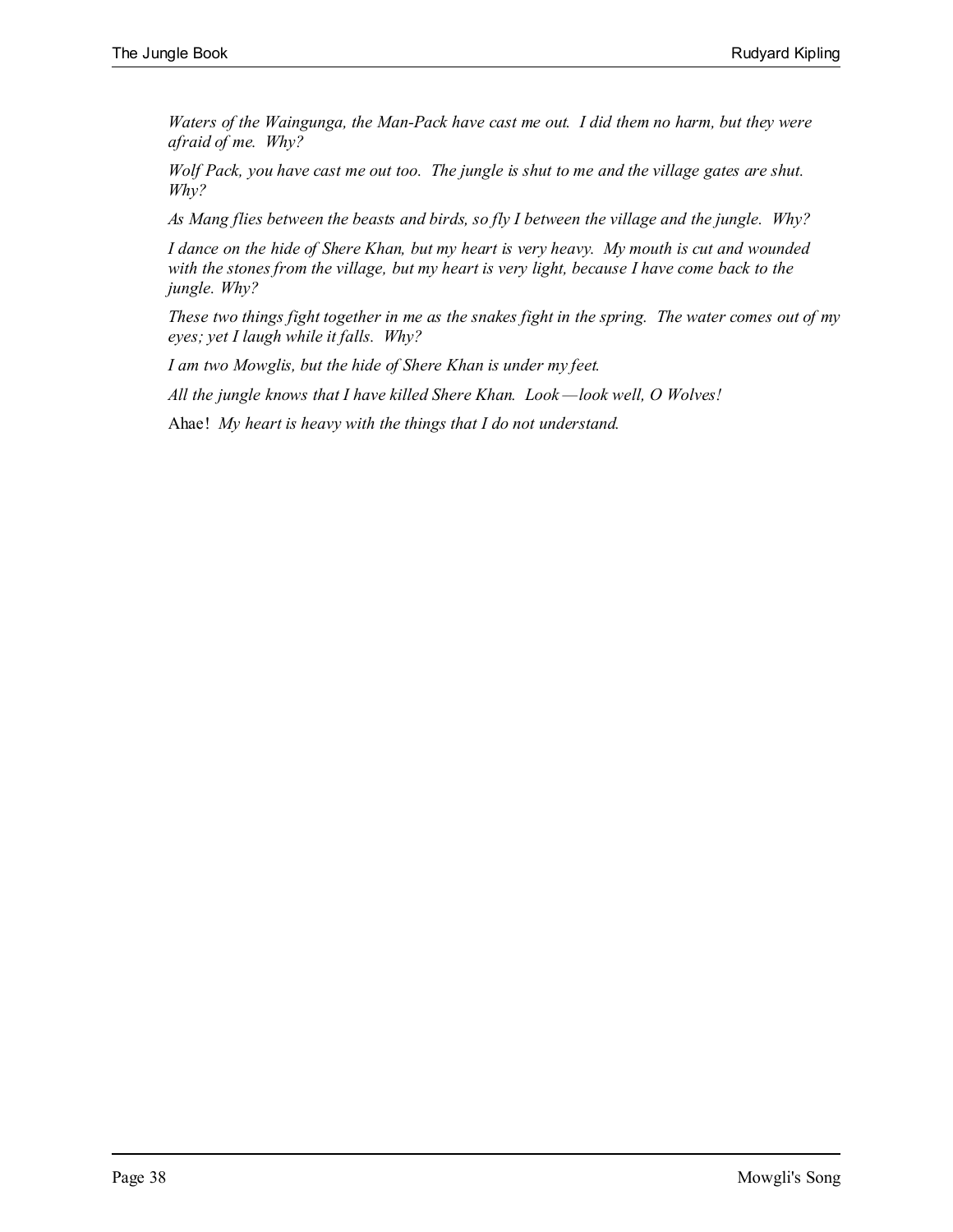*Waters of the Waingunga, the Man-Pack have cast me out. I did them no harm, but they were afraid of me. Why?*

*Wolf Pack, you have cast me out too. The jungle is shut to me and the village gates are shut. Why?*

*As Mang flies between the beasts and birds, so fly I between the village and the jungle. Why?*

*I dance on the hide of Shere Khan, but my heart is very heavy. My mouth is cut and wounded with the stones from the village, but my heart is very light, because I have come back to the jungle. Why?*

*These two things fight together in me as the snakes fight in the spring. The water comes out of my eyes; yet I laugh while it falls. Why?*

*I am two Mowglis, but the hide of Shere Khan is under my feet.*

*All the jungle knows that I have killed Shere Khan. Look—look well, O Wolves!*

Ahae! *My heart is heavy with the things that I do not understand.*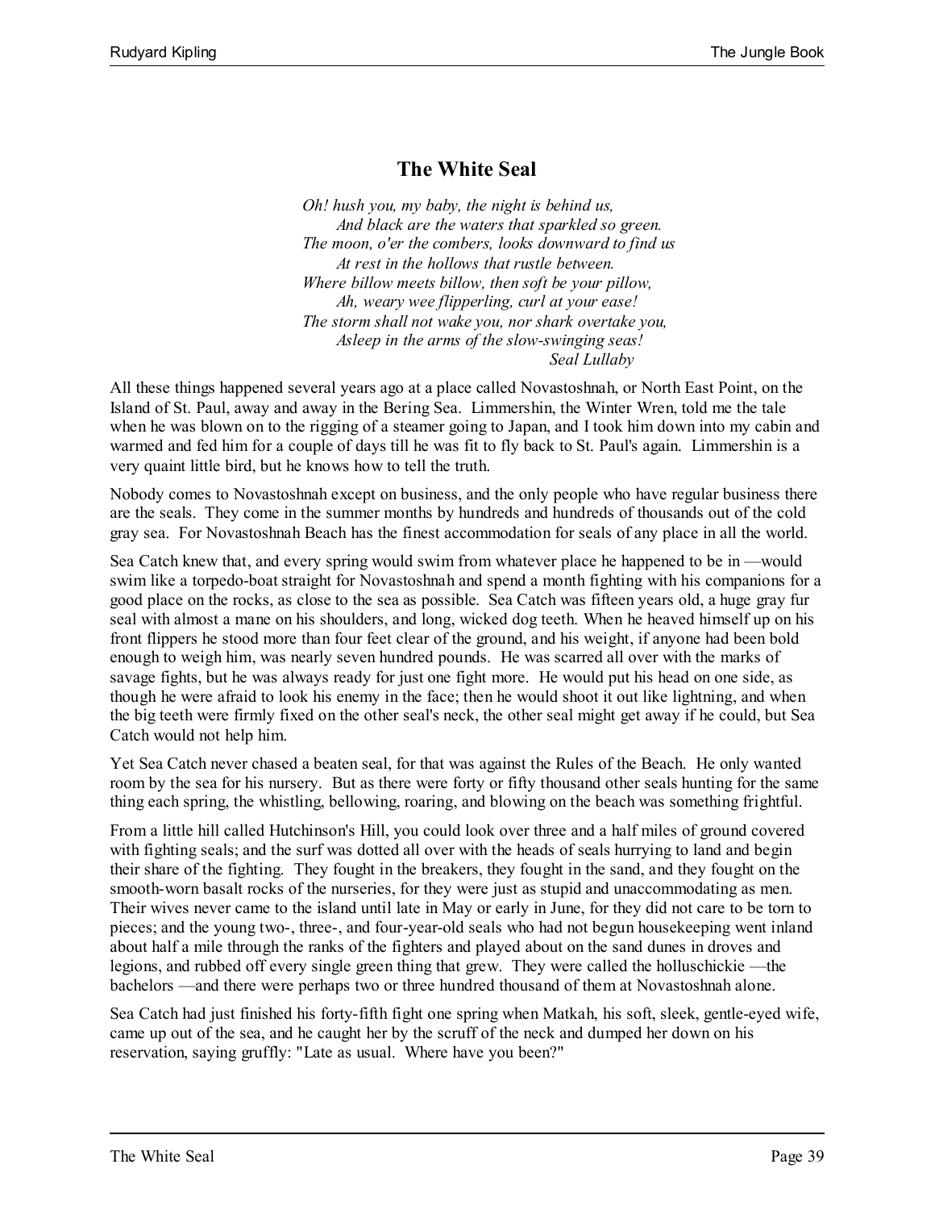## The White Seal

*Oh! hush you, my baby, the night is behind us,*
*And black are the waters that sparkled so green.*
*The moon, o'er the combers, looks downward to find us*
*At rest in the hollows that rustle between.*
*Where billow meets billow, then soft be your pillow,*
*Ah, weary wee flipperling, curl at your ease!*
*The storm shall not wake you, nor shark overtake you,*
*Asleep in the arms of the slow-swinging seas!*
*Seal Lullaby*

All these things happened several years ago at a place called Novastoshnah, or North East Point, on the Island of St. Paul, away and away in the Bering Sea. Limmershin, the Winter Wren, told me the tale when he was blown on to the rigging of a steamer going to Japan, and I took him down into my cabin and warmed and fed him for a couple of days till he was fit to fly back to St. Paul's again. Limmershin is a very quaint little bird, but he knows how to tell the truth.

Nobody comes to Novastoshnah except on business, and the only people who have regular business there are the seals. They come in the summer months by hundreds and hundreds of thousands out of the cold gray sea. For Novastoshnah Beach has the finest accommodation for seals of any place in all the world.

Sea Catch knew that, and every spring would swim from whatever place he happened to be in —would swim like a torpedo-boat straight for Novastoshnah and spend a month fighting with his companions for a good place on the rocks, as close to the sea as possible. Sea Catch was fifteen years old, a huge gray fur seal with almost a mane on his shoulders, and long, wicked dog teeth. When he heaved himself up on his front flippers he stood more than four feet clear of the ground, and his weight, if anyone had been bold enough to weigh him, was nearly seven hundred pounds. He was scarred all over with the marks of savage fights, but he was always ready for just one fight more. He would put his head on one side, as though he were afraid to look his enemy in the face; then he would shoot it out like lightning, and when the big teeth were firmly fixed on the other seal's neck, the other seal might get away if he could, but Sea Catch would not help him.

Yet Sea Catch never chased a beaten seal, for that was against the Rules of the Beach. He only wanted room by the sea for his nursery. But as there were forty or fifty thousand other seals hunting for the same thing each spring, the whistling, bellowing, roaring, and blowing on the beach was something frightful.

From a little hill called Hutchinson's Hill, you could look over three and a half miles of ground covered with fighting seals; and the surf was dotted all over with the heads of seals hurrying to land and begin their share of the fighting. They fought in the breakers, they fought in the sand, and they fought on the smooth-worn basalt rocks of the nurseries, for they were just as stupid and unaccommodating as men. Their wives never came to the island until late in May or early in June, for they did not care to be torn to pieces; and the young two-, three-, and four-year-old seals who had not begun housekeeping went inland about half a mile through the ranks of the fighters and played about on the sand dunes in droves and legions, and rubbed off every single green thing that grew. They were called the holluschickie —the bachelors —and there were perhaps two or three hundred thousand of them at Novastoshnah alone.

Sea Catch had just finished his forty-fifth fight one spring when Matkah, his soft, sleek, gentle-eyed wife, came up out of the sea, and he caught her by the scruff of the neck and dumped her down on his reservation, saying gruffly: "Late as usual. Where have you been?"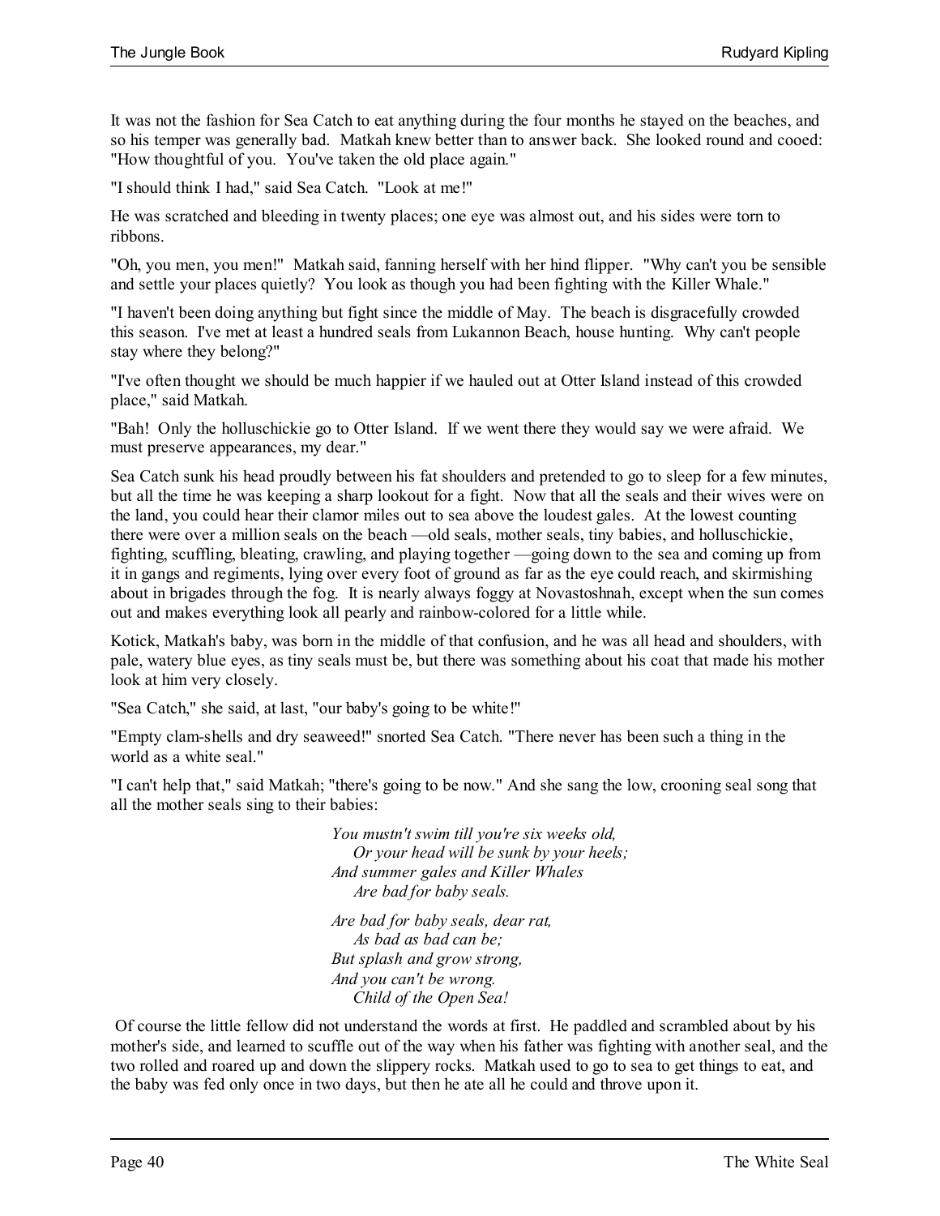It was not the fashion for Sea Catch to eat anything during the four months he stayed on the beaches, and so his temper was generally bad. Matkah knew better than to answer back. She looked round and cooed: "How thoughtful of you. You've taken the old place again."

"I should think I had," said Sea Catch. "Look at me!"

He was scratched and bleeding in twenty places; one eye was almost out, and his sides were torn to ribbons.

"Oh, you men, you men!" Matkah said, fanning herself with her hind flipper. "Why can't you be sensible and settle your places quietly? You look as though you had been fighting with the Killer Whale."

"I haven't been doing anything but fight since the middle of May. The beach is disgracefully crowded this season. I've met at least a hundred seals from Lukannon Beach, house hunting. Why can't people stay where they belong?"

"I've often thought we should be much happier if we hauled out at Otter Island instead of this crowded place," said Matkah.

"Bah! Only the holluschickie go to Otter Island. If we went there they would say we were afraid. We must preserve appearances, my dear."

Sea Catch sunk his head proudly between his fat shoulders and pretended to go to sleep for a few minutes, but all the time he was keeping a sharp lookout for a fight. Now that all the seals and their wives were on the land, you could hear their clamor miles out to sea above the loudest gales. At the lowest counting there were over a million seals on the beach —old seals, mother seals, tiny babies, and holluschickie, fighting, scuffling, bleating, crawling, and playing together —going down to the sea and coming up from it in gangs and regiments, lying over every foot of ground as far as the eye could reach, and skirmishing about in brigades through the fog. It is nearly always foggy at Novastoshnah, except when the sun comes out and makes everything look all pearly and rainbow-colored for a little while.

Kotick, Matkah's baby, was born in the middle of that confusion, and he was all head and shoulders, with pale, watery blue eyes, as tiny seals must be, but there was something about his coat that made his mother look at him very closely.

"Sea Catch," she said, at last, "our baby's going to be white!"

"Empty clam-shells and dry seaweed!" snorted Sea Catch. "There never has been such a thing in the world as a white seal."

"I can't help that," said Matkah; "there's going to be now." And she sang the low, crooning seal song that all the mother seals sing to their babies:

*You mustn't swim till you're six weeks old,*
*Or your head will be sunk by your heels;*
*And summer gales and Killer Whales*
*Are bad for baby seals.*

*Are bad for baby seals, dear rat,*
*As bad as bad can be;*
*But splash and grow strong,*
*And you can't be wrong.*
*Child of the Open Sea!*

Of course the little fellow did not understand the words at first. He paddled and scrambled about by his mother's side, and learned to scuffle out of the way when his father was fighting with another seal, and the two rolled and roared up and down the slippery rocks. Matkah used to go to sea to get things to eat, and the baby was fed only once in two days, but then he ate all he could and throve upon it.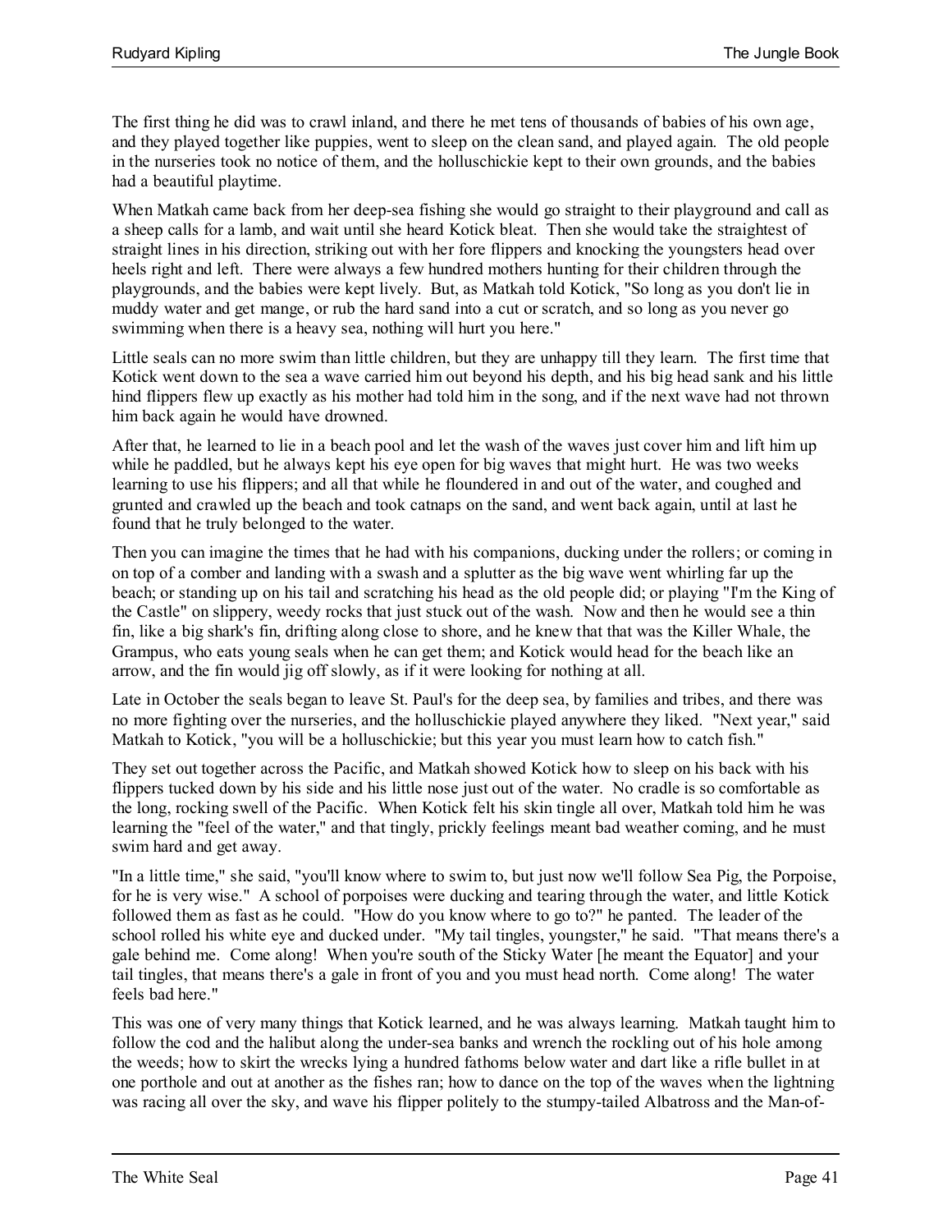The first thing he did was to crawl inland, and there he met tens of thousands of babies of his own age, and they played together like puppies, went to sleep on the clean sand, and played again. The old people in the nurseries took no notice of them, and the holluschickie kept to their own grounds, and the babies had a beautiful playtime.

When Matkah came back from her deep-sea fishing she would go straight to their playground and call as a sheep calls for a lamb, and wait until she heard Kotick bleat. Then she would take the straightest of straight lines in his direction, striking out with her fore flippers and knocking the youngsters head over heels right and left. There were always a few hundred mothers hunting for their children through the playgrounds, and the babies were kept lively. But, as Matkah told Kotick, "So long as you don't lie in muddy water and get mange, or rub the hard sand into a cut or scratch, and so long as you never go swimming when there is a heavy sea, nothing will hurt you here."

Little seals can no more swim than little children, but they are unhappy till they learn. The first time that Kotick went down to the sea a wave carried him out beyond his depth, and his big head sank and his little hind flippers flew up exactly as his mother had told him in the song, and if the next wave had not thrown him back again he would have drowned.

After that, he learned to lie in a beach pool and let the wash of the waves just cover him and lift him up while he paddled, but he always kept his eye open for big waves that might hurt. He was two weeks learning to use his flippers; and all that while he floundered in and out of the water, and coughed and grunted and crawled up the beach and took catnaps on the sand, and went back again, until at last he found that he truly belonged to the water.

Then you can imagine the times that he had with his companions, ducking under the rollers; or coming in on top of a comber and landing with a swash and a splutter as the big wave went whirling far up the beach; or standing up on his tail and scratching his head as the old people did; or playing "I'm the King of the Castle" on slippery, weedy rocks that just stuck out of the wash. Now and then he would see a thin fin, like a big shark's fin, drifting along close to shore, and he knew that that was the Killer Whale, the Grampus, who eats young seals when he can get them; and Kotick would head for the beach like an arrow, and the fin would jig off slowly, as if it were looking for nothing at all.

Late in October the seals began to leave St. Paul's for the deep sea, by families and tribes, and there was no more fighting over the nurseries, and the holluschickie played anywhere they liked. "Next year," said Matkah to Kotick, "you will be a holluschickie; but this year you must learn how to catch fish."

They set out together across the Pacific, and Matkah showed Kotick how to sleep on his back with his flippers tucked down by his side and his little nose just out of the water. No cradle is so comfortable as the long, rocking swell of the Pacific. When Kotick felt his skin tingle all over, Matkah told him he was learning the "feel of the water," and that tingly, prickly feelings meant bad weather coming, and he must swim hard and get away.

"In a little time," she said, "you'll know where to swim to, but just now we'll follow Sea Pig, the Porpoise, for he is very wise." A school of porpoises were ducking and tearing through the water, and little Kotick followed them as fast as he could. "How do you know where to go to?" he panted. The leader of the school rolled his white eye and ducked under. "My tail tingles, youngster," he said. "That means there's a gale behind me. Come along! When you're south of the Sticky Water [he meant the Equator] and your tail tingles, that means there's a gale in front of you and you must head north. Come along! The water feels bad here."

This was one of very many things that Kotick learned, and he was always learning. Matkah taught him to follow the cod and the halibut along the under-sea banks and wrench the rockling out of his hole among the weeds; how to skirt the wrecks lying a hundred fathoms below water and dart like a rifle bullet in at one porthole and out at another as the fishes ran; how to dance on the top of the waves when the lightning was racing all over the sky, and wave his flipper politely to the stumpy-tailed Albatross and the Man-of-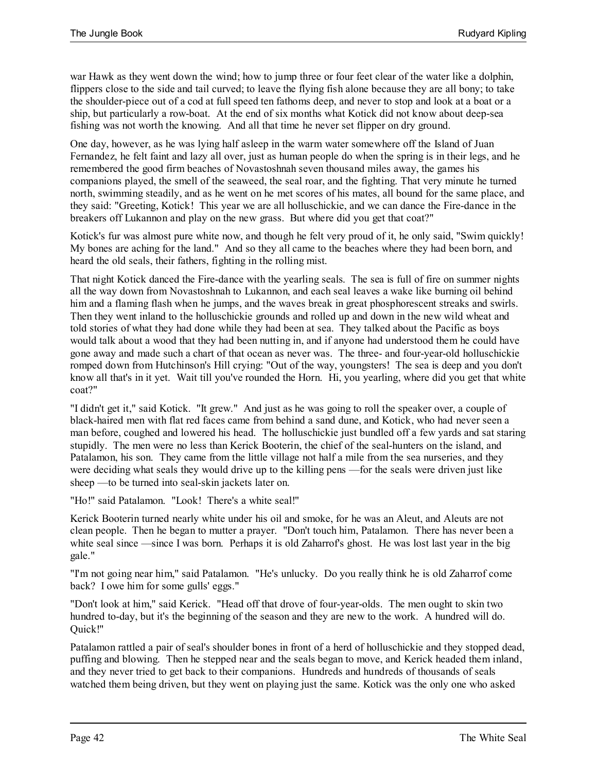war Hawk as they went down the wind; how to jump three or four feet clear of the water like a dolphin, flippers close to the side and tail curved; to leave the flying fish alone because they are all bony; to take the shoulder-piece out of a cod at full speed ten fathoms deep, and never to stop and look at a boat or a ship, but particularly a row-boat. At the end of six months what Kotick did not know about deep-sea fishing was not worth the knowing. And all that time he never set flipper on dry ground.

One day, however, as he was lying half asleep in the warm water somewhere off the Island of Juan Fernandez, he felt faint and lazy all over, just as human people do when the spring is in their legs, and he remembered the good firm beaches of Novastoshnah seven thousand miles away, the games his companions played, the smell of the seaweed, the seal roar, and the fighting. That very minute he turned north, swimming steadily, and as he went on he met scores of his mates, all bound for the same place, and they said: "Greeting, Kotick! This year we are all holluschickie, and we can dance the Fire-dance in the breakers off Lukannon and play on the new grass. But where did you get that coat?"

Kotick's fur was almost pure white now, and though he felt very proud of it, he only said, "Swim quickly! My bones are aching for the land." And so they all came to the beaches where they had been born, and heard the old seals, their fathers, fighting in the rolling mist.

That night Kotick danced the Fire-dance with the yearling seals. The sea is full of fire on summer nights all the way down from Novastoshnah to Lukannon, and each seal leaves a wake like burning oil behind him and a flaming flash when he jumps, and the waves break in great phosphorescent streaks and swirls. Then they went inland to the holluschickie grounds and rolled up and down in the new wild wheat and told stories of what they had done while they had been at sea. They talked about the Pacific as boys would talk about a wood that they had been nutting in, and if anyone had understood them he could have gone away and made such a chart of that ocean as never was. The three- and four-year-old holluschickie romped down from Hutchinson's Hill crying: "Out of the way, youngsters! The sea is deep and you don't know all that's in it yet. Wait till you've rounded the Horn. Hi, you yearling, where did you get that white coat?"

"I didn't get it," said Kotick. "It grew." And just as he was going to roll the speaker over, a couple of black-haired men with flat red faces came from behind a sand dune, and Kotick, who had never seen a man before, coughed and lowered his head. The holluschickie just bundled off a few yards and sat staring stupidly. The men were no less than Kerick Booterin, the chief of the seal-hunters on the island, and Patalamon, his son. They came from the little village not half a mile from the sea nurseries, and they were deciding what seals they would drive up to the killing pens —for the seals were driven just like sheep —to be turned into seal-skin jackets later on.

"Ho!" said Patalamon. "Look! There's a white seal!"

Kerick Booterin turned nearly white under his oil and smoke, for he was an Aleut, and Aleuts are not clean people. Then he began to mutter a prayer. "Don't touch him, Patalamon. There has never been a white seal since —since I was born. Perhaps it is old Zaharrof's ghost. He was lost last year in the big gale."

"I'm not going near him," said Patalamon. "He's unlucky. Do you really think he is old Zaharrof come back? I owe him for some gulls' eggs."

"Don't look at him," said Kerick. "Head off that drove of four-year-olds. The men ought to skin two hundred to-day, but it's the beginning of the season and they are new to the work. A hundred will do. Quick!"

Patalamon rattled a pair of seal's shoulder bones in front of a herd of holluschickie and they stopped dead, puffing and blowing. Then he stepped near and the seals began to move, and Kerick headed them inland, and they never tried to get back to their companions. Hundreds and hundreds of thousands of seals watched them being driven, but they went on playing just the same. Kotick was the only one who asked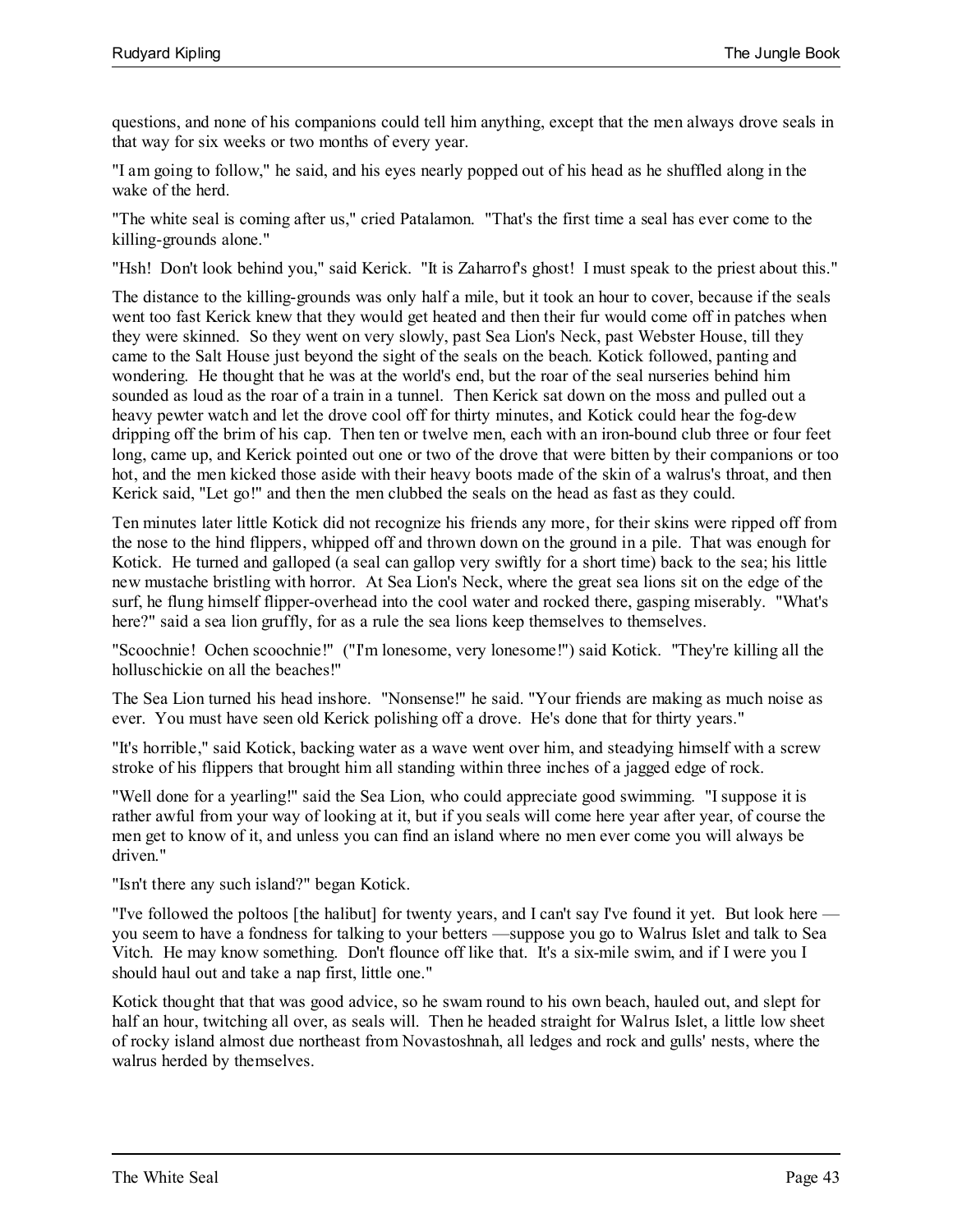questions, and none of his companions could tell him anything, except that the men always drove seals in that way for six weeks or two months of every year.

"I am going to follow," he said, and his eyes nearly popped out of his head as he shuffled along in the wake of the herd.

"The white seal is coming after us," cried Patalamon. "That's the first time a seal has ever come to the killing-grounds alone."

"Hsh! Don't look behind you," said Kerick. "It is Zaharrof's ghost! I must speak to the priest about this."

The distance to the killing-grounds was only half a mile, but it took an hour to cover, because if the seals went too fast Kerick knew that they would get heated and then their fur would come off in patches when they were skinned. So they went on very slowly, past Sea Lion's Neck, past Webster House, till they came to the Salt House just beyond the sight of the seals on the beach. Kotick followed, panting and wondering. He thought that he was at the world's end, but the roar of the seal nurseries behind him sounded as loud as the roar of a train in a tunnel. Then Kerick sat down on the moss and pulled out a heavy pewter watch and let the drove cool off for thirty minutes, and Kotick could hear the fog-dew dripping off the brim of his cap. Then ten or twelve men, each with an iron-bound club three or four feet long, came up, and Kerick pointed out one or two of the drove that were bitten by their companions or too hot, and the men kicked those aside with their heavy boots made of the skin of a walrus's throat, and then Kerick said, "Let go!" and then the men clubbed the seals on the head as fast as they could.

Ten minutes later little Kotick did not recognize his friends any more, for their skins were ripped off from the nose to the hind flippers, whipped off and thrown down on the ground in a pile. That was enough for Kotick. He turned and galloped (a seal can gallop very swiftly for a short time) back to the sea; his little new mustache bristling with horror. At Sea Lion's Neck, where the great sea lions sit on the edge of the surf, he flung himself flipper-overhead into the cool water and rocked there, gasping miserably. "What's here?" said a sea lion gruffly, for as a rule the sea lions keep themselves to themselves.

"Scoochnie! Ochen scoochnie!" ("I'm lonesome, very lonesome!") said Kotick. "They're killing all the holluschickie on all the beaches!"

The Sea Lion turned his head inshore. "Nonsense!" he said. "Your friends are making as much noise as ever. You must have seen old Kerick polishing off a drove. He's done that for thirty years."

"It's horrible," said Kotick, backing water as a wave went over him, and steadying himself with a screw stroke of his flippers that brought him all standing within three inches of a jagged edge of rock.

"Well done for a yearling!" said the Sea Lion, who could appreciate good swimming. "I suppose it is rather awful from your way of looking at it, but if you seals will come here year after year, of course the men get to know of it, and unless you can find an island where no men ever come you will always be driven."

"Isn't there any such island?" began Kotick.

"I've followed the poltoos [the halibut] for twenty years, and I can't say I've found it yet. But look here — you seem to have a fondness for talking to your betters —suppose you go to Walrus Islet and talk to Sea Vitch. He may know something. Don't flounce off like that. It's a six-mile swim, and if I were you I should haul out and take a nap first, little one."

Kotick thought that that was good advice, so he swam round to his own beach, hauled out, and slept for half an hour, twitching all over, as seals will. Then he headed straight for Walrus Islet, a little low sheet of rocky island almost due northeast from Novastoshnah, all ledges and rock and gulls' nests, where the walrus herded by themselves.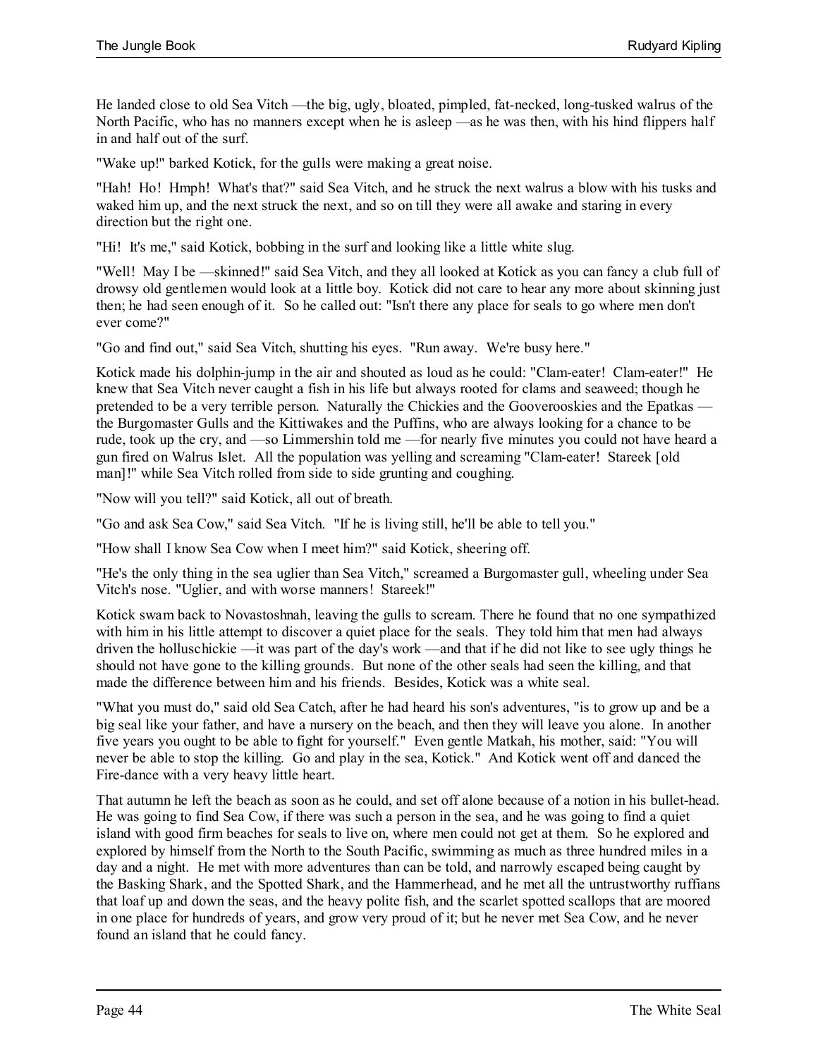He landed close to old Sea Vitch —the big, ugly, bloated, pimpled, fat-necked, long-tusked walrus of the North Pacific, who has no manners except when he is asleep —as he was then, with his hind flippers half in and half out of the surf.

"Wake up!" barked Kotick, for the gulls were making a great noise.

"Hah! Ho! Hmph! What's that?" said Sea Vitch, and he struck the next walrus a blow with his tusks and waked him up, and the next struck the next, and so on till they were all awake and staring in every direction but the right one.

"Hi! It's me," said Kotick, bobbing in the surf and looking like a little white slug.

"Well! May I be —skinned!" said Sea Vitch, and they all looked at Kotick as you can fancy a club full of drowsy old gentlemen would look at a little boy. Kotick did not care to hear any more about skinning just then; he had seen enough of it. So he called out: "Isn't there any place for seals to go where men don't ever come?"

"Go and find out," said Sea Vitch, shutting his eyes. "Run away. We're busy here."

Kotick made his dolphin-jump in the air and shouted as loud as he could: "Clam-eater! Clam-eater!" He knew that Sea Vitch never caught a fish in his life but always rooted for clams and seaweed; though he pretended to be a very terrible person. Naturally the Chickies and the Gooverooskies and the Epatkas — the Burgomaster Gulls and the Kittiwakes and the Puffins, who are always looking for a chance to be rude, took up the cry, and —so Limmershin told me —for nearly five minutes you could not have heard a gun fired on Walrus Islet. All the population was yelling and screaming "Clam-eater! Stareek [old man]!" while Sea Vitch rolled from side to side grunting and coughing.

"Now will you tell?" said Kotick, all out of breath.

"Go and ask Sea Cow," said Sea Vitch. "If he is living still, he'll be able to tell you."

"How shall I know Sea Cow when I meet him?" said Kotick, sheering off.

"He's the only thing in the sea uglier than Sea Vitch," screamed a Burgomaster gull, wheeling under Sea Vitch's nose. "Uglier, and with worse manners! Stareek!"

Kotick swam back to Novastoshnah, leaving the gulls to scream. There he found that no one sympathized with him in his little attempt to discover a quiet place for the seals. They told him that men had always driven the holluschickie —it was part of the day's work —and that if he did not like to see ugly things he should not have gone to the killing grounds. But none of the other seals had seen the killing, and that made the difference between him and his friends. Besides, Kotick was a white seal.

"What you must do," said old Sea Catch, after he had heard his son's adventures, "is to grow up and be a big seal like your father, and have a nursery on the beach, and then they will leave you alone. In another five years you ought to be able to fight for yourself." Even gentle Matkah, his mother, said: "You will never be able to stop the killing. Go and play in the sea, Kotick." And Kotick went off and danced the Fire-dance with a very heavy little heart.

That autumn he left the beach as soon as he could, and set off alone because of a notion in his bullet-head. He was going to find Sea Cow, if there was such a person in the sea, and he was going to find a quiet island with good firm beaches for seals to live on, where men could not get at them. So he explored and explored by himself from the North to the South Pacific, swimming as much as three hundred miles in a day and a night. He met with more adventures than can be told, and narrowly escaped being caught by the Basking Shark, and the Spotted Shark, and the Hammerhead, and he met all the untrustworthy ruffians that loaf up and down the seas, and the heavy polite fish, and the scarlet spotted scallops that are moored in one place for hundreds of years, and grow very proud of it; but he never met Sea Cow, and he never found an island that he could fancy.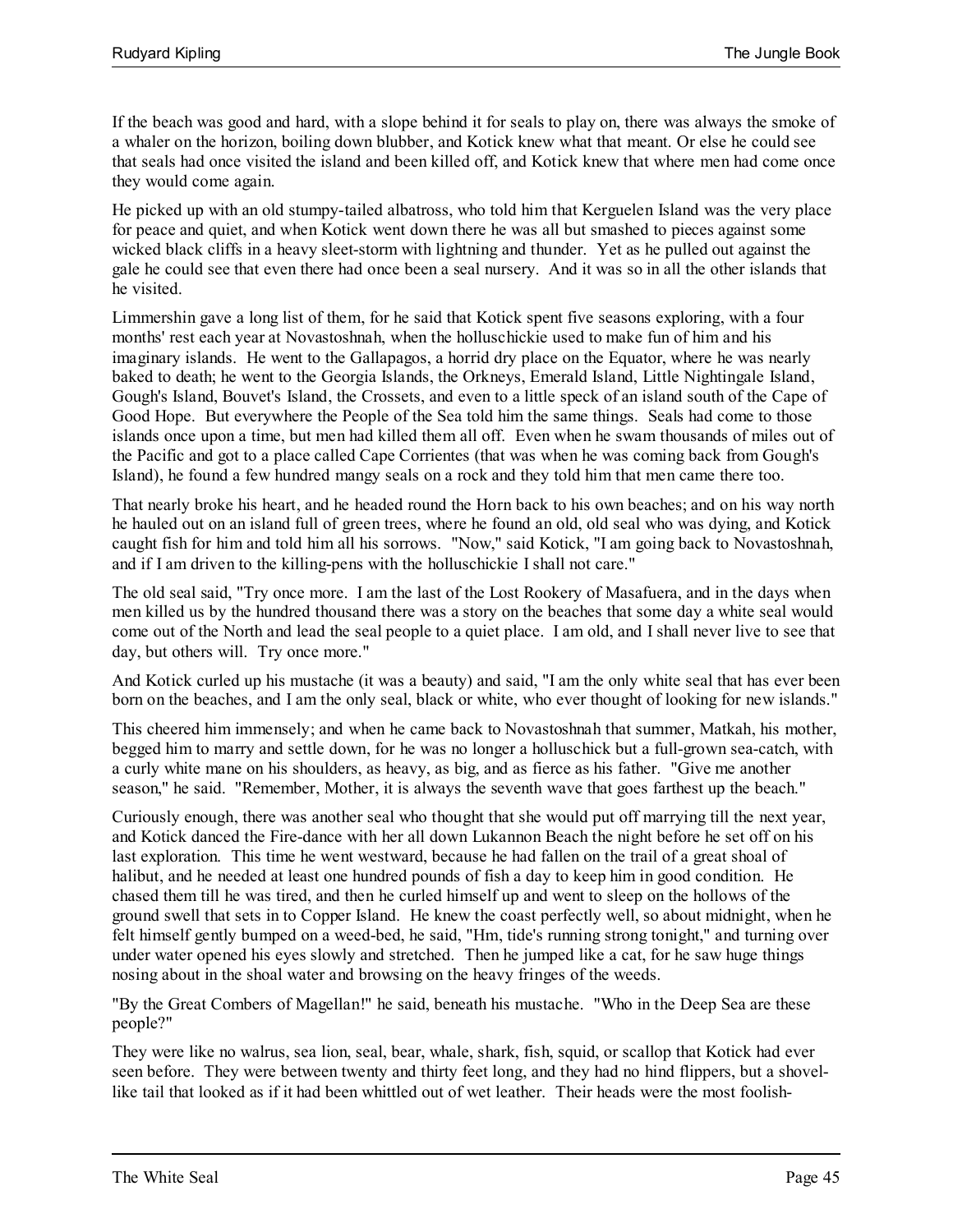If the beach was good and hard, with a slope behind it for seals to play on, there was always the smoke of a whaler on the horizon, boiling down blubber, and Kotick knew what that meant. Or else he could see that seals had once visited the island and been killed off, and Kotick knew that where men had come once they would come again.

He picked up with an old stumpy-tailed albatross, who told him that Kerguelen Island was the very place for peace and quiet, and when Kotick went down there he was all but smashed to pieces against some wicked black cliffs in a heavy sleet-storm with lightning and thunder. Yet as he pulled out against the gale he could see that even there had once been a seal nursery. And it was so in all the other islands that he visited.

Limmershin gave a long list of them, for he said that Kotick spent five seasons exploring, with a four months' rest each year at Novastoshnah, when the holluschickie used to make fun of him and his imaginary islands. He went to the Gallapagos, a horrid dry place on the Equator, where he was nearly baked to death; he went to the Georgia Islands, the Orkneys, Emerald Island, Little Nightingale Island, Gough's Island, Bouvet's Island, the Crossets, and even to a little speck of an island south of the Cape of Good Hope. But everywhere the People of the Sea told him the same things. Seals had come to those islands once upon a time, but men had killed them all off. Even when he swam thousands of miles out of the Pacific and got to a place called Cape Corrientes (that was when he was coming back from Gough's Island), he found a few hundred mangy seals on a rock and they told him that men came there too.

That nearly broke his heart, and he headed round the Horn back to his own beaches; and on his way north he hauled out on an island full of green trees, where he found an old, old seal who was dying, and Kotick caught fish for him and told him all his sorrows. "Now," said Kotick, "I am going back to Novastoshnah, and if I am driven to the killing-pens with the holluschickie I shall not care."

The old seal said, "Try once more. I am the last of the Lost Rookery of Masafuera, and in the days when men killed us by the hundred thousand there was a story on the beaches that some day a white seal would come out of the North and lead the seal people to a quiet place. I am old, and I shall never live to see that day, but others will. Try once more."

And Kotick curled up his mustache (it was a beauty) and said, "I am the only white seal that has ever been born on the beaches, and I am the only seal, black or white, who ever thought of looking for new islands."

This cheered him immensely; and when he came back to Novastoshnah that summer, Matkah, his mother, begged him to marry and settle down, for he was no longer a holluschick but a full-grown sea-catch, with a curly white mane on his shoulders, as heavy, as big, and as fierce as his father. "Give me another season," he said. "Remember, Mother, it is always the seventh wave that goes farthest up the beach."

Curiously enough, there was another seal who thought that she would put off marrying till the next year, and Kotick danced the Fire-dance with her all down Lukannon Beach the night before he set off on his last exploration. This time he went westward, because he had fallen on the trail of a great shoal of halibut, and he needed at least one hundred pounds of fish a day to keep him in good condition. He chased them till he was tired, and then he curled himself up and went to sleep on the hollows of the ground swell that sets in to Copper Island. He knew the coast perfectly well, so about midnight, when he felt himself gently bumped on a weed-bed, he said, "Hm, tide's running strong tonight," and turning over under water opened his eyes slowly and stretched. Then he jumped like a cat, for he saw huge things nosing about in the shoal water and browsing on the heavy fringes of the weeds.

"By the Great Combers of Magellan!" he said, beneath his mustache. "Who in the Deep Sea are these people?"

They were like no walrus, sea lion, seal, bear, whale, shark, fish, squid, or scallop that Kotick had ever seen before. They were between twenty and thirty feet long, and they had no hind flippers, but a shovel-like tail that looked as if it had been whittled out of wet leather. Their heads were the most foolish-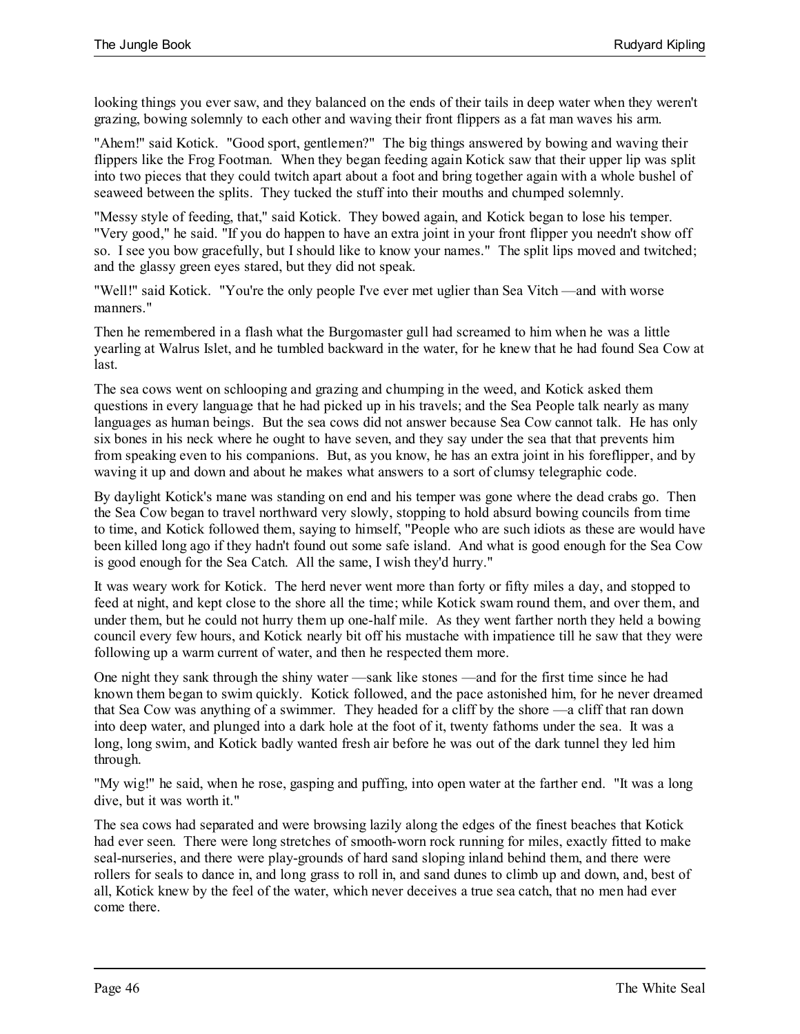looking things you ever saw, and they balanced on the ends of their tails in deep water when they weren't grazing, bowing solemnly to each other and waving their front flippers as a fat man waves his arm.

"Ahem!" said Kotick. "Good sport, gentlemen?" The big things answered by bowing and waving their flippers like the Frog Footman. When they began feeding again Kotick saw that their upper lip was split into two pieces that they could twitch apart about a foot and bring together again with a whole bushel of seaweed between the splits. They tucked the stuff into their mouths and chumped solemnly.

"Messy style of feeding, that," said Kotick. They bowed again, and Kotick began to lose his temper. "Very good," he said. "If you do happen to have an extra joint in your front flipper you needn't show off so. I see you bow gracefully, but I should like to know your names." The split lips moved and twitched; and the glassy green eyes stared, but they did not speak.

"Well!" said Kotick. "You're the only people I've ever met uglier than Sea Vitch —and with worse manners."

Then he remembered in a flash what the Burgomaster gull had screamed to him when he was a little yearling at Walrus Islet, and he tumbled backward in the water, for he knew that he had found Sea Cow at last.

The sea cows went on schlooping and grazing and chumping in the weed, and Kotick asked them questions in every language that he had picked up in his travels; and the Sea People talk nearly as many languages as human beings. But the sea cows did not answer because Sea Cow cannot talk. He has only six bones in his neck where he ought to have seven, and they say under the sea that that prevents him from speaking even to his companions. But, as you know, he has an extra joint in his foreflipper, and by waving it up and down and about he makes what answers to a sort of clumsy telegraphic code.

By daylight Kotick's mane was standing on end and his temper was gone where the dead crabs go. Then the Sea Cow began to travel northward very slowly, stopping to hold absurd bowing councils from time to time, and Kotick followed them, saying to himself, "People who are such idiots as these are would have been killed long ago if they hadn't found out some safe island. And what is good enough for the Sea Cow is good enough for the Sea Catch. All the same, I wish they'd hurry."

It was weary work for Kotick. The herd never went more than forty or fifty miles a day, and stopped to feed at night, and kept close to the shore all the time; while Kotick swam round them, and over them, and under them, but he could not hurry them up one-half mile. As they went farther north they held a bowing council every few hours, and Kotick nearly bit off his mustache with impatience till he saw that they were following up a warm current of water, and then he respected them more.

One night they sank through the shiny water —sank like stones —and for the first time since he had known them began to swim quickly. Kotick followed, and the pace astonished him, for he never dreamed that Sea Cow was anything of a swimmer. They headed for a cliff by the shore —a cliff that ran down into deep water, and plunged into a dark hole at the foot of it, twenty fathoms under the sea. It was a long, long swim, and Kotick badly wanted fresh air before he was out of the dark tunnel they led him through.

"My wig!" he said, when he rose, gasping and puffing, into open water at the farther end. "It was a long dive, but it was worth it."

The sea cows had separated and were browsing lazily along the edges of the finest beaches that Kotick had ever seen. There were long stretches of smooth-worn rock running for miles, exactly fitted to make seal-nurseries, and there were play-grounds of hard sand sloping inland behind them, and there were rollers for seals to dance in, and long grass to roll in, and sand dunes to climb up and down, and, best of all, Kotick knew by the feel of the water, which never deceives a true sea catch, that no men had ever come there.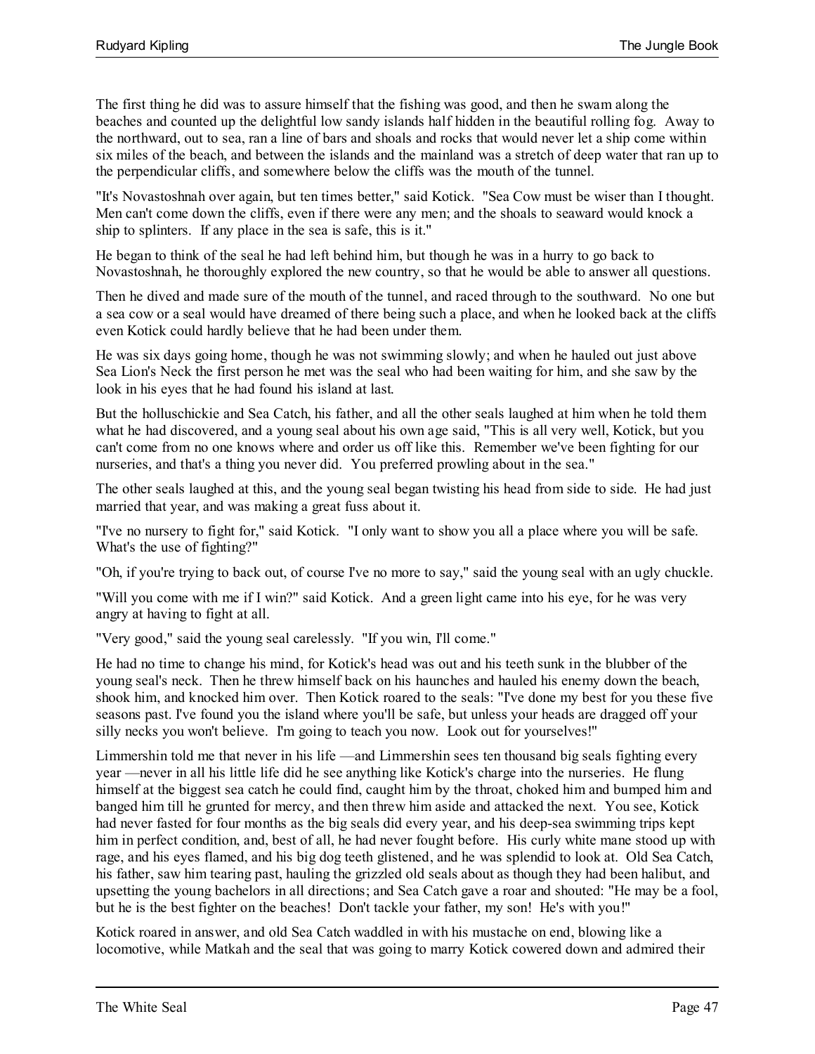The first thing he did was to assure himself that the fishing was good, and then he swam along the beaches and counted up the delightful low sandy islands half hidden in the beautiful rolling fog. Away to the northward, out to sea, ran a line of bars and shoals and rocks that would never let a ship come within six miles of the beach, and between the islands and the mainland was a stretch of deep water that ran up to the perpendicular cliffs, and somewhere below the cliffs was the mouth of the tunnel.

"It's Novastoshnah over again, but ten times better," said Kotick. "Sea Cow must be wiser than I thought. Men can't come down the cliffs, even if there were any men; and the shoals to seaward would knock a ship to splinters. If any place in the sea is safe, this is it."

He began to think of the seal he had left behind him, but though he was in a hurry to go back to Novastoshnah, he thoroughly explored the new country, so that he would be able to answer all questions.

Then he dived and made sure of the mouth of the tunnel, and raced through to the southward. No one but a sea cow or a seal would have dreamed of there being such a place, and when he looked back at the cliffs even Kotick could hardly believe that he had been under them.

He was six days going home, though he was not swimming slowly; and when he hauled out just above Sea Lion's Neck the first person he met was the seal who had been waiting for him, and she saw by the look in his eyes that he had found his island at last.

But the holluschickie and Sea Catch, his father, and all the other seals laughed at him when he told them what he had discovered, and a young seal about his own age said, "This is all very well, Kotick, but you can't come from no one knows where and order us off like this. Remember we've been fighting for our nurseries, and that's a thing you never did. You preferred prowling about in the sea."

The other seals laughed at this, and the young seal began twisting his head from side to side. He had just married that year, and was making a great fuss about it.

"I've no nursery to fight for," said Kotick. "I only want to show you all a place where you will be safe. What's the use of fighting?"

"Oh, if you're trying to back out, of course I've no more to say," said the young seal with an ugly chuckle.

"Will you come with me if I win?" said Kotick. And a green light came into his eye, for he was very angry at having to fight at all.

"Very good," said the young seal carelessly. "If you win, I'll come."

He had no time to change his mind, for Kotick's head was out and his teeth sunk in the blubber of the young seal's neck. Then he threw himself back on his haunches and hauled his enemy down the beach, shook him, and knocked him over. Then Kotick roared to the seals: "I've done my best for you these five seasons past. I've found you the island where you'll be safe, but unless your heads are dragged off your silly necks you won't believe. I'm going to teach you now. Look out for yourselves!"

Limmershin told me that never in his life —and Limmershin sees ten thousand big seals fighting every year —never in all his little life did he see anything like Kotick's charge into the nurseries. He flung himself at the biggest sea catch he could find, caught him by the throat, choked him and bumped him and banged him till he grunted for mercy, and then threw him aside and attacked the next. You see, Kotick had never fasted for four months as the big seals did every year, and his deep-sea swimming trips kept him in perfect condition, and, best of all, he had never fought before. His curly white mane stood up with rage, and his eyes flamed, and his big dog teeth glistened, and he was splendid to look at. Old Sea Catch, his father, saw him tearing past, hauling the grizzled old seals about as though they had been halibut, and upsetting the young bachelors in all directions; and Sea Catch gave a roar and shouted: "He may be a fool, but he is the best fighter on the beaches! Don't tackle your father, my son! He's with you!"

Kotick roared in answer, and old Sea Catch waddled in with his mustache on end, blowing like a locomotive, while Matkah and the seal that was going to marry Kotick cowered down and admired their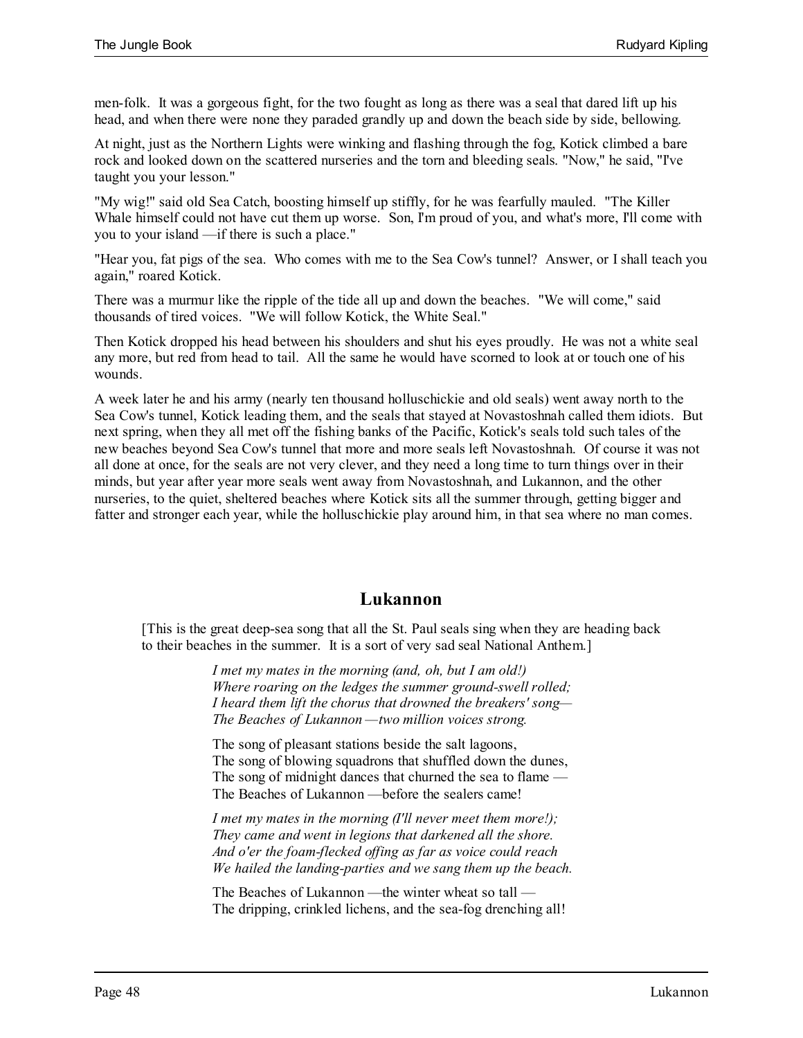men-folk. It was a gorgeous fight, for the two fought as long as there was a seal that dared lift up his head, and when there were none they paraded grandly up and down the beach side by side, bellowing.

At night, just as the Northern Lights were winking and flashing through the fog, Kotick climbed a bare rock and looked down on the scattered nurseries and the torn and bleeding seals. "Now," he said, "I've taught you your lesson."

"My wig!" said old Sea Catch, boosting himself up stiffly, for he was fearfully mauled. "The Killer Whale himself could not have cut them up worse. Son, I'm proud of you, and what's more, I'll come with you to your island —if there is such a place."

"Hear you, fat pigs of the sea. Who comes with me to the Sea Cow's tunnel? Answer, or I shall teach you again," roared Kotick.

There was a murmur like the ripple of the tide all up and down the beaches. "We will come," said thousands of tired voices. "We will follow Kotick, the White Seal."

Then Kotick dropped his head between his shoulders and shut his eyes proudly. He was not a white seal any more, but red from head to tail. All the same he would have scorned to look at or touch one of his wounds.

A week later he and his army (nearly ten thousand holluschickie and old seals) went away north to the Sea Cow's tunnel, Kotick leading them, and the seals that stayed at Novastoshnah called them idiots. But next spring, when they all met off the fishing banks of the Pacific, Kotick's seals told such tales of the new beaches beyond Sea Cow's tunnel that more and more seals left Novastoshnah. Of course it was not all done at once, for the seals are not very clever, and they need a long time to turn things over in their minds, but year after year more seals went away from Novastoshnah, and Lukannon, and the other nurseries, to the quiet, sheltered beaches where Kotick sits all the summer through, getting bigger and fatter and stronger each year, while the holluschickie play around him, in that sea where no man comes.

## Lukannon

[This is the great deep-sea song that all the St. Paul seals sing when they are heading back to their beaches in the summer. It is a sort of very sad seal National Anthem.]

*I met my mates in the morning (and, oh, but I am old!)*
*Where roaring on the ledges the summer ground-swell rolled;*
*I heard them lift the chorus that drowned the breakers' song—*
*The Beaches of Lukannon —two million voices strong.*

The song of pleasant stations beside the salt lagoons,
The song of blowing squadrons that shuffled down the dunes,
The song of midnight dances that churned the sea to flame —
The Beaches of Lukannon —before the sealers came!

*I met my mates in the morning (I'll never meet them more!);*
*They came and went in legions that darkened all the shore.*
*And o'er the foam-flecked offing as far as voice could reach*
*We hailed the landing-parties and we sang them up the beach.*

The Beaches of Lukannon —the winter wheat so tall —
The dripping, crinkled lichens, and the sea-fog drenching all!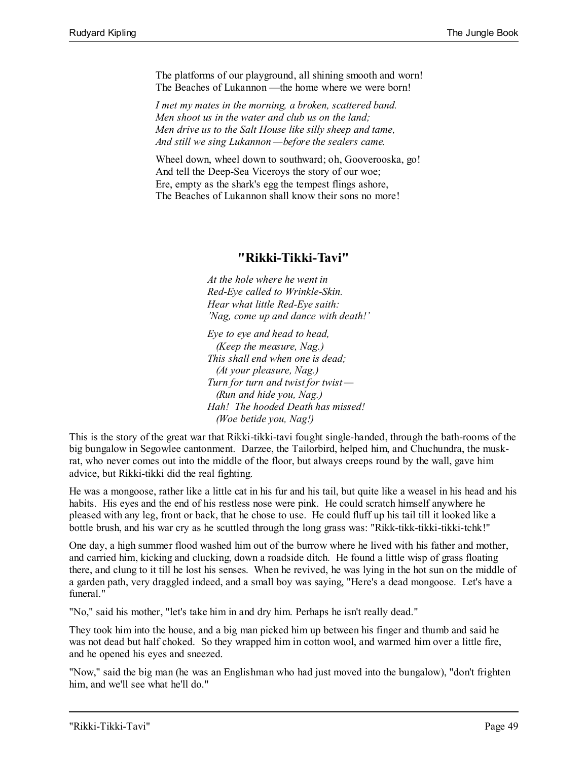The platforms of our playground, all shining smooth and worn!
The Beaches of Lukannon —the home where we were born!

*I met my mates in the morning, a broken, scattered band.*
*Men shoot us in the water and club us on the land;*
*Men drive us to the Salt House like silly sheep and tame,*
*And still we sing Lukannon —before the sealers came.*

Wheel down, wheel down to southward; oh, Gooverooska, go!
And tell the Deep-Sea Viceroys the story of our woe;
Ere, empty as the shark's egg the tempest flings ashore,
The Beaches of Lukannon shall know their sons no more!

## "Rikki-Tikki-Tavi"

*At the hole where he went in*
*Red-Eye called to Wrinkle-Skin.*
*Hear what little Red-Eye saith:*
*'Nag, come up and dance with death!'*

*Eye to eye and head to head,*
  *(Keep the measure, Nag.)*
*This shall end when one is dead;*
  *(At your pleasure, Nag.)*
*Turn for turn and twist for twist —*
  *(Run and hide you, Nag.)*
*Hah! The hooded Death has missed!*
  *(Woe betide you, Nag!)*

This is the story of the great war that Rikki-tikki-tavi fought single-handed, through the bath-rooms of the big bungalow in Segowlee cantonment. Darzee, the Tailorbird, helped him, and Chuchundra, the musk-rat, who never comes out into the middle of the floor, but always creeps round by the wall, gave him advice, but Rikki-tikki did the real fighting.

He was a mongoose, rather like a little cat in his fur and his tail, but quite like a weasel in his head and his habits. His eyes and the end of his restless nose were pink. He could scratch himself anywhere he pleased with any leg, front or back, that he chose to use. He could fluff up his tail till it looked like a bottle brush, and his war cry as he scuttled through the long grass was: "Rikk-tikk-tikki-tikki-tchk!"

One day, a high summer flood washed him out of the burrow where he lived with his father and mother, and carried him, kicking and clucking, down a roadside ditch. He found a little wisp of grass floating there, and clung to it till he lost his senses. When he revived, he was lying in the hot sun on the middle of a garden path, very draggled indeed, and a small boy was saying, "Here's a dead mongoose. Let's have a funeral."

"No," said his mother, "let's take him in and dry him. Perhaps he isn't really dead."

They took him into the house, and a big man picked him up between his finger and thumb and said he was not dead but half choked. So they wrapped him in cotton wool, and warmed him over a little fire, and he opened his eyes and sneezed.

"Now," said the big man (he was an Englishman who had just moved into the bungalow), "don't frighten him, and we'll see what he'll do."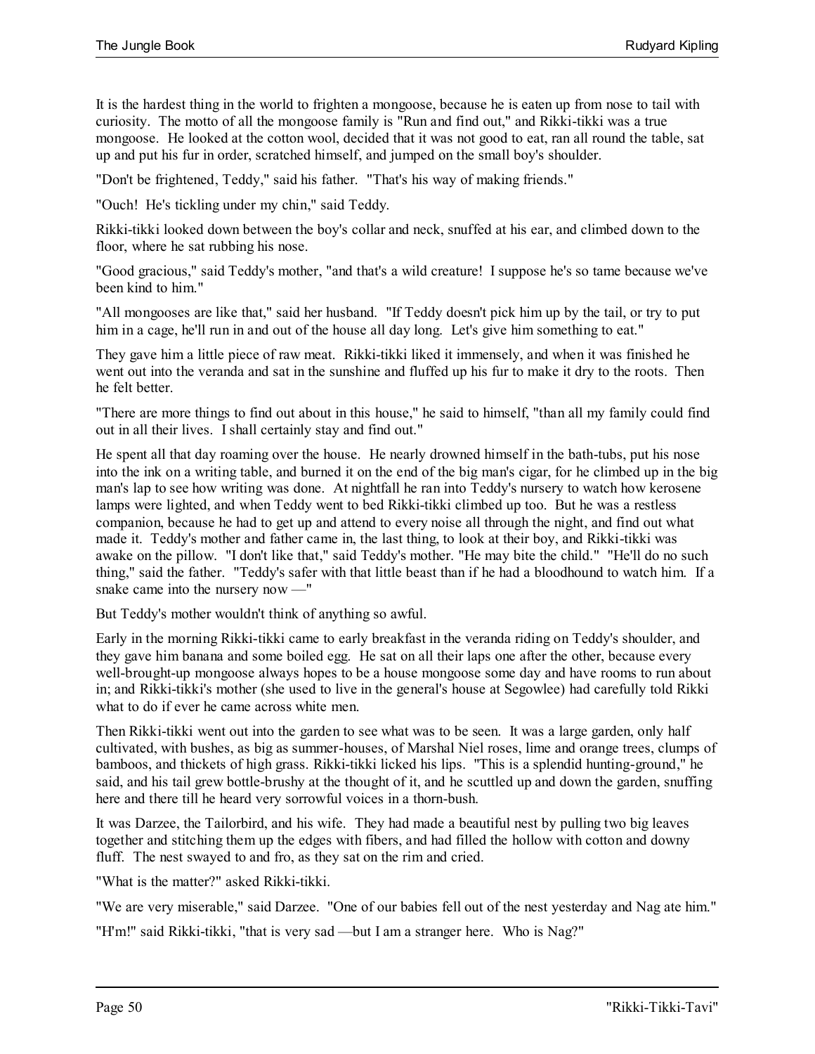It is the hardest thing in the world to frighten a mongoose, because he is eaten up from nose to tail with curiosity. The motto of all the mongoose family is "Run and find out," and Rikki-tikki was a true mongoose. He looked at the cotton wool, decided that it was not good to eat, ran all round the table, sat up and put his fur in order, scratched himself, and jumped on the small boy's shoulder.

"Don't be frightened, Teddy," said his father. "That's his way of making friends."

"Ouch! He's tickling under my chin," said Teddy.

Rikki-tikki looked down between the boy's collar and neck, snuffed at his ear, and climbed down to the floor, where he sat rubbing his nose.

"Good gracious," said Teddy's mother, "and that's a wild creature! I suppose he's so tame because we've been kind to him."

"All mongooses are like that," said her husband. "If Teddy doesn't pick him up by the tail, or try to put him in a cage, he'll run in and out of the house all day long. Let's give him something to eat."

They gave him a little piece of raw meat. Rikki-tikki liked it immensely, and when it was finished he went out into the veranda and sat in the sunshine and fluffed up his fur to make it dry to the roots. Then he felt better.

"There are more things to find out about in this house," he said to himself, "than all my family could find out in all their lives. I shall certainly stay and find out."

He spent all that day roaming over the house. He nearly drowned himself in the bath-tubs, put his nose into the ink on a writing table, and burned it on the end of the big man's cigar, for he climbed up in the big man's lap to see how writing was done. At nightfall he ran into Teddy's nursery to watch how kerosene lamps were lighted, and when Teddy went to bed Rikki-tikki climbed up too. But he was a restless companion, because he had to get up and attend to every noise all through the night, and find out what made it. Teddy's mother and father came in, the last thing, to look at their boy, and Rikki-tikki was awake on the pillow. "I don't like that," said Teddy's mother. "He may bite the child." "He'll do no such thing," said the father. "Teddy's safer with that little beast than if he had a bloodhound to watch him. If a snake came into the nursery now —"

But Teddy's mother wouldn't think of anything so awful.

Early in the morning Rikki-tikki came to early breakfast in the veranda riding on Teddy's shoulder, and they gave him banana and some boiled egg. He sat on all their laps one after the other, because every well-brought-up mongoose always hopes to be a house mongoose some day and have rooms to run about in; and Rikki-tikki's mother (she used to live in the general's house at Segowlee) had carefully told Rikki what to do if ever he came across white men.

Then Rikki-tikki went out into the garden to see what was to be seen. It was a large garden, only half cultivated, with bushes, as big as summer-houses, of Marshal Niel roses, lime and orange trees, clumps of bamboos, and thickets of high grass. Rikki-tikki licked his lips. "This is a splendid hunting-ground," he said, and his tail grew bottle-brushy at the thought of it, and he scuttled up and down the garden, snuffing here and there till he heard very sorrowful voices in a thorn-bush.

It was Darzee, the Tailorbird, and his wife. They had made a beautiful nest by pulling two big leaves together and stitching them up the edges with fibers, and had filled the hollow with cotton and downy fluff. The nest swayed to and fro, as they sat on the rim and cried.

"What is the matter?" asked Rikki-tikki.

"We are very miserable," said Darzee. "One of our babies fell out of the nest yesterday and Nag ate him."

"H'm!" said Rikki-tikki, "that is very sad —but I am a stranger here. Who is Nag?"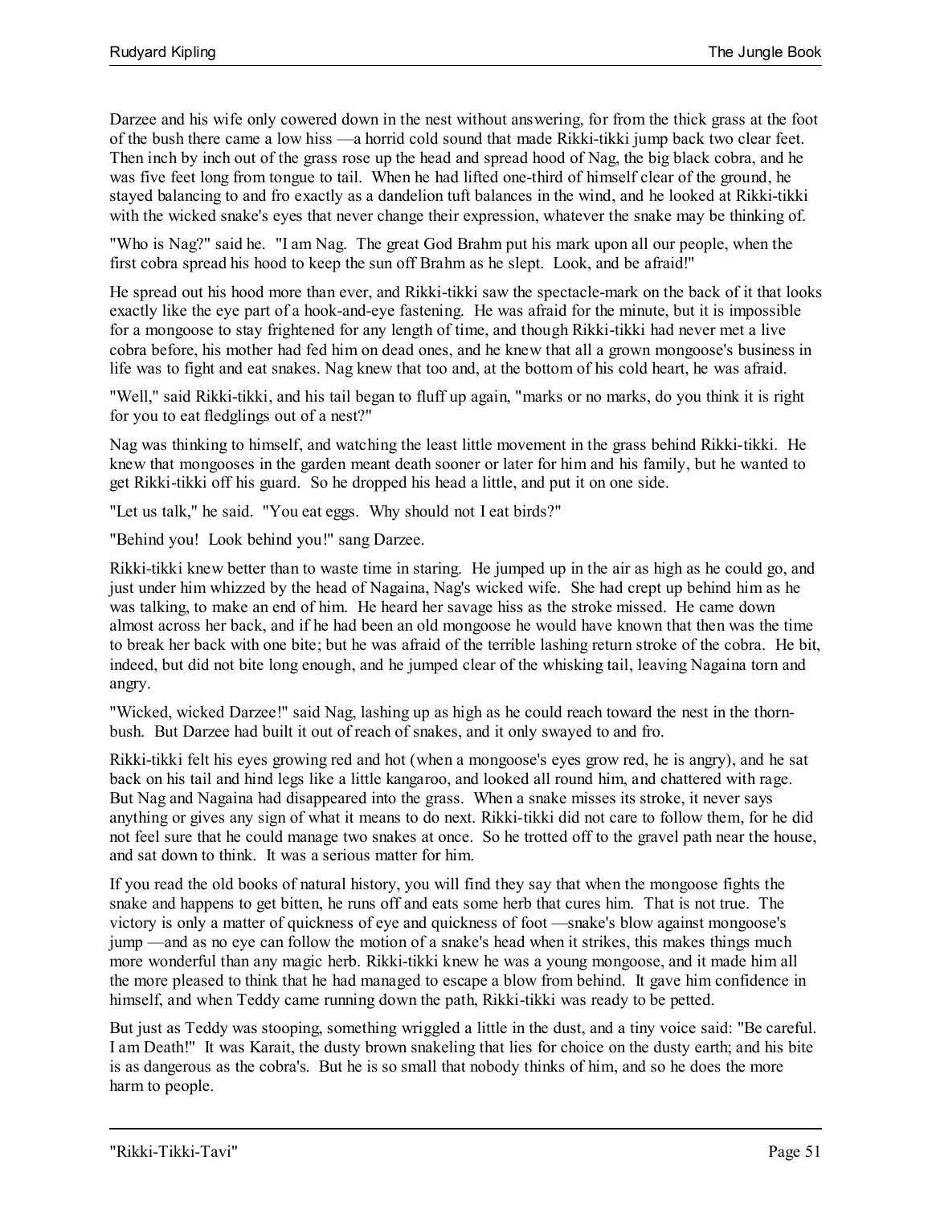Darzee and his wife only cowered down in the nest without answering, for from the thick grass at the foot of the bush there came a low hiss —a horrid cold sound that made Rikki-tikki jump back two clear feet. Then inch by inch out of the grass rose up the head and spread hood of Nag, the big black cobra, and he was five feet long from tongue to tail. When he had lifted one-third of himself clear of the ground, he stayed balancing to and fro exactly as a dandelion tuft balances in the wind, and he looked at Rikki-tikki with the wicked snake's eyes that never change their expression, whatever the snake may be thinking of.

"Who is Nag?" said he. "I am Nag. The great God Brahm put his mark upon all our people, when the first cobra spread his hood to keep the sun off Brahm as he slept. Look, and be afraid!"

He spread out his hood more than ever, and Rikki-tikki saw the spectacle-mark on the back of it that looks exactly like the eye part of a hook-and-eye fastening. He was afraid for the minute, but it is impossible for a mongoose to stay frightened for any length of time, and though Rikki-tikki had never met a live cobra before, his mother had fed him on dead ones, and he knew that all a grown mongoose's business in life was to fight and eat snakes. Nag knew that too and, at the bottom of his cold heart, he was afraid.

"Well," said Rikki-tikki, and his tail began to fluff up again, "marks or no marks, do you think it is right for you to eat fledglings out of a nest?"

Nag was thinking to himself, and watching the least little movement in the grass behind Rikki-tikki. He knew that mongooses in the garden meant death sooner or later for him and his family, but he wanted to get Rikki-tikki off his guard. So he dropped his head a little, and put it on one side.

"Let us talk," he said. "You eat eggs. Why should not I eat birds?"

"Behind you! Look behind you!" sang Darzee.

Rikki-tikki knew better than to waste time in staring. He jumped up in the air as high as he could go, and just under him whizzed by the head of Nagaina, Nag's wicked wife. She had crept up behind him as he was talking, to make an end of him. He heard her savage hiss as the stroke missed. He came down almost across her back, and if he had been an old mongoose he would have known that then was the time to break her back with one bite; but he was afraid of the terrible lashing return stroke of the cobra. He bit, indeed, but did not bite long enough, and he jumped clear of the whisking tail, leaving Nagaina torn and angry.

"Wicked, wicked Darzee!" said Nag, lashing up as high as he could reach toward the nest in the thorn-bush. But Darzee had built it out of reach of snakes, and it only swayed to and fro.

Rikki-tikki felt his eyes growing red and hot (when a mongoose's eyes grow red, he is angry), and he sat back on his tail and hind legs like a little kangaroo, and looked all round him, and chattered with rage. But Nag and Nagaina had disappeared into the grass. When a snake misses its stroke, it never says anything or gives any sign of what it means to do next. Rikki-tikki did not care to follow them, for he did not feel sure that he could manage two snakes at once. So he trotted off to the gravel path near the house, and sat down to think. It was a serious matter for him.

If you read the old books of natural history, you will find they say that when the mongoose fights the snake and happens to get bitten, he runs off and eats some herb that cures him. That is not true. The victory is only a matter of quickness of eye and quickness of foot —snake's blow against mongoose's jump —and as no eye can follow the motion of a snake's head when it strikes, this makes things much more wonderful than any magic herb. Rikki-tikki knew he was a young mongoose, and it made him all the more pleased to think that he had managed to escape a blow from behind. It gave him confidence in himself, and when Teddy came running down the path, Rikki-tikki was ready to be petted.

But just as Teddy was stooping, something wriggled a little in the dust, and a tiny voice said: "Be careful. I am Death!" It was Karait, the dusty brown snakeling that lies for choice on the dusty earth; and his bite is as dangerous as the cobra's. But he is so small that nobody thinks of him, and so he does the more harm to people.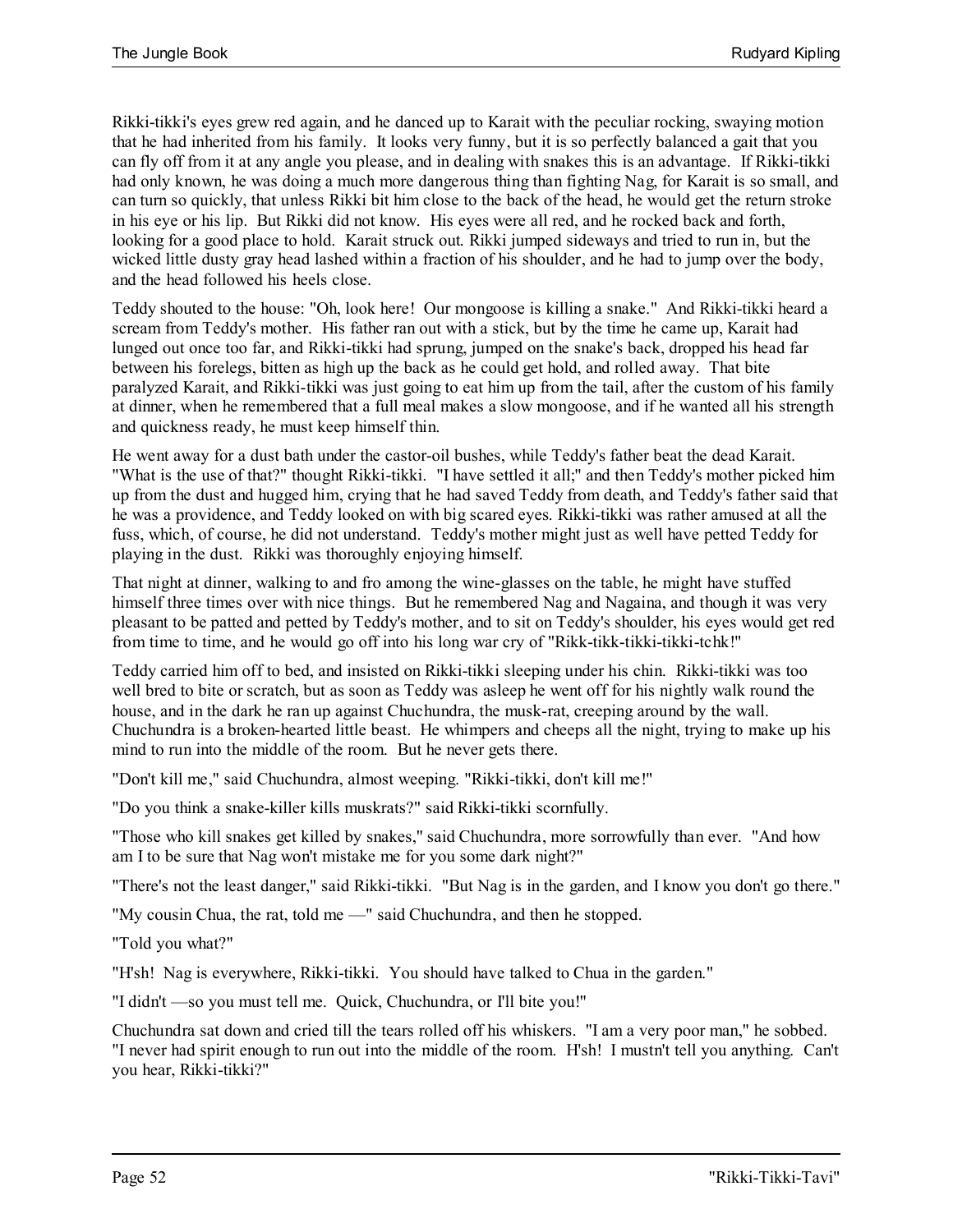Rikki-tikki's eyes grew red again, and he danced up to Karait with the peculiar rocking, swaying motion that he had inherited from his family. It looks very funny, but it is so perfectly balanced a gait that you can fly off from it at any angle you please, and in dealing with snakes this is an advantage. If Rikki-tikki had only known, he was doing a much more dangerous thing than fighting Nag, for Karait is so small, and can turn so quickly, that unless Rikki bit him close to the back of the head, he would get the return stroke in his eye or his lip. But Rikki did not know. His eyes were all red, and he rocked back and forth, looking for a good place to hold. Karait struck out. Rikki jumped sideways and tried to run in, but the wicked little dusty gray head lashed within a fraction of his shoulder, and he had to jump over the body, and the head followed his heels close.

Teddy shouted to the house: "Oh, look here! Our mongoose is killing a snake." And Rikki-tikki heard a scream from Teddy's mother. His father ran out with a stick, but by the time he came up, Karait had lunged out once too far, and Rikki-tikki had sprung, jumped on the snake's back, dropped his head far between his forelegs, bitten as high up the back as he could get hold, and rolled away. That bite paralyzed Karait, and Rikki-tikki was just going to eat him up from the tail, after the custom of his family at dinner, when he remembered that a full meal makes a slow mongoose, and if he wanted all his strength and quickness ready, he must keep himself thin.

He went away for a dust bath under the castor-oil bushes, while Teddy's father beat the dead Karait. "What is the use of that?" thought Rikki-tikki. "I have settled it all;" and then Teddy's mother picked him up from the dust and hugged him, crying that he had saved Teddy from death, and Teddy's father said that he was a providence, and Teddy looked on with big scared eyes. Rikki-tikki was rather amused at all the fuss, which, of course, he did not understand. Teddy's mother might just as well have petted Teddy for playing in the dust. Rikki was thoroughly enjoying himself.

That night at dinner, walking to and fro among the wine-glasses on the table, he might have stuffed himself three times over with nice things. But he remembered Nag and Nagaina, and though it was very pleasant to be patted and petted by Teddy's mother, and to sit on Teddy's shoulder, his eyes would get red from time to time, and he would go off into his long war cry of "Rikk-tikk-tikki-tikki-tchk!"

Teddy carried him off to bed, and insisted on Rikki-tikki sleeping under his chin. Rikki-tikki was too well bred to bite or scratch, but as soon as Teddy was asleep he went off for his nightly walk round the house, and in the dark he ran up against Chuchundra, the musk-rat, creeping around by the wall. Chuchundra is a broken-hearted little beast. He whimpers and cheeps all the night, trying to make up his mind to run into the middle of the room. But he never gets there.

"Don't kill me," said Chuchundra, almost weeping. "Rikki-tikki, don't kill me!"

"Do you think a snake-killer kills muskrats?" said Rikki-tikki scornfully.

"Those who kill snakes get killed by snakes," said Chuchundra, more sorrowfully than ever. "And how am I to be sure that Nag won't mistake me for you some dark night?"

"There's not the least danger," said Rikki-tikki. "But Nag is in the garden, and I know you don't go there."

"My cousin Chua, the rat, told me —" said Chuchundra, and then he stopped.

"Told you what?"

"H'sh! Nag is everywhere, Rikki-tikki. You should have talked to Chua in the garden."

"I didn't —so you must tell me. Quick, Chuchundra, or I'll bite you!"

Chuchundra sat down and cried till the tears rolled off his whiskers. "I am a very poor man," he sobbed. "I never had spirit enough to run out into the middle of the room. H'sh! I mustn't tell you anything. Can't you hear, Rikki-tikki?"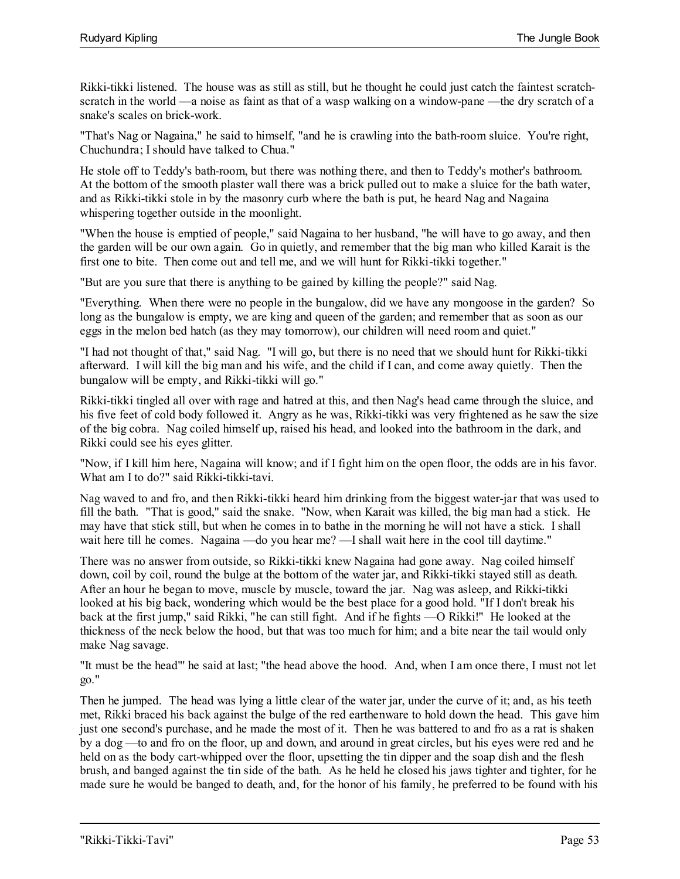Rikki-tikki listened. The house was as still as still, but he thought he could just catch the faintest scratch-scratch in the world —a noise as faint as that of a wasp walking on a window-pane —the dry scratch of a snake's scales on brick-work.

"That's Nag or Nagaina," he said to himself, "and he is crawling into the bath-room sluice. You're right, Chuchundra; I should have talked to Chua."

He stole off to Teddy's bath-room, but there was nothing there, and then to Teddy's mother's bathroom. At the bottom of the smooth plaster wall there was a brick pulled out to make a sluice for the bath water, and as Rikki-tikki stole in by the masonry curb where the bath is put, he heard Nag and Nagaina whispering together outside in the moonlight.

"When the house is emptied of people," said Nagaina to her husband, "he will have to go away, and then the garden will be our own again. Go in quietly, and remember that the big man who killed Karait is the first one to bite. Then come out and tell me, and we will hunt for Rikki-tikki together."

"But are you sure that there is anything to be gained by killing the people?" said Nag.

"Everything. When there were no people in the bungalow, did we have any mongoose in the garden? So long as the bungalow is empty, we are king and queen of the garden; and remember that as soon as our eggs in the melon bed hatch (as they may tomorrow), our children will need room and quiet."

"I had not thought of that," said Nag. "I will go, but there is no need that we should hunt for Rikki-tikki afterward. I will kill the big man and his wife, and the child if I can, and come away quietly. Then the bungalow will be empty, and Rikki-tikki will go."

Rikki-tikki tingled all over with rage and hatred at this, and then Nag's head came through the sluice, and his five feet of cold body followed it. Angry as he was, Rikki-tikki was very frightened as he saw the size of the big cobra. Nag coiled himself up, raised his head, and looked into the bathroom in the dark, and Rikki could see his eyes glitter.

"Now, if I kill him here, Nagaina will know; and if I fight him on the open floor, the odds are in his favor. What am I to do?" said Rikki-tikki-tavi.

Nag waved to and fro, and then Rikki-tikki heard him drinking from the biggest water-jar that was used to fill the bath. "That is good," said the snake. "Now, when Karait was killed, the big man had a stick. He may have that stick still, but when he comes in to bathe in the morning he will not have a stick. I shall wait here till he comes. Nagaina —do you hear me? —I shall wait here in the cool till daytime."

There was no answer from outside, so Rikki-tikki knew Nagaina had gone away. Nag coiled himself down, coil by coil, round the bulge at the bottom of the water jar, and Rikki-tikki stayed still as death. After an hour he began to move, muscle by muscle, toward the jar. Nag was asleep, and Rikki-tikki looked at his big back, wondering which would be the best place for a good hold. "If I don't break his back at the first jump," said Rikki, "he can still fight. And if he fights —O Rikki!" He looked at the thickness of the neck below the hood, but that was too much for him; and a bite near the tail would only make Nag savage.

"It must be the head"' he said at last; "the head above the hood. And, when I am once there, I must not let go."

Then he jumped. The head was lying a little clear of the water jar, under the curve of it; and, as his teeth met, Rikki braced his back against the bulge of the red earthenware to hold down the head. This gave him just one second's purchase, and he made the most of it. Then he was battered to and fro as a rat is shaken by a dog —to and fro on the floor, up and down, and around in great circles, but his eyes were red and he held on as the body cart-whipped over the floor, upsetting the tin dipper and the soap dish and the flesh brush, and banged against the tin side of the bath. As he held he closed his jaws tighter and tighter, for he made sure he would be banged to death, and, for the honor of his family, he preferred to be found with his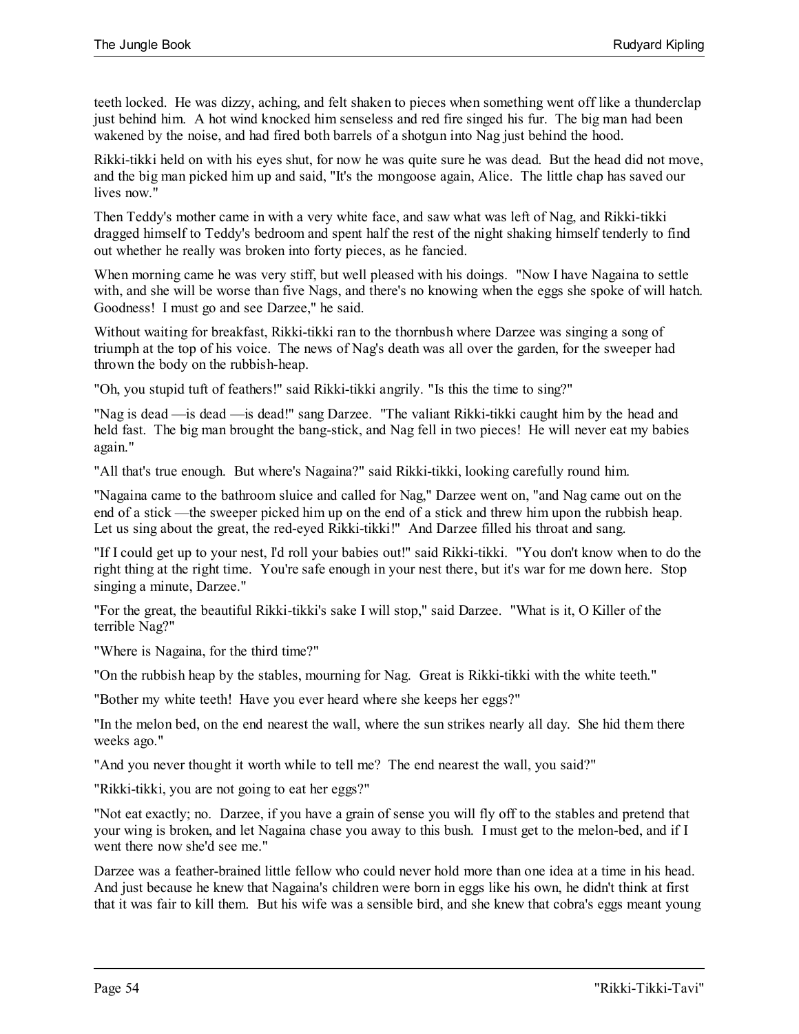teeth locked. He was dizzy, aching, and felt shaken to pieces when something went off like a thunderclap just behind him. A hot wind knocked him senseless and red fire singed his fur. The big man had been wakened by the noise, and had fired both barrels of a shotgun into Nag just behind the hood.

Rikki-tikki held on with his eyes shut, for now he was quite sure he was dead. But the head did not move, and the big man picked him up and said, "It's the mongoose again, Alice. The little chap has saved our lives now."

Then Teddy's mother came in with a very white face, and saw what was left of Nag, and Rikki-tikki dragged himself to Teddy's bedroom and spent half the rest of the night shaking himself tenderly to find out whether he really was broken into forty pieces, as he fancied.

When morning came he was very stiff, but well pleased with his doings. "Now I have Nagaina to settle with, and she will be worse than five Nags, and there's no knowing when the eggs she spoke of will hatch. Goodness! I must go and see Darzee," he said.

Without waiting for breakfast, Rikki-tikki ran to the thornbush where Darzee was singing a song of triumph at the top of his voice. The news of Nag's death was all over the garden, for the sweeper had thrown the body on the rubbish-heap.

"Oh, you stupid tuft of feathers!" said Rikki-tikki angrily. "Is this the time to sing?"

"Nag is dead —is dead —is dead!" sang Darzee. "The valiant Rikki-tikki caught him by the head and held fast. The big man brought the bang-stick, and Nag fell in two pieces! He will never eat my babies again."

"All that's true enough. But where's Nagaina?" said Rikki-tikki, looking carefully round him.

"Nagaina came to the bathroom sluice and called for Nag," Darzee went on, "and Nag came out on the end of a stick —the sweeper picked him up on the end of a stick and threw him upon the rubbish heap. Let us sing about the great, the red-eyed Rikki-tikki!" And Darzee filled his throat and sang.

"If I could get up to your nest, I'd roll your babies out!" said Rikki-tikki. "You don't know when to do the right thing at the right time. You're safe enough in your nest there, but it's war for me down here. Stop singing a minute, Darzee."

"For the great, the beautiful Rikki-tikki's sake I will stop," said Darzee. "What is it, O Killer of the terrible Nag?"

"Where is Nagaina, for the third time?"

"On the rubbish heap by the stables, mourning for Nag. Great is Rikki-tikki with the white teeth."

"Bother my white teeth! Have you ever heard where she keeps her eggs?"

"In the melon bed, on the end nearest the wall, where the sun strikes nearly all day. She hid them there weeks ago."

"And you never thought it worth while to tell me? The end nearest the wall, you said?"

"Rikki-tikki, you are not going to eat her eggs?"

"Not eat exactly; no. Darzee, if you have a grain of sense you will fly off to the stables and pretend that your wing is broken, and let Nagaina chase you away to this bush. I must get to the melon-bed, and if I went there now she'd see me."

Darzee was a feather-brained little fellow who could never hold more than one idea at a time in his head. And just because he knew that Nagaina's children were born in eggs like his own, he didn't think at first that it was fair to kill them. But his wife was a sensible bird, and she knew that cobra's eggs meant young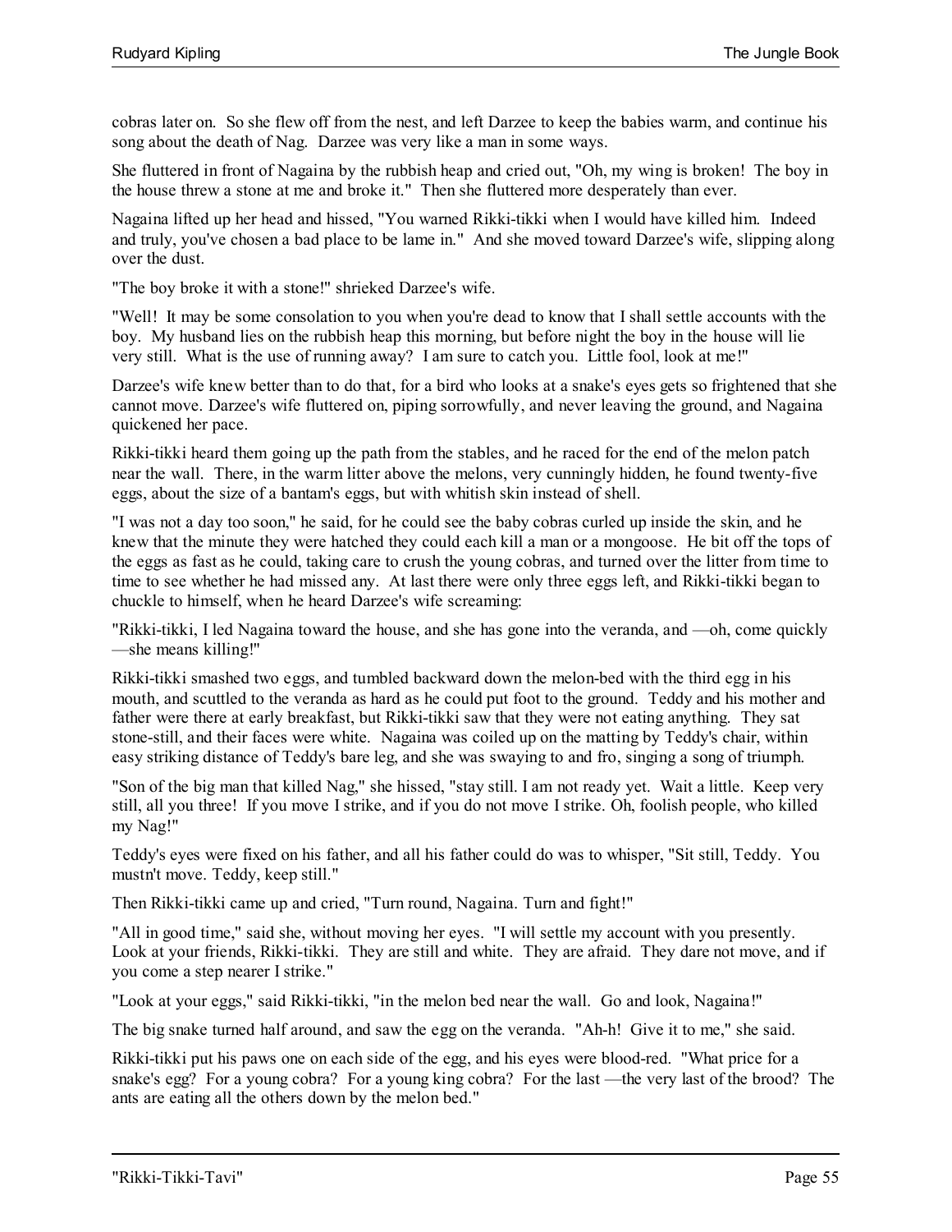cobras later on. So she flew off from the nest, and left Darzee to keep the babies warm, and continue his song about the death of Nag. Darzee was very like a man in some ways.

She fluttered in front of Nagaina by the rubbish heap and cried out, "Oh, my wing is broken! The boy in the house threw a stone at me and broke it." Then she fluttered more desperately than ever.

Nagaina lifted up her head and hissed, "You warned Rikki-tikki when I would have killed him. Indeed and truly, you've chosen a bad place to be lame in." And she moved toward Darzee's wife, slipping along over the dust.

"The boy broke it with a stone!" shrieked Darzee's wife.

"Well! It may be some consolation to you when you're dead to know that I shall settle accounts with the boy. My husband lies on the rubbish heap this morning, but before night the boy in the house will lie very still. What is the use of running away? I am sure to catch you. Little fool, look at me!"

Darzee's wife knew better than to do that, for a bird who looks at a snake's eyes gets so frightened that she cannot move. Darzee's wife fluttered on, piping sorrowfully, and never leaving the ground, and Nagaina quickened her pace.

Rikki-tikki heard them going up the path from the stables, and he raced for the end of the melon patch near the wall. There, in the warm litter above the melons, very cunningly hidden, he found twenty-five eggs, about the size of a bantam's eggs, but with whitish skin instead of shell.

"I was not a day too soon," he said, for he could see the baby cobras curled up inside the skin, and he knew that the minute they were hatched they could each kill a man or a mongoose. He bit off the tops of the eggs as fast as he could, taking care to crush the young cobras, and turned over the litter from time to time to see whether he had missed any. At last there were only three eggs left, and Rikki-tikki began to chuckle to himself, when he heard Darzee's wife screaming:

"Rikki-tikki, I led Nagaina toward the house, and she has gone into the veranda, and —oh, come quickly —she means killing!"

Rikki-tikki smashed two eggs, and tumbled backward down the melon-bed with the third egg in his mouth, and scuttled to the veranda as hard as he could put foot to the ground. Teddy and his mother and father were there at early breakfast, but Rikki-tikki saw that they were not eating anything. They sat stone-still, and their faces were white. Nagaina was coiled up on the matting by Teddy's chair, within easy striking distance of Teddy's bare leg, and she was swaying to and fro, singing a song of triumph.

"Son of the big man that killed Nag," she hissed, "stay still. I am not ready yet. Wait a little. Keep very still, all you three! If you move I strike, and if you do not move I strike. Oh, foolish people, who killed my Nag!"

Teddy's eyes were fixed on his father, and all his father could do was to whisper, "Sit still, Teddy. You mustn't move. Teddy, keep still."

Then Rikki-tikki came up and cried, "Turn round, Nagaina. Turn and fight!"

"All in good time," said she, without moving her eyes. "I will settle my account with you presently. Look at your friends, Rikki-tikki. They are still and white. They are afraid. They dare not move, and if you come a step nearer I strike."

"Look at your eggs," said Rikki-tikki, "in the melon bed near the wall. Go and look, Nagaina!"

The big snake turned half around, and saw the egg on the veranda. "Ah-h! Give it to me," she said.

Rikki-tikki put his paws one on each side of the egg, and his eyes were blood-red. "What price for a snake's egg? For a young cobra? For a young king cobra? For the last —the very last of the brood? The ants are eating all the others down by the melon bed."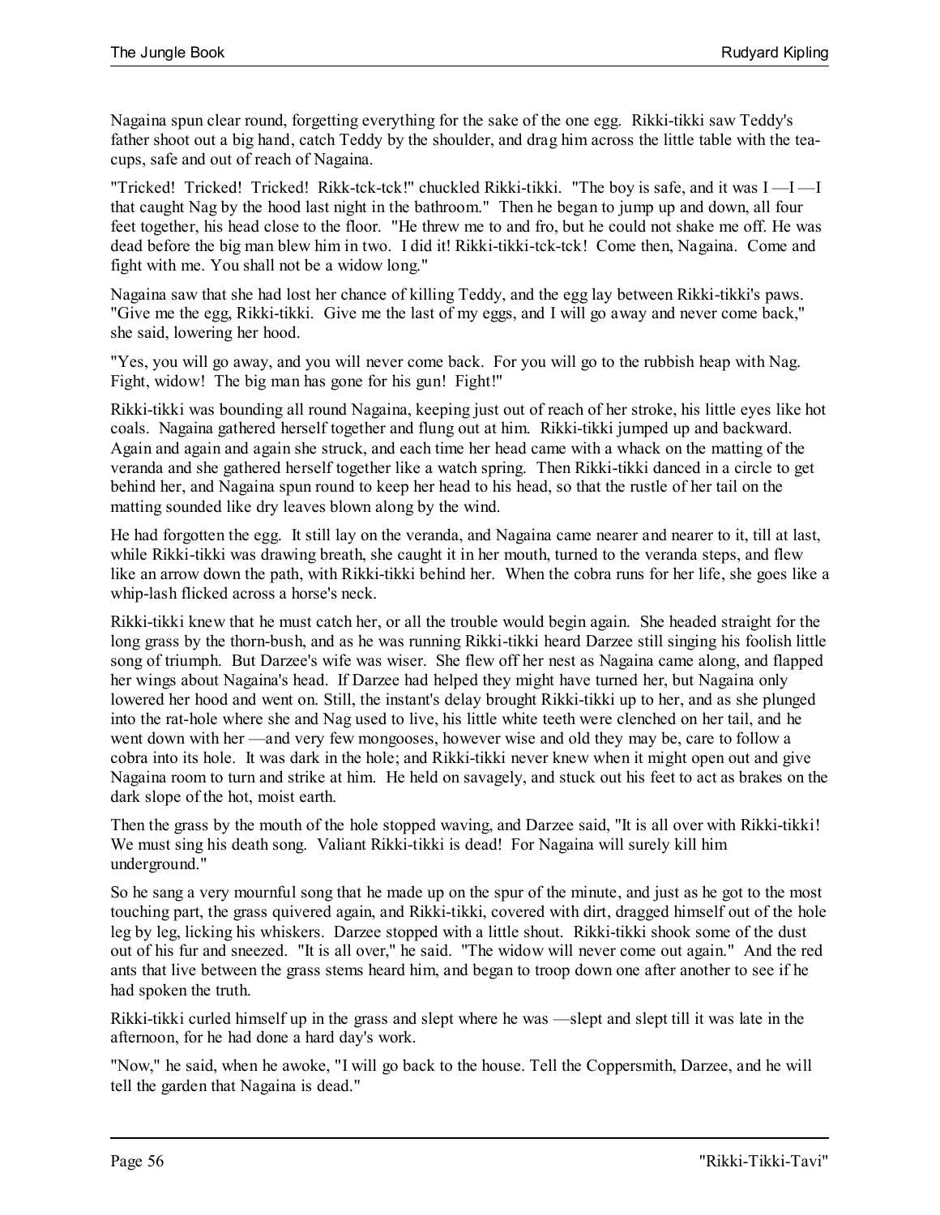Nagaina spun clear round, forgetting everything for the sake of the one egg. Rikki-tikki saw Teddy's father shoot out a big hand, catch Teddy by the shoulder, and drag him across the little table with the tea-cups, safe and out of reach of Nagaina.

"Tricked! Tricked! Tricked! Rikk-tck-tck!" chuckled Rikki-tikki. "The boy is safe, and it was I —I —I that caught Nag by the hood last night in the bathroom." Then he began to jump up and down, all four feet together, his head close to the floor. "He threw me to and fro, but he could not shake me off. He was dead before the big man blew him in two. I did it! Rikki-tikki-tck-tck! Come then, Nagaina. Come and fight with me. You shall not be a widow long."

Nagaina saw that she had lost her chance of killing Teddy, and the egg lay between Rikki-tikki's paws. "Give me the egg, Rikki-tikki. Give me the last of my eggs, and I will go away and never come back," she said, lowering her hood.

"Yes, you will go away, and you will never come back. For you will go to the rubbish heap with Nag. Fight, widow! The big man has gone for his gun! Fight!"

Rikki-tikki was bounding all round Nagaina, keeping just out of reach of her stroke, his little eyes like hot coals. Nagaina gathered herself together and flung out at him. Rikki-tikki jumped up and backward. Again and again and again she struck, and each time her head came with a whack on the matting of the veranda and she gathered herself together like a watch spring. Then Rikki-tikki danced in a circle to get behind her, and Nagaina spun round to keep her head to his head, so that the rustle of her tail on the matting sounded like dry leaves blown along by the wind.

He had forgotten the egg. It still lay on the veranda, and Nagaina came nearer and nearer to it, till at last, while Rikki-tikki was drawing breath, she caught it in her mouth, turned to the veranda steps, and flew like an arrow down the path, with Rikki-tikki behind her. When the cobra runs for her life, she goes like a whip-lash flicked across a horse's neck.

Rikki-tikki knew that he must catch her, or all the trouble would begin again. She headed straight for the long grass by the thorn-bush, and as he was running Rikki-tikki heard Darzee still singing his foolish little song of triumph. But Darzee's wife was wiser. She flew off her nest as Nagaina came along, and flapped her wings about Nagaina's head. If Darzee had helped they might have turned her, but Nagaina only lowered her hood and went on. Still, the instant's delay brought Rikki-tikki up to her, and as she plunged into the rat-hole where she and Nag used to live, his little white teeth were clenched on her tail, and he went down with her —and very few mongooses, however wise and old they may be, care to follow a cobra into its hole. It was dark in the hole; and Rikki-tikki never knew when it might open out and give Nagaina room to turn and strike at him. He held on savagely, and stuck out his feet to act as brakes on the dark slope of the hot, moist earth.

Then the grass by the mouth of the hole stopped waving, and Darzee said, "It is all over with Rikki-tikki! We must sing his death song. Valiant Rikki-tikki is dead! For Nagaina will surely kill him underground."

So he sang a very mournful song that he made up on the spur of the minute, and just as he got to the most touching part, the grass quivered again, and Rikki-tikki, covered with dirt, dragged himself out of the hole leg by leg, licking his whiskers. Darzee stopped with a little shout. Rikki-tikki shook some of the dust out of his fur and sneezed. "It is all over," he said. "The widow will never come out again." And the red ants that live between the grass stems heard him, and began to troop down one after another to see if he had spoken the truth.

Rikki-tikki curled himself up in the grass and slept where he was —slept and slept till it was late in the afternoon, for he had done a hard day's work.

"Now," he said, when he awoke, "I will go back to the house. Tell the Coppersmith, Darzee, and he will tell the garden that Nagaina is dead."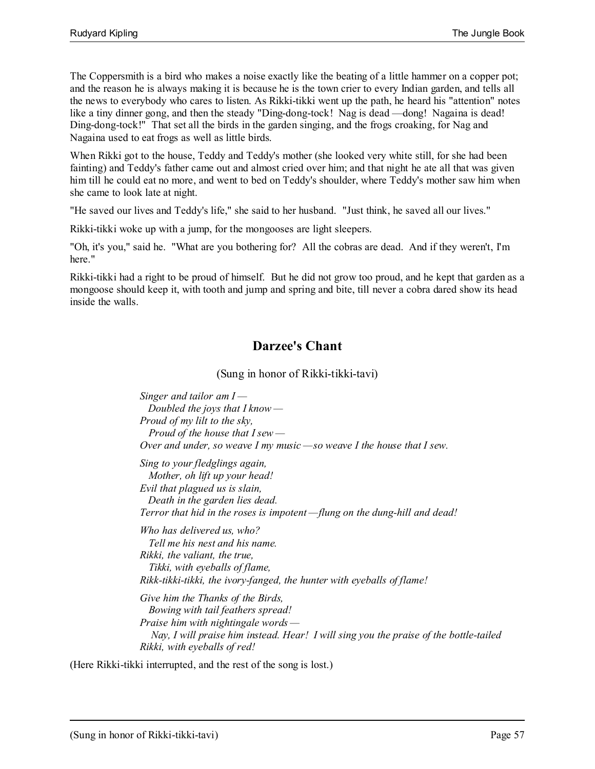The Coppersmith is a bird who makes a noise exactly like the beating of a little hammer on a copper pot; and the reason he is always making it is because he is the town crier to every Indian garden, and tells all the news to everybody who cares to listen. As Rikki-tikki went up the path, he heard his "attention" notes like a tiny dinner gong, and then the steady "Ding-dong-tock! Nag is dead —dong! Nagaina is dead! Ding-dong-tock!" That set all the birds in the garden singing, and the frogs croaking, for Nag and Nagaina used to eat frogs as well as little birds.

When Rikki got to the house, Teddy and Teddy's mother (she looked very white still, for she had been fainting) and Teddy's father came out and almost cried over him; and that night he ate all that was given him till he could eat no more, and went to bed on Teddy's shoulder, where Teddy's mother saw him when she came to look late at night.

"He saved our lives and Teddy's life," she said to her husband. "Just think, he saved all our lives."

Rikki-tikki woke up with a jump, for the mongooses are light sleepers.

"Oh, it's you," said he. "What are you bothering for? All the cobras are dead. And if they weren't, I'm here."

Rikki-tikki had a right to be proud of himself. But he did not grow too proud, and he kept that garden as a mongoose should keep it, with tooth and jump and spring and bite, till never a cobra dared show its head inside the walls.

## Darzee's Chant

(Sung in honor of Rikki-tikki-tavi)

*Singer and tailor am I —*
*Doubled the joys that I know —*
*Proud of my lilt to the sky,*
*Proud of the house that I sew —*
*Over and under, so weave I my music —so weave I the house that I sew.*

*Sing to your fledglings again,*
*Mother, oh lift up your head!*
*Evil that plagued us is slain,*
*Death in the garden lies dead.*
*Terror that hid in the roses is impotent —flung on the dung-hill and dead!*

*Who has delivered us, who?*
*Tell me his nest and his name.*
*Rikki, the valiant, the true,*
*Tikki, with eyeballs of flame,*
*Rikk-tikki-tikki, the ivory-fanged, the hunter with eyeballs of flame!*

*Give him the Thanks of the Birds,*
*Bowing with tail feathers spread!*
*Praise him with nightingale words —*
*Nay, I will praise him instead. Hear! I will sing you the praise of the bottle-tailed Rikki, with eyeballs of red!*

(Here Rikki-tikki interrupted, and the rest of the song is lost.)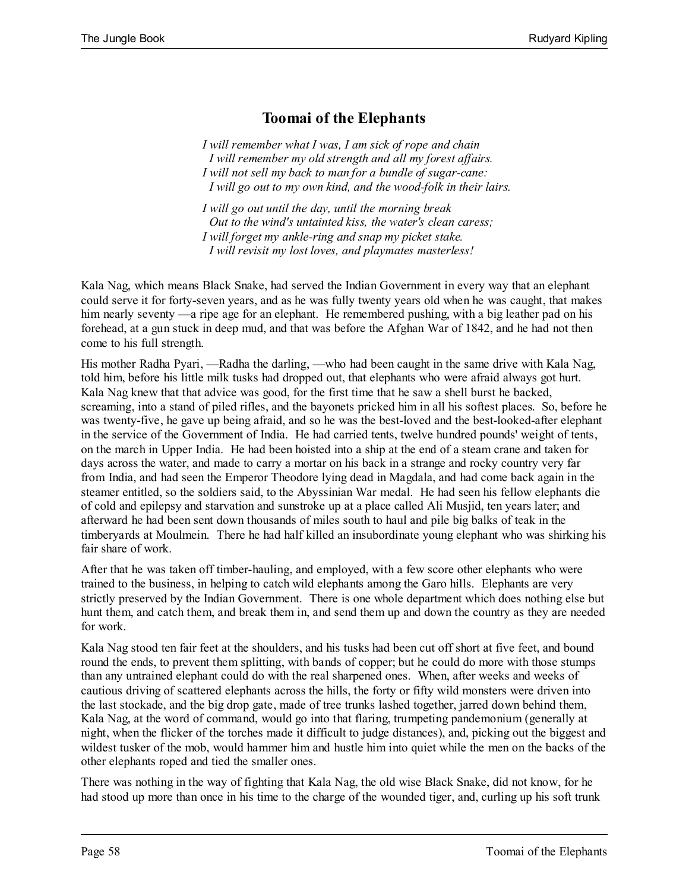## Toomai of the Elephants

*I will remember what I was, I am sick of rope and chain*
*I will remember my old strength and all my forest affairs.*
*I will not sell my back to man for a bundle of sugar-cane:*
*I will go out to my own kind, and the wood-folk in their lairs.*

*I will go out until the day, until the morning break*
*Out to the wind's untainted kiss, the water's clean caress;*
*I will forget my ankle-ring and snap my picket stake.*
*I will revisit my lost loves, and playmates masterless!*

Kala Nag, which means Black Snake, had served the Indian Government in every way that an elephant could serve it for forty-seven years, and as he was fully twenty years old when he was caught, that makes him nearly seventy —a ripe age for an elephant. He remembered pushing, with a big leather pad on his forehead, at a gun stuck in deep mud, and that was before the Afghan War of 1842, and he had not then come to his full strength.

His mother Radha Pyari, —Radha the darling, —who had been caught in the same drive with Kala Nag, told him, before his little milk tusks had dropped out, that elephants who were afraid always got hurt. Kala Nag knew that that advice was good, for the first time that he saw a shell burst he backed, screaming, into a stand of piled rifles, and the bayonets pricked him in all his softest places. So, before he was twenty-five, he gave up being afraid, and so he was the best-loved and the best-looked-after elephant in the service of the Government of India. He had carried tents, twelve hundred pounds' weight of tents, on the march in Upper India. He had been hoisted into a ship at the end of a steam crane and taken for days across the water, and made to carry a mortar on his back in a strange and rocky country very far from India, and had seen the Emperor Theodore lying dead in Magdala, and had come back again in the steamer entitled, so the soldiers said, to the Abyssinian War medal. He had seen his fellow elephants die of cold and epilepsy and starvation and sunstroke up at a place called Ali Musjid, ten years later; and afterward he had been sent down thousands of miles south to haul and pile big balks of teak in the timberyards at Moulmein. There he had half killed an insubordinate young elephant who was shirking his fair share of work.

After that he was taken off timber-hauling, and employed, with a few score other elephants who were trained to the business, in helping to catch wild elephants among the Garo hills. Elephants are very strictly preserved by the Indian Government. There is one whole department which does nothing else but hunt them, and catch them, and break them in, and send them up and down the country as they are needed for work.

Kala Nag stood ten fair feet at the shoulders, and his tusks had been cut off short at five feet, and bound round the ends, to prevent them splitting, with bands of copper; but he could do more with those stumps than any untrained elephant could do with the real sharpened ones. When, after weeks and weeks of cautious driving of scattered elephants across the hills, the forty or fifty wild monsters were driven into the last stockade, and the big drop gate, made of tree trunks lashed together, jarred down behind them, Kala Nag, at the word of command, would go into that flaring, trumpeting pandemonium (generally at night, when the flicker of the torches made it difficult to judge distances), and, picking out the biggest and wildest tusker of the mob, would hammer him and hustle him into quiet while the men on the backs of the other elephants roped and tied the smaller ones.

There was nothing in the way of fighting that Kala Nag, the old wise Black Snake, did not know, for he had stood up more than once in his time to the charge of the wounded tiger, and, curling up his soft trunk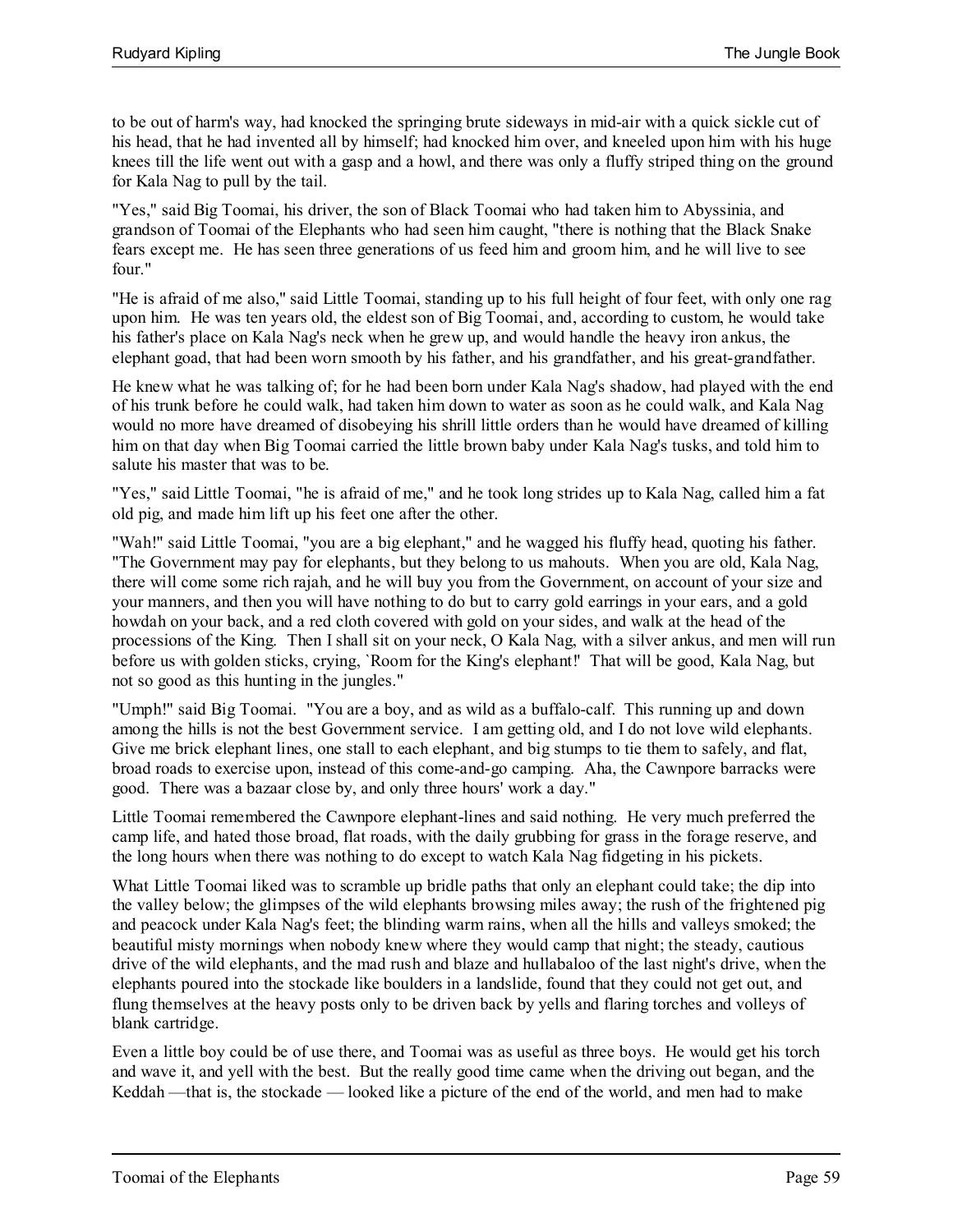to be out of harm's way, had knocked the springing brute sideways in mid-air with a quick sickle cut of his head, that he had invented all by himself; had knocked him over, and kneeled upon him with his huge knees till the life went out with a gasp and a howl, and there was only a fluffy striped thing on the ground for Kala Nag to pull by the tail.

"Yes," said Big Toomai, his driver, the son of Black Toomai who had taken him to Abyssinia, and grandson of Toomai of the Elephants who had seen him caught, "there is nothing that the Black Snake fears except me. He has seen three generations of us feed him and groom him, and he will live to see four."

"He is afraid of me also," said Little Toomai, standing up to his full height of four feet, with only one rag upon him. He was ten years old, the eldest son of Big Toomai, and, according to custom, he would take his father's place on Kala Nag's neck when he grew up, and would handle the heavy iron ankus, the elephant goad, that had been worn smooth by his father, and his grandfather, and his great-grandfather.

He knew what he was talking of; for he had been born under Kala Nag's shadow, had played with the end of his trunk before he could walk, had taken him down to water as soon as he could walk, and Kala Nag would no more have dreamed of disobeying his shrill little orders than he would have dreamed of killing him on that day when Big Toomai carried the little brown baby under Kala Nag's tusks, and told him to salute his master that was to be.

"Yes," said Little Toomai, "he is afraid of me," and he took long strides up to Kala Nag, called him a fat old pig, and made him lift up his feet one after the other.

"Wah!" said Little Toomai, "you are a big elephant," and he wagged his fluffy head, quoting his father. "The Government may pay for elephants, but they belong to us mahouts. When you are old, Kala Nag, there will come some rich rajah, and he will buy you from the Government, on account of your size and your manners, and then you will have nothing to do but to carry gold earrings in your ears, and a gold howdah on your back, and a red cloth covered with gold on your sides, and walk at the head of the processions of the King. Then I shall sit on your neck, O Kala Nag, with a silver ankus, and men will run before us with golden sticks, crying, `Room for the King's elephant!' That will be good, Kala Nag, but not so good as this hunting in the jungles."

"Umph!" said Big Toomai. "You are a boy, and as wild as a buffalo-calf. This running up and down among the hills is not the best Government service. I am getting old, and I do not love wild elephants. Give me brick elephant lines, one stall to each elephant, and big stumps to tie them to safely, and flat, broad roads to exercise upon, instead of this come-and-go camping. Aha, the Cawnpore barracks were good. There was a bazaar close by, and only three hours' work a day."

Little Toomai remembered the Cawnpore elephant-lines and said nothing. He very much preferred the camp life, and hated those broad, flat roads, with the daily grubbing for grass in the forage reserve, and the long hours when there was nothing to do except to watch Kala Nag fidgeting in his pickets.

What Little Toomai liked was to scramble up bridle paths that only an elephant could take; the dip into the valley below; the glimpses of the wild elephants browsing miles away; the rush of the frightened pig and peacock under Kala Nag's feet; the blinding warm rains, when all the hills and valleys smoked; the beautiful misty mornings when nobody knew where they would camp that night; the steady, cautious drive of the wild elephants, and the mad rush and blaze and hullabaloo of the last night's drive, when the elephants poured into the stockade like boulders in a landslide, found that they could not get out, and flung themselves at the heavy posts only to be driven back by yells and flaring torches and volleys of blank cartridge.

Even a little boy could be of use there, and Toomai was as useful as three boys. He would get his torch and wave it, and yell with the best. But the really good time came when the driving out began, and the Keddah —that is, the stockade — looked like a picture of the end of the world, and men had to make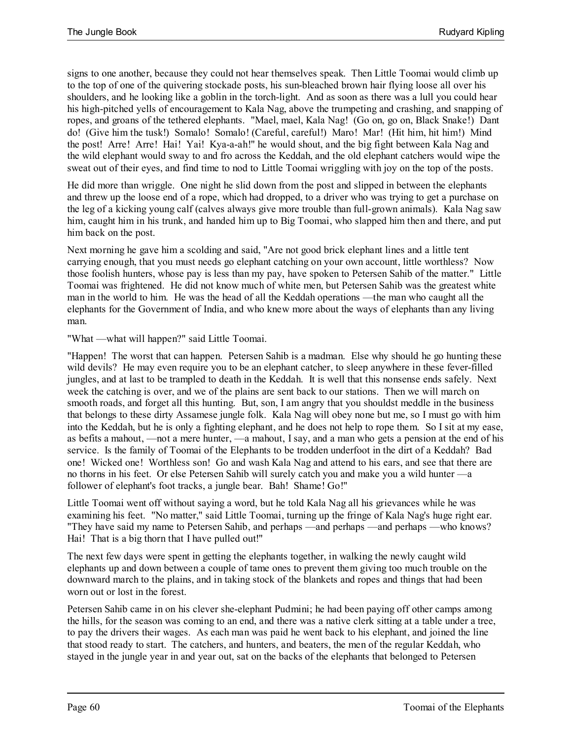signs to one another, because they could not hear themselves speak. Then Little Toomai would climb up to the top of one of the quivering stockade posts, his sun-bleached brown hair flying loose all over his shoulders, and he looking like a goblin in the torch-light. And as soon as there was a lull you could hear his high-pitched yells of encouragement to Kala Nag, above the trumpeting and crashing, and snapping of ropes, and groans of the tethered elephants. "Mael, mael, Kala Nag! (Go on, go on, Black Snake!) Dant do! (Give him the tusk!) Somalo! Somalo! (Careful, careful!) Maro! Mar! (Hit him, hit him!) Mind the post! Arre! Arre! Hai! Yai! Kya-a-ah!" he would shout, and the big fight between Kala Nag and the wild elephant would sway to and fro across the Keddah, and the old elephant catchers would wipe the sweat out of their eyes, and find time to nod to Little Toomai wriggling with joy on the top of the posts.

He did more than wriggle. One night he slid down from the post and slipped in between the elephants and threw up the loose end of a rope, which had dropped, to a driver who was trying to get a purchase on the leg of a kicking young calf (calves always give more trouble than full-grown animals). Kala Nag saw him, caught him in his trunk, and handed him up to Big Toomai, who slapped him then and there, and put him back on the post.

Next morning he gave him a scolding and said, "Are not good brick elephant lines and a little tent carrying enough, that you must needs go elephant catching on your own account, little worthless? Now those foolish hunters, whose pay is less than my pay, have spoken to Petersen Sahib of the matter." Little Toomai was frightened. He did not know much of white men, but Petersen Sahib was the greatest white man in the world to him. He was the head of all the Keddah operations —the man who caught all the elephants for the Government of India, and who knew more about the ways of elephants than any living man.

"What —what will happen?" said Little Toomai.

"Happen! The worst that can happen. Petersen Sahib is a madman. Else why should he go hunting these wild devils? He may even require you to be an elephant catcher, to sleep anywhere in these fever-filled jungles, and at last to be trampled to death in the Keddah. It is well that this nonsense ends safely. Next week the catching is over, and we of the plains are sent back to our stations. Then we will march on smooth roads, and forget all this hunting. But, son, I am angry that you shouldst meddle in the business that belongs to these dirty Assamese jungle folk. Kala Nag will obey none but me, so I must go with him into the Keddah, but he is only a fighting elephant, and he does not help to rope them. So I sit at my ease, as befits a mahout, —not a mere hunter, —a mahout, I say, and a man who gets a pension at the end of his service. Is the family of Toomai of the Elephants to be trodden underfoot in the dirt of a Keddah? Bad one! Wicked one! Worthless son! Go and wash Kala Nag and attend to his ears, and see that there are no thorns in his feet. Or else Petersen Sahib will surely catch you and make you a wild hunter —a follower of elephant's foot tracks, a jungle bear. Bah! Shame! Go!"

Little Toomai went off without saying a word, but he told Kala Nag all his grievances while he was examining his feet. "No matter," said Little Toomai, turning up the fringe of Kala Nag's huge right ear. "They have said my name to Petersen Sahib, and perhaps —and perhaps —and perhaps —who knows? Hai! That is a big thorn that I have pulled out!"

The next few days were spent in getting the elephants together, in walking the newly caught wild elephants up and down between a couple of tame ones to prevent them giving too much trouble on the downward march to the plains, and in taking stock of the blankets and ropes and things that had been worn out or lost in the forest.

Petersen Sahib came in on his clever she-elephant Pudmini; he had been paying off other camps among the hills, for the season was coming to an end, and there was a native clerk sitting at a table under a tree, to pay the drivers their wages. As each man was paid he went back to his elephant, and joined the line that stood ready to start. The catchers, and hunters, and beaters, the men of the regular Keddah, who stayed in the jungle year in and year out, sat on the backs of the elephants that belonged to Petersen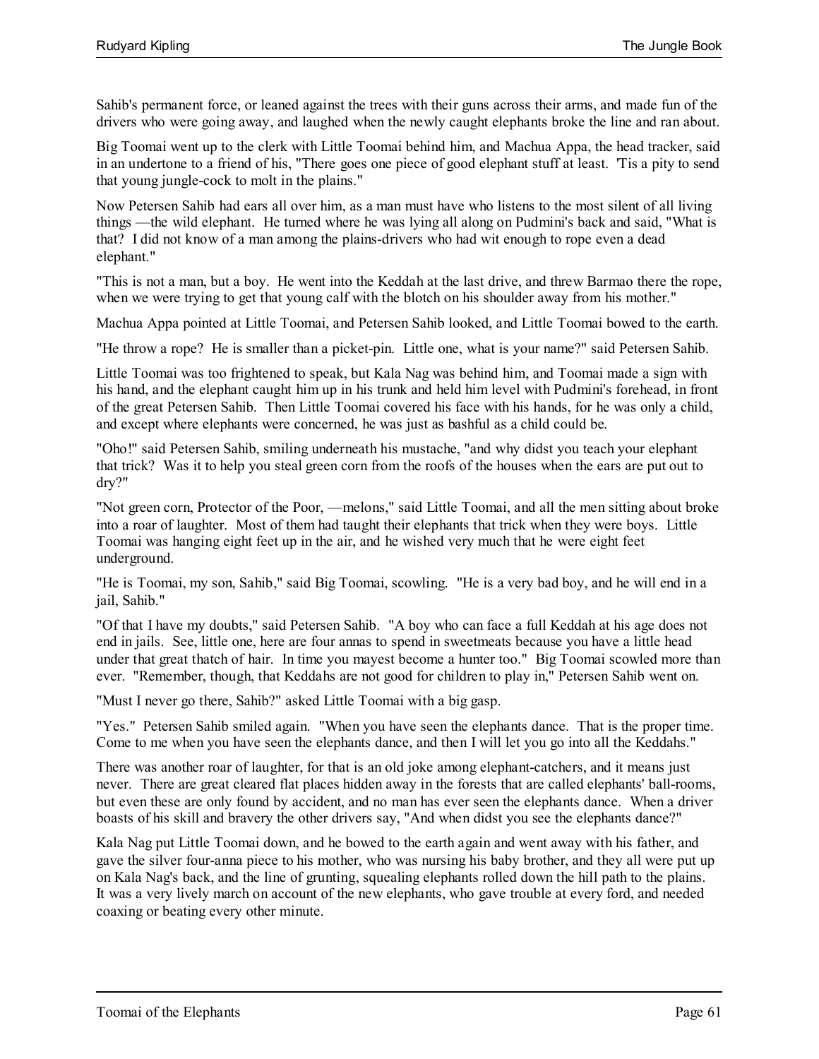Sahib's permanent force, or leaned against the trees with their guns across their arms, and made fun of the drivers who were going away, and laughed when the newly caught elephants broke the line and ran about.

Big Toomai went up to the clerk with Little Toomai behind him, and Machua Appa, the head tracker, said in an undertone to a friend of his, "There goes one piece of good elephant stuff at least. 'Tis a pity to send that young jungle-cock to molt in the plains."

Now Petersen Sahib had ears all over him, as a man must have who listens to the most silent of all living things —the wild elephant. He turned where he was lying all along on Pudmini's back and said, "What is that? I did not know of a man among the plains-drivers who had wit enough to rope even a dead elephant."

"This is not a man, but a boy. He went into the Keddah at the last drive, and threw Barmao there the rope, when we were trying to get that young calf with the blotch on his shoulder away from his mother."

Machua Appa pointed at Little Toomai, and Petersen Sahib looked, and Little Toomai bowed to the earth.

"He throw a rope? He is smaller than a picket-pin. Little one, what is your name?" said Petersen Sahib.

Little Toomai was too frightened to speak, but Kala Nag was behind him, and Toomai made a sign with his hand, and the elephant caught him up in his trunk and held him level with Pudmini's forehead, in front of the great Petersen Sahib. Then Little Toomai covered his face with his hands, for he was only a child, and except where elephants were concerned, he was just as bashful as a child could be.

"Oho!" said Petersen Sahib, smiling underneath his mustache, "and why didst you teach your elephant that trick? Was it to help you steal green corn from the roofs of the houses when the ears are put out to dry?"

"Not green corn, Protector of the Poor, —melons," said Little Toomai, and all the men sitting about broke into a roar of laughter. Most of them had taught their elephants that trick when they were boys. Little Toomai was hanging eight feet up in the air, and he wished very much that he were eight feet underground.

"He is Toomai, my son, Sahib," said Big Toomai, scowling. "He is a very bad boy, and he will end in a jail, Sahib."

"Of that I have my doubts," said Petersen Sahib. "A boy who can face a full Keddah at his age does not end in jails. See, little one, here are four annas to spend in sweetmeats because you have a little head under that great thatch of hair. In time you mayest become a hunter too." Big Toomai scowled more than ever. "Remember, though, that Keddahs are not good for children to play in," Petersen Sahib went on.

"Must I never go there, Sahib?" asked Little Toomai with a big gasp.

"Yes." Petersen Sahib smiled again. "When you have seen the elephants dance. That is the proper time. Come to me when you have seen the elephants dance, and then I will let you go into all the Keddahs."

There was another roar of laughter, for that is an old joke among elephant-catchers, and it means just never. There are great cleared flat places hidden away in the forests that are called elephants' ball-rooms, but even these are only found by accident, and no man has ever seen the elephants dance. When a driver boasts of his skill and bravery the other drivers say, "And when didst you see the elephants dance?"

Kala Nag put Little Toomai down, and he bowed to the earth again and went away with his father, and gave the silver four-anna piece to his mother, who was nursing his baby brother, and they all were put up on Kala Nag's back, and the line of grunting, squealing elephants rolled down the hill path to the plains. It was a very lively march on account of the new elephants, who gave trouble at every ford, and needed coaxing or beating every other minute.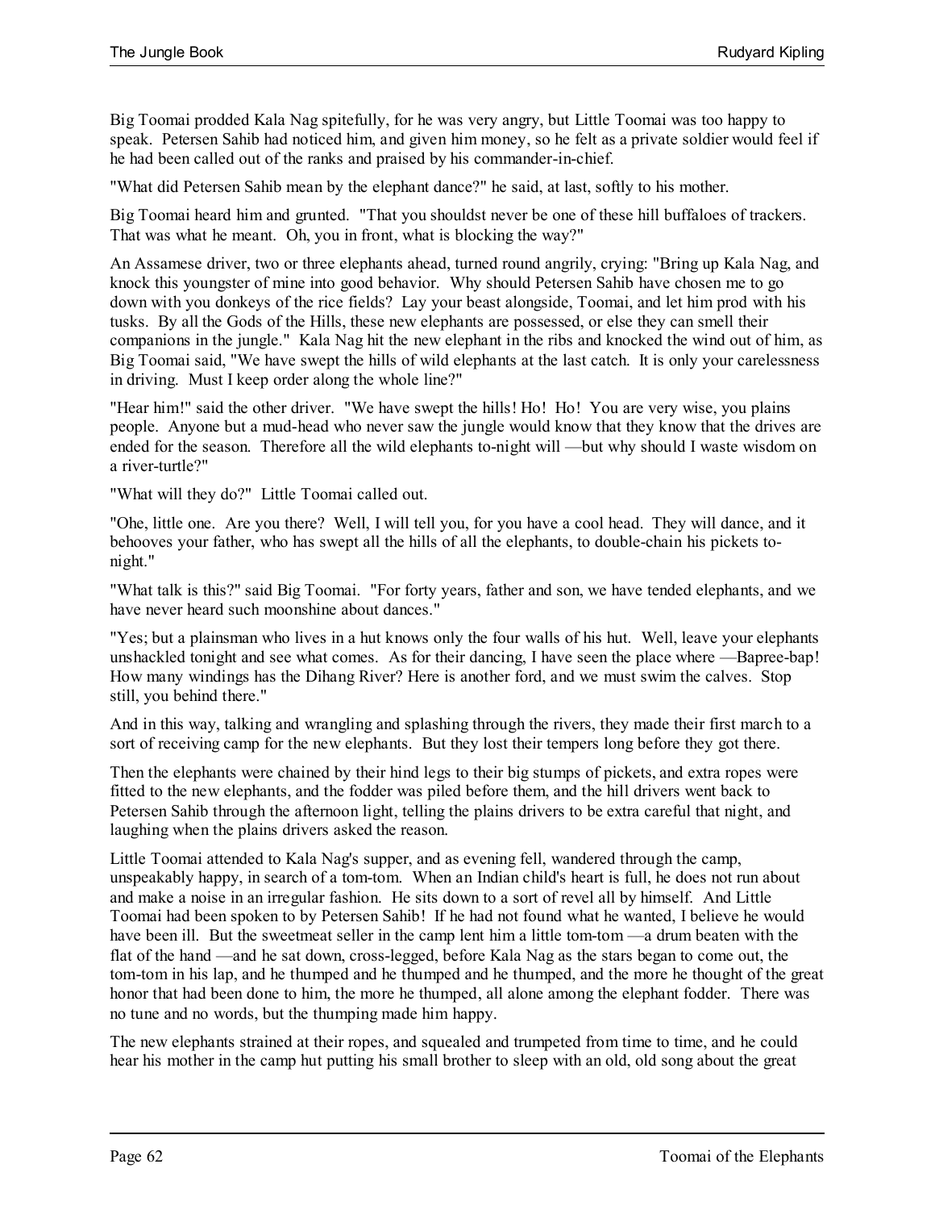Big Toomai prodded Kala Nag spitefully, for he was very angry, but Little Toomai was too happy to speak. Petersen Sahib had noticed him, and given him money, so he felt as a private soldier would feel if he had been called out of the ranks and praised by his commander-in-chief.

"What did Petersen Sahib mean by the elephant dance?" he said, at last, softly to his mother.

Big Toomai heard him and grunted. "That you shouldst never be one of these hill buffaloes of trackers. That was what he meant. Oh, you in front, what is blocking the way?"

An Assamese driver, two or three elephants ahead, turned round angrily, crying: "Bring up Kala Nag, and knock this youngster of mine into good behavior. Why should Petersen Sahib have chosen me to go down with you donkeys of the rice fields? Lay your beast alongside, Toomai, and let him prod with his tusks. By all the Gods of the Hills, these new elephants are possessed, or else they can smell their companions in the jungle." Kala Nag hit the new elephant in the ribs and knocked the wind out of him, as Big Toomai said, "We have swept the hills of wild elephants at the last catch. It is only your carelessness in driving. Must I keep order along the whole line?"

"Hear him!" said the other driver. "We have swept the hills! Ho! Ho! You are very wise, you plains people. Anyone but a mud-head who never saw the jungle would know that they know that the drives are ended for the season. Therefore all the wild elephants to-night will —but why should I waste wisdom on a river-turtle?"

"What will they do?" Little Toomai called out.

"Ohe, little one. Are you there? Well, I will tell you, for you have a cool head. They will dance, and it behooves your father, who has swept all the hills of all the elephants, to double-chain his pickets to-night."

"What talk is this?" said Big Toomai. "For forty years, father and son, we have tended elephants, and we have never heard such moonshine about dances."

"Yes; but a plainsman who lives in a hut knows only the four walls of his hut. Well, leave your elephants unshackled tonight and see what comes. As for their dancing, I have seen the place where —Bapree-bap! How many windings has the Dihang River? Here is another ford, and we must swim the calves. Stop still, you behind there."

And in this way, talking and wrangling and splashing through the rivers, they made their first march to a sort of receiving camp for the new elephants. But they lost their tempers long before they got there.

Then the elephants were chained by their hind legs to their big stumps of pickets, and extra ropes were fitted to the new elephants, and the fodder was piled before them, and the hill drivers went back to Petersen Sahib through the afternoon light, telling the plains drivers to be extra careful that night, and laughing when the plains drivers asked the reason.

Little Toomai attended to Kala Nag's supper, and as evening fell, wandered through the camp, unspeakably happy, in search of a tom-tom. When an Indian child's heart is full, he does not run about and make a noise in an irregular fashion. He sits down to a sort of revel all by himself. And Little Toomai had been spoken to by Petersen Sahib! If he had not found what he wanted, I believe he would have been ill. But the sweetmeat seller in the camp lent him a little tom-tom —a drum beaten with the flat of the hand —and he sat down, cross-legged, before Kala Nag as the stars began to come out, the tom-tom in his lap, and he thumped and he thumped and he thumped, and the more he thought of the great honor that had been done to him, the more he thumped, all alone among the elephant fodder. There was no tune and no words, but the thumping made him happy.

The new elephants strained at their ropes, and squealed and trumpeted from time to time, and he could hear his mother in the camp hut putting his small brother to sleep with an old, old song about the great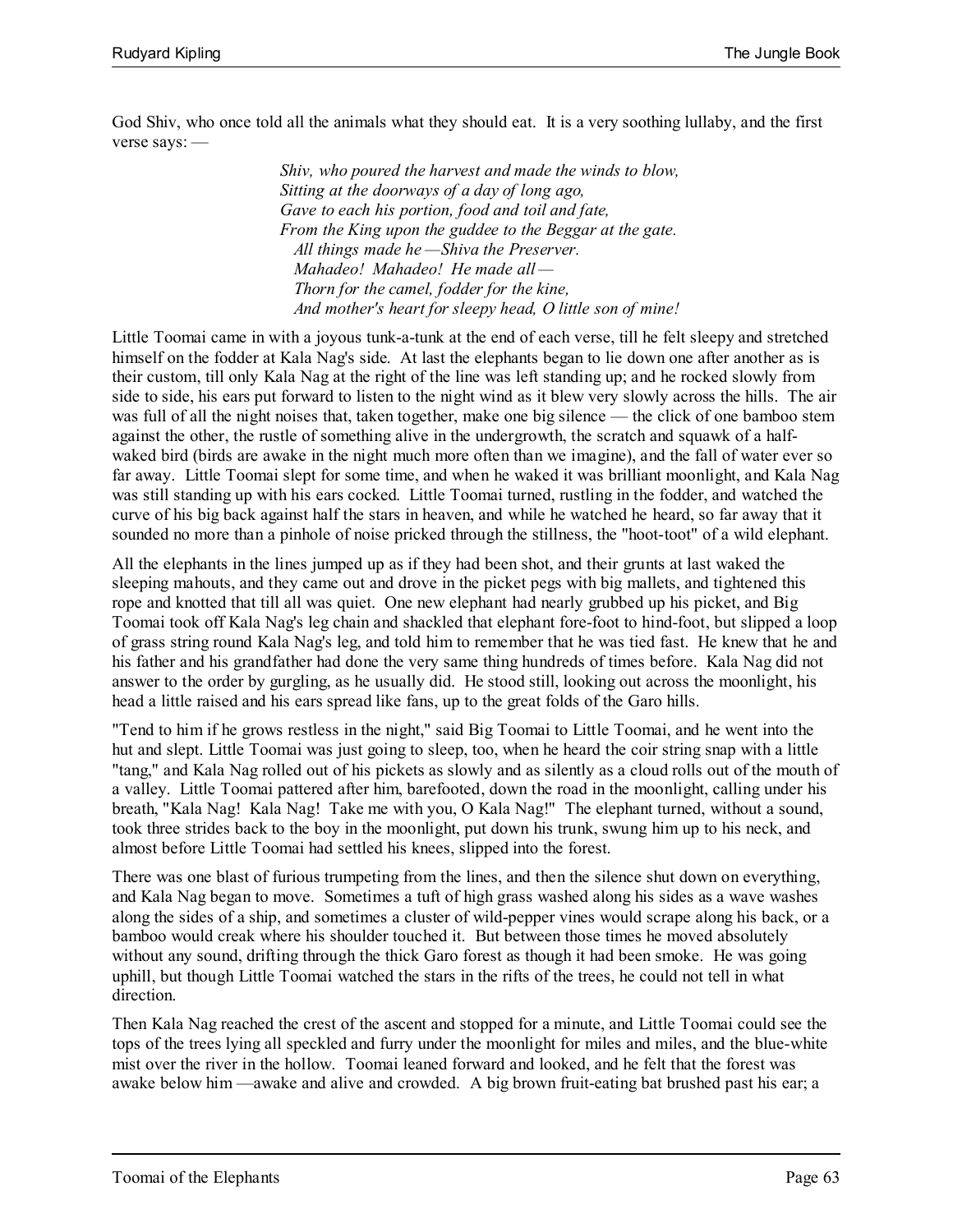God Shiv, who once told all the animals what they should eat. It is a very soothing lullaby, and the first verse says: —

> *Shiv, who poured the harvest and made the winds to blow,*
> *Sitting at the doorways of a day of long ago,*
> *Gave to each his portion, food and toil and fate,*
> *From the King upon the guddee to the Beggar at the gate.*
> *All things made he —Shiva the Preserver.*
> *Mahadeo! Mahadeo! He made all —*
> *Thorn for the camel, fodder for the kine,*
> *And mother's heart for sleepy head, O little son of mine!*

Little Toomai came in with a joyous tunk-a-tunk at the end of each verse, till he felt sleepy and stretched himself on the fodder at Kala Nag's side. At last the elephants began to lie down one after another as is their custom, till only Kala Nag at the right of the line was left standing up; and he rocked slowly from side to side, his ears put forward to listen to the night wind as it blew very slowly across the hills. The air was full of all the night noises that, taken together, make one big silence — the click of one bamboo stem against the other, the rustle of something alive in the undergrowth, the scratch and squawk of a half-waked bird (birds are awake in the night much more often than we imagine), and the fall of water ever so far away. Little Toomai slept for some time, and when he waked it was brilliant moonlight, and Kala Nag was still standing up with his ears cocked. Little Toomai turned, rustling in the fodder, and watched the curve of his big back against half the stars in heaven, and while he watched he heard, so far away that it sounded no more than a pinhole of noise pricked through the stillness, the "hoot-toot" of a wild elephant.

All the elephants in the lines jumped up as if they had been shot, and their grunts at last waked the sleeping mahouts, and they came out and drove in the picket pegs with big mallets, and tightened this rope and knotted that till all was quiet. One new elephant had nearly grubbed up his picket, and Big Toomai took off Kala Nag's leg chain and shackled that elephant fore-foot to hind-foot, but slipped a loop of grass string round Kala Nag's leg, and told him to remember that he was tied fast. He knew that he and his father and his grandfather had done the very same thing hundreds of times before. Kala Nag did not answer to the order by gurgling, as he usually did. He stood still, looking out across the moonlight, his head a little raised and his ears spread like fans, up to the great folds of the Garo hills.

"Tend to him if he grows restless in the night," said Big Toomai to Little Toomai, and he went into the hut and slept. Little Toomai was just going to sleep, too, when he heard the coir string snap with a little "tang," and Kala Nag rolled out of his pickets as slowly and as silently as a cloud rolls out of the mouth of a valley. Little Toomai pattered after him, barefooted, down the road in the moonlight, calling under his breath, "Kala Nag! Kala Nag! Take me with you, O Kala Nag!" The elephant turned, without a sound, took three strides back to the boy in the moonlight, put down his trunk, swung him up to his neck, and almost before Little Toomai had settled his knees, slipped into the forest.

There was one blast of furious trumpeting from the lines, and then the silence shut down on everything, and Kala Nag began to move. Sometimes a tuft of high grass washed along his sides as a wave washes along the sides of a ship, and sometimes a cluster of wild-pepper vines would scrape along his back, or a bamboo would creak where his shoulder touched it. But between those times he moved absolutely without any sound, drifting through the thick Garo forest as though it had been smoke. He was going uphill, but though Little Toomai watched the stars in the rifts of the trees, he could not tell in what direction.

Then Kala Nag reached the crest of the ascent and stopped for a minute, and Little Toomai could see the tops of the trees lying all speckled and furry under the moonlight for miles and miles, and the blue-white mist over the river in the hollow. Toomai leaned forward and looked, and he felt that the forest was awake below him —awake and alive and crowded. A big brown fruit-eating bat brushed past his ear; a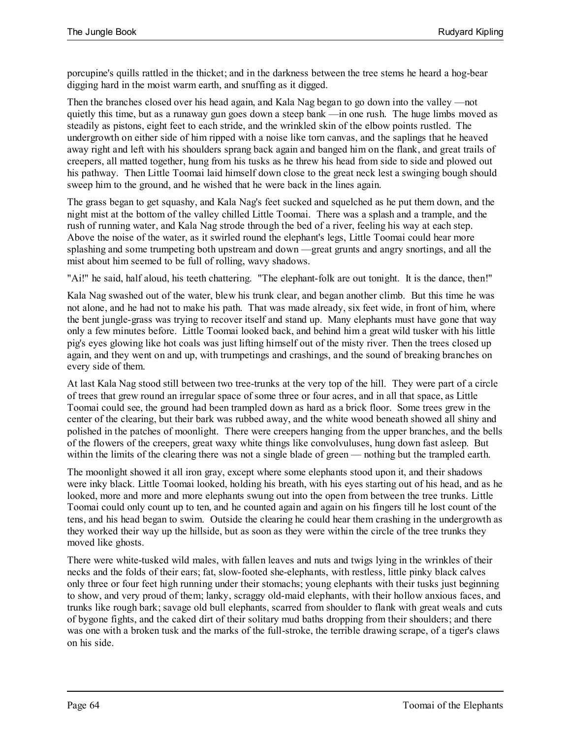porcupine's quills rattled in the thicket; and in the darkness between the tree stems he heard a hog-bear digging hard in the moist warm earth, and snuffing as it digged.

Then the branches closed over his head again, and Kala Nag began to go down into the valley —not quietly this time, but as a runaway gun goes down a steep bank —in one rush. The huge limbs moved as steadily as pistons, eight feet to each stride, and the wrinkled skin of the elbow points rustled. The undergrowth on either side of him ripped with a noise like torn canvas, and the saplings that he heaved away right and left with his shoulders sprang back again and banged him on the flank, and great trails of creepers, all matted together, hung from his tusks as he threw his head from side to side and plowed out his pathway. Then Little Toomai laid himself down close to the great neck lest a swinging bough should sweep him to the ground, and he wished that he were back in the lines again.

The grass began to get squashy, and Kala Nag's feet sucked and squelched as he put them down, and the night mist at the bottom of the valley chilled Little Toomai. There was a splash and a trample, and the rush of running water, and Kala Nag strode through the bed of a river, feeling his way at each step. Above the noise of the water, as it swirled round the elephant's legs, Little Toomai could hear more splashing and some trumpeting both upstream and down —great grunts and angry snortings, and all the mist about him seemed to be full of rolling, wavy shadows.

"Ai!" he said, half aloud, his teeth chattering. "The elephant-folk are out tonight. It is the dance, then!"

Kala Nag swashed out of the water, blew his trunk clear, and began another climb. But this time he was not alone, and he had not to make his path. That was made already, six feet wide, in front of him, where the bent jungle-grass was trying to recover itself and stand up. Many elephants must have gone that way only a few minutes before. Little Toomai looked back, and behind him a great wild tusker with his little pig's eyes glowing like hot coals was just lifting himself out of the misty river. Then the trees closed up again, and they went on and up, with trumpetings and crashings, and the sound of breaking branches on every side of them.

At last Kala Nag stood still between two tree-trunks at the very top of the hill. They were part of a circle of trees that grew round an irregular space of some three or four acres, and in all that space, as Little Toomai could see, the ground had been trampled down as hard as a brick floor. Some trees grew in the center of the clearing, but their bark was rubbed away, and the white wood beneath showed all shiny and polished in the patches of moonlight. There were creepers hanging from the upper branches, and the bells of the flowers of the creepers, great waxy white things like convolvuluses, hung down fast asleep. But within the limits of the clearing there was not a single blade of green — nothing but the trampled earth.

The moonlight showed it all iron gray, except where some elephants stood upon it, and their shadows were inky black. Little Toomai looked, holding his breath, with his eyes starting out of his head, and as he looked, more and more and more elephants swung out into the open from between the tree trunks. Little Toomai could only count up to ten, and he counted again and again on his fingers till he lost count of the tens, and his head began to swim. Outside the clearing he could hear them crashing in the undergrowth as they worked their way up the hillside, but as soon as they were within the circle of the tree trunks they moved like ghosts.

There were white-tusked wild males, with fallen leaves and nuts and twigs lying in the wrinkles of their necks and the folds of their ears; fat, slow-footed she-elephants, with restless, little pinky black calves only three or four feet high running under their stomachs; young elephants with their tusks just beginning to show, and very proud of them; lanky, scraggy old-maid elephants, with their hollow anxious faces, and trunks like rough bark; savage old bull elephants, scarred from shoulder to flank with great weals and cuts of bygone fights, and the caked dirt of their solitary mud baths dropping from their shoulders; and there was one with a broken tusk and the marks of the full-stroke, the terrible drawing scrape, of a tiger's claws on his side.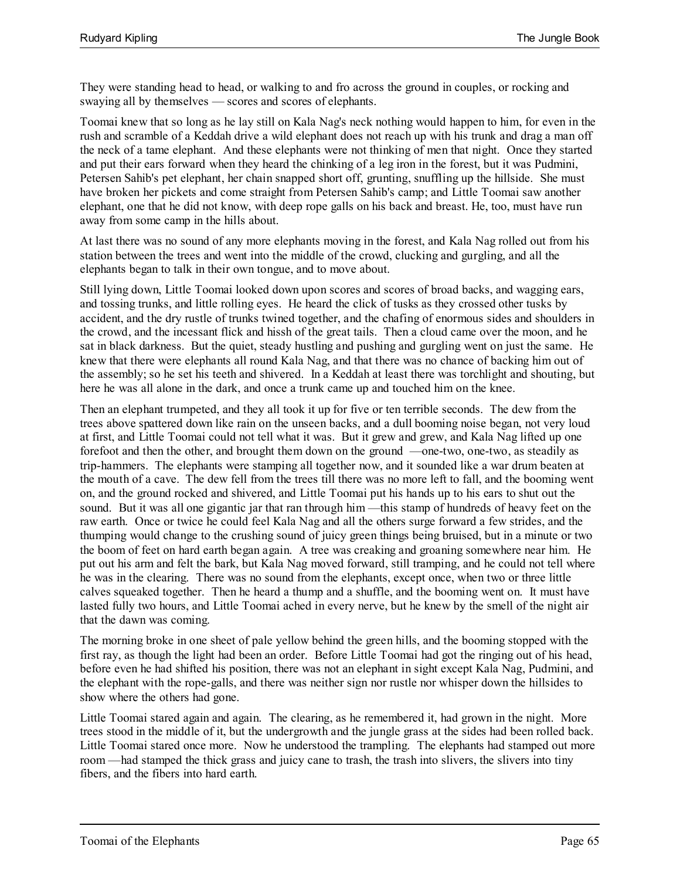They were standing head to head, or walking to and fro across the ground in couples, or rocking and swaying all by themselves — scores and scores of elephants.

Toomai knew that so long as he lay still on Kala Nag's neck nothing would happen to him, for even in the rush and scramble of a Keddah drive a wild elephant does not reach up with his trunk and drag a man off the neck of a tame elephant. And these elephants were not thinking of men that night. Once they started and put their ears forward when they heard the chinking of a leg iron in the forest, but it was Pudmini, Petersen Sahib's pet elephant, her chain snapped short off, grunting, snuffling up the hillside. She must have broken her pickets and come straight from Petersen Sahib's camp; and Little Toomai saw another elephant, one that he did not know, with deep rope galls on his back and breast. He, too, must have run away from some camp in the hills about.

At last there was no sound of any more elephants moving in the forest, and Kala Nag rolled out from his station between the trees and went into the middle of the crowd, clucking and gurgling, and all the elephants began to talk in their own tongue, and to move about.

Still lying down, Little Toomai looked down upon scores and scores of broad backs, and wagging ears, and tossing trunks, and little rolling eyes. He heard the click of tusks as they crossed other tusks by accident, and the dry rustle of trunks twined together, and the chafing of enormous sides and shoulders in the crowd, and the incessant flick and hissh of the great tails. Then a cloud came over the moon, and he sat in black darkness. But the quiet, steady hustling and pushing and gurgling went on just the same. He knew that there were elephants all round Kala Nag, and that there was no chance of backing him out of the assembly; so he set his teeth and shivered. In a Keddah at least there was torchlight and shouting, but here he was all alone in the dark, and once a trunk came up and touched him on the knee.

Then an elephant trumpeted, and they all took it up for five or ten terrible seconds. The dew from the trees above spattered down like rain on the unseen backs, and a dull booming noise began, not very loud at first, and Little Toomai could not tell what it was. But it grew and grew, and Kala Nag lifted up one forefoot and then the other, and brought them down on the ground —one-two, one-two, as steadily as trip-hammers. The elephants were stamping all together now, and it sounded like a war drum beaten at the mouth of a cave. The dew fell from the trees till there was no more left to fall, and the booming went on, and the ground rocked and shivered, and Little Toomai put his hands up to his ears to shut out the sound. But it was all one gigantic jar that ran through him —this stamp of hundreds of heavy feet on the raw earth. Once or twice he could feel Kala Nag and all the others surge forward a few strides, and the thumping would change to the crushing sound of juicy green things being bruised, but in a minute or two the boom of feet on hard earth began again. A tree was creaking and groaning somewhere near him. He put out his arm and felt the bark, but Kala Nag moved forward, still tramping, and he could not tell where he was in the clearing. There was no sound from the elephants, except once, when two or three little calves squeaked together. Then he heard a thump and a shuffle, and the booming went on. It must have lasted fully two hours, and Little Toomai ached in every nerve, but he knew by the smell of the night air that the dawn was coming.

The morning broke in one sheet of pale yellow behind the green hills, and the booming stopped with the first ray, as though the light had been an order. Before Little Toomai had got the ringing out of his head, before even he had shifted his position, there was not an elephant in sight except Kala Nag, Pudmini, and the elephant with the rope-galls, and there was neither sign nor rustle nor whisper down the hillsides to show where the others had gone.

Little Toomai stared again and again. The clearing, as he remembered it, had grown in the night. More trees stood in the middle of it, but the undergrowth and the jungle grass at the sides had been rolled back. Little Toomai stared once more. Now he understood the trampling. The elephants had stamped out more room —had stamped the thick grass and juicy cane to trash, the trash into slivers, the slivers into tiny fibers, and the fibers into hard earth.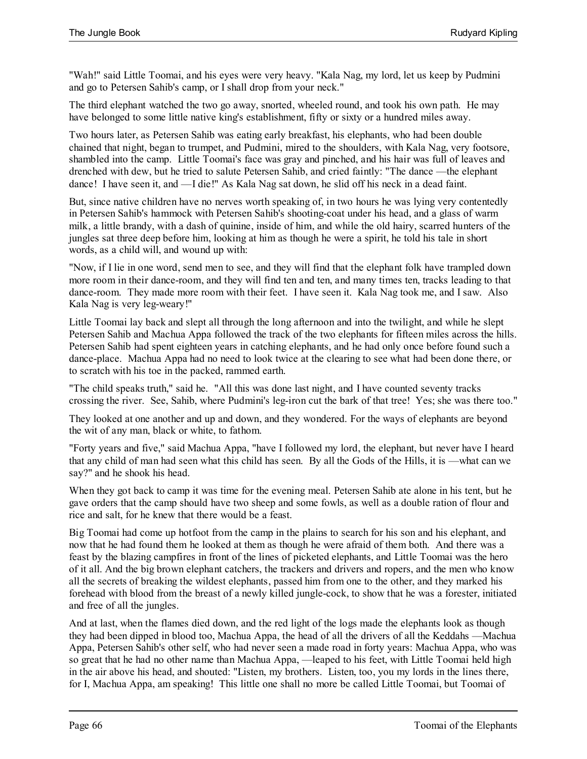"Wah!" said Little Toomai, and his eyes were very heavy. "Kala Nag, my lord, let us keep by Pudmini and go to Petersen Sahib's camp, or I shall drop from your neck."

The third elephant watched the two go away, snorted, wheeled round, and took his own path. He may have belonged to some little native king's establishment, fifty or sixty or a hundred miles away.

Two hours later, as Petersen Sahib was eating early breakfast, his elephants, who had been double chained that night, began to trumpet, and Pudmini, mired to the shoulders, with Kala Nag, very footsore, shambled into the camp. Little Toomai's face was gray and pinched, and his hair was full of leaves and drenched with dew, but he tried to salute Petersen Sahib, and cried faintly: "The dance —the elephant dance! I have seen it, and —I die!" As Kala Nag sat down, he slid off his neck in a dead faint.

But, since native children have no nerves worth speaking of, in two hours he was lying very contentedly in Petersen Sahib's hammock with Petersen Sahib's shooting-coat under his head, and a glass of warm milk, a little brandy, with a dash of quinine, inside of him, and while the old hairy, scarred hunters of the jungles sat three deep before him, looking at him as though he were a spirit, he told his tale in short words, as a child will, and wound up with:

"Now, if I lie in one word, send men to see, and they will find that the elephant folk have trampled down more room in their dance-room, and they will find ten and ten, and many times ten, tracks leading to that dance-room. They made more room with their feet. I have seen it. Kala Nag took me, and I saw. Also Kala Nag is very leg-weary!"

Little Toomai lay back and slept all through the long afternoon and into the twilight, and while he slept Petersen Sahib and Machua Appa followed the track of the two elephants for fifteen miles across the hills. Petersen Sahib had spent eighteen years in catching elephants, and he had only once before found such a dance-place. Machua Appa had no need to look twice at the clearing to see what had been done there, or to scratch with his toe in the packed, rammed earth.

"The child speaks truth," said he. "All this was done last night, and I have counted seventy tracks crossing the river. See, Sahib, where Pudmini's leg-iron cut the bark of that tree! Yes; she was there too."

They looked at one another and up and down, and they wondered. For the ways of elephants are beyond the wit of any man, black or white, to fathom.

"Forty years and five," said Machua Appa, "have I followed my lord, the elephant, but never have I heard that any child of man had seen what this child has seen. By all the Gods of the Hills, it is —what can we say?" and he shook his head.

When they got back to camp it was time for the evening meal. Petersen Sahib ate alone in his tent, but he gave orders that the camp should have two sheep and some fowls, as well as a double ration of flour and rice and salt, for he knew that there would be a feast.

Big Toomai had come up hotfoot from the camp in the plains to search for his son and his elephant, and now that he had found them he looked at them as though he were afraid of them both. And there was a feast by the blazing campfires in front of the lines of picketed elephants, and Little Toomai was the hero of it all. And the big brown elephant catchers, the trackers and drivers and ropers, and the men who know all the secrets of breaking the wildest elephants, passed him from one to the other, and they marked his forehead with blood from the breast of a newly killed jungle-cock, to show that he was a forester, initiated and free of all the jungles.

And at last, when the flames died down, and the red light of the logs made the elephants look as though they had been dipped in blood too, Machua Appa, the head of all the drivers of all the Keddahs —Machua Appa, Petersen Sahib's other self, who had never seen a made road in forty years: Machua Appa, who was so great that he had no other name than Machua Appa, —leaped to his feet, with Little Toomai held high in the air above his head, and shouted: "Listen, my brothers. Listen, too, you my lords in the lines there, for I, Machua Appa, am speaking! This little one shall no more be called Little Toomai, but Toomai of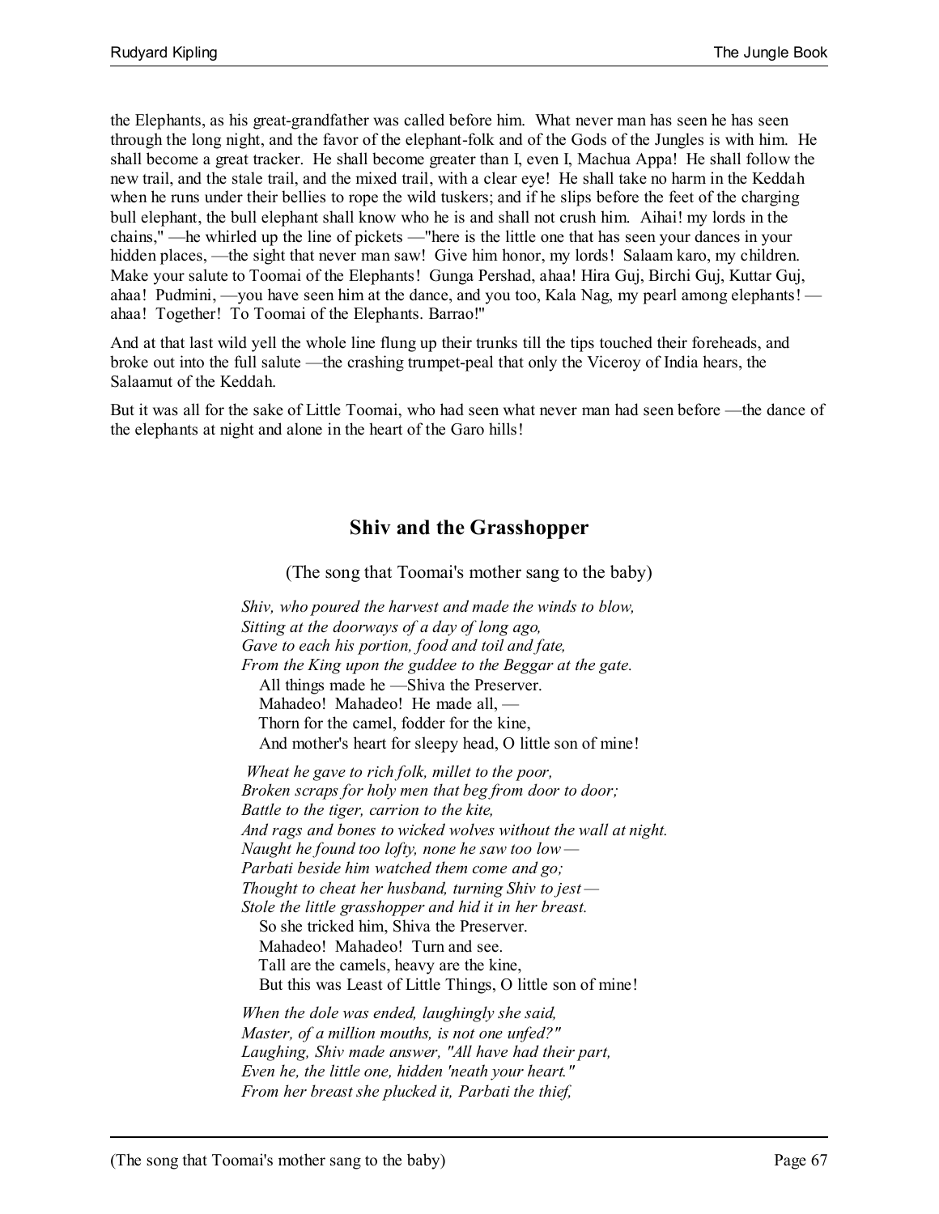the Elephants, as his great-grandfather was called before him. What never man has seen he has seen through the long night, and the favor of the elephant-folk and of the Gods of the Jungles is with him. He shall become a great tracker. He shall become greater than I, even I, Machua Appa! He shall follow the new trail, and the stale trail, and the mixed trail, with a clear eye! He shall take no harm in the Keddah when he runs under their bellies to rope the wild tuskers; and if he slips before the feet of the charging bull elephant, the bull elephant shall know who he is and shall not crush him. Aihai! my lords in the chains," —he whirled up the line of pickets —"here is the little one that has seen your dances in your hidden places, —the sight that never man saw! Give him honor, my lords! Salaam karo, my children. Make your salute to Toomai of the Elephants! Gunga Pershad, ahaa! Hira Guj, Birchi Guj, Kuttar Guj, ahaa! Pudmini, —you have seen him at the dance, and you too, Kala Nag, my pearl among elephants! —ahaa! Together! To Toomai of the Elephants. Barrao!"

And at that last wild yell the whole line flung up their trunks till the tips touched their foreheads, and broke out into the full salute —the crashing trumpet-peal that only the Viceroy of India hears, the Salaamut of the Keddah.

But it was all for the sake of Little Toomai, who had seen what never man had seen before —the dance of the elephants at night and alone in the heart of the Garo hills!

## Shiv and the Grasshopper

(The song that Toomai's mother sang to the baby)

*Shiv, who poured the harvest and made the winds to blow,*
*Sitting at the doorways of a day of long ago,*
*Gave to each his portion, food and toil and fate,*
*From the King upon the guddee to the Beggar at the gate.*
All things made he —Shiva the Preserver.
Mahadeo! Mahadeo! He made all, —
Thorn for the camel, fodder for the kine,
And mother's heart for sleepy head, O little son of mine!

*Wheat he gave to rich folk, millet to the poor,*
*Broken scraps for holy men that beg from door to door;*
*Battle to the tiger, carrion to the kite,*
*And rags and bones to wicked wolves without the wall at night.*
*Naught he found too lofty, none he saw too low —*
*Parbati beside him watched them come and go;*
*Thought to cheat her husband, turning Shiv to jest —*
*Stole the little grasshopper and hid it in her breast.*
So she tricked him, Shiva the Preserver.
Mahadeo! Mahadeo! Turn and see.
Tall are the camels, heavy are the kine,
But this was Least of Little Things, O little son of mine!

*When the dole was ended, laughingly she said,*
*Master, of a million mouths, is not one unfed?"*
*Laughing, Shiv made answer, "All have had their part,*
*Even he, the little one, hidden 'neath your heart."*
*From her breast she plucked it, Parbati the thief,*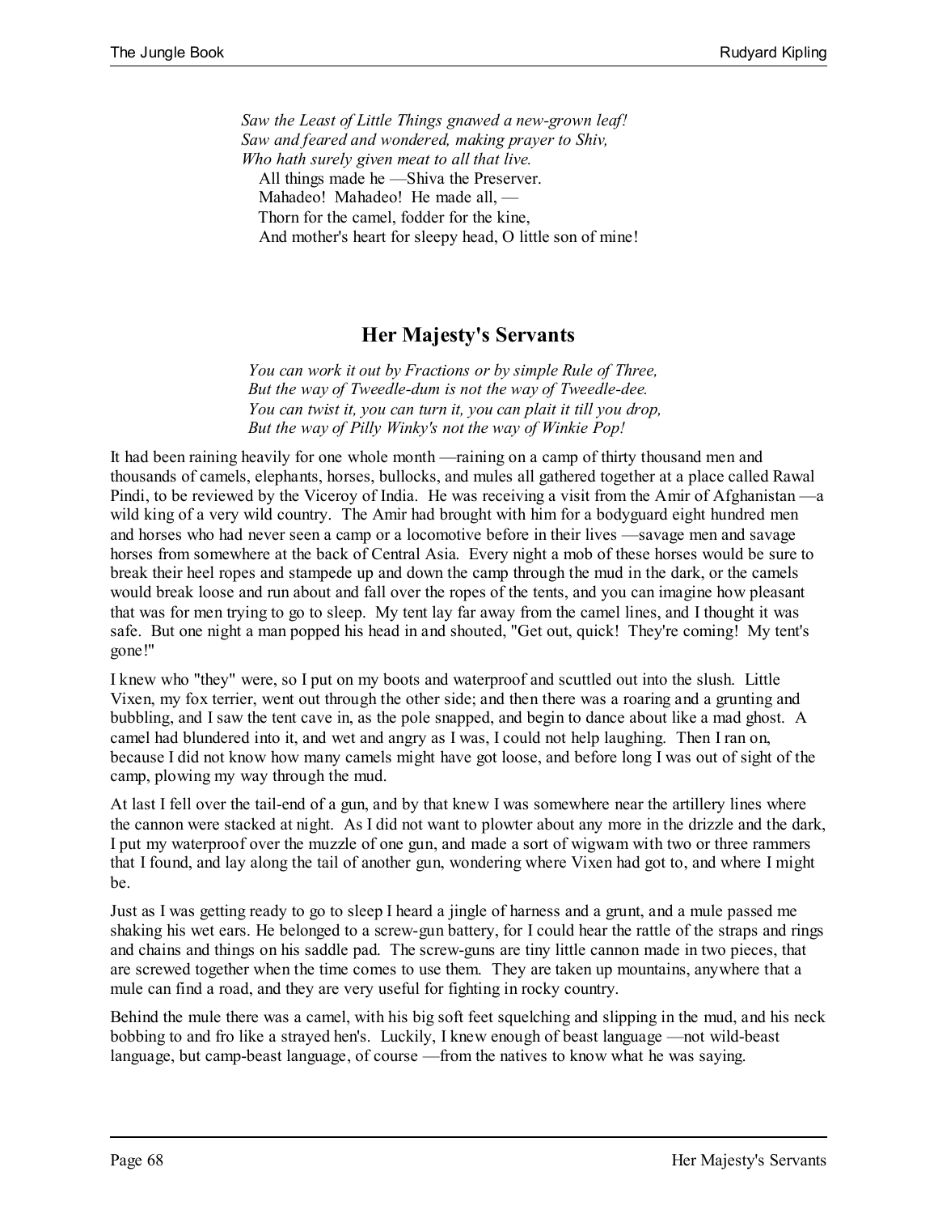*Saw the Least of Little Things gnawed a new-grown leaf!*
*Saw and feared and wondered, making prayer to Shiv,*
*Who hath surely given meat to all that live.*
All things made he —Shiva the Preserver.
Mahadeo! Mahadeo! He made all, —
Thorn for the camel, fodder for the kine,
And mother's heart for sleepy head, O little son of mine!

## Her Majesty's Servants

*You can work it out by Fractions or by simple Rule of Three,*
*But the way of Tweedle-dum is not the way of Tweedle-dee.*
*You can twist it, you can turn it, you can plait it till you drop,*
*But the way of Pilly Winky's not the way of Winkie Pop!*

It had been raining heavily for one whole month —raining on a camp of thirty thousand men and thousands of camels, elephants, horses, bullocks, and mules all gathered together at a place called Rawal Pindi, to be reviewed by the Viceroy of India. He was receiving a visit from the Amir of Afghanistan —a wild king of a very wild country. The Amir had brought with him for a bodyguard eight hundred men and horses who had never seen a camp or a locomotive before in their lives —savage men and savage horses from somewhere at the back of Central Asia. Every night a mob of these horses would be sure to break their heel ropes and stampede up and down the camp through the mud in the dark, or the camels would break loose and run about and fall over the ropes of the tents, and you can imagine how pleasant that was for men trying to go to sleep. My tent lay far away from the camel lines, and I thought it was safe. But one night a man popped his head in and shouted, "Get out, quick! They're coming! My tent's gone!"

I knew who "they" were, so I put on my boots and waterproof and scuttled out into the slush. Little Vixen, my fox terrier, went out through the other side; and then there was a roaring and a grunting and bubbling, and I saw the tent cave in, as the pole snapped, and begin to dance about like a mad ghost. A camel had blundered into it, and wet and angry as I was, I could not help laughing. Then I ran on, because I did not know how many camels might have got loose, and before long I was out of sight of the camp, plowing my way through the mud.

At last I fell over the tail-end of a gun, and by that knew I was somewhere near the artillery lines where the cannon were stacked at night. As I did not want to plowter about any more in the drizzle and the dark, I put my waterproof over the muzzle of one gun, and made a sort of wigwam with two or three rammers that I found, and lay along the tail of another gun, wondering where Vixen had got to, and where I might be.

Just as I was getting ready to go to sleep I heard a jingle of harness and a grunt, and a mule passed me shaking his wet ears. He belonged to a screw-gun battery, for I could hear the rattle of the straps and rings and chains and things on his saddle pad. The screw-guns are tiny little cannon made in two pieces, that are screwed together when the time comes to use them. They are taken up mountains, anywhere that a mule can find a road, and they are very useful for fighting in rocky country.

Behind the mule there was a camel, with his big soft feet squelching and slipping in the mud, and his neck bobbing to and fro like a strayed hen's. Luckily, I knew enough of beast language —not wild-beast language, but camp-beast language, of course —from the natives to know what he was saying.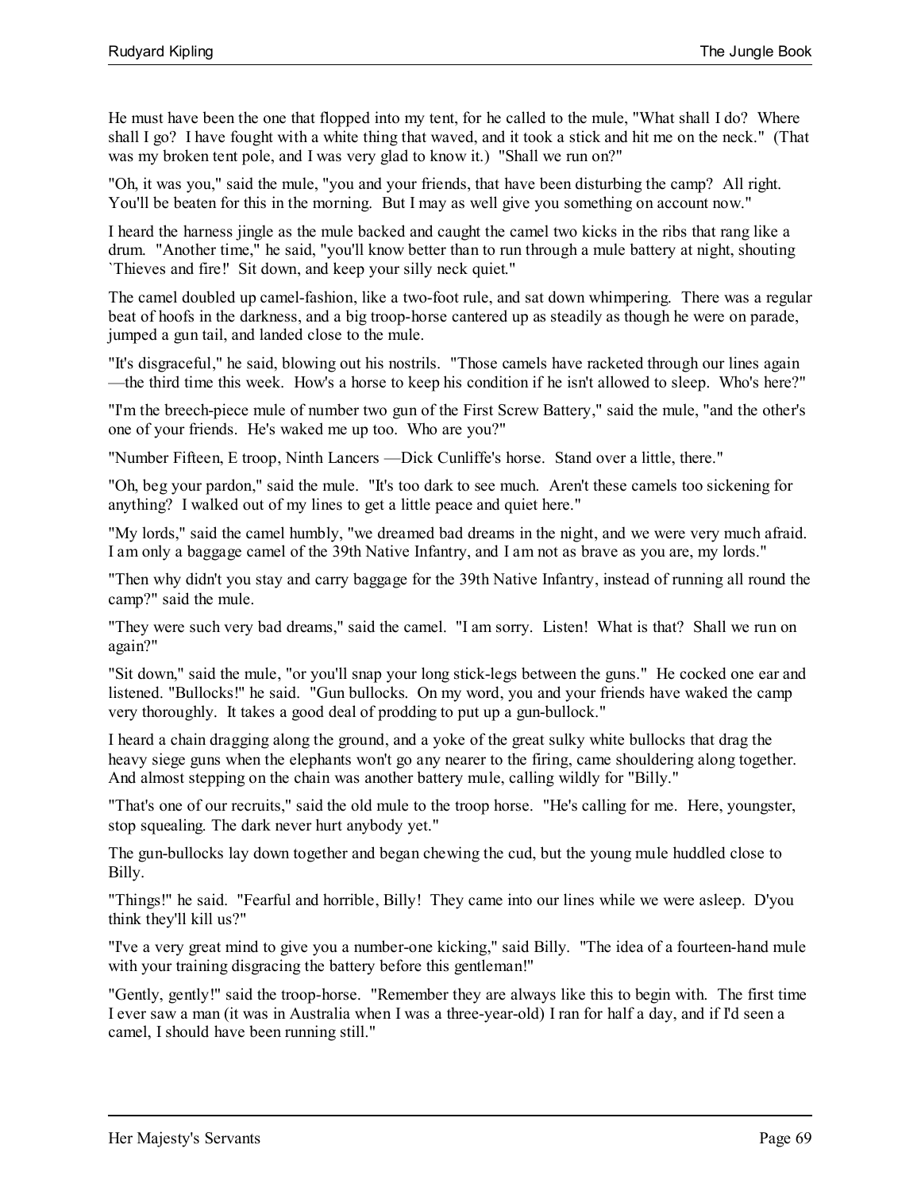He must have been the one that flopped into my tent, for he called to the mule, "What shall I do? Where shall I go? I have fought with a white thing that waved, and it took a stick and hit me on the neck." (That was my broken tent pole, and I was very glad to know it.) "Shall we run on?"

"Oh, it was you," said the mule, "you and your friends, that have been disturbing the camp? All right. You'll be beaten for this in the morning. But I may as well give you something on account now."

I heard the harness jingle as the mule backed and caught the camel two kicks in the ribs that rang like a drum. "Another time," he said, "you'll know better than to run through a mule battery at night, shouting `Thieves and fire!' Sit down, and keep your silly neck quiet."

The camel doubled up camel-fashion, like a two-foot rule, and sat down whimpering. There was a regular beat of hoofs in the darkness, and a big troop-horse cantered up as steadily as though he were on parade, jumped a gun tail, and landed close to the mule.

"It's disgraceful," he said, blowing out his nostrils. "Those camels have racketed through our lines again —the third time this week. How's a horse to keep his condition if he isn't allowed to sleep. Who's here?"

"I'm the breech-piece mule of number two gun of the First Screw Battery," said the mule, "and the other's one of your friends. He's waked me up too. Who are you?"

"Number Fifteen, E troop, Ninth Lancers —Dick Cunliffe's horse. Stand over a little, there."

"Oh, beg your pardon," said the mule. "It's too dark to see much. Aren't these camels too sickening for anything? I walked out of my lines to get a little peace and quiet here."

"My lords," said the camel humbly, "we dreamed bad dreams in the night, and we were very much afraid. I am only a baggage camel of the 39th Native Infantry, and I am not as brave as you are, my lords."

"Then why didn't you stay and carry baggage for the 39th Native Infantry, instead of running all round the camp?" said the mule.

"They were such very bad dreams," said the camel. "I am sorry. Listen! What is that? Shall we run on again?"

"Sit down," said the mule, "or you'll snap your long stick-legs between the guns." He cocked one ear and listened. "Bullocks!" he said. "Gun bullocks. On my word, you and your friends have waked the camp very thoroughly. It takes a good deal of prodding to put up a gun-bullock."

I heard a chain dragging along the ground, and a yoke of the great sulky white bullocks that drag the heavy siege guns when the elephants won't go any nearer to the firing, came shouldering along together. And almost stepping on the chain was another battery mule, calling wildly for "Billy."

"That's one of our recruits," said the old mule to the troop horse. "He's calling for me. Here, youngster, stop squealing. The dark never hurt anybody yet."

The gun-bullocks lay down together and began chewing the cud, but the young mule huddled close to Billy.

"Things!" he said. "Fearful and horrible, Billy! They came into our lines while we were asleep. D'you think they'll kill us?"

"I've a very great mind to give you a number-one kicking," said Billy. "The idea of a fourteen-hand mule with your training disgracing the battery before this gentleman!"

"Gently, gently!" said the troop-horse. "Remember they are always like this to begin with. The first time I ever saw a man (it was in Australia when I was a three-year-old) I ran for half a day, and if I'd seen a camel, I should have been running still."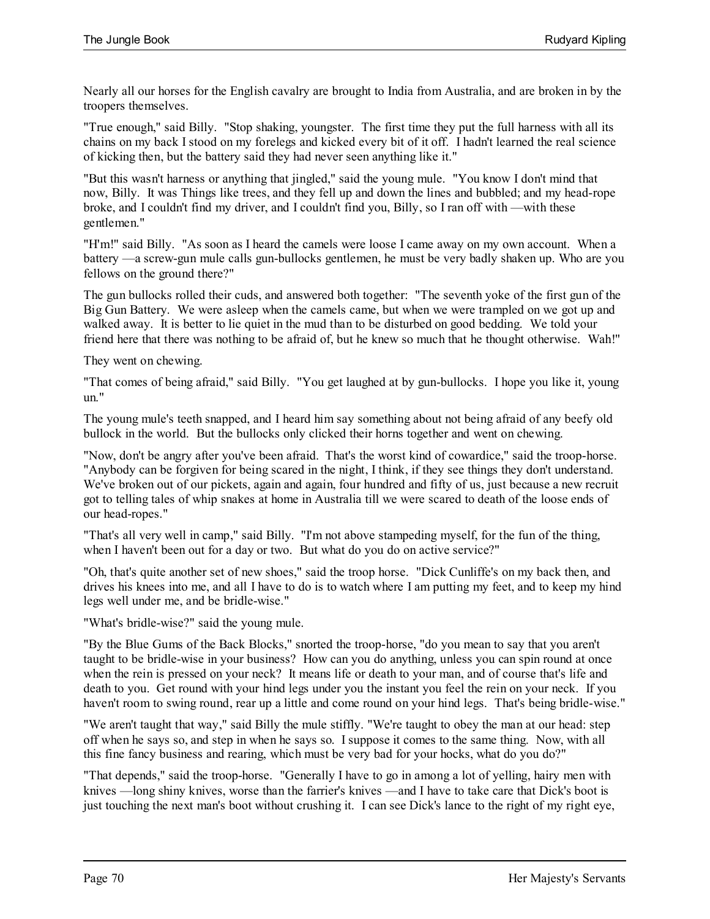Nearly all our horses for the English cavalry are brought to India from Australia, and are broken in by the troopers themselves.

"True enough," said Billy. "Stop shaking, youngster. The first time they put the full harness with all its chains on my back I stood on my forelegs and kicked every bit of it off. I hadn't learned the real science of kicking then, but the battery said they had never seen anything like it."

"But this wasn't harness or anything that jingled," said the young mule. "You know I don't mind that now, Billy. It was Things like trees, and they fell up and down the lines and bubbled; and my head-rope broke, and I couldn't find my driver, and I couldn't find you, Billy, so I ran off with —with these gentlemen."

"H'm!" said Billy. "As soon as I heard the camels were loose I came away on my own account. When a battery —a screw-gun mule calls gun-bullocks gentlemen, he must be very badly shaken up. Who are you fellows on the ground there?"

The gun bullocks rolled their cuds, and answered both together: "The seventh yoke of the first gun of the Big Gun Battery. We were asleep when the camels came, but when we were trampled on we got up and walked away. It is better to lie quiet in the mud than to be disturbed on good bedding. We told your friend here that there was nothing to be afraid of, but he knew so much that he thought otherwise. Wah!"

They went on chewing.

"That comes of being afraid," said Billy. "You get laughed at by gun-bullocks. I hope you like it, young un."

The young mule's teeth snapped, and I heard him say something about not being afraid of any beefy old bullock in the world. But the bullocks only clicked their horns together and went on chewing.

"Now, don't be angry after you've been afraid. That's the worst kind of cowardice," said the troop-horse. "Anybody can be forgiven for being scared in the night, I think, if they see things they don't understand. We've broken out of our pickets, again and again, four hundred and fifty of us, just because a new recruit got to telling tales of whip snakes at home in Australia till we were scared to death of the loose ends of our head-ropes."

"That's all very well in camp," said Billy. "I'm not above stampeding myself, for the fun of the thing, when I haven't been out for a day or two. But what do you do on active service?"

"Oh, that's quite another set of new shoes," said the troop horse. "Dick Cunliffe's on my back then, and drives his knees into me, and all I have to do is to watch where I am putting my feet, and to keep my hind legs well under me, and be bridle-wise."

"What's bridle-wise?" said the young mule.

"By the Blue Gums of the Back Blocks," snorted the troop-horse, "do you mean to say that you aren't taught to be bridle-wise in your business? How can you do anything, unless you can spin round at once when the rein is pressed on your neck? It means life or death to your man, and of course that's life and death to you. Get round with your hind legs under you the instant you feel the rein on your neck. If you haven't room to swing round, rear up a little and come round on your hind legs. That's being bridle-wise."

"We aren't taught that way," said Billy the mule stiffly. "We're taught to obey the man at our head: step off when he says so, and step in when he says so. I suppose it comes to the same thing. Now, with all this fine fancy business and rearing, which must be very bad for your hocks, what do you do?"

"That depends," said the troop-horse. "Generally I have to go in among a lot of yelling, hairy men with knives —long shiny knives, worse than the farrier's knives —and I have to take care that Dick's boot is just touching the next man's boot without crushing it. I can see Dick's lance to the right of my right eye,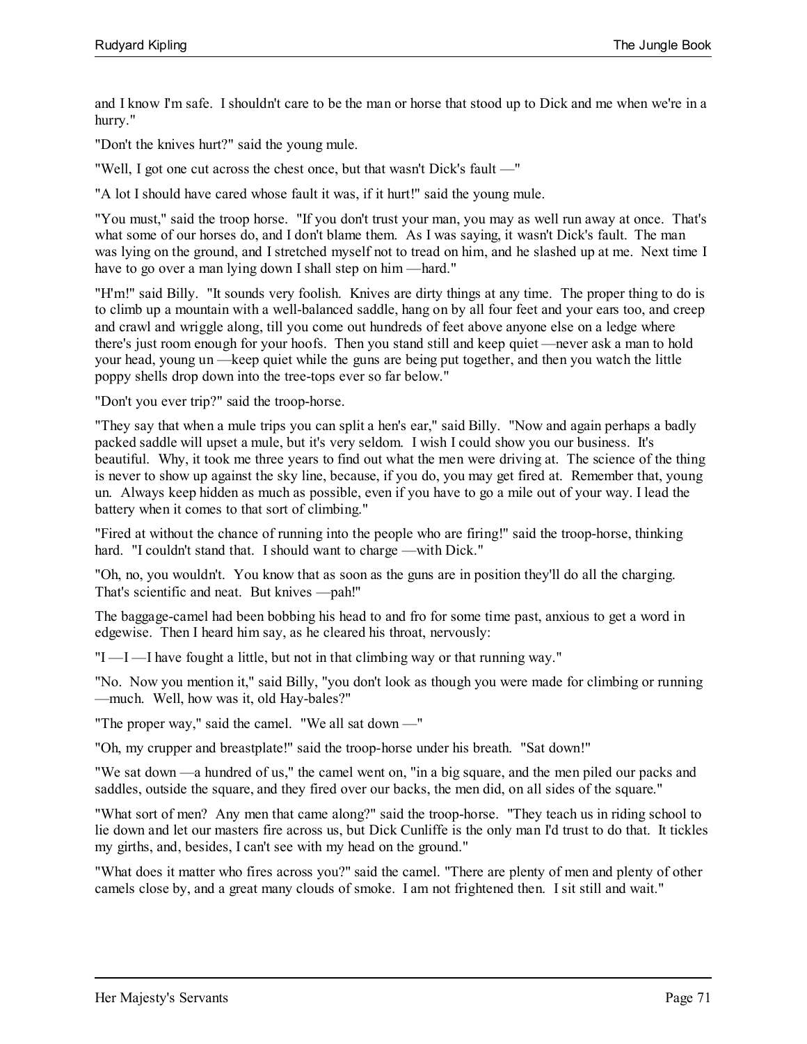and I know I'm safe. I shouldn't care to be the man or horse that stood up to Dick and me when we're in a hurry."

"Don't the knives hurt?" said the young mule.

"Well, I got one cut across the chest once, but that wasn't Dick's fault —"

"A lot I should have cared whose fault it was, if it hurt!" said the young mule.

"You must," said the troop horse. "If you don't trust your man, you may as well run away at once. That's what some of our horses do, and I don't blame them. As I was saying, it wasn't Dick's fault. The man was lying on the ground, and I stretched myself not to tread on him, and he slashed up at me. Next time I have to go over a man lying down I shall step on him —hard."

"H'm!" said Billy. "It sounds very foolish. Knives are dirty things at any time. The proper thing to do is to climb up a mountain with a well-balanced saddle, hang on by all four feet and your ears too, and creep and crawl and wriggle along, till you come out hundreds of feet above anyone else on a ledge where there's just room enough for your hoofs. Then you stand still and keep quiet —never ask a man to hold your head, young un —keep quiet while the guns are being put together, and then you watch the little poppy shells drop down into the tree-tops ever so far below."

"Don't you ever trip?" said the troop-horse.

"They say that when a mule trips you can split a hen's ear," said Billy. "Now and again perhaps a badly packed saddle will upset a mule, but it's very seldom. I wish I could show you our business. It's beautiful. Why, it took me three years to find out what the men were driving at. The science of the thing is never to show up against the sky line, because, if you do, you may get fired at. Remember that, young un. Always keep hidden as much as possible, even if you have to go a mile out of your way. I lead the battery when it comes to that sort of climbing."

"Fired at without the chance of running into the people who are firing!" said the troop-horse, thinking hard. "I couldn't stand that. I should want to charge —with Dick."

"Oh, no, you wouldn't. You know that as soon as the guns are in position they'll do all the charging. That's scientific and neat. But knives —pah!"

The baggage-camel had been bobbing his head to and fro for some time past, anxious to get a word in edgewise. Then I heard him say, as he cleared his throat, nervously:

"I —I —I have fought a little, but not in that climbing way or that running way."

"No. Now you mention it," said Billy, "you don't look as though you were made for climbing or running —much. Well, how was it, old Hay-bales?"

"The proper way," said the camel. "We all sat down —"

"Oh, my crupper and breastplate!" said the troop-horse under his breath. "Sat down!"

"We sat down —a hundred of us," the camel went on, "in a big square, and the men piled our packs and saddles, outside the square, and they fired over our backs, the men did, on all sides of the square."

"What sort of men? Any men that came along?" said the troop-horse. "They teach us in riding school to lie down and let our masters fire across us, but Dick Cunliffe is the only man I'd trust to do that. It tickles my girths, and, besides, I can't see with my head on the ground."

"What does it matter who fires across you?" said the camel. "There are plenty of men and plenty of other camels close by, and a great many clouds of smoke. I am not frightened then. I sit still and wait."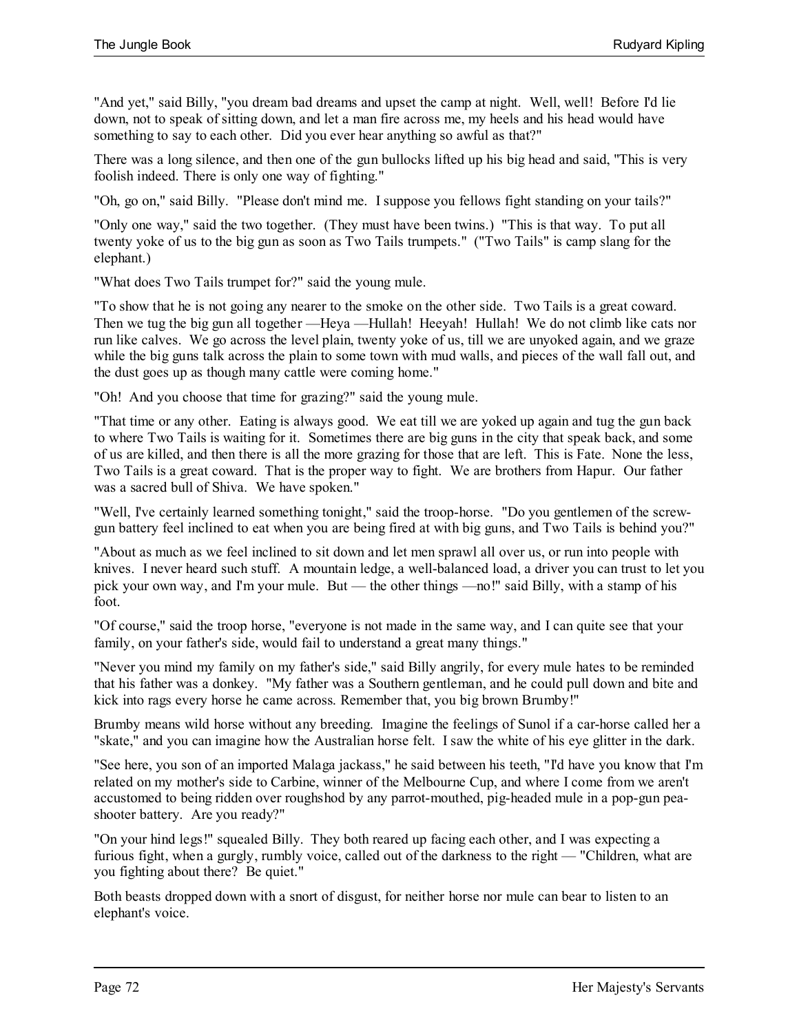"And yet," said Billy, "you dream bad dreams and upset the camp at night. Well, well! Before I'd lie down, not to speak of sitting down, and let a man fire across me, my heels and his head would have something to say to each other. Did you ever hear anything so awful as that?"

There was a long silence, and then one of the gun bullocks lifted up his big head and said, "This is very foolish indeed. There is only one way of fighting."

"Oh, go on," said Billy. "Please don't mind me. I suppose you fellows fight standing on your tails?"

"Only one way," said the two together. (They must have been twins.) "This is that way. To put all twenty yoke of us to the big gun as soon as Two Tails trumpets." ("Two Tails" is camp slang for the elephant.)

"What does Two Tails trumpet for?" said the young mule.

"To show that he is not going any nearer to the smoke on the other side. Two Tails is a great coward. Then we tug the big gun all together —Heya —Hullah! Heeyah! Hullah! We do not climb like cats nor run like calves. We go across the level plain, twenty yoke of us, till we are unyoked again, and we graze while the big guns talk across the plain to some town with mud walls, and pieces of the wall fall out, and the dust goes up as though many cattle were coming home."

"Oh! And you choose that time for grazing?" said the young mule.

"That time or any other. Eating is always good. We eat till we are yoked up again and tug the gun back to where Two Tails is waiting for it. Sometimes there are big guns in the city that speak back, and some of us are killed, and then there is all the more grazing for those that are left. This is Fate. None the less, Two Tails is a great coward. That is the proper way to fight. We are brothers from Hapur. Our father was a sacred bull of Shiva. We have spoken."

"Well, I've certainly learned something tonight," said the troop-horse. "Do you gentlemen of the screw-gun battery feel inclined to eat when you are being fired at with big guns, and Two Tails is behind you?"

"About as much as we feel inclined to sit down and let men sprawl all over us, or run into people with knives. I never heard such stuff. A mountain ledge, a well-balanced load, a driver you can trust to let you pick your own way, and I'm your mule. But — the other things —no!" said Billy, with a stamp of his foot.

"Of course," said the troop horse, "everyone is not made in the same way, and I can quite see that your family, on your father's side, would fail to understand a great many things."

"Never you mind my family on my father's side," said Billy angrily, for every mule hates to be reminded that his father was a donkey. "My father was a Southern gentleman, and he could pull down and bite and kick into rags every horse he came across. Remember that, you big brown Brumby!"

Brumby means wild horse without any breeding. Imagine the feelings of Sunol if a car-horse called her a "skate," and you can imagine how the Australian horse felt. I saw the white of his eye glitter in the dark.

"See here, you son of an imported Malaga jackass," he said between his teeth, "I'd have you know that I'm related on my mother's side to Carbine, winner of the Melbourne Cup, and where I come from we aren't accustomed to being ridden over roughshod by any parrot-mouthed, pig-headed mule in a pop-gun pea-shooter battery. Are you ready?"

"On your hind legs!" squealed Billy. They both reared up facing each other, and I was expecting a furious fight, when a gurgly, rumbly voice, called out of the darkness to the right — "Children, what are you fighting about there? Be quiet."

Both beasts dropped down with a snort of disgust, for neither horse nor mule can bear to listen to an elephant's voice.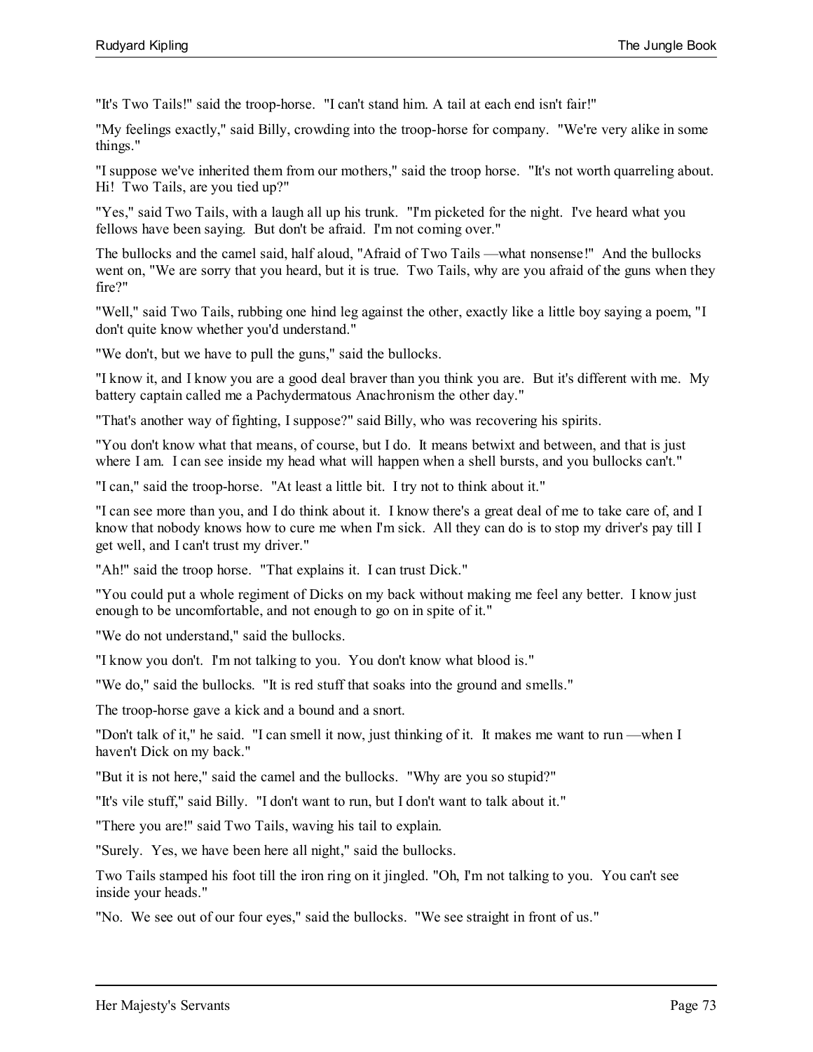"It's Two Tails!" said the troop-horse. "I can't stand him. A tail at each end isn't fair!"

"My feelings exactly," said Billy, crowding into the troop-horse for company. "We're very alike in some things."

"I suppose we've inherited them from our mothers," said the troop horse. "It's not worth quarreling about. Hi! Two Tails, are you tied up?"

"Yes," said Two Tails, with a laugh all up his trunk. "I'm picketed for the night. I've heard what you fellows have been saying. But don't be afraid. I'm not coming over."

The bullocks and the camel said, half aloud, "Afraid of Two Tails —what nonsense!" And the bullocks went on, "We are sorry that you heard, but it is true. Two Tails, why are you afraid of the guns when they fire?"

"Well," said Two Tails, rubbing one hind leg against the other, exactly like a little boy saying a poem, "I don't quite know whether you'd understand."

"We don't, but we have to pull the guns," said the bullocks.

"I know it, and I know you are a good deal braver than you think you are. But it's different with me. My battery captain called me a Pachydermatous Anachronism the other day."

"That's another way of fighting, I suppose?" said Billy, who was recovering his spirits.

"You don't know what that means, of course, but I do. It means betwixt and between, and that is just where I am. I can see inside my head what will happen when a shell bursts, and you bullocks can't."

"I can," said the troop-horse. "At least a little bit. I try not to think about it."

"I can see more than you, and I do think about it. I know there's a great deal of me to take care of, and I know that nobody knows how to cure me when I'm sick. All they can do is to stop my driver's pay till I get well, and I can't trust my driver."

"Ah!" said the troop horse. "That explains it. I can trust Dick."

"You could put a whole regiment of Dicks on my back without making me feel any better. I know just enough to be uncomfortable, and not enough to go on in spite of it."

"We do not understand," said the bullocks.

"I know you don't. I'm not talking to you. You don't know what blood is."

"We do," said the bullocks. "It is red stuff that soaks into the ground and smells."

The troop-horse gave a kick and a bound and a snort.

"Don't talk of it," he said. "I can smell it now, just thinking of it. It makes me want to run —when I haven't Dick on my back."

"But it is not here," said the camel and the bullocks. "Why are you so stupid?"

"It's vile stuff," said Billy. "I don't want to run, but I don't want to talk about it."

"There you are!" said Two Tails, waving his tail to explain.

"Surely. Yes, we have been here all night," said the bullocks.

Two Tails stamped his foot till the iron ring on it jingled. "Oh, I'm not talking to you. You can't see inside your heads."

"No. We see out of our four eyes," said the bullocks. "We see straight in front of us."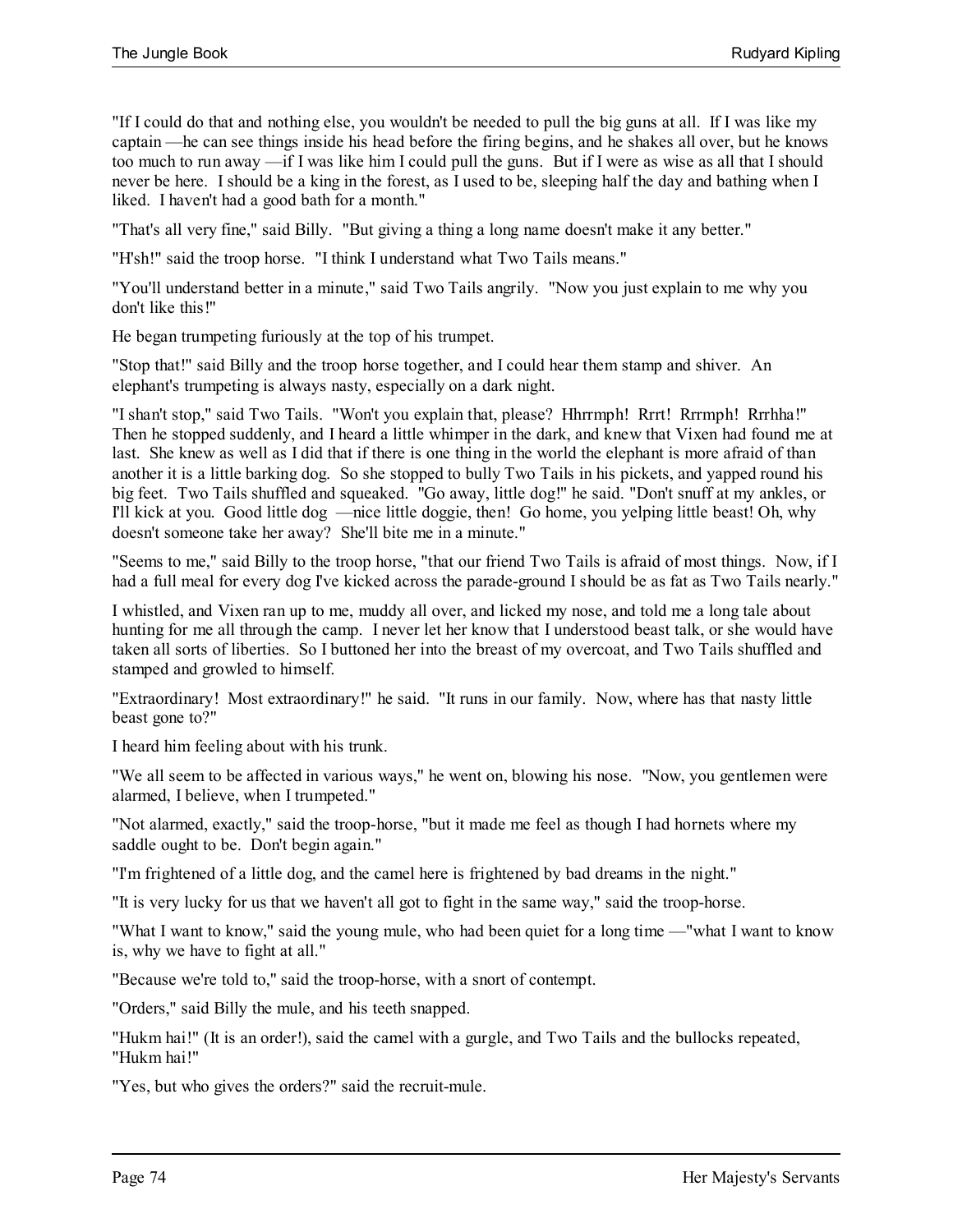"If I could do that and nothing else, you wouldn't be needed to pull the big guns at all. If I was like my captain —he can see things inside his head before the firing begins, and he shakes all over, but he knows too much to run away —if I was like him I could pull the guns. But if I were as wise as all that I should never be here. I should be a king in the forest, as I used to be, sleeping half the day and bathing when I liked. I haven't had a good bath for a month."

"That's all very fine," said Billy. "But giving a thing a long name doesn't make it any better."

"H'sh!" said the troop horse. "I think I understand what Two Tails means."

"You'll understand better in a minute," said Two Tails angrily. "Now you just explain to me why you don't like this!"

He began trumpeting furiously at the top of his trumpet.

"Stop that!" said Billy and the troop horse together, and I could hear them stamp and shiver. An elephant's trumpeting is always nasty, especially on a dark night.

"I shan't stop," said Two Tails. "Won't you explain that, please? Hhrrmph! Rrrt! Rrrmph! Rrrhha!" Then he stopped suddenly, and I heard a little whimper in the dark, and knew that Vixen had found me at last. She knew as well as I did that if there is one thing in the world the elephant is more afraid of than another it is a little barking dog. So she stopped to bully Two Tails in his pickets, and yapped round his big feet. Two Tails shuffled and squeaked. "Go away, little dog!" he said. "Don't snuff at my ankles, or I'll kick at you. Good little dog —nice little doggie, then! Go home, you yelping little beast! Oh, why doesn't someone take her away? She'll bite me in a minute."

"Seems to me," said Billy to the troop horse, "that our friend Two Tails is afraid of most things. Now, if I had a full meal for every dog I've kicked across the parade-ground I should be as fat as Two Tails nearly."

I whistled, and Vixen ran up to me, muddy all over, and licked my nose, and told me a long tale about hunting for me all through the camp. I never let her know that I understood beast talk, or she would have taken all sorts of liberties. So I buttoned her into the breast of my overcoat, and Two Tails shuffled and stamped and growled to himself.

"Extraordinary! Most extraordinary!" he said. "It runs in our family. Now, where has that nasty little beast gone to?"

I heard him feeling about with his trunk.

"We all seem to be affected in various ways," he went on, blowing his nose. "Now, you gentlemen were alarmed, I believe, when I trumpeted."

"Not alarmed, exactly," said the troop-horse, "but it made me feel as though I had hornets where my saddle ought to be. Don't begin again."

"I'm frightened of a little dog, and the camel here is frightened by bad dreams in the night."

"It is very lucky for us that we haven't all got to fight in the same way," said the troop-horse.

"What I want to know," said the young mule, who had been quiet for a long time —"what I want to know is, why we have to fight at all."

"Because we're told to," said the troop-horse, with a snort of contempt.

"Orders," said Billy the mule, and his teeth snapped.

"Hukm hai!" (It is an order!), said the camel with a gurgle, and Two Tails and the bullocks repeated, "Hukm hai!"

"Yes, but who gives the orders?" said the recruit-mule.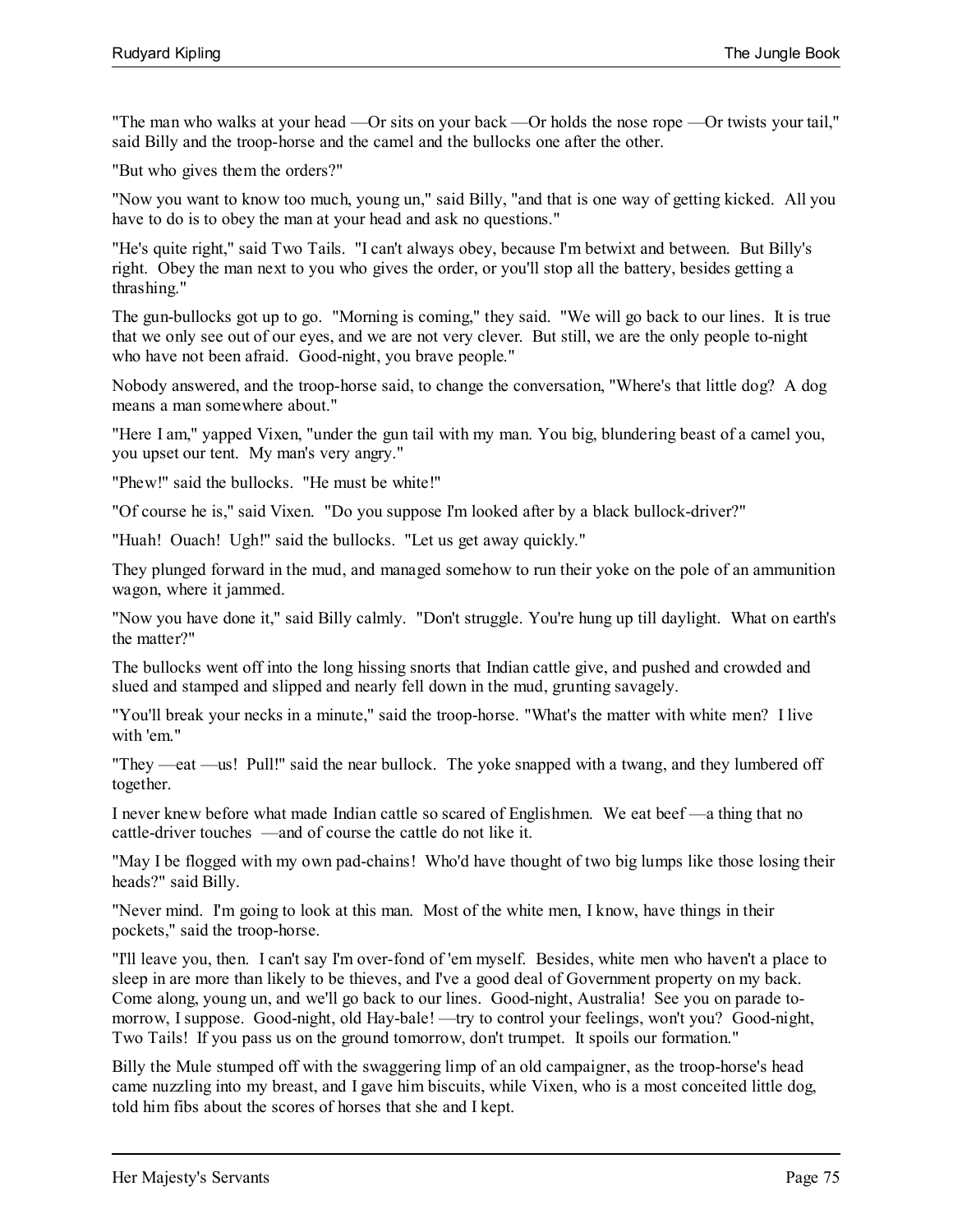"The man who walks at your head —Or sits on your back —Or holds the nose rope —Or twists your tail," said Billy and the troop-horse and the camel and the bullocks one after the other.

"But who gives them the orders?"

"Now you want to know too much, young un," said Billy, "and that is one way of getting kicked. All you have to do is to obey the man at your head and ask no questions."

"He's quite right," said Two Tails. "I can't always obey, because I'm betwixt and between. But Billy's right. Obey the man next to you who gives the order, or you'll stop all the battery, besides getting a thrashing."

The gun-bullocks got up to go. "Morning is coming," they said. "We will go back to our lines. It is true that we only see out of our eyes, and we are not very clever. But still, we are the only people to-night who have not been afraid. Good-night, you brave people."

Nobody answered, and the troop-horse said, to change the conversation, "Where's that little dog? A dog means a man somewhere about."

"Here I am," yapped Vixen, "under the gun tail with my man. You big, blundering beast of a camel you, you upset our tent. My man's very angry."

"Phew!" said the bullocks. "He must be white!"

"Of course he is," said Vixen. "Do you suppose I'm looked after by a black bullock-driver?"

"Huah! Ouach! Ugh!" said the bullocks. "Let us get away quickly."

They plunged forward in the mud, and managed somehow to run their yoke on the pole of an ammunition wagon, where it jammed.

"Now you have done it," said Billy calmly. "Don't struggle. You're hung up till daylight. What on earth's the matter?"

The bullocks went off into the long hissing snorts that Indian cattle give, and pushed and crowded and slued and stamped and slipped and nearly fell down in the mud, grunting savagely.

"You'll break your necks in a minute," said the troop-horse. "What's the matter with white men? I live with 'em."

"They —eat —us! Pull!" said the near bullock. The yoke snapped with a twang, and they lumbered off together.

I never knew before what made Indian cattle so scared of Englishmen. We eat beef —a thing that no cattle-driver touches —and of course the cattle do not like it.

"May I be flogged with my own pad-chains! Who'd have thought of two big lumps like those losing their heads?" said Billy.

"Never mind. I'm going to look at this man. Most of the white men, I know, have things in their pockets," said the troop-horse.

"I'll leave you, then. I can't say I'm over-fond of 'em myself. Besides, white men who haven't a place to sleep in are more than likely to be thieves, and I've a good deal of Government property on my back. Come along, young un, and we'll go back to our lines. Good-night, Australia! See you on parade to-morrow, I suppose. Good-night, old Hay-bale! —try to control your feelings, won't you? Good-night, Two Tails! If you pass us on the ground tomorrow, don't trumpet. It spoils our formation."

Billy the Mule stumped off with the swaggering limp of an old campaigner, as the troop-horse's head came nuzzling into my breast, and I gave him biscuits, while Vixen, who is a most conceited little dog, told him fibs about the scores of horses that she and I kept.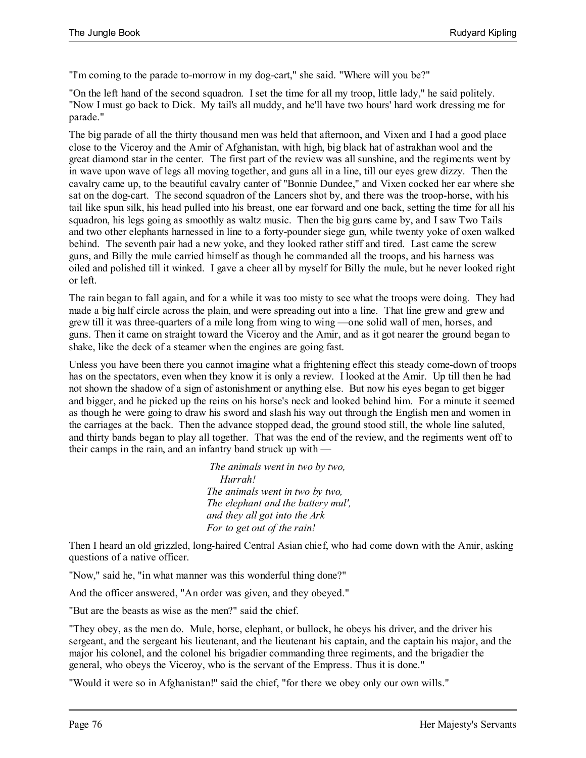"I'm coming to the parade to-morrow in my dog-cart," she said. "Where will you be?"

"On the left hand of the second squadron. I set the time for all my troop, little lady," he said politely. "Now I must go back to Dick. My tail's all muddy, and he'll have two hours' hard work dressing me for parade."

The big parade of all the thirty thousand men was held that afternoon, and Vixen and I had a good place close to the Viceroy and the Amir of Afghanistan, with high, big black hat of astrakhan wool and the great diamond star in the center. The first part of the review was all sunshine, and the regiments went by in wave upon wave of legs all moving together, and guns all in a line, till our eyes grew dizzy. Then the cavalry came up, to the beautiful cavalry canter of "Bonnie Dundee," and Vixen cocked her ear where she sat on the dog-cart. The second squadron of the Lancers shot by, and there was the troop-horse, with his tail like spun silk, his head pulled into his breast, one ear forward and one back, setting the time for all his squadron, his legs going as smoothly as waltz music. Then the big guns came by, and I saw Two Tails and two other elephants harnessed in line to a forty-pounder siege gun, while twenty yoke of oxen walked behind. The seventh pair had a new yoke, and they looked rather stiff and tired. Last came the screw guns, and Billy the mule carried himself as though he commanded all the troops, and his harness was oiled and polished till it winked. I gave a cheer all by myself for Billy the mule, but he never looked right or left.

The rain began to fall again, and for a while it was too misty to see what the troops were doing. They had made a big half circle across the plain, and were spreading out into a line. That line grew and grew and grew till it was three-quarters of a mile long from wing to wing —one solid wall of men, horses, and guns. Then it came on straight toward the Viceroy and the Amir, and as it got nearer the ground began to shake, like the deck of a steamer when the engines are going fast.

Unless you have been there you cannot imagine what a frightening effect this steady come-down of troops has on the spectators, even when they know it is only a review. I looked at the Amir. Up till then he had not shown the shadow of a sign of astonishment or anything else. But now his eyes began to get bigger and bigger, and he picked up the reins on his horse's neck and looked behind him. For a minute it seemed as though he were going to draw his sword and slash his way out through the English men and women in the carriages at the back. Then the advance stopped dead, the ground stood still, the whole line saluted, and thirty bands began to play all together. That was the end of the review, and the regiments went off to their camps in the rain, and an infantry band struck up with —

*The animals went in two by two,*  
*Hurrah!*  
*The animals went in two by two,*  
*The elephant and the battery mul',*  
*and they all got into the Ark*  
*For to get out of the rain!*

Then I heard an old grizzled, long-haired Central Asian chief, who had come down with the Amir, asking questions of a native officer.

"Now," said he, "in what manner was this wonderful thing done?"

And the officer answered, "An order was given, and they obeyed."

"But are the beasts as wise as the men?" said the chief.

"They obey, as the men do. Mule, horse, elephant, or bullock, he obeys his driver, and the driver his sergeant, and the sergeant his lieutenant, and the lieutenant his captain, and the captain his major, and the major his colonel, and the colonel his brigadier commanding three regiments, and the brigadier the general, who obeys the Viceroy, who is the servant of the Empress. Thus it is done."

"Would it were so in Afghanistan!" said the chief, "for there we obey only our own wills."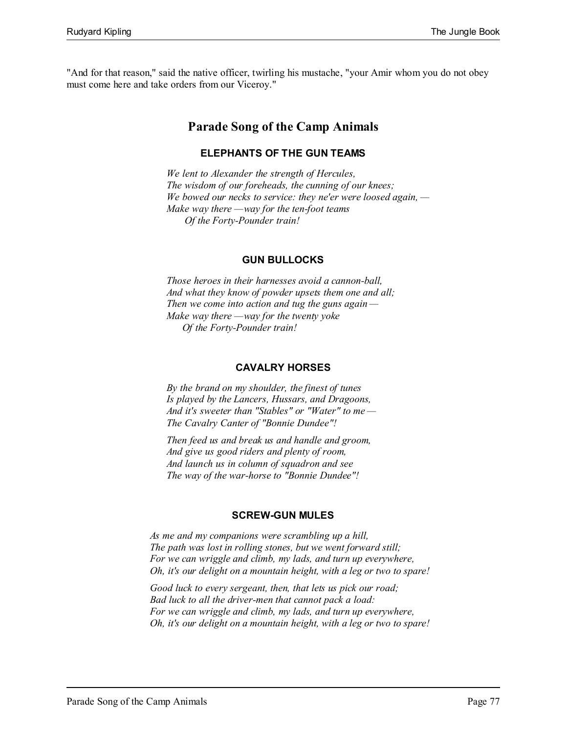"And for that reason," said the native officer, twirling his mustache, "your Amir whom you do not obey must come here and take orders from our Viceroy."

## Parade Song of the Camp Animals

### ELEPHANTS OF THE GUN TEAMS

*We lent to Alexander the strength of Hercules,*
*The wisdom of our foreheads, the cunning of our knees;*
*We bowed our necks to service: they ne'er were loosed again, —*
*Make way there —way for the ten-foot teams*
*Of the Forty-Pounder train!*

### GUN BULLOCKS

*Those heroes in their harnesses avoid a cannon-ball,*
*And what they know of powder upsets them one and all;*
*Then we come into action and tug the guns again —*
*Make way there —way for the twenty yoke*
*Of the Forty-Pounder train!*

### CAVALRY HORSES

*By the brand on my shoulder, the finest of tunes*
*Is played by the Lancers, Hussars, and Dragoons,*
*And it's sweeter than "Stables" or "Water" to me —*
*The Cavalry Canter of "Bonnie Dundee"!*

*Then feed us and break us and handle and groom,*
*And give us good riders and plenty of room,*
*And launch us in column of squadron and see*
*The way of the war-horse to "Bonnie Dundee"!*

### SCREW-GUN MULES

*As me and my companions were scrambling up a hill,*
*The path was lost in rolling stones, but we went forward still;*
*For we can wriggle and climb, my lads, and turn up everywhere,*
*Oh, it's our delight on a mountain height, with a leg or two to spare!*

*Good luck to every sergeant, then, that lets us pick our road;*
*Bad luck to all the driver-men that cannot pack a load:*
*For we can wriggle and climb, my lads, and turn up everywhere,*
*Oh, it's our delight on a mountain height, with a leg or two to spare!*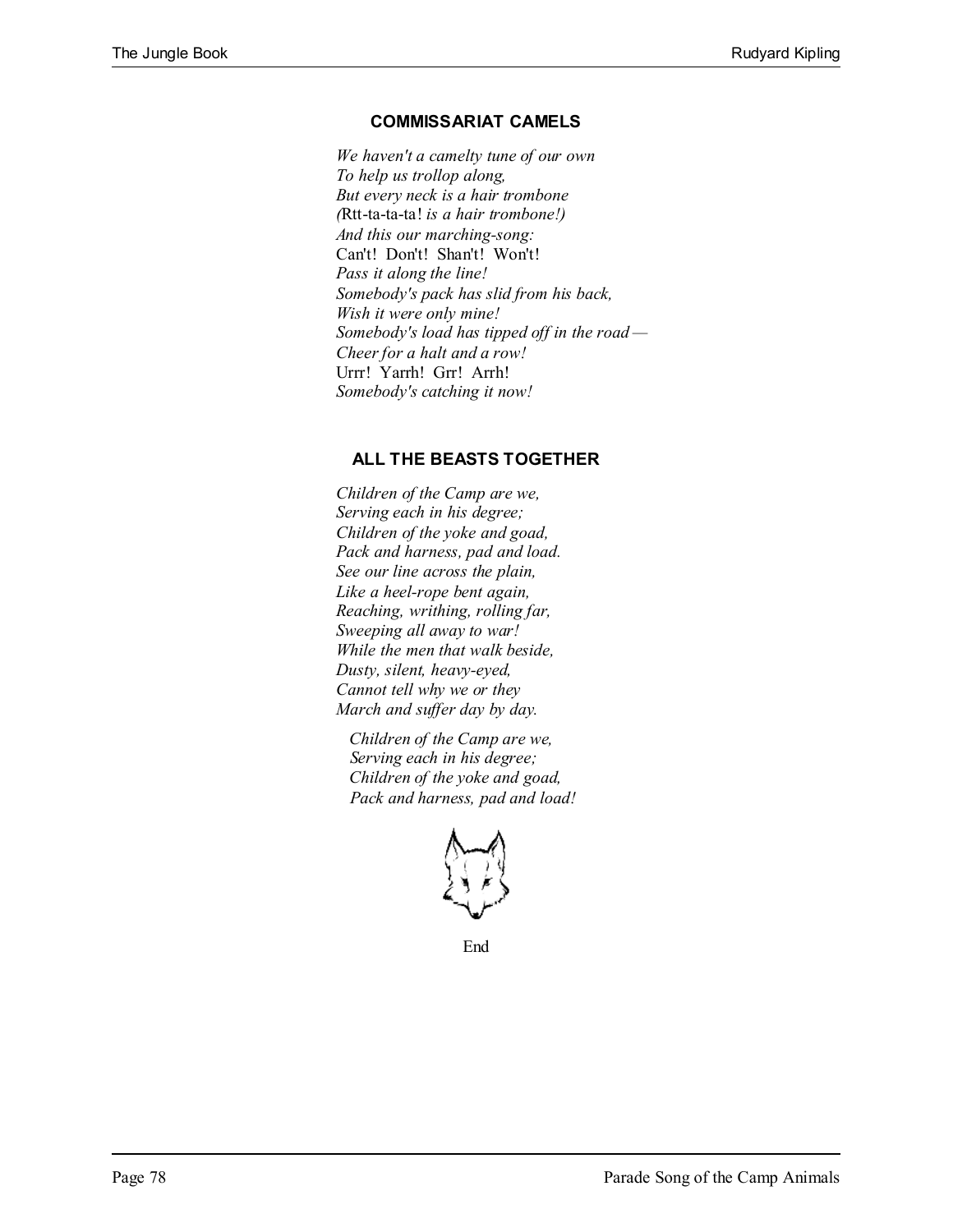### COMMISSARIAT CAMELS

*We haven't a camelty tune of our own*  
*To help us trollop along,*  
*But every neck is a hair trombone*  
*(*Rtt-ta-ta-ta! *is a hair trombone!)*  
*And this our marching-song:*  
Can't! Don't! Shan't! Won't!  
*Pass it along the line!*  
*Somebody's pack has slid from his back,*  
*Wish it were only mine!*  
*Somebody's load has tipped off in the road —*  
*Cheer for a halt and a row!*  
Urrr! Yarrh! Grr! Arrh!  
*Somebody's catching it now!*

### ALL THE BEASTS TOGETHER

*Children of the Camp are we,*  
*Serving each in his degree;*  
*Children of the yoke and goad,*  
*Pack and harness, pad and load.*  
*See our line across the plain,*  
*Like a heel-rope bent again,*  
*Reaching, writhing, rolling far,*  
*Sweeping all away to war!*  
*While the men that walk beside,*  
*Dusty, silent, heavy-eyed,*  
*Cannot tell why we or they*  
*March and suffer day by day.*

*Children of the Camp are we,*  
*Serving each in his degree;*  
*Children of the yoke and goad,*  
*Pack and harness, pad and load!*

End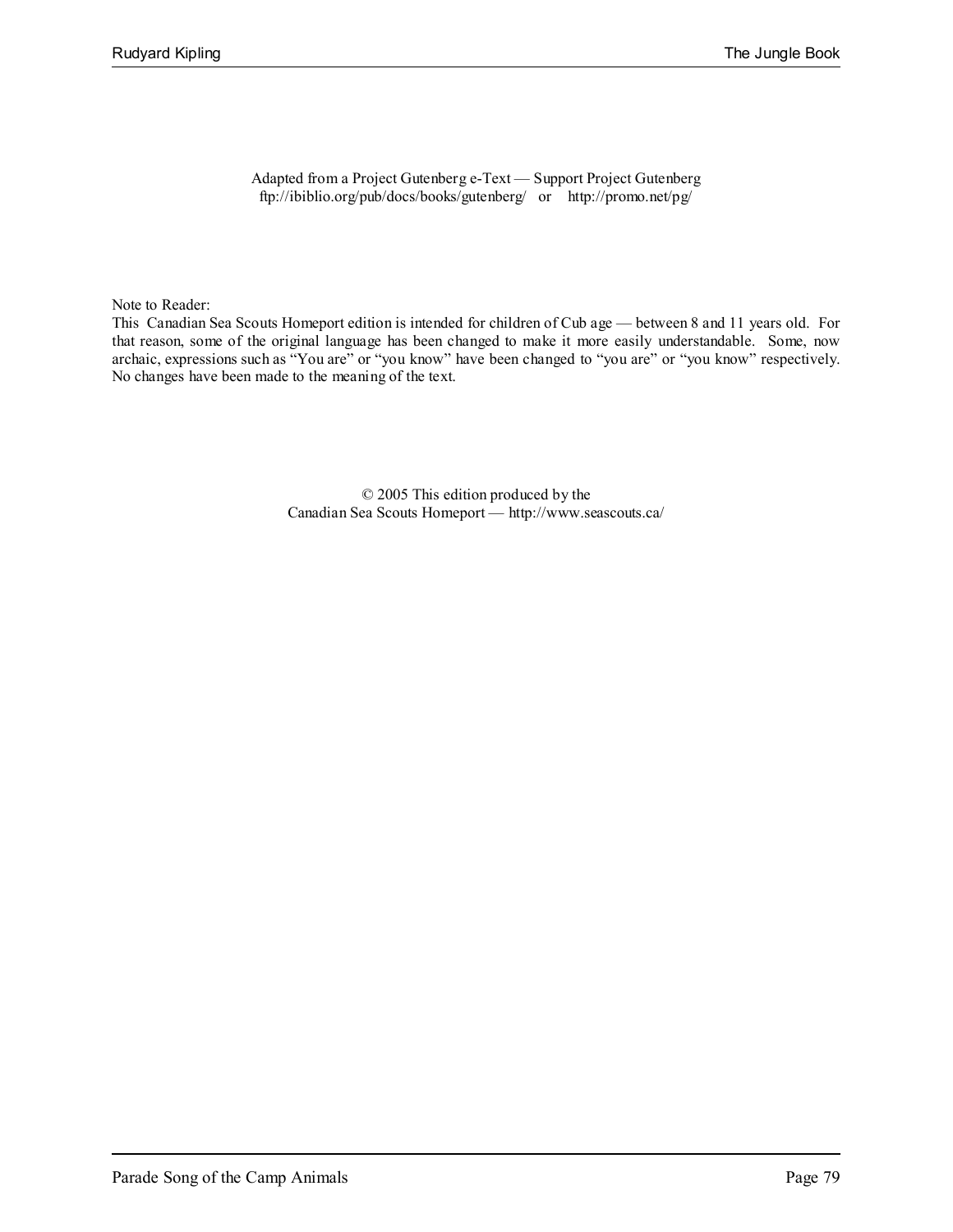Adapted from a Project Gutenberg e-Text — Support Project Gutenberg
ftp://ibiblio.org/pub/docs/books/gutenberg/ or http://promo.net/pg/

Note to Reader:
This Canadian Sea Scouts Homeport edition is intended for children of Cub age — between 8 and 11 years old. For that reason, some of the original language has been changed to make it more easily understandable. Some, now archaic, expressions such as “You are” or “you know” have been changed to “you are” or “you know” respectively. No changes have been made to the meaning of the text.

© 2005 This edition produced by the
Canadian Sea Scouts Homeport — http://www.seascouts.ca/